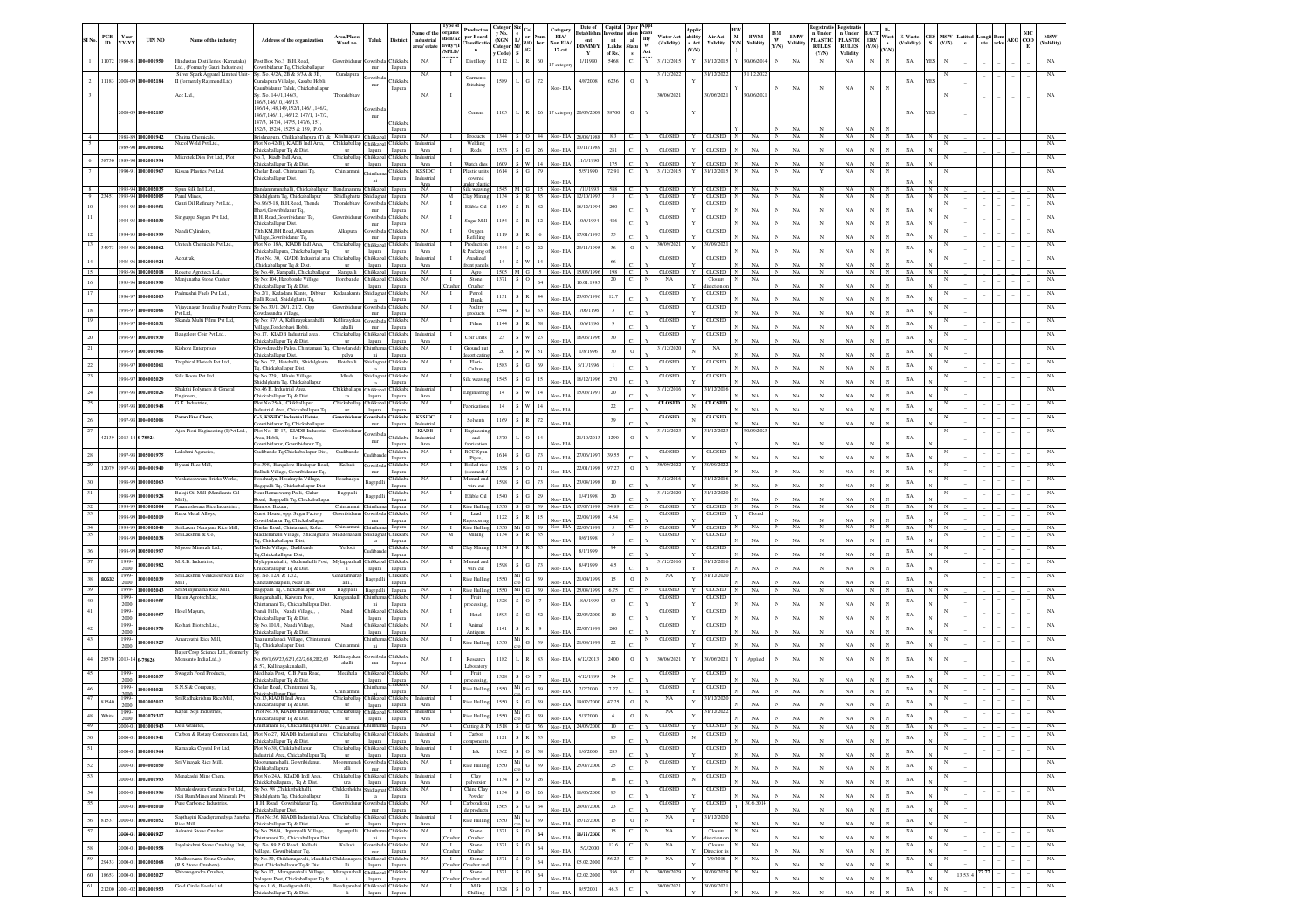| Sl.No. | PCB ID | YY-YY | UIN NO | Name of the industry | Address of the organization | Area/Place/Ward no. | Taluk | District | Name of the industrial area/estate | Type of organization/Activity*(I/M/LB) | Product as per Board Classification | Category (XGN Code) | Size L/M/S | Colour R/O/G/W | Category Number | Category EIA/Non EIA/17 cat | Date of Establishment DD/MM/YY | Capital Investment (Lakhs of Rs.) | Operation Status | Applicability under Water Act | Water Act (Validity) | Applicability under Air Act (Y/N) | Air Act Validity | HWM (Y/N) | HWM Validity | BMW (Y/N) | BMW Validity | Registration under PLASTIC RULES (Y/N) | Registration under PLASTIC RULES Validity | BATTERY (Y/N) | E-Waste (Y/N) | E-Waste (Validity) | CESS (Y/N) | MSW (Y/N) | Latitude | Longitude | Remarks | AEO | NIC CODE | MSW (Validity) |
|---|---|---|---|---|---|---|---|---|---|---|---|---|---|---|---|---|---|---|---|---|---|---|---|---|---|---|---|---|---|---|---|---|---|---|---|---|---|---|---|---|
| 1 | 11072 | 1980-81 | 1004001950 | Hindustan Distilleries (Karnataka) Ltd., (Formerly Gauri Industries) | Post Box No.5 B.H.Road, Gowribidanur Tq, Chickaballapur | Gowribidanur | Gowribidanur | Chikkaballapura | NA | I | Distillery | 1112 | L | R | 60 | 17 category | 1/1/1980 | 5468 | C1 | Y | 31/12/2015 | Y | 31/12/2015 | Y | 30/06/2014 | N | NA | N | NA | N | N | NA | YES | N | | | | | | NA |
| 2 | 11183 | 2008-09 | 1004002184 | Silver Spark Apparel Limited Unit-II (formerly Raymond Ltd) | Sy. No. 4/2A, 2B & 7/3A & 7B, Gundapura Village, Kasaba Hobli, Gauribidanur Taluk, Chikkaballapur | Gundapura | Gowribidanur | Chikkaballapura | NA | I | Garments Stitching | 1589 | L | G | 72 | Non-EIA | 4/8/2008 | 6236 | O | Y | 31/12/2022 | Y | 31/12/2022 | N | NA | N | NA | N | NA | N | N | NA | YES | N | | | | | | NA |
| 3 | | 2008-09 | 1004002185 | Acc Ltd., | Sy. No. 144/1,146/3, 146/5,146/10,146/13, 146/14,148,149,152/1,146/1,146/2, 146/7,146/11,146/12, 147/1, 147/2, 147/3, 147/4, 147/5, 147/6, 151, 152/3, 152/4, 152/5 & 159, P.O. | Thondebhavi | Gowribidanur | Chikkaballapura | NA | I | Cement | 1105 | L | R | 26 | 17 category | 20/03/2009 | 38700 | O | Y | 30/06/2021 | Y | 30/06/2021 | Y | NA | N | NA | N | NA | N | N | NA | YES | | | | | | | NA |
| 4 | | 1988-89 | 1002001942 | Chaitra Chemicals, | Krishnapura, Chikkaballapura (T) & D | Krishnapura | Chikkaballapur | Chikkaballapura | NA | I | Products | 1344 | S | O | 44 | Non-EIA | 28/08/1988 | 0.3 | C1 | Y | CLOSED | Y | CLOSED | N | NA | N | NA | N | NA | N | N | NA | N | N | | | | | | NA |
| 5 | | 1989-90 | 1002002060 | Nacol Weld Pvt Ltd., | Plot No.42(B), KIADB Indl Area, Chickaballapur Tq & Dist. | Chikkaballapur | Chikkaballapur | Chikkaballapura | Industrial Area | I | Welding Rods | 1533 | S | G | 26 | Non-EIA | 13/11/1989 | 281 | C1 | Y | CLOSED | Y | CLOSED | N | NA | N | NA | N | NA | N | N | NA | N | N | | | | | | NA |
| 6 | 38730 | 1989-90 | 1002001994 | Mikrotek Dies Pvt Ltd., Plot | No.1, Kiadb Indl Area, Chickaballapur Tq & Dist. | Chickaballapur | Chikkaballapur | Chikkaballapura | Industrial Area | I | Watch dies | 1609 | S | W | 14 | Non-EIA | 11/1/1990 | 175 | C1 | Y | CLOSED | Y | CLOSED | N | NA | N | NA | N | NA | N | N | NA | N | N | | | | | | NA |
| 7 | | 1990-91 | 1003001967 | Kissan Plastics Pvt Ltd, | Chelur Road, Chintamani Tq, Chickaballapur Dist. | Chintamani | Chintamani | Chikkaballapura | KSSIDC Industrial Area | I | Plastic units covered under plastic | 1614 | S | G | 79 | Non-EIA | 5/5/1990 | 72.91 | C1 | Y | 31/12/2015 | Y | 31/12/2015 | N | NA | N | NA | Y | NA | N | N | NA | N | N | | | | | | NA |
| 8 | | 1993-94 | 1002002035 | Span Silk Ind Ltd., | Bandanammanahalli, Chickaballapur | Bandanammanahalli | Chikkaballapur | Chikkaballapura | NA | I | Silk weaving | 1545 | M | G | 15 | Non-EIA | 1/11/1993 | 588 | C1 | Y | CLOSED | Y | CLOSED | N | NA | N | NA | N | NA | N | N | NA | N | N | | | | | | NA |
| 9 | 23451 | 1993-94 | 1006002005 | Patel Mines, | Shidlaghatta Tq, Chickaballapur | Shidlaghatta | Shidlaghatta | Chikkaballapura | NA | M | Clay Mining | 1134 | S | R | 35 | Non-EIA | 12/10/1993 | 5 | C1 | Y | CLOSED | Y | CLOSED | N | NA | N | NA | N | NA | N | N | NA | N | N | | | | | | NA |
| 10 | | 1994-95 | 1004001951 | Gauri Oil Refinery Pvt Ltd., | No.96/5-18, B.H.Road, Thonde Bhavi, Gowribidanur Tq., | Thondebhavi | Gowribidanur | Chikkaballapura | NA | I | Edible Oil | 1169 | S | R | 82 | Non-EIA | 16/12/1994 | 200 | C1 | Y | CLOSED | Y | CLOSED | N | NA | N | NA | N | NA | N | N | NA | N | N | | | | | | NA |
| 11 | | 1994-95 | 1004002030 | Sirupuja Sugars Pvt Ltd, | B.H. Road, Gowribidanur Tq, Chickaballapur Dist. | Gowribidanur | Gowribidanur | Chikkaballapura | NA | I | Sugar Mill | 1154 | S | R | 12 | Non-EIA | 10/6/1994 | 466 | C1 | Y | CLOSED | Y | CLOSED | N | NA | N | NA | N | NA | N | N | NA | N | N | | | | | | NA |
| 12 | | 1994-95 | 1004001999 | Nandi Cylinders, | 70th KM,B.H.Road,Alkapura Village,Gowribidanur Tq, | Alkapura | Gowribidanur | Chikkaballapura | NA | I | Oxygen Refilling | 1119 | S | R | 8 | Non-EIA | 17/01/1995 | 35 | C1 | Y | CLOSED | Y | CLOSED | N | NA | N | NA | N | NA | N | N | NA | N | N | | | | | | NA |
| 13 | 34973 | 1995-96 | 1002002062 | Unitech Chemicals Pvt Ltd., | Plot No. 18A, KIADB Indl Area, Chickaballapura, Chickaballapur Tq | Chickaballapur | Chikkaballapur | Chikkaballapura | Industrial Area | I | Production & Packing of | 1344 | S | O | 22 | Non-EIA | 29/11/1995 | 36 | O | Y | 30/09/2021 | Y | 30/09/2021 | N | NA | N | NA | N | NA | N | N | NA | N | N | | | | | | NA |
| 14 | | 1995-96 | 1002001924 | Accurrak, | Plot No. 30, KIADB Industrial area Chickaballapur Tq & Dist. | Chickaballapur | Chikkaballapur | Chikkaballapura | Industrial Area | I | Anodized front panels | 14 | S | W | 14 | Non-EIA | | 66 | C1 | Y | CLOSED | Y | CLOSED | N | NA | N | NA | N | NA | N | N | NA | N | N | | | | | | NA |
| 15 | | 1995-96 | 1002002018 | Rosette Agrotech Ltd, | Sy.No.49, Narapalli, Chickaballapur | Narapalli | Chikkaballapur | Chikkaballapura | NA | I | Agro | 1505 | M | G | 5 | Non-EIA | 15/03/1996 | 198 | C1 | Y | CLOSED | Y | CLOSED | N | NA | N | NA | N | NA | N | N | NA | N | N | | | | | | NA |
| 16 | | 1995-96 | 1002001990 | Manjunatha Stone Crusher | Sy.No.104, Hunsbande Village, Chickaballapur Tq & Dist | Hunsbande | Chikkaballapur | Chikkaballapura | NA | I (Crusher) | Stone Crusher | 1371 | S | O | 64 | Non-EIA | 10.01.1995 | 20 | C1 | N | Closure direction on | N | NA | N | NA | N | NA | N | NA | N | N | NA | N | N | | | | | | NA |
| 17 | | 1996-97 | 1006002003 | Padmashri Fuels Pvt Ltd., | No.2/1, Kadadanu Kunte, Dibbur Hobli Road, Shidalghatta Tq. | Kadadakunte | Shidlaghatta | Chikkaballapura | NA | I | Petrol Bunk | 1131 | S | R | 44 | Non-EIA | 23/05/1996 | 12.7 | C1 | Y | CLOSED | Y | CLOSED | N | NA | N | NA | N | NA | N | N | NA | N | N | | | | | | NA |
| 18 | | 1996-97 | 1004002066 | Vijayanagar Breeding Poultry Forms Pvt Ltd, | Sy.No.33/1, 20/1, 21/2, Opp Gowdasandra Village, | Gowribidanur | Gowribidanur | Chikkaballapura | NA | I | Poultry products | 1544 | S | O | 53 | Non-EIA | 1/08/1196 | 3 | C1 | Y | CLOSED | Y | CLOSED | N | NA | N | NA | N | NA | N | N | NA | N | N | | | | | | NA |
| 19 | | 1996-97 | 1004002031 | Skanda Multi Films Pvt Ltd, | Sy.No. 87/1A, Kallinayakanahalli Village,Tondebhavi Hobli, | Kallinayakanahalli | Gowribidanur | Chikkaballapura | NA | I | Films | 1144 | S | R | 38 | Non-EIA | 10/9/1996 | 9 | C1 | Y | CLOSED | Y | CLOSED | N | NA | N | NA | N | NA | N | N | NA | N | N | | | | | | NA |
| 20 | | 1996-97 | 1002001930 | Bangalore Coir Pvt Ltd., | No.17, KIADB Industrial area, Chickaballapur Tq & Dist. | Chickaballapur | Chikkaballapur | Chikkaballapura | Industrial Area | I | Coir Units | 23 | S | W | 23 | Non-EIA | 16/06/1996 | 30 | C1 | Y | CLOSED | Y | CLOSED | N | NA | N | NA | N | NA | N | N | NA | N | N | | | | | | NA |
| 21 | | 1996-97 | 1003001966 | Kishore Enterprises | Chowdareddy Palya, Chintamani Tq, Chickaballapur Dist. | Chowdareddy palya | Chintamani | Chikkaballapura | NA | I | Ground nut decorticating | 20 | S | W | 51 | Non-EIA | 1/8/1996 | 30 | O | Y | 31/12/2020 | N | NA | N | NA | N | NA | N | NA | N | N | NA | N | N | | | | | | NA |
| 22 | | 1996-97 | 1006002061 | Trophical Florech Pvt Ltd., | Sy.No.77, Hosahalli, Shidalghatta Tq, Chickaballapur Dist. | Hosahalli | Shidlaghatta | Chikkaballapura | NA | I | Flori-Culture | 1583 | S | G | 69 | Non-EIA | 5/11/1996 | 1 | C1 | Y | CLOSED | Y | CLOSED | N | NA | N | NA | N | NA | N | N | NA | N | N | | | | | | NA |
| 23 | | 1996-97 | 1006002029 | Silk Roots Pvt Ltd., | Sy.No.229, Idhalu Village, Shidalghatta Tq, Chickaballapur | Idhalu | Shidlaghatta | Chikkaballapura | NA | I | Silk weaving | 1545 | S | G | 15 | Non-EIA | 18/12/1996 | 270 | C1 | Y | CLOSED | Y | CLOSED | N | NA | N | NA | N | NA | N | N | NA | N | N | | | | | | NA |
| 24 | | 1997-98 | 1002002026 | Shakthi Polymers & General Engineers, | No.46 B, Industrial Area, Chickaballapur Tq & Dist. | Chikkaballapura | Chikkaballapur | Chikkaballapura | Industrial Area | I | Engineering | 14 | S | W | 14 | Non-EIA | 15/03/1997 | 20 | C1 | Y | 31/12/2016 | Y | 31/12/2016 | N | NA | N | NA | N | NA | N | N | NA | N | N | | | | | | NA |
| 25 | | 1997-98 | 1002001948 | G.K. Industries, | Plot No.25/A, Chikkballapur Industrial Area, Chickaballapur Tq | Chickaballapur | Chikkaballapur | Chikkaballapura | NA | I | Fabrications | 14 | S | W | 14 | Non-EIA | | 22 | C1 | N | CLOSED | N | CLOSED | N | NA | N | NA | N | NA | N | N | NA | N | N | | | | | | NA |
| 26 | | 1997-98 | 1004002006 | Pavan Fine Chem, | C-3, KSSIDC Industrial Estate, Gowribidanur Tq, Chickaballapur | Gowribidanur | Gowribidanur | Chikkaballapura | KSSIDC Industrial | I | Solvents | 1169 | S | R | 72 | Non-EIA | | 39 | C1 | N | CLOSED | N | CLOSED | N | NA | N | NA | N | NA | N | N | NA | N | N | | | | | | NA |
| 27 | 42139 | 2013-14 | 0-79924 | Ajax Fiori Engineering (I)Pvt Ltd., | Plot No. IP-17, KIADB Industrial Area, Hobli, 1st Phase, Gowribidanur, Gowribidanur Tq. | Gowribidanur | Gowribidanur | Chikkaballapura | KIADB Industrial Area | I | Engineering and fabrication | 1370 | L | O | 14 | Non-EIA | 21/10/2013 | 1290 | O | Y | 31/12/2023 | Y | 31/12/2023 | Y | 30/09/2023 | N | NA | N | NA | N | N | NA | N | N | | | | | | NA |
| 28 | | 1997-98 | 1005001975 | Lakshmi Agencies, | Gudibande Tq,Chickaballapur Dist. | Gudibande | Gudibande | Chikkaballapura | NA | I | RCC Spun Pipes | 1614 | S | G | 73 | Non-EIA | 27/06/1997 | 39.55 | C1 | Y | CLOSED | Y | CLOSED | N | NA | N | NA | N | NA | N | N | NA | N | N | | | | | | NA |
| 29 | 12070 | 1997-98 | 1004001940 | Byanni Rice Mill, | No.396, Bangalore-Hindupur Road, Kalludi Village, Gowribidanur Tq, | Kalludi | Gowribidanur | Chikkaballapura | NA | I | Boiled rice (steamed) | 1358 | S | O | 71 | Non-EIA | 22/01/1998 | 97.27 | O | Y | 30/09/2022 | Y | 30/09/2022 | N | NA | N | NA | N | NA | N | N | NA | N | N | | | | | | NA |
| 30 | | 1998-99 | 1001002063 | Venkateshwara Bricks Works, | Hosahudya, Hosahudya Village, Bagepalli Tq, Chickaballapur Dist. | Hosahudya | Bagepalli | Chikkaballapura | NA | I | Manual and wire cut | 1598 | S | G | 73 | Non-EIA | 23/04/1998 | 10 | C1 | Y | 31/12/2016 | Y | 31/12/2016 | N | NA | N | NA | N | NA | N | N | NA | N | N | | | | | | NA |
| 31 | | 1998-99 | 1001001928 | Balaji Dal Mill (Manikanta Oil Mill), | Near Ramaswamy Palli, Gulur Road, Bagepalli Tq, Chickaballapur | Bagepalli | Bagepalli | Chikkaballapura | NA | I | Edible Oil | 1540 | S | G | 29 | Non-EIA | 1/4/1998 | 20 | C1 | Y | 31/12/2020 | Y | 31/12/2020 | N | NA | N | NA | N | NA | N | N | NA | N | N | | | | | | NA |
| 32 | | 1998-99 | 1003002004 | Parameshwara Rice Industries, | Bamboo Bazaar, | Chintamani | Chintamani | Chikkaballapura | NA | I | Rice Hulling | 1550 | S | G | 39 | Non-EIA | 17/07/1998 | 34.89 | C1 | N | CLOSED | N | CLOSED | N | NA | N | NA | N | NA | N | N | NA | N | N | | | | | | NA |
| 33 | | 1998-99 | 1004002019 | Rupa Metal Alloys, | Guest House, opp. Sugar Factory Gowribidanur Tq, Chickaballapur | Gowribidanur | Gowribidanur | Chikkaballapura | NA | I | Lead Reprocessing | 1122 | S | R | 15 | Non-EIA | 22/08/1998 | 4.54 | C1 | Y | CLOSED | Y | Closed | N | NA | N | NA | N | NA | N | N | NA | N | N | | | | | | NA |
| 34 | | 1998-99 | 1003002040 | Sri Laxmi Narayana Rice Mill, | Chelur Road, Chintamani, Kolar | Chintamani | Chintamani | Chikkaballapura | NA | I | Rice Hulling | 1550 | Mi | G | 39 | Non-EIA | 22/03/1999 | 5 | C1 | N | CLOSED | N | CLOSED | N | NA | N | NA | N | NA | N | N | NA | N | N | | | | | | NA |
| 35 | | 1998-99 | 1006002038 | Sri Lakshmi & Co., | Muddenahalli Village, Shidalghatta Tq, Chickaballapur Dist. | Muddenahalli | Shidlaghatta | Chikkaballapura | NA | M | Mining | 1134 | S | R | 35 | Non-EIA | 9/9/1998 | 5 | C1 | Y | CLOSED | Y | CLOSED | N | NA | N | NA | N | NA | N | N | NA | N | N | | | | | | NA |
| 36 | | 1998-99 | 1005001997 | Mysore Minerals Ltd., | Yellode Village, Gudibande Tq,Chickaballapur Dist., | Yellode | Gudibande | Chikkaballapura | NA | M | Clay Mining | 1134 | S | R | 35 | Non-EIA | 8/1/1999 | 94 | C1 | Y | CLOSED | Y | CLOSED | N | NA | N | NA | N | NA | N | N | NA | N | N | | | | | | NA |
| 37 | | 1999-2000 | 1002001982 | M.R.B. Industries, | Mylappanahalli, Mudenahalli Post, Chickaballapur Tq & Dist. | Mylappanahalli | Chikkaballapur | Chikkaballapura | NA | I | Manual and wire cut | 1598 | S | G | 73 | Non-EIA | 8/4/1999 | 6.5 | C1 | Y | 31/12/2016 | Y | 31/12/2016 | N | NA | N | NA | N | NA | N | N | NA | N | N | | | | | | NA |
| 38 | 80632 | 1999-2000 | 1001002039 | Sri Lakshmi Venkateshwara Rice Mill, | Sy. No. 12/1 & 12/2, Gauramorapalli, Near HB | Gaurammorapalli | Bagepalli | Chikkaballapura | NA | I | Rice Hulling | 1550 | Mi | G | 39 | Non-EIA | 21/04/1999 | 15 | O | N | NA | Y | 31/12/2020 | N | NA | N | NA | N | NA | N | N | NA | N | N | | | | | | NA |
| 39 | | 1999-2000 | 1001002043 | Sri Manjunatha Rice Mill, | Bagepalli Tq, Chickaballapur Dist. | Bagepalli | Bagepalli | Chikkaballapura | NA | I | Rice Hulling | 1550 | Mi | G | 39 | Non-EIA | 25/04/1999 | 6.75 | C1 | N | CLOSED | N | CLOSED | N | NA | N | NA | N | NA | N | N | NA | N | N | | | | | | NA |
| 40 | | 1999-2000 | 1003001955 | Haven Agrotech Ltd, | Kanganahalli, Kaiwara Post, Chintamani Tq, Chickaballapur Dist. | Kanganahalli | Chintamani | Chikkaballapura | NA | I | Fruit processing | 1328 | S | O | 7 | Non-EIA | 18/8/1999 | 93 | C1 | Y | CLOSED | Y | CLOSED | N | NA | N | NA | N | NA | N | N | NA | N | N | | | | | | NA |
| 41 | | 1999-2000 | 1002001957 | Hotel Mayura, | Nandi Hills, Nandi Village, Chickaballapur Tq & Dist. | Nandi | Chikkaballapur | Chikkaballapura | NA | I | Hotel | 1593 | S | G | 52 | Non-EIA | 22/03/2000 | 10 | C1 | Y | CLOSED | Y | CLOSED | N | NA | N | NA | N | NA | N | N | NA | N | N | | | | | | NA |
| 42 | | 1999-2000 | 1002001970 | Kothari Biotech Ltd., | Sy.No.101/1, Nandi Village, Chickaballapur Tq & Dist. | Nandi | Chikkaballapur | Chikkaballapura | NA | I | Animal Antigens | 1141 | S | R | 9 | Non-EIA | 22/07/1999 | 200 | C1 | Y | CLOSED | Y | CLOSED | N | NA | N | NA | N | NA | N | N | NA | N | N | | | | | | NA |
| 43 | | 1999-2000 | 1003001925 | Amaravathi Rice Mill, | Yaamanalapadi Village, Chintamani Tq, Chickaballapur Dist. | Chintamani | Chintamani | Chikkaballapura | NA | I | Rice Hulling | 1550 | Mi | G | 39 | Non-EIA | 21/08/1999 | 22 | C1 | N | CLOSED | N | CLOSED | N | NA | N | NA | N | NA | N | N | NA | N | N | | | | | | NA |
| 44 | 28570 | 2013-14 | 0-79626 | Bayer Crop Science Ltd., (formerly Monsanto India Ltd.,) | Sy. No.69/3,69/2,63/2,62/2,68,2B2,63 & 57, Kallinayakanahalli, | Kallinayakanahalli | Gowribidanur | Chikkaballapura | NA | I | Research Laboratory | 1182 | L | R | 83 | Non-EIA | 6/12/2013 | 2400 | O | Y | 30/06/2021 | Y | 30/06/2021 | Y | Applied | N | NA | N | NA | N | N | NA | N | N | | | | | | NA |
| 45 | | 1999-2000 | 1002002057 | Swagath Food Products, | Meddhala Post, C.B.Pura Road, Chickaballapur Tq & Dist. | Meddhala | Chikkaballapur | Chikkaballapura | NA | I | Fruit processing | 1328 | S | O | 7 | Non-EIA | 4/12/1999 | 34 | C1 | Y | CLOSED | Y | CLOSED | N | NA | N | NA | N | NA | N | N | NA | N | N | | | | | | NA |
| 46 | | 1999-2000 | 1003002021 | S.N.S & Company, | Chelur Road, Chintamani Tq, Chickaballapura Dist. | Chintamani | Chintamani | Chikkaballapura | NA | I | Rice Hulling | 1550 | Mi | G | 39 | Non-EIA | 2/2/2000 | 7.27 | C1 | Y | CLOSED | Y | CLOSED | N | NA | N | NA | N | NA | N | N | NA | N | N | | | | | | NA |
| 47 | 81540 | 1999-2000 | 1002002012 | Sri Radhakrishna Rice Mill, | No.13,KIADB Indl Area, Chickaballapur Tq & Dist. | Chickaballapur | Chikkaballapur | Chikkaballapura | Industrial Area | I | Rice Hulling | 1550 | S | G | 39 | Non-EIA | 18/02/2000 | 47.25 | O | N | NA | Y | 31/12/2020 | N | NA | N | NA | N | NA | N | N | NA | N | N | | | | | | NA |
| 48 | White | 1999-2000 | 1002079317 | Kapali Soji Industries, | Plot No.38, KIADB Industrial Area, Chickaballapur Tq & Dist. | Chickaballapur | Chikkaballapur | Chikkaballapura | Industrial Area | I | Rice Hulling | 1550 | Mi | G | 39 | Non-EIA | 5/3/2000 | 6 | O | N | NA | Y | 31/12/2022 | N | NA | N | NA | N | NA | N | N | NA | N | N | | | | | | NA |
| 49 | | 2000-01 | 1003001943 | Desi Granites, | Chintamani Tq, Chickaballapur Dist. | Chintamani | Chintamani | Chikkaballapura | NA | I | Cutting & Polishing | 1518 | S | G | 56 | Non-EIA | 24/05/2000 | 10 | C1 | Y | CLOSED | Y | CLOSED | N | NA | N | NA | N | NA | N | N | NA | N | N | | | | | | NA |
| 50 | | 2000-01 | 1002001941 | Carbon & Rotary Components Ltd, | Plot No.27, KIADB Industrial area Chickaballapur Tq & Dist. | Chickaballapur | Chikkaballapur | Chikkaballapura | Industrial Area | I | Carbon components | 1121 | S | R | 33 | Non-EIA | | 95 | C1 | Y | CLOSED | Y | CLOSED | N | NA | N | NA | N | NA | N | N | NA | N | N | | | | | | NA |
| 51 | | 2000-01 | 1002001964 | Karnataka Crystal Pvt Ltd, | Plot No.38, Chikkaballapur Industrial Area, Chickaballapur Tq | Chickaballapur | Chikkaballapur | Chikkaballapura | Industrial Area | I | Ink | 1362 | S | O | 58 | Non-EIA | 1/6/2000 | 283 | C1 | Y | CLOSED | Y | CLOSED | N | NA | N | NA | N | NA | N | N | NA | N | N | | | | | | NA |
| 52 | | 2000-01 | 1004002050 | Sri Vinayak Rice Mill, | Mooramanahalli, Gowribidanur, Chikkaballapura | Mooramanahalli | Gowribidanur | Chikkaballapura | NA | I | Rice Hulling | 1550 | Mi | G | 39 | Non-EIA | 25/07/2000 | 25 | C1 | N | CLOSED | N | CLOSED | N | NA | N | NA | N | NA | N | N | NA | N | N | | | | | | NA |
| 53 | | 2000-01 | 1002001993 | Menakshi Mine Chem, | Plot No.24A, KIADB Indl Area, Chickaballapura, Tq & Dist. | Chikkaballapura | Chikkaballapur | Chikkaballapura | Industrial Area | I | Clay pulverisor | 1134 | S | O | 26 | Non-EIA | | 18 | C1 | Y | CLOSED | Y | CLOSED | N | NA | N | NA | N | NA | N | N | NA | N | N | | | | | | NA |
| 54 | | 2000-01 | 1006001996 | Munideshwara Ceramics Pvt Ltd, (Sai Ram Mines and Minerals Pvt | Sy.No.99, Chikkadhadhalli, Shidalghatta Tq, Chickaballapur | Chikkadhadhalli | Shidlaghatta | Chikkaballapura | NA | I | China Clay Powder | 1134 | S | O | 26 | Non-EIA | 16/06/2000 | 95 | C1 | Y | CLOSED | Y | CLOSED | N | NA | N | NA | N | NA | N | N | NA | N | N | | | | | | NA |
| 55 | | 2000-01 | 1004002010 | Pure Carbonic Industries, | B.H. Road, Gowribidanur Tq, Chickaballapur Dist. | Gowribidanur | Gowribidanur | Chikkaballapura | NA | I | Carbondioxide products | 1165 | S | G | 64 | Non-EIA | 29/07/2000 | 23 | C1 | Y | CLOSED | Y | 30.6.2014 | N | NA | N | NA | N | NA | N | N | NA | N | N | | | | | | NA |
| 56 | 81537 | 2000-01 | 1002002052 | Sapthagiri Khadigramodyga Sangha Rice Mill | Plot No.36, KIADB Industrial Area, Chickaballapur Tq & Dist. | Chickaballapur | Chikkaballapur | Chikkaballapura | Industrial Area | I | Rice Hulling | 1550 | Mi | G | 39 | Non-EIA | 15/12/2000 | 15 | O | N | NA | Y | 31/12/2020 | N | NA | N | NA | N | NA | N | N | NA | N | N | | | | | | NA |
| 57 | | 2000-01 | 3003001927 | Ashwini Stone Crusher | Sy.No.256/4, Irgampalli Village, Chintamani Tq, Chickaballapur Dist. | Irgampalli | Chintamani | Chikkaballapura | NA | I (Crusher) | Stone Crusher | 1371 | S | O | 64 | Non-EIA | 16/11/2000 | 15 | C1 | N | NA | N | Closure direction on | N | NA | N | NA | N | NA | N | N | NA | N | N | | | | | | NA |
| 58 | | 2000-01 | 1004001958 | Jayalakshmi Stone Crushing Unit, | Sy. No. 89 P.G.Road, Kalludi Village, Gowribidanur Tq, | Kalludi | Gowribidanur | Chikkaballapura | NA | I (Crusher) | Stone Crusher | 1371 | S | O | 64 | Non-EIA | 15/2/2000 | 12.6 | C1 | N | NA | N | Closure Direction is | N | NA | N | NA | N | NA | N | N | NA | N | N | | | | | | NA |
| 59 | 29433 | 2000-01 | 1002001980 | Madheswara Stone Crusher, (R.S Stone Crushers) | Sy.No.30, Chikkanagavalli, Mandikal Post, Chickaballapur Tq & Dist. | Chikkanagavalli | Chikkaballapur | Chikkaballapura | NA | I (Crusher) | Stone Crusher and | 1371 | S | O | 64 | Non-EIA | 05.02.2000 | 56.23 | C1 | N | NA | N | 7/9/2016 | N | NA | N | NA | N | NA | N | N | NA | N | N | | | | | | NA |
| 60 | 18653 | 2000-01 | 1002002027 | Shivaragendra Crusher, | Sy.No.17, Muraganahalli Village, Tulagere Post, Chickaballapur Tq & | Muraganahalli | Chikkaballapur | Chikkaballapura | NA | I (Crusher) | Stone Crusher and | 1371 | S | O | 64 | Non-EIA | 02.02.2000 | 356 | O | N | 30/09/2029 | Y | 30/09/2029 | N | NA | N | NA | N | NA | N | N | NA | N | N | 13.5314 | 77.77 | | | | NA |
| 61 | 21200 | 2001-02 | 1002001953 | Gold Circle Foods Ltd, | Sy.no.116, Basalganahalli, Chickaballapur Tq & Dist. | Basalganahalli | Chikkaballapur | Chikkaballapura | NA | I | Milk Chilling | 1328 | S | O | 7 | Non-EIA | 9/5/2001 | 46.3 | C1 | Y | 30/06/2021 | Y | 30/06/2021 | N | NA | N | NA | N | NA | N | N | NA | N | N | | | | | | NA |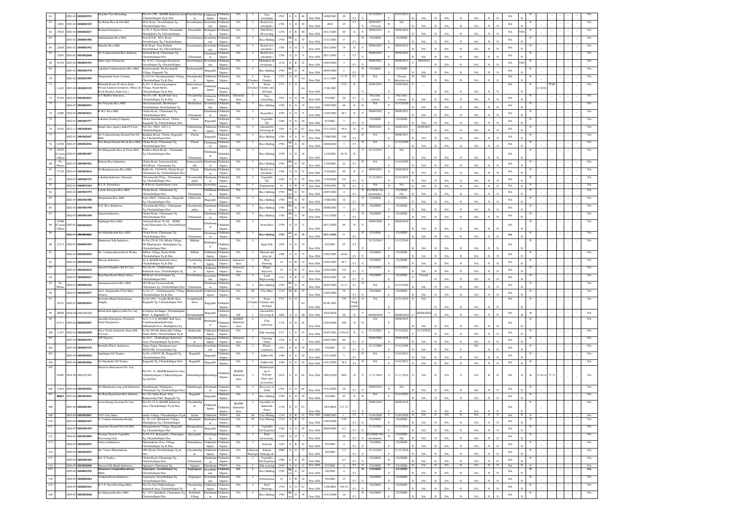| Sl. No | ID | Year | UIN | Name of the Industry | Address | Taluk | Town/Village | District | Area | Activity | Code | Size | Colour | Category | Date of Commissioning | Investment (Rs. Lakhs) | Status | Consent validity | Consent validity |
|---|---|---|---|---|---|---|---|---|---|---|---|---|---|---|---|---|---|---|---|
| 62 | | 2001-02 | 1002001952 | Gayathri Tyre Retreding, | Plot No.18B, KIADB Industrial area Chickaballapur Tq & Dist. | Chickaballapur | Chikkaballapura | Chikkaballapura | NA | Tyre retreading | 1563 | S | G | Non-EIA | 14/09/2001 | 20 | C1 | 31/12/2014 | 31/12/2014 |
| 63 | 12081 | 2001-02 | 1004001929 | Sri Balaji Rice & Oil Mill, | M.G. Road, Gowribidanur Tq, Chickaballapur Dist. | Gowribidanur | Gowribidanur | Chikkaballapura | NA | Boiled rice (steamed) | 1358 | S | O | Non-EIA | 2010 | 25 | C1 | 30/09/2017 (Closed) | NA |
| 64 | 19922 | 2001-02 | 1006002017 | Resham Enterprises, | Sy.No.4, Kasba Hobli, Pattarahalli, Shidalghatta Tq, Chickaballapur | Pattarahalli | Shidlaghatta | Chikkaballapura | NA | Silk Waste Processing | 1158 | S | R | Non-EIA | 10/11/2001 | 49 | O | 30/06/2024 | 30/06/2024 |
| 65 | | 2001-02 | 1004001986 | Mahalakshmi Rice Mill, | Near K E B M.G. Road, Gowribidanur Tq, Chickaballapur | Gowribidanur | Gowribidanur | Chikkaballapura | NA | Rice Hulling | 1550 | Mi | G | Non-EIA | 21/11/2001 | 9 | C1 | CLOSED | CLOSED |
| 66 | 22840 | 2001-02 | 1004001976 | Maruthi Rice Mill, | B.H. Road, Near Kalludi Gowribidanur Tq, Chickaballapur | Gowribidanur | Gowribidanur | Chikkaballapura | NA | Boiled rice (steamed) | 1358 | S | O | Non-EIA | 26/11/2001 | 74 | O | 30/09/2022 | 30/09/2022 |
| 67 | 12093 | 2001-02 | 1003002048 | Sri Venkateshwara Rice Industry, | Gobasali Road, Chintamani Tq, Chickaballapur Dist. | Chintamani | Chintamani | Chikkaballapura | NA | Boiled rice (steamed) | 1358 | S | O | Non-EIA | 28/11/2001 | 3 | C1 | 30/09/2022 | 30/09/2022 |
| 68 | 19144 | 2001-02 | 1004001991 | Mana Agro Chemicals, | No. E-4/1, Sreenagar Extention, Gowribidanur Tq, Chickaballapur | Gowribidanur | Gowribidanur | Chikkaballapura | NA | Malathion & fenvalarate | 1138 | S | R | Non-EIA | 18/03/2002 | 3 | C1 | 30/06/2012 | 30/06/2012 |
| 69 | | 2001-02 | 1001001978 | Lakshmi Venkateshwara Rice Mill, | Rachavarapalli, Rachavarpalli Village, Bagepalli Tq, | Rachavarapalli | Bagepalli | Chikkaballapura | NA | Rice Hulling | 1550 | Mi | G | Non-EIA | 28/03/2002 | 2 | C1 | CLOSED | CLOSED |
| 70 | | 2001-02 | 1002001989 | Manjunatha Stone Crusher, | Sy.No144, Gavalakunahally Village, Chickaballapur Tq & Dist. | Gavalakunahally | Chikkaballapura | Chikkaballapura | NA | Stone Crusher | 1371 | S | O | | 18.12.2001 | 11.75 | C1 | NA | Closure direction on |
| 71 | 11429 | 2007-08 | 1002002159 | Bharathi Rocks Products India Private Limited (formerly: Mines & Rock Products India Ltd.,) | Sy No. 9, Kanivenarayanapura Village, Nandi Hobli, Chickaballapur Tq & Dist. | Kanivenarayanapura | Chikkaballapura | Chikkaballapura | | Stone Crusher and M-Sand | 1371 | L | O | | 17.09.2007 | 1322 | O | 16/05/2024 | 16/05/2024 |
| 72 | 35264 | 2002-03 | 1002002022 | S V Rubber Industries, | Plot No.10C, Kiadb Indl. Area, Chickaballapur Tq & Dist. | Chickaballapur | Chikkaballapura | Chikkaballapura | Industrial Area | Tyre retreading | 1563 | S | G | Non-EIA | 2/5/2002 | 29 | C1 | One time consent | One time consent |
| 73 | | 2002-03 | 1004002051 | Sri Vinayaka Rice Mill, | Meeranamshalli, Hirebidanur Gowribidanur, Gowribidanur Tq, | Hirebidanur | Gowribidanur | Chikkaballapura | NA | Rice Hulling | 1550 | S | G | Non-EIA | 15/05/2002 | 48 | O | NA | 31/12/2020 |
| 74 | 12089 | 2002-03 | 1003002011 | R.M.J. Rice Mill, | Chelur Road, Chintamani Tq, Chickaballapur Dist. | Chintamani | Chintamani | Chikkaballapura | NA | Steam Rice | 1550 | S | O | Non-EIA | 31/05/2002 | 49.5 | O | 30/09/2022 | 30/09/2022 |
| 75 | | 2002-03 | 1001001977 | Lakshmi Trading Company, | Chelur Kanduku Road, Chelur, Bagepalli Tq, Chickaballapur Dist. | Chelur | Bagepalli | Chikkaballapura | NA | Vegetable Oil | 1540 | S | G | Non-EIA | 9/7/2002 | 3 | C1 | CLOSED | CLOSED |
| 76 | 19142 | 2012-13 | 1002068469 | Bimal Auto Agency India Pvt Ltd., | Plot No: 168/2, 169/1-2, Chikkaballapura | Chikkaballapura | Chikkaballapura | Chikkaballapura | NA | Automobile Servicing & | 1303 | S | O | Non-EIA | 27/11/2012 | 59.8 | O | 30/09/2021 | 30/09/2021 |
| 77 | | 2002-03 | 1001002047 | Sri Venkateshwara Ground Nut Oil Mill, | Kanuduar Road, Chelur, Bagepalli Tq, Chickaballapur Dist. | Chelur | Bagepalli | Chikkaballapura | NA | Rice Hulling | 1550 | S | G | Non-EIA | 17/08/2002 | 158 | C1 | NA | 30/06/2017 |
| 78 | 81506 | 2002-03 | 1003002036 | Sree Rama Ground Nut & Rice Mill, | Chelur Road, Chintamani Tq, Chickaballapur Dist. | Chelur | Chintamani | Chikkaballapura | NA | Rice Hulling | 1550 | Mi | G | Non-EIA | 28/08/2002 | 3 | C1 | NA | 31/12/2020 |
| 79 | 22835 (Consent Meka) | 2002-03 | 1003001987 | Sri Manjunatha Rice & Flour Mill, | Bamboo Bazar Road, Chintamani Tq, Chickaballapur Dist. | Chintamani | Chintamani | Chikkaballapura | NA | Rice Hulling | 1550 | S | G | Non-EIA | 11/9/2002 | 49.76 | O | 31/12/2035 | NA |
| 80 | No Phone | 2002-03 | 1003001962 | Kalyani Rice Industries, | Chelur Road, Somasanetthalli, M.G.Road, Chintamani Tq, | Somasanetthalli | Chintamani | Chikkaballapura | NA | Rice Hulling | 1550 | Mi | G | Non-EIA | 12/9/2002 | 22 | C1 | NA | 31/12/2020 |
| 81 | 37129 | 2002-03 | 1003002014 | Sri Ramanarayana Rice Mill, | Katha No. 474/444/4, Chelur Road, Chintamani Tq, Chickaballapur Dist. | Chelur | Chintamani | Chikkaballapura | NA | Boiled rice (steamed) | 1358 | S | O | Non-EIA | 5/10/2002 | 49 | O | 30/09/2022 | 30/09/2022 |
| 82 | | 2002-03 | 1003001976 | Lakshmi Industries (Ground), | Chowdareddy Palya, Chintamani Tq, Chickaballapur Dist. | Chowdareddy palya | Chintamani | Chikkaballapura | NA | Vegetable Oil | 1540 | S | G | Non-EIA | 11/10/2002 | 4.9 | C1 | 31/12/2015 | 31/12/2015 |
| 83 | | 2002-03 | 1004051683 | K.L.N. Enterprises | B.H.Road, Gauribidanur town | Gauribidanur | Gowribidanur | Chikkaballapura | NA | Engineering | 14 | S | W | Non-EIA | 15/04/2002 | 20 | C1 | NA | NA |
| 84 | | 2002-03 | 1003001979 | Laxmi Narayana Rice Mill, | Chelur Road, Chintamani Tq, Chickaballapur Dist. | Chintamani | Chintamani | Chikkaballapura | NA | Rice Hulling | 1550 | Mi | G | Non-EIA | 26/07/2002 | 4 | C1 | CLOSED (No documents) | CLOSED (No |
| 85 | | 2002-03 | 1001001988 | Manjunatha Rice Mill, | Syno 366/9, Chakavelu, Bagepalli Tq, Chickaballapur Dist. | Chakavelu | Bagepalli | Chikkaballapura | NA | Rice Hulling | 1550 | Mi | G | Non-EIA | 17/08/2002 | 16 | C1 | CLOSED | CLOSED |
| 86 | | 2002-03 | 1003001998 | N.N. Rice Industries, | Chowdareddy Palya, Chintamani Tq, Chickaballapur Dist. | Chowdareddy palya | Chintamani | Chikkaballapura | NA | Rice Hulling | 1550 | Mi | G | Non-EIA | 28/08/2002 | 3 | C1 | CLOSED | CLOSED |
| 87 | | 2002-03 | 1003001949 | Ganesh Industries, | Chelur Road, Chintamani Tq, Chickaballapur Dist. | Chintamani | Chintamani | Chikkaballapura | NA | Rice Hulling | 1550 | Mi | G | Non-EIA | 11/11/2002 | 3 | C1 | CLOSED | CLOSED |
| 88 | 23408 (Consent Meka) | 2002-03 | 1003002025 | Sapthagiri Rice Mill, | Golavadi Road, No.68, APMC Yard,Chintamani Tq, Chickaballapur Dist. | Chintamani | Chintamani | Chikkaballapura | NA | Steam Rice | 1550 | S | O | Non-EIA | 26/11/2002 | 48 | O | 30/09/2030 | 30/09/2030 |
| 89 | | 2002-03 | 1003002041 | Sri Mahalakshmi Rice Mill, | Chelur Road, Chintamani Tq, Chickaballapur Dist. | Chintamani | Chintamani | Chikkaballapura | NA | Rice Hulling | 1550 | Mi | G | Non-EIA | 26/11/2002 | 5 | C1 | CLOSED | CLOSED |
| 90 | 21317 | 2002-03 | 1006001995 | Munnawar Silk Industries, | Sy.No.220 & 230, Idlodu Village, Off Khadripalya, Shidalghatta Tq, Chickaballapur Dist. | Idlodu | Shidlaghatta | Chikkaballapura | NA | Spun Silk | 1545 | S | G | Non-EIA | 4/2/2003 | 25 | C1 | 31/12/2019 | 31/12/2019 |
| 91 | | 2002-03 | 1002002054 | Sri. Venkateshwara Brick Works, | Dibbur Village, Kasba Hobli, Chickaballapur Tq & Dist. | Dibbur | Chikkaballapura | Chikkaballapura | NA | Manual and wire cut | 1598 | S | G | Non-EIA | 27/02/2003 | 10.04 | C1 | CLOSED | CLOSED |
| 92 | | 2002-03 | 1002002028 | Shreyas Industries, | No.8, KIADB Industrial Area, Chickaballapur Tq & Dist. | Chickaballapur | Chikkaballapura | Chikkaballapura | Industrial Area | Wire Drawing | 14 | S | W | Non-EIA | 22/03/2003 | 49.7 | C1 | CLOSED | CLOSED |
| 93 | | 2002-03 | 1002002034 | Speed-O-Graphics Ind Pvt Ltd., | Plot No.41, Chikkaballapur Industrial Area, Chickaballapur Tq, | Chickaballapur | Chikkaballapura | Chikkaballapura | Industrial Area | Plastic Injection | 14 | S | W | Non-EIA | 22/03/2003 | 152 | C1 | 31/12/2011 | 31/12/2011 |
| 94 | | 2002-03 | 1004002013 | Raja Rajeshwari Metal Alloys, | BH Road, Gowribidanur Tq, Chickaballapur Dist. | Gowribidanur | Gowribidanur | Chikkaballapura | NA | Lead Reprocessing | 1122 | S | R | Non-EIA | 26/03/2003 | 10 | C1 | CLOSED | Closed |
| 95 | No Phone | 2002-03 | 1003001926 | Annapurneshwari Rice Mill, | M.G Road, Somasettihalli, Chintamani Tq, Chickaballapur Dist. | Chintamani | Chintamani | Chikkaballapura | NA | Rice Hulling | 1550 | Mi | G | Non-EIA | 26/07/2003 | 12.13 | C1 | NA | 31/12/2020 |
| 96 | | 2002-03 | 1002002037 | Sri L. Manjunatha (Clay Mine Owner), | Sy.No.13, Chakkalapally Village, Muddenahalli, Chickaballapur Tq & Dist. | Muddenahalli | Chikkaballapura | Chikkaballapura | NA | Clay Mine | 1134 | M | R | Non-EIA | 22/05/2002 | 16 | C1 | CLOSED | CLOSED |
| 97 | 30521 | 2002-03 | 1002002016 | Ravindra Khadi Gramodyaga Sangha, | Sy.No.10/4, Yougha Budle Kere, Bagepalli Tq, Chickaballapur Dist. | Yougbabundekere | Bagepalli | Chikkaballapura | NA | Stone Crusher and M-Sand | 1371 | S | O | | 05.08.2002 | 579 | C1 Temp orarily | NA | 12/31/2019 |
| 98 | 78203 | 2019-20 | 1001105220 | Bimal Auto Agency India Pvt. Ltd., | Sri Sathya Sai Nagar, Thimmakalapalli Block - II, Bagepalli (T), | Thimmakalapalli | Bagepalli | Chikkaballapura | NA | Automobile Servicing & | 1303 | S | O | Non-EIA | 10/5/2019 | 59 | O | 30/09/2023 | 30/09/2023 |
| 99 | 61511 | 2003-04 | 1006002007 | Anushka Enterprises (Formerly Parul Enterprises) | No.C-5, C-6, KSSIDC Indl Area, Varadanayakanahalli Gate, Dibbaurhalli Post, Shidalghatta Tq, | Dibburhalli | Shidlaghatta | Chikkaballapura | KSSIDC Industrial Area | Clay pulvensier | 1134 | S | O | Non-EIA | 25/03/2004 | 288 | O | NA | 30/06/2019 |
| 100 | 11357 | 2002-03 | 1002002058 | Deco Textil (formerly Swan Silk Pvt Ltd.,) | Sy.No.89/100, Kudavathi Village, Nandi Hobli, Chickaballapur Tq & | Kudavathi | Chikkaballapura | Chikkaballapura | NA | Silk weaving | 1517 | L | G | Non-EIA | 25/07/2002 | 1359.62 | O | 31/12/2022 | 31/12/2022 |
| 101 | | 2003-04 | 1002001954 | H.P.Exports, | No.46-C, Chikkaballapur Industrial Area, Chickaballapur Tq & Dist. | Chickaballapur | Chikkaballapura | Chikkaballapura | Industrial Area | Chewing Gums | 1328 | S | O | Non-EIA | 24/07/2003 | 99 | C1 | 30/09/2008 | 30/09/2008 |
| 102 | | 2003-04 | 1004001939 | Bismilla Plastic Industries, | Tippu Nagar, Gundapura near BESCOM, Gowribidanur Tq, | Gowribidanur | Gowribidanur | Chikkaballapura | NA | Plastic containers | 1543 | S | G | Non-EIA | 7/9/2003 | 12 | C1 | 31/12/2009 | 31/12/2009 |
| 103 | | 2003-04 | 1001002024 | Sapthagiri Oil Traders, | Sy.No.1350/3C,3E, Bagepalli Tq, Chickaballapur Dist. | Bagepalli | Bagepalli | Chikkaballapura | NA | Edible Oil | 1540 | S | G | Non-EIA | 13/11/2003 | 7 | C1 | NA | 31/12/2012 |
| 104 | | 2003-04 | 1001002046 | Sri Sheshadri Oil Traders, | Bagepalli Tq, Chickaballapur Dist. | Bagepalli | Bagepalli | Chikkaballapura | NA | Edible Oil | 1540 | S | G | Non-EIA | 14/11/2003 | 78.8 | C1 | NA | 31/12/2012 |
| 105 | 85907 | 2019-20 | 1002107902 | Ductvore Innovations Pvt. Ltd., | Plot No. 41, KIADB Industrial Area, Chikkaballapura, Chikkaballapura Tq and Dist. | Chikkaballapura | Chikkaballapura | Chikkaballapura | KIADB Industrial Area | Manufacturing of Polymer Pipes and accessories | 1614 | L | G | Non-EIA | 29/02/2020 | 2801 | O | 31.12.2034 | 31.12.2034 |
| 106 | 23444 | 2003-04 | 1003002042 | Sri Manikyam scrap gold Industries, | Shanthinagar( Nallaguttu), Chintamani Tq, Chickaballapur Dist. | Shanthinagar | Chintamani | Chikkaballapura | NA | Recovery of Gold | 1122 | S | R | Non-EIA | 15/12/2003 | 10 | C1 | 30/09/2016 | NA |
| 107 | 80627 | 2003-04 | 1001002045 | Sri Raja Rajeshwari Rice Industry, | No.156, Gulur Road, Near Ramaswamy Palli, Bagepalli Tq, | Bagepalli | Bagepalli | Chikkaballapura | NA | Rice Hulling | 1550 | S | G | Non-EIA | 3/2/2004 | 45 | O | NA | 31/12/2020 |
| 108 | | 2003-04 | 1002001981 | Lotus Energy Systems Pvt Ltd, | Plot No.19 A, KIADB Industrial Area, Chickaballapur Tq & Dist. | Chickaballapur | Chikkaballapura | Chikkaballapura | KIADB Industrial Area | Assembly of Industrial Noise | 1370 | S | O | Non-EIA | 10/3/2004 | 113.72 | C1 | 30/06/2018 | 30/06/2018 |
| 109 | | 2003-04 | 1002002067 | VSV Clay Mine, | Gollur Village, Chickaballapur Tq & | Gollur | Chikkaballapura | Chikkaballapura | NA | Clay Mining | 1134 | S | R | Non-EIA | 28/08/2003 | 1 | C1 | 31/03/2020 | 31/03/2020 |
| 110 | | 2003-04 | 1006001947 | G. Venkata Sudarshan Reddy, | Sy. No.122, Hithlahalli Village, Shidalghatta Tq, Chickaballapur | Hitahalli | Shidlaghatta | Chikkaballapura | NA | Clay Mining | 1134 | S | R | Non-EIA | 31/03/2004 | 4.85 | C1 | CLOSED | CLOSED |
| 111 | | 2004-05 | 1001001959 | Jayarama Ground Nut Oil Mill, | Marigunakunte Village, Bagepalli Tq, Chickaballapur Dist. | Maraganakunte | Bagepalli | Chikkaballapura | NA | Vegetable Oil Expellers | 1540 | S | G | Non-EIA | 20/04/2004 | 8.2 | C1 | 31/12/2014 | 31/12/2014 |
| 112 | | 2004-05 | 1003002009 | Prestige Fruit & Vegetable Processing Unit, | Sy.No.3/2, Kariyapalli, Chintamani Tq, Chickaballapur Dist. | Kariyapalli | Chintamani | Chikkaballapura | NA | Fruit processing | 1328 | S | O | Non-EIA | | 10 | C1 | CLOSED (No documents) | CLOSED (No |
| 113 | | 2004-05 | 1002002055 | Srinivas Industries, | Muralakunte Post, Village, Chickaballapur Tq & Dist. | Muralakunte | Chikkaballapura | Chikkaballapura | NA | Solvents | 1169 | S | R | Non-EIA | 2/5/2004 | 4 | C1 | CLOSED | CLOSED |
| 114 | | 2004-05 | 1002002053 | Sri. Vasavi Dharmashala, | OPO Road, Chickaballapur Tq & Dist. | Chickaballapur | Chikkaballapura | Chikkaballapura | NA | Kalyan Mantapa & | 1600 | S | G | Non-EIA | 2/4/2004 | 5.5 | C1 | 31/12/2016 | 31/12/2016 |
| 115 | | 2004-05 | 1003001960 | K.L.Y Traders, | Chelur Road, Chintamani Tq, Chickaballapur Dist. | Chintamani | Chintamani | Chikkaballapura | NA | Vegetable Oil Expellers | 1540 | S | G | Non-EIA | | 4.5 | C1 | CLOSED | CLOSED |
| 116 | | 2004-05 | 1003002000 | Naseen Silk Khadi Industries, | Upparpet, Chintamani Tq, | Upparpet | Chintamani | Chikkaballapura | NA | Silk weaving | 1545 | S | G | Non-EIA | 5/7/2004 | 4 | C1 | CLOSED | CLOSED |
| 117 | | 2004-05 | 1004001956 | Heenadevi Gangteshateshwari Mills, | Nagaragere, Gowribidanur Tq, Chickaballapur Dist. | Nagaragere | Gowribidanur | Chikkaballapura | NA | Rice Hulling | 1550 | Mi | G | Non-EIA | 3/8/2004 | 4 | C1 | CLOSED | CLOSED |
| 118 | | 2004-05 | 1004002064 | Venkateshwara Industries, | Nagaragere, Gowribidanur Tq, Chickaballapur Dist. | Nagaragere | Gowribidanur | Chikkaballapura | NA | Fabrications | 14 | S | W | Non-EIA | 3/9/2004 | 15 | C1 | CLOSED | CLOSED |
| 119 | | 2004-05 | 1002001961 | K.V.P. Steel Rerolling Mills, | Plot No.46a,Chikkaballapur Industrial Area, Chickaballapur Tq | Chickaballapur | Chikkaballapura | Chikkaballapura | NA | Steel Drawings | 1370 | S | O | Non-EIA | 12/9/2004 | 199.52 | C1 | CLOSED | CLOSED |
| 120 | | 2004-05 | 1003002044 | Sri Manjunatha Rice Mill, | No. 52/5, Batlahalli, Chintamani Tq, Chickaballapur Dist. | Batlahalli Village | Chintamani | Chikkaballapura | NA | Rice Hulling | 1550 | Mi | G | Non-EIA | 31/12/2004 | 16 | C1 | CLOSED | CLOSED |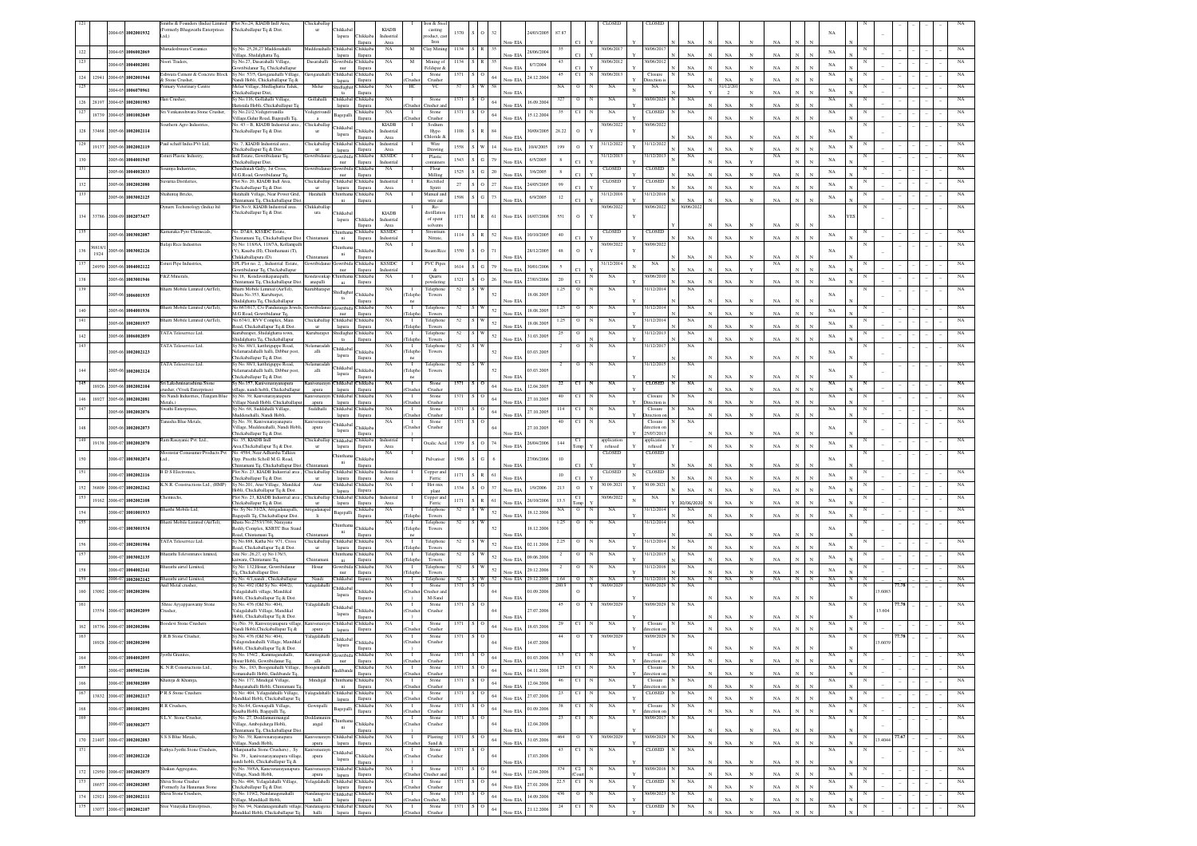| Sl No | Ref No | Year / ID | Name of Industry | Address | Village | Taluk | Area | Type | Product | Code | Size | Category | Cat No | EIA | Date of Commissioning | Investment | Status | Water Consent Validity | Air Consent Validity |
|---|---|---|---|---|---|---|---|---|---|---|---|---|---|---|---|---|---|---|---|
| 121 | | 2004-05 1002001932 | Sindhu & Founders (India) Limited (Formerly Bhagavathi Enterprises Ltd.) | Plot No.24, KIADB Indl Area, Chickaballapur Tq & Dist. | Chickaballapur | Chikkaballapura | KIADB Industrial Area | I | Iron & Steel casting product, cast Iron | 1370 | S | O | 32 | Non-EIA | 24/03/2005 | 87.87 | C1 | CLOSED | CLOSED |
| 122 | | 2004-05 1004002069 | Muneshwara Ceramics | Sy.No. 25,26,27 Maddenahalli Village, Shidalghatta Tq. | Muddenahalli | Chikkaballapura | NA | M | Clay Mining | 1134 | S | R | 35 | Non-EIA | 28/06/2004 | 35 | C1 | 30/06/2017 | 30/06/2017 |
| 123 | | 2004-05 1004002001 | Noori Traders, | Sy.No.27, Dasarahalli Village, Gowribidanur Tq, Chickaballapur | Dasarahalli | Gowribidanur | NA | M | Mining of Feldspar & | 1134 | S | R | 35 | Non-EIA | 8/7/2004 | 43 | C1 | 30/06/2012 | 30/06/2012 |
| 124 | 12941 | 2004-05 1002001944 | Gowribidanur Cement & Concrete Block & Stone Crusher, | Sy.No. 57/5, Gangasandra Village, Nandi Hobli, Chickaballapur Tq & | Gangasandra | Chikkaballapura | NA | I (Crusher) | Stone Crusher | 1371 | S | O | 64 | Non-EIA | 24.12.2004 | 45 | C1 | 30/06/2013 | Closure Direction |
| 125 | | 2004-05 1006070961 | Primary Veterinary Centre | Melur Village, Shidlaghatta Taluk, Chickaballapur Dist. | Melur | Shidlaghatta | NA | HC | VC | 57 | S | W | 58 | Non-EIA | | NA | O | NA | 31/12/2012 |
| 126 | 28197 | 2004-05 1002001983 | Hari Crusher, | Sy.No.116, Gollahalli Village, Harisitala Hobli, Chickaballapur Tq | Gollahalli | Chikkaballapura | NA | I (Crusher) | Stone Crusher and | 1371 | S | O | 64 | Non-EIA | 16.09.2004 | 327 | C1 | NA | 30/06/2029 |
| 127 | 18739 | 2004-05 1001002049 | Sri Venkateshwara Stone Crusher, | Sy.No.21/2,Vedigirenadla Village,Gulur Road, Bagepalli Tq. | Vedigirenadla | Bagepalli | NA | I (Crusher) | Stone Crusher | 1371 | S | O | 64 | Non-EIA | 15.12.2004 | 35 | C1 | NA | CLOSED |
| 128 | 33468 | 2005-06 1002002114 | Southern Agro Industries, | No. 43 – B, KIADB Industrial area, Chickaballapur Tq & Dist. | Chickaballapur | Chikkaballapura | KIADB Industrial Area | I | Sodium Hypo Chloride & | 1108 | S | R | 84 | Non-EIA | 30/09/2005 | 28.22 | O | 30/06/2022 | 30/06/2022 |
| 129 | 19137 | 2005-06 1002002119 | Paul schaff India PVt Ltd, | No. 7, KIADB Industrial area, Chickaballapur Tq & Dist. | Chickaballapur | Chikkaballapura | Industrial Area | I | Wire Drawing | 1558 | S | W | 14 | Non-EIA | 10/4/2005 | 199 | O | 31/12/2022 | 31/12/2022 |
| 130 | | 2005-06 1004001945 | Esturi Plastic Industry, | Indl Estate, Gowribidanur Tq, Chickaballapur Dist. | Gowribidanur | Gowribidanur | KSSIDC Industrial | I | Plastic containers | 1543 | S | G | 79 | Non-EIA | 8/5/2005 | 8 | C1 | 31/12/2013 | 31/12/2013 |
| 131 | | 2005-06 1004002033 | Soumya Industries, | Chandanath Gally, 1st Cross, M.G.Road, Gowribidanur Tq, | Gowribidanur | Gowribidanur | NA | I | Flour Milling | 1525 | S | G | 20 | Non-EIA | 3/6/2005 | 8 | C1 | CLOSED | CLOSED |
| 132 | | 2005-06 1002002080 | Suvarna Distileries, | Plot No.20, KIADB Indl Area, Chickaballapur Tq & Dist. | Chickaballapur | Chikkaballapura | Industrial Area | I | Rectified Spirit | 27 | S | O | 27 | Non-EIA | 24/05/2005 | 99 | C1 | CLOSED | CLOSED |
| 133 | | 2005-06 1003002125 | Shahintaj Bricks, | Hunahalli Village, Near Power Grid, Chintamani Tq, Chickaballapur Dist | Hunahalli | Chintamani | NA | I | Manual and wire cut | 1598 | S | G | 73 | Non-EIA | 8/9/2005 | 12 | C1 | 31/12/2016 | 31/12/2016 |
| 134 | 33786 | 2008-09 1002073437 | Dynarx Techonology (India) ltd | Plot No.9, KIADB Industrial area, Chickaballapur Tq & Dist. | Chikkaballapura | Chikkaballapura | KIADB Industrial Area | I | Re-distillation of spent solvents | 1171 | M | R | 61 | Non-EIA | 16/07/2008 | 551 | O | 30/06/2022 | 30/06/2022 |
| 135 | | 2005-06 1003002087 | Karnataka Pyro Chimecals, | No. D7&8, KSSIDC Estate, Chintamani Tq, Chickaballapur Dist. | Chintamani | Chintamani | KSSIDC Industrial | I | Strontium Nitrate, | 1114 | S | R | 52 | Non-EIA | 10/10/2005 | 40 | C1 | CLOSED | CLOSED |
| 136 | 38818/1924 | 2005-06 1003002126 | Balaji Rice Industries | Sy.No. 118/6A, 118/7A, Kollampalli (V), Kasaba (H), Chinthamani (T), Chikkaballapura (D) | Chintamani | Chintamani | NA | I | Steam Rice | 1550 | S | O | 71 | Non-EIA | 28/12/2005 | 48 | O | 30/06/2022 | 30/06/2022 |
| 137 | 24950 | 2005-06 1004002122 | Esturi Pipe Industries, | SPL Plot no. 2, Industrial Estate, Gowribidanur Tq, Chickaballapur | Gowribidanur | Gowribidanur | KSSIDC Industrial | I | PVC Pipes & | 1614 | S | G | 79 | Non-EIA | 30/01/2006 | 5 | C1 | 31/12/2014 | NA |
| 138 | | 2005-06 1003001946 | F&Z Minerals, | No.18, Kondavenkapanapalli, Chintamani Tq, Chickaballapur Dist. | Kondavenkatanapalli | Chintamani | NA | I | Quartz powdering | 1321 | S | O | 26 | Non-EIA | 27/03/2006 | 20 | C1 | NA | 30/06/2030 |
| 139 | | 2005-06 1006001935 | Bharti Mobile Limited (AirTel), | Bharti Mobile Limited (AirTel), Khata No.353, Karubarpet, Shidalghatta Tq, Chickaballapur | Karubharapet | Shidlaghatta | NA | I (Telephone) | Telephone Towers | 52 | S | W | 52 | Non-EIA | 18.08.2005 | 1.25 | O | NA | 31/12/2014 |
| 140 | | 2005-06 1004001936 | Bharti Mobile Limited (AirTel), | No.667/617, C/o Pandurangu Jewels, M.G.Road, Gowribidanur Tq, | Gowribidanur | Gowribidanur | NA | I (Telephone) | Telephone Towers | 52 | S | W | 52 | Non-EIA | 18.08.2005 | 1.25 | O | NA | 31/12/2014 |
| 141 | | 2005-06 1002001937 | Bharti Mobile Limited (AirTel), | No.674/1, RVV Complex, Main Road, Chickaballapur Tq & Dist. | Chickaballapur | Chikkaballapura | NA | I (Telephone) | Telephone Towers | 52 | S | W | 52 | Non-EIA | 18.08.2005 | 1.25 | O | NA | 31/12/2014 |
| 142 | | 2005-06 1006002059 | TATA Teleservice Ltd. | Karubarapet, Shidalghatta town, Shidalghatta Tq, Chickaballapur | Karubarapet | Shidlaghatta | NA | I (Telephone) | Telephone Towers | 52 | S | W | 52 | Non-EIA | 31.03.2005 | 25 | O | NA | 31/12/2013 |
| 143 | | 2005-06 1002002123 | TATA Teleservice Ltd. | Sy.No.386/1, kanthirajappa Road, Nelamaradahalli halli, Dibbur post, Chickaballapur Tq & Dist. | Nelamaradahalli | Chikkaballapura | NA | I (Telephone) | Telephone Towers | 52 | S | W | 52 | Non-EIA | 03.03.2005 | 2 | O | NA | 31/12/2017 |
| 144 | | 2005-06 1002002124 | TATA Teleservice Ltd. | Sy.No.386/1, kanthirajappa Road, Nelamaradahalli halli, Dibbur post, Chickaballapur Tq & Dist. | Nelamaradahalli | Chikkaballapura | NA | I (Telephone) | Telephone Towers | 52 | S | W | 52 | Non-EIA | 03.03.2005 | 2 | O | NA | 31/12/2015 |
| 145 | 18026 | 2005-06 1002002104 | Sri Lakshminarashima Stone crusher, (Vivek Enterprises) | Sy.No.187, Kanivenarayanapura village, nandi hobli, Chickaballapur | Kanivenarayanapura | Chikkaballapura | NA | I (Crusher) | Stone Crusher | 1371 | S | O | 64 | Non-EIA | 12.04.2005 | 22 | C1 | CLOSED | NA |
| 146 | 18027 | 2005-06 1002002081 | Sri Nandi Industries, (Tungam Blue Metals.) | Sy.No. 39, Kanivenarayanapura Village Nandi Hobli, Chickaballapur | Kanivenarayanapura | Chikkaballapura | NA | I (Crusher) | Stone Crusher | 1371 | S | O | 64 | Non-EIA | 27.10.2005 | 40 | C1 | NA | Closure Direction |
| 147 | | 2005-06 1002002076 | Swathi Enterprises, | Sy.No. 68, Suddahalli Village, Muddenahalli, Nandi Hobli, | Suddhalli | Chikkaballapura | NA | I (Crusher) | Stone Crusher | 1371 | S | O | 64 | Non-EIA | 27.10.2005 | 114 | C1 | NA | Closure Direction on |
| 148 | | 2005-06 1002002073 | Tanusha Blue Metals, | Sy.No. 39, Kanivenarayanapura Village, Muddenahalli, Nandi Hobli, Chickaballapur Tq & Dist. | Kanivenarayanapura | Chikkaballapura | NA | I (Crusher) | Stone Crusher | 1371 | S | O | 64 | Non-EIA | 27.10.2005 | 40 | C1 | NA | Closure direction on 25/07/2013 |
| 149 | 19138 | 2006-07 1002002070 | Ram Rasayanic Pvt. Ltd., | No. 35, KIADB Indl Area,Chickaballapur Tq & Dist. | Chickaballapur | Chikkaballapura | Industrial Area | I | Oxalic Acid | 1359 | S | O | 74 | Non-EIA | 26/04/2006 | 144 | C1 Temp | application refused | application refused |
| 150 | | 2006-07 1003002074 | Moonstar Consummer Products Pvt Ltd., | No. 45/4, Near Adharsha Talkies Opp. Preethi School M.G. Road, Chintamani Tq, Chickaballapur Dist. | Chintamani | Chikkaballapura | NA | I | Pulvarizer | 1506 | S | G | 6 | Non-EIA | 27/06/2006 | 10 | C1 | CLOSED | CLOSED |
| 151 | | 2006-07 1002002116 | B.D.S Electronics, | Plot No. 23, KIADB Industrial area, Chickaballapur Tq & Dist. | Chickaballapur | Chikkaballapura | Industrial Area | I | Copper and Ferric | 1171 | S | R | 61 | Non-EIA | | 10 | C1 | CLOSED | CLOSED |
| 152 | 36809 | 2006-07 1002002162 | K.N.R. Constructions Ltd., (HMP) | Sy.No.201, Arur Village, Mandikal Hobli, Chickaballapur Tq & Dist. | Arur | Chikkaballapura | NA | I | Hot mix plant | 1334 | S | O | 37 | Non-EIA | 1/9/2006 | 213 | O | 30.09.2021 | 30.09.2021 |
| 153 | 19162 | 2006-07 1002002108 | Chemtechs, | Plot No. 23, KIADB Industrial area, Chickaballapur Tq & Dist. | Chickaballapur | Chikkaballapura | Industrial Area | I | Copper and Ferric | 1171 | S | R | 61 | Non-EIA | 26/10/2006 | 13.3 | C1 Temp | 30/06/2022 | NA |
| 154 | | 2006-07 1001001933 | Bharthi Mobile Ltd, | No. Sy.No.31/2A, Amgadanagalu, Bagepalli Tq, Chickaballapur Dist. | Amgadanagalu | Bagepalli | NA | I (Telephone) | Telephone Towers | 52 | S | W | 52 | Non-EIA | 18.12.2006 | NA | O | NA | 31/12/2014 |
| 155 | | 2006-07 1003001934 | Bharti Mobile Limited (AirTel), | Khata No.2753/1769, Narayana Reddy Complex, KSRTC Bus Stand Road, Chintamani Tq, | Chintamani | Chikkaballapura | NA | I (Telephone) | Telephone Towers | 52 | S | W | 52 | Non-EIA | 18.12.2006 | 1.25 | O | NA | 31/12/2014 |
| 156 | | 2006-07 1002001984 | TATA Teleservice Ltd. | Sy.No.888, Katha No. 971, Cross Road, Chickaballapur Tq & Dist. | Chickaballapur | Chikkaballapura | NA | I (Telephone) | Telephone Towers | 52 | S | W | 52 | Non-EIA | 02.11.2006 | 2.25 | O | NA | 31/12/2014 |
| 157 | | 2006-07 1003002135 | Bharathi Televentures limited, | Site No. 26,27, sy No 176/3, kaiwara, Chintamani Tq, | Chintamani | Chikkaballapura | NA | I (Telephone) | Telephone Towers | 52 | S | W | 52 | Non-EIA | 09.06.2006 | 2 | O | NA | 31/12/2015 |
| 158 | | 2006-07 1004002241 | Bharathi airtel Limited, | Sy.No.132,Hosur, Gowribidanur Tq, Chickaballapur Dist. | Hosur | Gowribidanur | NA | I (Telephone) | Telephone Towers | 52 | S | W | 52 | Non-EIA | 29.12.2006 | 2 | O | NA | 31/12/2016 |
| 159 | | 2006-07 1002002242 | Bharathi airtel Limited, | Sy.No. 47,nandi, Chickaballapur | Nandi | Chikkaballapura | NA | I (Telephone) | Telephone Towers | 52 | S | W | 52 | Non-EIA | 29.12.2006 | 1.64 | O | NA | 31/12/2016 |
| 160 | 13092 | 2006-07 1002002096 | Anil Metal crusher, | Sy.No. 492 (Old Sy No. 404/2), Yalagalahalli village, Mandikal Hobli, Chickaballapur Tq & Dist. | Yalagalahalli | Chikkaballapura | NA | I (Crusher) | Stone Crusher and M-Sand | 1371 | S | O | 64 | Non-EIA | 01.09.2006 | 280.9 | O | 30/09/2029 | 30/09/2029 |
| 161 | 13554 | 2006-07 1002002099 | Shree Ayyappaswamy Stone Crusher, | Sy.No. 476 (Old No: 404), Yalagalahalli Village, Mandikal Hobli, Chickaballapur Tq & Dist. | Yalagalahalli | Chikkaballapura | NA | I (Crusher) | Stone Crusher | 1371 | S | O | 64 | Non-EIA | 27.07.2006 | 45 | O | 30/09/2029 | 30/09/2029 |
| 162 | 18736 | 2006-07 1002002086 | Roodesi Stone Crushers | Sy.No. 39, Kanivenarayanapura village Nandi Hobli,Chickaballapur Tq & | Kanivenarayanapura | Chikkaballapura | NA | I (Crusher) | Stone Crusher | 1371 | S | O | 64 | Non-EIA | 18.03.2006 | 29 | C1 | NA | Closure direction on |
| 163 | 16928 | 2006-07 1002002090 | J.R.B Stone Crusher, | Sy.No. 476 (Old No: 404), Yalagondanahalli Village, Mandikal Hobli, Chickaballapur Tq & Dist. | Yalagalahalli | Chikkaballapura | NA | I (Crusher) | Stone Crusher | 1371 | S | O | 64 | Non-EIA | 14.07.2006 | 44 | O | 30/09/2029 | 30/09/2029 |
| 164 | | 2006-07 1004002095 | Jyothi Granites, | Sy.No. 154/2, Kammaganahalli, Hosur Hobli, Gowribidanur Tq, | Kammaganahalli | Gowribidanur | NA | I (Crusher) | Stone Crusher | 1371 | S | O | 64 | Non-EIA | 01.03.2006 | 3.5 | C1 | NA | Closure direction on |
| 165 | | 2006-07 1005002106 | K. N R Constructions Ltd., | Sy.No. 185, Boogmanhalli Village, Somanahalli Hobli, Gudibanda Tq, | Boogmanhalli | Gudibande | NA | I (Crusher) | Stone Crusher | 1371 | S | O | 64 | Non-EIA | 04.11.2006 | 125 | C1 | NA | Closure direction on |
| 166 | | 2006-07 1003002089 | Khanija & Khanija, | Sy.No. 177, Mindigal Village, Munganahalli Hobli, Chintamani Tq | Mindigal | Chintamani | NA | I (Crusher) | Stone Crusher | 1371 | S | O | 64 | Non-EIA | 12.04.2006 | 46 | C1 | NA | Closure direction on |
| 167 | 13832 | 2006-07 1002002117 | P R S Stone Crushers | Sy.No. 404, Yelagalahalli Village, Mandikal Hobli, Chickaballapur Tq | Yelagalahalli | Chikkaballapura | NA | I (Crusher) | Stone Crusher | 1371 | S | O | 64 | Non-EIA | 27.07.2006 | 23 | C1 | NA | CLOSED |
| 168 | | 2006-07 1001002091 | R R Crushers, | Sy.No.64, Gownapalli Village, Kasaba Hobli, Bagepalli Tq, | Gownapalli | Bagepalli | NA | I (Crusher) | Stone Crusher | 1371 | S | O | 64 | Non-EIA | 01.09.2006 | 38 | C1 | NA | Closure direction on |
| 169 | | 2006-07 1003002077 | S.L.V. Stone Crusher, | Sy.No. 27, Doddamuniyangal Village, Ambojidurga Hobli, Chintamani Tq, Chickaballapur Dist. | Doddamuniyangal | Chintamani | NA | I (Crusher) | Stone Crusher | 1371 | S | O | 64 | Non-EIA | 12.04.2006 | 23 | C1 | NA | 30/09/2017 |
| 170 | 21407 | 2006-07 1002002083 | S.S.S Blue Metals, | Sy.No. 39, Kanivenarayanapura Village, Nandi Hobli, | Kanivenarayanapura | Chikkaballapura | NA | I (Crusher) | Plasting Sand & | 1371 | S | O | 64 | Non-EIA | 31.05.2006 | 464 | O | 30/09/2029 | 30/09/2029 |
| 171 | | 2006-07 1002002120 | Sathya Jyothi Stone Crushers, | (Manjunatha Stone Crushers) , Sy No. 39 , kanivenarayanapura village nandi hobli, Chickaballapur Tq & | Kanivenarayanapura | Chikkaballapura | NA | I (Crusher) | Stone Crusher | 1371 | S | O | 64 | Non-EIA | 17.03.2006 | 43 | C1 | NA | CLOSED |
| 172 | 12950 | 2006-07 1002002075 | Shakun Aggregates, | Sy.No. 39/6A, Kanivenarayanapura Village, Nandi Hobli, | Kanivenarayanapura | Chikkaballapura | NA | I (Crusher) | Stone Crusher and | 1371 | S | O | 64 | Non-EIA | 12.04.2006 | 374 | C2 (Court) | NA | 30/09/2016 |
| 173 | 18657 | 2006-07 1002002085 | Shiva Stone Crusher (Formerly Jai Hanuman Stone | Sy.No. 404, Yelagalahalli Village, Chickaballapur Tq & Dist. | Yelagalahalli | Chikkaballapura | NA | I (Crusher) | Stone Crusher | 1371 | S | O | 64 | Non-EIA | 27.01.2006 | 22.5 | C1 | NA | CLOSED |
| 174 | 12921 | 2006-07 1002002111 | Shiva Stone Crushers, | Sy.No. 119/2, Nandanagenahalli Village, Mandikal Hobli, | Nandanagenahalli | Chikkaballapura | NA | I (Crusher) | Stone Crusher, M- | 1371 | S | O | 64 | Non-EIA | 14.09.2006 | 436 | O | NA | 30/09/2023 |
| 175 | 13077 | 2006-07 1002002107 | Sree Vinayaka Enterprises, | Sy.No. 94, Nandanagenahalli village, Mandikal Hobli, Chickaballapur Tq | Nandanagenahalli | Chikkaballapura | NA | I (Crusher) | Stone Crusher | 1371 | S | O | 64 | Non-EIA | 21.12.2006 | 24 | C1 | NA | CLOSED |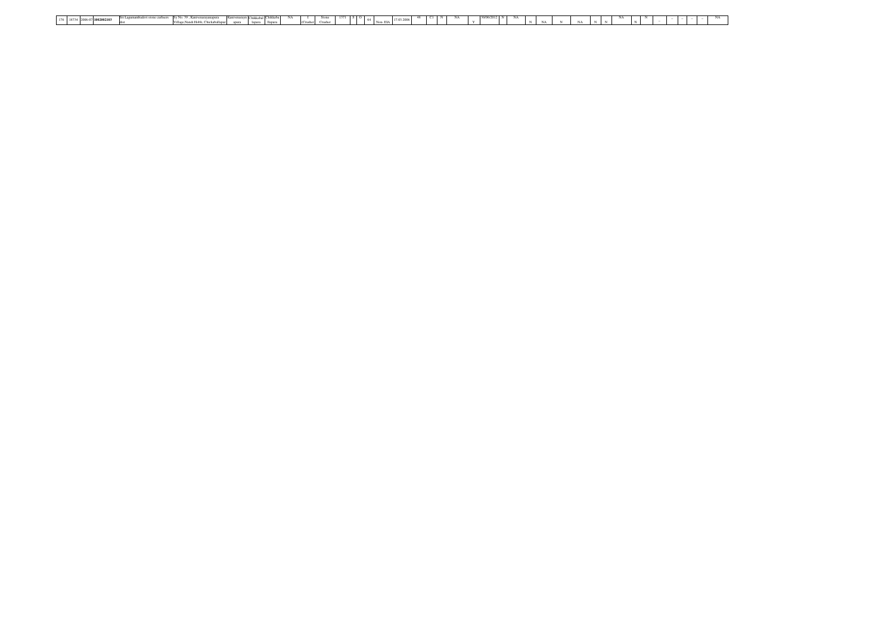| 178 | 18734 | 2006-07 | 1002002103 | Sri Lagumambadevi stone curhsers dist | Sy No. 39 , Kanivenarayanapura Village,Nandi Hobli, Chickaballapur | Kanivenarayanapura | Chikkaballapura | Chikkaballapura | NA | I (Crusher) | Stone Crusher | 1371 | S | O | 64 | Non- EIA | 17.03.2006 | 48 | C1 | N | NA | Y | 30/06/2012 | N | NA | N | NA | N | NA | N | N | NA | N | N | -- | -- | -- | -- | -- | NA |
|---|---|---|---|---|---|---|---|---|---|---|---|---|---|---|---|---|---|---|---|---|---|---|---|---|---|---|---|---|---|---|---|---|---|---|---|---|---|---|---|---|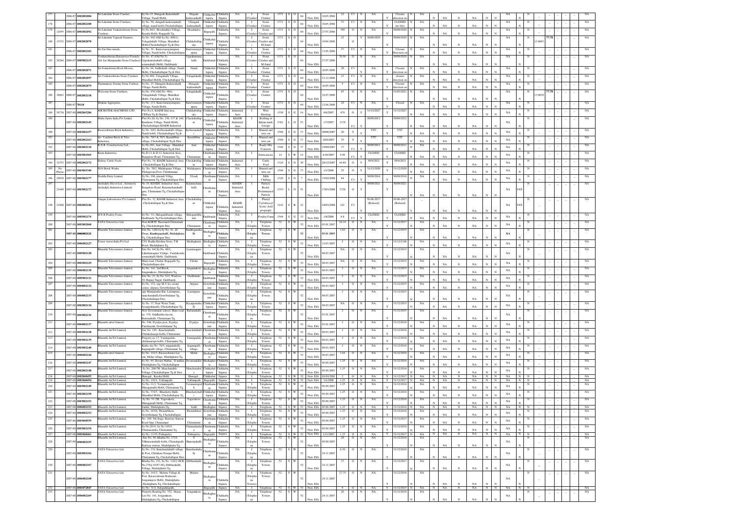| Sl No | File No | Year | UIN | Name of Industry | Address | Village | Taluk | District | Area | Type | Product | Code | Size | Colour | Cat. | EIA | Date of Est. | Investment | Status | | Validity | Validity |
|---|---|---|---|---|---|---|---|---|---|---|---|---|---|---|---|---|---|---|---|---|---|---|
| 177 | | 2006-07 | 1002002084 | Sri Lakshmi Stone Crusher, | Sy No.15, Shingade Kadenahalli Village, Nandi Hobli, | Shigade Kadenahalli | Chikkaballapura | Chikkaballapura | NA | I (Crusher) | Stone Crusher | 1371 | S | O | 64 | Non-EIA | 10.05.2006 | 22 | C1 | N | NA | Closure direction on |
| 178 | | 2006-07 | 1002002100 | Sri Lakshmi Stone Crushers, | Sy No. 50, chingali kadenenahalli village, nandi hobli,Chickaballapur | Chingali Kadenahalli | Chikkaballapura | Chikkaballapura | NA | I (Crusher) | Stone Crusher | 1371 | S | O | 64 | Non-EIA | 10.05.2006 | 33 | C1 | N | NA | CLOSED (no file) |
| 179 | 12695 | 2006-07 | 1001002092 | Sri Lakshmi Venkateshwara Stone Crushers, | Sy No.66/1, Hosahuddya Village, Kasaba Hobli, Bagepalli Tq, | Hosahudya | Bagepalli | Chikkaballapura | NA | I (Crusher) | Stone Crusher and | 1371 | S | O | 64 | Non-EIA | 27.07.2006 | 350 | O | N | NA | 30/09/2029 |
| 180 | 13532 | 2006-07 | 1002002078 | Sri Lakshmi Vignesh Granites, | Sy No. 492 (Old Sy No. 404/1), Yalagudahalli Village, Mandikal Hobli,Chickaballapur Tq & Dist. | Chikkaballapura | Chikkaballapura | Chikkaballapura | NA | I (Crusher) | Stone Crusher and M-Sand | 1371 | S | O | 64 | Non-EIA | 19.04.2006 | 22 | O | Y | 30/09/2029 | 30/09/2029 |
| 181 | | 2006-07 | 1002002101 | Sri Sai blue metals, | Sy No. 59 , Kanivenarayanapura Village, Nandi hobli, Chickaballapur | Kanivenarayanapura | Chikkaballapura | Chikkaballapura | NA | I (Crusher) | Stone Crusher | 1371 | S | O | 64 | Non-EIA | 31.05.2006 | 37 | C1 | N | NA | Closure direction on |
| 182 | 28264 | 2006-07 | 1005002115 | Venkateshwara Enterprises Formerly (Sri Sai Manjunatha Stone Crusher) | Sy No. 47 (Old No.5), Uppakuntanahalli village, somenahalli Hobli, Gudibande | Uppakuntanahalli | Gudibande | Chikkaballapura | NA | I (Crusher) | Stone Crusher and M-Sand | 1371 | S | O | 64 | Non-EIA | 27.07.2006 | 76.56 | O | N | NA | 30/09/2029 |
| 183 | | 2006-07 | 1002002071 | Sri Someshwara Rock Mixes, | Sy No. 68, Sadhahalli village, Nandi Hobli, Chickaballapur Tq & Dist. | Nandi | Chikkaballapura | Chikkaballapura | NA | I (Crusher) | Stone Crusher | 1371 | S | O | 64 | Non-EIA | 10.05.2006 | 20 | C1 | | NA | Closure direction on |
| 184 | | 2006-07 | 1002002097 | Sri Venkateshwara Stone Crushers | Sy No.404, Yalagahalli Village, Mandikal Hobli, Chickaballapur Tq | Yalagahalli | Chikkaballapura | Chikkaballapura | NA | I (Crusher) | Stone Crusher | 1371 | S | O | 64 | Non-EIA | 21.12.2006 | 23 | C1 | N | NA | closure direction on |
| 185 | | 2006-07 | 1002002079 | Thimmaraya Swamy Stone Crusher, | Sy No. 15 Shingade Kadenahalli Village, Nandi Hobli, | Shingade Kadenahalli | Chikkaballapura | Chikkaballapura | NA | I (Crusher) | Stone Crusher | 1371 | S | O | 64 | Non-EIA | 10.05.2006 | 5 | C1 | N | NA | Closure direction on |
| 186 | 18661 | 2006-07 | 1002002118 | Welcome Stone Crushers, | Sy No. 476 (Old No. 404), Yalagudahalli Village, Mandikal Hobli, Chickaballapur Tq & Dist. | Yalagudahalli | Chikkaballapura | Chikkaballapura | NA | I (Crusher) | Stone Crusher | 1371 | S | O | 64 | Non-EIA | 14.07.2006 | 45 | O | N | NA | 31/03/2021 |
| 187 | | 2006-07 | 78118 | Shakun Aggregates, | Sy No. 113, Kanivenarayanapura Village, Nandi Hobli, | Kanivenarayanapura | Chikkaballapura | Chikkaballapura | NA | I (Crusher) | Stone Crusher | 1371 | S | O | 64 | Non-EIA | 12.04.2006 | 22 | C1 | N | NA | Closed |
| 188 | 36730 | 2007-08 | 1002065286 | MICROTEK MACHINES LTD | Plot No.8, KIADB Idal area, CBPura Tq & District. | Chikkaballapura | Chikkaballapura | Chikkaballapura | Industrial Area | I | Wire Drawing | 1558 | S | G | 14 | Non-EIA | 9/6/2007 | 479 | O | Y | 31/12/2027 | 31/12/2027 |
| 189 | | 2007-08 | 1002002245 | Malts Spirits India Pvt Limited | Plot No.20, Sy No. 136, 137 & 140, Kandavar Village, Nandi Hobli, Chickaballapur KIADB Industrial | Chickaballapur | Chikkaballapura | Chikkaballapura | KIADB Industrial Area | I | Bottling of Indian made foreign | 1361 | L | O | 53 | Non-EIA | 1/7/2007 | 1179 | C1 | Y | 30/09/2012 | 30/09/2012 |
| 190 | | 2007-08 | 1002002157 | Basaveshwara Brick Industries, | Sy No. 94/2, Kollavanahalli village, Nandi hobli, Chickaballapur Tq & | Kollavanahalli | Chikkaballapura | Chikkaballapura | NA | I | Manual and wire cut | 1598 | S | G | 73 | Non-EIA | 20/08/2007 | 20 | Y | Y | YTC | YTC |
| 191 | | 2007-08 | 1002002163 | Sri Vardana Brick & Tiles Industries, | Sy No. 70/3 & 70/5, Kandibbur village, Chickaballapur Tq & Dist | Kandibbur | Chikkaballapura | Chikkaballapura | NA | I | Manual and wire cut | 1598 | S | G | 73 | Non-EIA | 10/9/2007 | 35 | Y | Y | YTC | YTC |
| 192 | | 2007-08 | 1002002110 | K.N.R. Constructions Ltd., | Sy No.201, Arur Village, Mandikal Hobli, Chickaballapur Tq & Dist. | Arur | Chikkaballapura | Chikkaballapura | NA | I | Ready Mix Concrete | 1548 | S | G | 37 | Non-EIA | 19/09/2007 | 37 | C1 | Y | 30/09/2011 | 30/09/2011 |
| 193 | | 2007-08 | 1003001965 | Kiran Industries, | No.D-11 & D-12, Industrial Area, Bangalore Road, Chintamani Tq, | Chintamani | Chintamani | Chikkaballapura | NA | I | Fabrications | 14 | S | W | 14 | Non-EIA | 4/10/2007 | 9.98 | C1 | Y | CLOSED | CLOSED |
| 194 | 32353 | 2007-08 | 1002002172 | Deluxe Cattle Feeds | Plot No. 34, KIADB Industrial Area, Chickaballapur Tq & Dist. | Chickaballapur | Chikkaballapura | Chikkaballapura | Industrial Area | I | Cattle Feed | 1328 | S | O | 30 | Non-EIA | 20/12/2007 | 44.89 | O | Y | 30/9/2021 | 30/9/2021 |
| 195 | No Phone | 2007-08 | 1003065349 | SLN Brick Works | Sy. No. 76/2, Malakapura Village, Thalagavara Post, Chintamani | Malakapura | Chintamani | Chikkaballapura | NA | I | Manual and wire cut | 1598 | S | G | 73 | Non-EIA | 1/1/2008 | 25 | O | Y | 31/12/2020 | 31/12/2020 |
| 196 | 29050 | 2007-08 | 1003002177 | Doddla Dairy Limited | Sy No. 196, ulavadi Village, Chintamani Tq, Chickaballapur Dist | Ulvadi | Chintamani | Chikkaballapura | NA | I | Milk Chilling | 1328 | S | O | 7 | Non-EIA | 15/02/2008 | 84 | C1 | Y | 30/06/2016 | 30/06/2016 |
| 197 | 23449 | 2007-08 | 1003002173 | Archidply Decor Ltd., (formerly Archidply Industries Limited) | No 19, KSSIDC Industrial Area, Bangalore Road, Karamachanahalli gate, Chintamani Tq, Chickaballapur Dist. | Karamachanahalli | Chintamani | Chikkaballapura | KSSIDC Industrial Area | I | Particle Board, Prelaminated Particle | 1353 | L | O | 51 | Non-EIA | 17/03/2008 | 3728 | O | Y | 30/06/2021 | 30/06/2021 |
| 198 | 21404 | 2007-08 | 1002002146 | Unique Laboratories Pvt Limited | Plot No. 32, KIADB Industrial Area Chickaballapur Tq & Dist. | Chickaballapur | Chikkaballapura | Chikkaballapura | KIADB Industrial Area | I | Phenyl Cyclohexyl Acetic Acid propanyl | 1141 | S | R | 22 | Non-EIA | 24/03/2008 | 161 | C1 | Y | 30-06-2017 (Refused) | 30-06-2017 (Refused) |
| 199 | | 2007-08 | 1005002176 | S N R Poultry Form, | Sy No. 3/1, Halegudabande village, Gudibande Tq,Chickaballapur Dist, | Halegudabande | Gudibande | Chikkaballapura | NA | I | Poultry Form | 1544 | S | G | 33 | Non-EIA | 1/8/2008 | 8.8 | C1 | Y | CLOSED | CLOSED |
| 200 | | 2007-08 | 1003002060 | TATA Teleservice Ltd. | Near KSRTC Busstand,Chintamani Tq, Chickaballapur Dist. | Chintamani | Chintamani | Chikkaballapura | NA | I (Telephone) | Telephone Towers | 52 | S | W | 52 | Non-EIA | 03.01.2007 | 24.14 | O | N | NA | 31/12/2017 |
| 201 | | 2007-08 | 1006002323 | Bharathi Televentures limited, | Site No. 120/1A,Sy No. 41, H Cross, Kambiganahalli, Shidlaghatta Tq, Chickaballapur Dist, | Kambiganahalli | Shidlaghatta | Chikkaballapura | NA | I (Telephone) | Telephone Towers | 52 | S | W | 52 | Non-EIA | 03.01.2007 | 1.62 | O | N | NA | 31/12/2015 |
| 202 | | 2007-08 | 1006002127 | Tower vision India Pvt Ltd | C/O. Radha Krishna Store, T B Road, Shidalghatta Tq, | Shidlaghatta | Shidlaghatta | Chikkaballapura | NA | I (Telephone) | Telephone Towers | 52 | S | W | 52 | Non-EIA | 12.03.2007 | 2 | O | N | NA | 31/12/2106 |
| 203 | | 2007-08 | 1005002128 | Bharathi Televentures limited, | Site No. 6/4,Sy No. 66/1, Lakshmisagara Village, Varalakonda somenahalli Hobli, Gudibande | Laxmisagara | Gudibande | Chikkaballapura | NA | I (Telephone) | Telephone Towers | 52 | S | W | 52 | Non-EIA | 04.03.2007 | NA | O | N | NA | 31/12/2015 |
| 204 | | 2007-08 | 1001002129 | Bharathi Televentures limited, | Main road, Chelur, Bagepalli Tq, Chickaballapur dist | Chelur | Bagepalli | Chikkaballapura | NA | I (Telephone) | Telephone Towers | 52 | S | W | 52 | Non-EIA | 04.03.2007 | NA | O | N | NA | 31/12/2015 |
| 205 | | 2007-08 | 1006002130 | Bharathi Televentures limited, | Sy No. 141, 2nd Block, Jangamakote, Shidalghatta Tq, | Jangamakote | Shidlaghatta | Chikkaballapura | NA | I (Telephone) | Telephone Towers | 52 | S | W | 52 | Non-EIA | 04.03.2007 | 2 | O | N | NA | 31/12/2015 |
| 206 | | 2007-08 | 1005002131 | Bharathi Televentures limited, | Site No. 23, Sy No 51/2, Ward no. 10, Bapuji Nagar, Gudibande | Gudibande | Gudibande | Chikkaballapura | NA | I (Telephone) | Telephone Towers | 52 | S | W | 52 | Non-EIA | 04.03.2007 | 2 | O | N | NA | 31/12/2015 |
| 207 | | 2007-08 | 1004002132 | Bharathi Televentures limited, | Sy No. 152, opp SLV Ice cream center, alipura, Gowribidanur Tq, | Alipura | Gowribidanur | Chikkaballapura | NA | I (Telephone) | Telephone Towers | 52 | S | W | 52 | Non-EIA | 04.03.2007 | 2 | O | N | NA | 31/12/2015 |
| 208 | | 2007-08 | 1004002133 | Bharathi Televentures limited, | opp Manjunatha Bar, Laxmipura, manchenahalli,Gowribidanur Tq, Chickaballapur Dist. | Laxmipura | Gowribidanur | Chikkaballapura | NA | I (Telephone) | Telephone Towers | 52 | S | W | 52 | Non-EIA | 04.03.2007 | 2 | O | N | NA | 31/12/2015 |
| 209 | | 2007-08 | 1002002134 | Bharathi Televentures limited, | Sy No. 37, Near Water Tank, byyappanahalli, Chickaballapur Tq | Byyappanahalli | Chikkaballapura | Chikkaballapura | NA | I (Telephone) | Telephone Towers | 52 | S | W | 52 | Non-EIA | 04.03.2007 | NA | O | N | NA | 31/12/2015 |
| 210 | | 2007-08 | 1003002136 | Bharathi Televentures limited, | New Government school, Main road, no. 378, Siddharthra layout, Buruanahalli, Chintamani Tq, | Buruanahalli | Chintamani | Chikkaballapura | NA | I (Telephone) | Telephone Towers | 52 | S | W | 52 | Non-EIA | 03.01.2007 | 2 | O | N | NA | 31/12/2015 |
| 211 | | 2007-08 | 1004002137 | Bharathi airtel limited, | No. 548, D palya post, D palya Panchayath, Gowribidanur Tq, | D palya | Gowribidanur | Chikkaballapura | NA | I (Telephone) | Telephone Towers | 52 | S | W | 52 | Non-EIA | 03.01.2007 | 2 | O | N | NA | 31/12/2016 |
| 212 | | 2007-08 | 1003002138 | Bharathi AirTel Limited, | Site No. 199 , Kenchalahalli, Chelakalanepu hobli, Chintamani | Kenchalahalli | Chintamani | Chikkaballapura | NA | I (Telephone) | Telephone Towers | 52 | S | W | 52 | Non-EIA | 09.03.2007 | 2 | O | N | NA | 31/12/2016 |
| 213 | | 2007-08 | 1003002139 | Bharathi AirTel Limited, | Property no 17, Yanmgadale, chilakanerpu hobli, Chintamani Tq, | Yanmigadale | Chintamani | Chikkaballapura | NA | I (Telephone) | Telephone Towers | 52 | S | W | 52 | Non-EIA | 09.03.2007 | 2 | O | N | NA | 31/12/2016 |
| 214 | | 2007-08 | 1003002140 | Bharathi AirTel Limited, | Katha site No. 76/5, maganahalli, Iragampalli village, Chintamani Tq, | Iragampalli village | Chintamani | Chikkaballapura | NA | I (Telephone) | Telephone Towers | 52 | S | W | 52 | Non-EIA | 09.03.2007 | 2 | O | N | NA | 31/12/2016 |
| 215 | | 2007-08 | 1006002144 | Bharathi airtel limited, | Sy No. 141/3, Basaveshwara Lay out, Melur village, Shidalghatta Tq, | Melur | Shidlaghatta | Chikkaballapura | NA | I (Telephone) | Telephone Towers | 52 | S | W | 52 | Non-EIA | 09.03.2007 | 1.64 | O | N | NA | 31/12/2016 |
| 216 | | 2007-08 | 1006002147 | Bharathi AirTel Limited, | Sy No. 85, Devara Mallur, D mallur, Shidalghatta Tq, Chickaballapur | Devaramallur | Shidlaghatta | Chikkaballapura | NA | I (Telephone) | Telephone Towers | 52 | S | W | 52 | Non-EIA | 05.09.2007 | 1.25 | O | N | NA | 31/12/2016 |
| 217 | | 2007-08 | 1002002148 | Bharathi AirTel Limited, | Sy No. 206/7B, Manchanable Village, Chickaballapur Tq & Dist. | Manchanabale | Chikkaballapura | Chikkaballapura | NA | I (Telephone) | Telephone Towers | 52 | S | W | 52 | Non-EIA | 05.09.2007 | 1.25 | O | N | NA | 31/12/2016 |
| 218 | | 2007-08 | 1002068455 | Bharathi AirTel Limited, | Hunegal, , Kasaba Hobli | Hunegal | Chikkaballapura | Chikkaballapura | NA | I | Telephone Towers | 52 | S | W | 52 | Non-EIA | 01/01/2000 | 2 | O | N | Y | 31/12/2017 |
| 219 | | 2007-08 | 1001068454 | Bharathi AirTel Limited, | Sy No. 192/1, Yallampalli | Yallampalli | Bagepalli | Chikkaballapura | NA | I | Telephone Towers | 52 | S | W | 52 | Non-EIA | 1/1/2008 | 1.25 | O | N | Y | 31/12/2017 |
| 220 | | 2007-08 | 1003002149 | Bharathi AirTel Limited, | Sy No. 11/1, Yernamrupalli, Muragamalla Hobli, Chintamani Tq, | Yeramarupalli | Chintamani | Chikkaballapura | NA | I (Telephone) | Telephone Towers | 52 | S | W | 52 | Non-EIA | 05.09.2007 | 1.25 | O | N | NA | 31/12/2016 |
| 221 | | 2007-08 | 1002002150 | Bharathi AirTel Limited, | Sy No. 374/3, Bhuchetty Halli, Mandikal Hobli, Chickaballapur Tq | Bhuchettyhalli | Chikkaballapura | Chikkaballapura | NA | I (Telephone) | Telephone Towers | 52 | S | W | 52 | Non-EIA | 05.09.2007 | 1.25 | O | N | NA | 31/12/2016 |
| 222 | | 2007-08 | 1003002151 | Bharathi AirTel Limited, | Sy No. 57/2B, Yagavakote, Muragamalli Hobli, Chintamani Tq, | Yagavakote | Chintamani | Chikkaballapura | NA | I (Telephone) | Telephone Towers | 52 | S | W | 52 | Non-EIA | 05.09.2007 | 1.25 | O | N | NA | 31/12/2016 |
| 223 | | 2007-08 | 1006002152 | Bharathi AirTel Limited, | Sadali, Shidalghatta Tq, | Sadli | Shidlaghatta | Chikkaballapura | NA | I | Telephone Towers | 52 | S | W | 52 | Non-EIA | 05.09.2007 | 1.25 | O | N | NA | 31/12/2016 |
| 224 | | 2007-08 | 1004002153 | Bharathi AirTel Limited, | Sy No. 183/6, Thondebhavi, Gowribidanur Tq, Chickaballapur | Thondebhavi | Gowribidanur | Chikkaballapura | NA | I (Telephone) | Telephone Towers | 52 | S | W | 52 | Non-EIA | 05.09.2007 | 1.25 | O | N | NA | 31/12/2016 |
| 225 | | 2007-08 | 1003068559 | Bharathi AirTel Limited, | No. 109, 5th Stage, Railway Station Road Opp, Chintamani | Chintamani | Chintamani | Chikkaballapura | NA | I (Telephone) | Telephone Towers | 52 | S | W | 52 | Non-EIA | 05.09.2007 | 1.25 | O | N | NA | 31/12/2017 |
| 226 | | 2007-08 | 1003002154 | Bharathi AirTel Limited, | Sy No.2619, Sy No 195/5, Chinnasandra, Chintamani Tq, | Chinnasandra | Chintamani | Chikkaballapura | NA | I (Telephone) | Telephone Towers | 52 | S | W | 52 | Non-EIA | 05.09.2007 | 1.25 | O | N | NA | 31/12/2016 |
| 227 | | 2007-08 | 1001068461 | Bharathi AirTel Limited, | Sy No. 11/59, Pathapalya | Pathapalya | Bagepalli | Chikkaballapura | NA | I | Telephone Towers | 52 | S | W | 52 | Non-EIA | 1/11/2007 | 1.25 | O | N | Y | 31/12/2017 |
| 228 | | 2007-08 | 1006002155 | Bharathi AirTel Limited, | Site No. 94, Khatha No. 1718, Y.Hunasanahalli hobli, Chintalpalli Railway station, Shidalghatta Tq, | Hunasanahalli | Shidlaghatta | Chikkaballapura | NA | I (Telephone) | Telephone Towers | 52 | S | W | 52 | Non-EIA | 05.09.2007 | 20 | O | N | NA | 31/12/2016 |
| 229 | | 2007-08 | 1003002166 | TATA Teleservice Ltd. | Sy No. 119, Kenchanahalli village & Post, Chilakala Nerupu Hobli Tq, Chintamani Tq, Chickaballapur Dist. | Kencharlahalli | Chintamani | Chikkaballapura | NA | I (Telephone) | Telephone Towers | 52 | S | W | 52 | Non-EIA | 24.11.2007 | 6.39 | O | N | NA | 31/12/2016 |
| 230 | | 2007-08 | 1006002167 | TATA Teleservice Ltd. | Khatha No. 152, Sy No. 118/2 (M R No.278) (43/07-08), Dibburahalli Village, Shidalghatta Tq, | Dibburahalli | Shidlaghatta | Chikkaballapura | NA | I (Telephone) | Telephone Towers | 52 | S | W | 52 | Non-EIA | 24.11.2007 | 37 | O | N | NA | 31/12/2017 |
| 231 | | 2007-08 | 1006002168 | TATA Teleservice Ltd. | Sy No. 141/3, Meluru Village & Post, Basaveshwara Badavani, Jongamajore Hobli, Shidalghatta Tq, Chickaballapur | Meluru | Shidlaghatta | Chikkaballapura | NA | I (Telephone) | Telephone Towers | 52 | S | W | 52 | Non-EIA | 24.11.2007 | 27.75 | O | N | NA | 31/12/2016 |
| 232 | | 2007-08 | 1001072847 | TATA Teleservice Ltd. | Sy No. 50/2, Eariganahpalli | | Bagepalli | Chikkaballapura | NA | I | Telephone Towers | 52 | S | W | 52 | Non-EIA | | 9 | O | N | NA | 31/12/2019 |
| 233 | | 2007-08 | 1006002169 | TATA Teleservice Ltd. | Property Bearing No. 752, House List No. 141, Jongamkote, Shidalghatta Tq, Chickaballapur | Jongamkote | Shidlaghatta | Chikkaballapura | NA | I (Telephone) | Telephone Towers | 52 | S | W | 52 | Non-EIA | 24.11.2007 | 26 | O | N | NA | 31/12/2016 |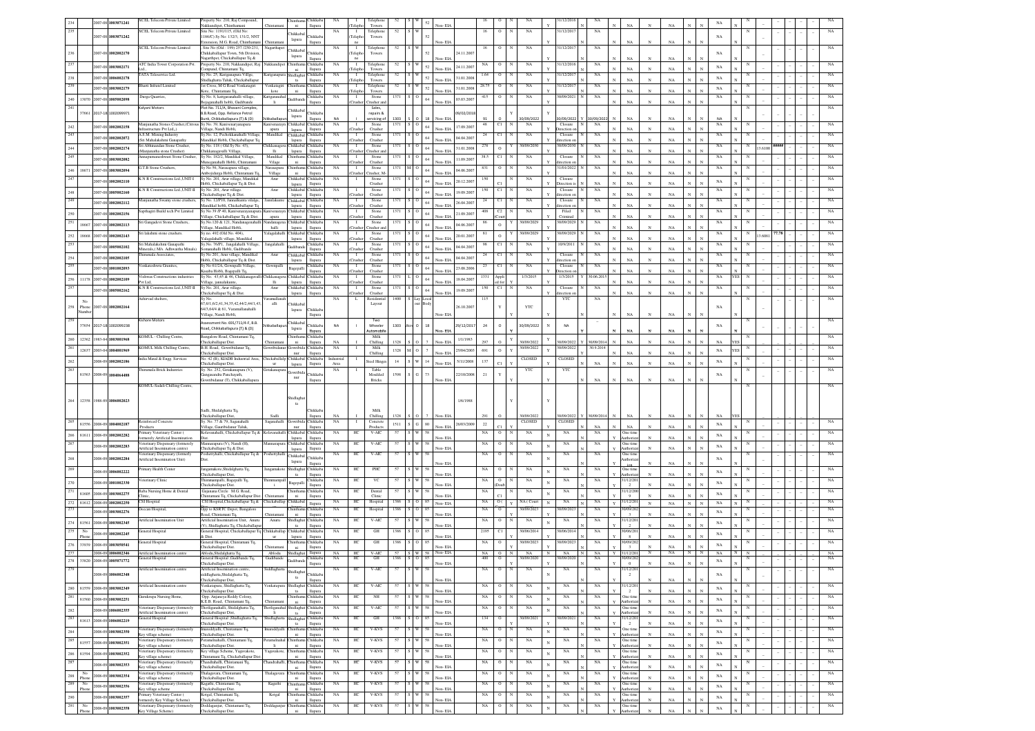| Sl. No | | Year | ID | Name of Industry | Address | Taluk/Town | | District | Type | | Activity | Code | S | | Category | | Date | Investment | | | Validity | | | | | | | | | | | | | | | | | |
|---|---|---|---|---|---|---|---|---|---|---|---|---|---|---|---|---|---|---|---|---|---|---|---|---|---|---|---|---|---|---|---|---|---|---|---|---|---|
| 234 | | 2007-08 | 1003071241 | XCEL Telecom Private Limited | Property No. 210, Raj Compound, Nakkanahpet, Chinthamani | Chintamani | Chinthama ni | Chikkaba llapura | NA | I (Telepho ne) | Telephone Towers | 52 | S | W | 52 | Non- EIA | | 16 | O | N | NA | Y | 31/12/2016 | N | NA | N | NA | N | NA | N | N | NA | | | | | NA |
| 235 | | 2007-08 | 1003071242 | XCEL Telecom Private Limited | Site No: 1191/115, (Old No: 1186/C) Sy No: 132/3, 131/2, NNT Extension, M.G. Road, Chinthamani | Chintamani | Chikkabal lapura | Chikkaba llapura | NA | I (Telepho ne) | Telephone Towers | 52 | S | W | 52 | Non- EIA | | 16 | O | N | NA | Y | 31/12/2017 | N | NA | N | NA | N | NA | N | N | NA | N | | | | NA |
| 236 | | 2007-08 | 1002082270 | XCEL Telecom Private Limited | Site No (Old : 199) 257/250-251, Nagarthpet, Chikkaballapur Town, 5th Division, Nagarthpet, Chikkaballapur Tq & | Nagarthapet | Chikkabal lapura | Chikkaba llapura | NA | I (Telepho ne) | Telephone Towers | 52 | S | W | 52 | Non- EIA | 24.11.2007 | 16 | O | N | NA | Y | 31/12/2017 | N | NA | N | NA | N | NA | N | N | NA | N | | | | NA |
| 237 | | 2007-08 | 1003002171 | ATC India Tower Corporation Pvt. Ltd., | Property No. 210, Nakkandupet, Raj Compund, Chintamani Tq. | Nakkandupet | Chinthama ni | Chikkaba llapura | NA | I (Telepho ne) | Telephone Towers | 52 | S | W | 52 | Non- EIA | 24.11.2007 | NA | O | N | NA | Y | 31/12/2016 | N | NA | N | NA | N | NA | N | N | NA | N | | | | NA |
| 238 | | 2007-08 | 1006002178 | TATA Teleservice Ltd. | Sy No. 25, Kanganaputa Village, Shidlaghatta Taluk, Chickaballapur | Kanganapura | Shidlaghat ta | Chikkaba llapura | NA | I (Telepho ne) | Telephone Towers | 52 | S | W | 52 | Non- EIA | 31.01.2008 | 1.64 | O | N | NA | Y | 31/12/2017 | N | NA | N | NA | N | NA | N | N | NA | N | | | | NA |
| 239 | | 2007-08 | 1003002179 | Bharti Infratel Limited | 1st Cross, M.G Road Venkatagiri Kote, Chintamani Tq. | Venkatagiri kote | Chinthama ni | Chikkaba llapura | NA | I (Telepho ne) | Telephone Towers | 52 | S | W | 52 | Non- EIA | 31.01.2008 | 28.75 | O | N | NA | Y | 31/12/2017 | N | NA | N | NA | N | NA | N | N | NA | N | | | | NA |
| 240 | 13070 | 2007-08 | 1005002098 | Durga Quarries, | Sy No. 8, kanganahalli village, Bejagagnahalli hobli, Gudibande | Kanganaahal li | Gudibande | Chikkaba llapura | NA | I (Crusher) | Stone Crusher and | 1371 | S | O | 64 | Non- EIA | 03.03.2007 | 415 | O | N | NA | Y | 30/09/2021 | N | NA | N | NA | N | NA | N | N | NA | N | | | | NA |
| 241 | 37661 | 2017-18 | 1002099971 | Kalyani Motors | Plot No. 711/A, Bhavani Complex, B.B Road, Opp. Reliance Petrol Bunk, Chikkaballapura (T) & (D) | Chikkaballapur | Chikkabal lapura | Chikkaba llapura | NA | I | Sales, repairs & servicing of | 1303 | S | O | 18 | Non- EIA | 09/02/2018 | 91 | O | N | 30/09/2022 | Y | 30/09/2022 | Y | 30/09/2022 | N | NA | N | NA | N | N | NA | N | | | | NA |
| 242 | | 2007-08 | 1002002158 | Manjunatha Stones Crusher (Citrous Infrastructure Pvt Ltd.,) | Sy No. 39, Kanivenarayanapura Village, Nandi Hobli, | Kanivenaraya napura | Chikkabal lapura | Chikkaba llapura | NA | I (Crusher) | Stone Crusher | 1371 | S | O | 64 | Non- EIA | 17.09.2007 | 48 | C1 | N | NA | Y | Closure Direction on | N | NA | N | NA | N | NA | N | N | NA | N | | | | NA |
| 243 | | 2007-08 | 1002002072 | A.S.M. Mining Industry (Sri Mahalakshmi Ganapathy | Sy No. 12, Pechoikkanahalli Village, Mandikal Hobli, Chickaballapur Tq | Mandikal | Chikkabal lapura | Chikkaba llapura | NA | I (Crusher) | Stone Crusher | 1371 | S | O | 64 | Non- EIA | 04.04.2007 | 24 | C1 | N | NA | Y | Closure direction on | N | NA | N | NA | N | NA | N | N | NA | N | | | | NA |
| 244 | | 2007-08 | 1002002174 | Sri Abhinandan Stone Crusher, (Manjunatha stone Crusher) | Sy No. 118 ( Old Sy No. 43), Chikkanaguvalli Village, | Chikkanaguva lli | Chikkabal lapura | Chikkaba llapura | NA | I (Crusher) | Stone Crusher and | 1371 | S | O | 64 | Non- EIA | 31.01.2008 | 278 | O | Y | 30/09/2030 | Y | 30/09/2030 | N | NA | N | NA | N | NA | N | N | NA | N | 13.6100 | 88888 | | NA |
| 245 | | 2007-08 | 1003002062 | Annapurneshwari Stone Crusher, | Sy No. 182/2, Mandikal Village, Munaganahalli Hobli, Chintamani | Mandikal Village | Chinthama ni | Chikkaba llapura | NA | I (Crusher) | Stone Crusher | 1371 | S | O | 64 | Non- EIA | 11.09.2007 | 38.5 | C1 | N | NA | Y | Closure direction on | N | NA | N | NA | N | NA | N | N | NA | N | | | | NA |
| 246 | 18671 | 2007-08 | 1003002094 | G.T.B Stone Crushers, | Sy No.56, Narasapura village, Ambajidurga Hobli, Chintamani Tq. | Narasapura Village | Chinthama ni | Chikkaba llapura | NA | I (Crusher) | Stone Crusher, M- | 1371 | M | O | 64 | Non- EIA | 04.06.2007 | 831 | O | N | NA | Y | 31/01/2022 | N | NA | N | NA | N | NA | N | N | NA | N | | | | NA |
| 247 | | 2007-08 | 1002002110 | K.N.R Constructions Ltd.,UNIT-I | Sy No. 201, Arur village, Mandikal Hobli, Chickaballapur Tq & Dist. | Arur | Chikkabal lapura | Chikkaba llapura | NA | I (Crusher) | Stone Crusher | 1371 | S | O | 64 | Non- EIA | 20.12.2007 | 150 | C1 | N | NA | Y | Closure Direction is | N | NA | N | NA | N | NA | N | N | NA | N | | | | NA |
| 248 | | 2007-08 | 1005002160 | K.N.R Constructions Ltd.,UNIT-II | Sy No. 201, Arur village. Chickaballapur Tq & Dist. | Arur | Chikkabal lapura | Chikkaba llapura | NA | I (Crusher) | Stone Crusher | 1371 | S | O | 64 | Non- EIA | 19.09.2007 | 150 | C1 | N | NA | Y | Closure direction on | N | NA | N | NA | N | NA | N | N | NA | N | | | | NA |
| 249 | | 2007-08 | 1002002112 | Manjunatha Swamy stone crushers | Sy No. 12/P10, Jannikunte village, Mandikal hobli, Chickaballapur Tq | Jannikunte | Chikkabal lapura | Chikkaba llapura | NA | I (Crusher) | Stone Crusher | 1371 | S | O | 64 | Non- EIA | 26.04.2007 | 24 | C1 | N | NA | Y | Closure direction on | N | NA | N | NA | N | NA | N | N | NA | N | | | | NA |
| 250 | | 2007-08 | 1002002156 | Sapthagiri Build tech Pvt Limited | Sy No 39 (P 40, Kanivenarayanapura Village, Chickaballapur Tq & Dist. | Kanivenaraya napura | Chikkabal lapura | Chikkaba llapura | NA | I (Crusher) | Stone Crusher | 1371 | S | O | 64 | Non- EIA | 21.09.2007 | 408 | C2 (Court | N | NA | Y | Filed Criminal | N | NA | N | NA | N | NA | N | N | NA | N | | | | NA |
| 251 | 18667 | 2007-08 | 1002002113 | Sri Gangadevi Stone Crushers, | Sy No. 120 & 121, Nandanagenahalli Village, Mandikal Hobli, | Nandanagena halli | Chikkabal lapura | Chikkaba llapura | NA | I (Crusher) | Stone Crusher and | 1371 | S | O | 64 | Non- EIA | 04.06.2007 | 86 | O | Y | 30/09/2029 | Y | 30/09/2029 | N | NA | N | NA | N | NA | N | N | NA | N | | | | NA |
| 252 | 18668 | 2007-08 | 1002002143 | Sri lakshmi stone crushers | Sy no. 492 (Old No. 404), Yalagalahalli village, Mandikal | Yalagalahalli | Chikkabal lapura | Chikkaba llapura | NA | I (Crusher) | Stone Crusher | 1371 | S | O | 64 | Non- EIA | 20.01.2007 | 81 | O | Y | 30/09/2029 | Y | 30/09/2029 | N | NA | N | NA | N | NA | N | N | NA | N | 13.6081 | 77.78 | | NA |
| 253 | | 2007-08 | 1005002102 | Sri Mahalakshmi Ganapathi Minerals,( M/s. Adhwaitha Minals) | Sy No. 76/P1, Jangalahalli Village, Somanahalli Hobli, Gudibande | Jangalahalli | Gudibande | Chikkaba llapura | NA | I (Crusher) | Stone Crusher | 1371 | S | O | 64 | Non- EIA | 04.04.2007 | 98 | C1 | N | NA | Y | 10/9/2011 | N | NA | N | NA | N | NA | N | N | NA | N | | | | NA |
| 254 | | 2007-08 | 1002002105 | Thimmala Associates, | Sy No. 201, Arur village, Mandikal Hobli, Chickaballapur Tq & Dist. | Arur | Chikkabal lapura | Chikkaba llapura | NA | I (Crusher) | Stone Crusher | 1371 | S | O | 64 | Non- EIA | 04.04.2007 | 24 | C1 | N | NA | Y | Closure direction on | N | NA | N | NA | N | NA | N | N | NA | N | | | | NA |
| 255 | | 2007-08 | 1001002093 | Venkateshwra Granites, | Sy No 61/2A, Gowripalli Village, Kasaba Hobli, Bagepalli Tq, | Gowripalli | Bagepalli | Chikkaba llapura | NA | I (Crusher) | Stone Crusher | 1371 | S | O | 64 | Non- EIA | 23.08.2006 | 23 | C1 | N | NA | Y | Closure Direction on | N | NA | N | NA | N | NA | N | N | NA | N | | | | NA |
| 256 | 11178 | 2007-08 | 1002002209 | Vishwas Constructions industries Pvt Ltd, | Sy No. 43,45 & 46, Chikkanagavalli Village, jannalakunte, | Chikkanagava lli | Chikkabal lapura | Chikkaba llapura | NA | I (Crusher) | Stone Crusher | 1371 | L | O | 64 | Non- EIA | 18.04.2007 | 1331 | Appli ed for | Y | 1/3/2015 | Y | 1/3/2015 | Y | 30.06.2015 | N | NA | N | NA | N | YES | N | | | | NA |
| 257 | | 2007-08 | 1005002162 | K.N.R Constructions Ltd.,UNIT-II | Sy No. 201, Arur village. Chickaballapur Tq & Dist. | Arur | Chikkabal lapura | Chikkaba llapura | NA | I (Crusher) | Stone Crusher | 1371 | S | O | 64 | Non- EIA | 19.09.2007 | 150 | C1 | N | NA | Y | Closure direction on | N | NA | N | NA | N | NA | N | N | NA | N | | | | NA |
| 258 | No Phone Number | 2007-08 | 1002002164 | Ashirvad shelters, | Sy No. 67,6/1,6/2,41,34,35,42,44/2,44/1,43 64/5,64/4 & 61, Varamallanahalli Village, Nandi Hobli, | Varamallanah alli | Chikkabal lapura | Chikkaba llapura | NA | L | Residential Layout | 1400 | S | Lay out | Local Body | | 26.10.2007 | 115 | | Y | YTC | Y | YTC | N | NA | N | NA | N | NA | N | N | NA | N | | | | NA |
| 259 | 37654 | 2017-18 | 1002099238 | Kishore Motors | Assessment No. 691/711/4-F, B.B. Road, Chikkaballapura (T) & (D) | Chikkaballapur | Chikkabal lapura | Chikkaba llapura | NA | I | Two Wheeler Automobile | 1303 | Acr | O | 18 | Non- EIA | 29/12/2017 | 24 | O | Y | 30/09/2022 | N | NA | N | NA | N | NA | N | NA | N | N | NA | N | | | | NA |
| 260 | 12362 | 1983-84 | 1003001968 | KOMUL - Chilling Centre, | Bangalore Road, Chintamani Tq, Chickaballapur Dist. | Chintamani | Chinthama ni | Chikkaba llapura | NA | I | Milk Chilling | 1328 | S | O | 7 | Non- EIA | 1/1/1983 | 297 | O | Y | 30/09/2022 | Y | 30/09/2022 | Y | 30/09/2014 | N | NA | N | NA | N | YES | N | | | | NA |
| 261 | 12637 | 2003-04 | 1004001969 | KOMUL Milk Chilling Centre, | B.H. Road, Gowribidanur Tq, Chickaballapur Dist. | Gowribidanur | Gowribida nur | Chikkaba llapura | NA | I | Milk Chilling | 1328 | M | O | 7 | Non- EIA | 25/04/2003 | 691 | O | Y | 30/09/2022 | Y | 30/09/2022 | Y | 30.9.2014 | N | NA | N | NA | N | YES | N | | | | NA |
| 262 | | 2008-09 | 1002002186 | India Metal & Engg. Services | No. 42 (B), KIADB Industrial Area, Chickaballapur Dist. | Chickaballapur | Chikkabal lapura | Chikkaba llapura | Industrial Area | I | Steel Hinges | 14 | S | W | 14 | Non- EIA | 5/11/2008 | 137 | C1 | Y | CLOSED | Y | CLOSED | N | NA | N | NA | N | NA | N | N | NA | N | | | | NA |
| 263 | 81563 | 2008-09 | 1004064488 | Thimmala Brick Industries | Sy. No. 252, Girakanapura (V), Gangasandra Panchayath, Gowribidanur (T), Chikkaballapura | Girakanapura | Gowribida nur | Chikkaba llapura | NA | I | Table Moulded Bricks | 1598 | S | G | 73 | Non- EIA | 22/10/2008 | 21 | Y | | YTC | Y | YTC | N | NA | N | NA | N | NA | N | N | NA | N | | | | NA |
| 264 | 12358 | 1988-89 | 1006002023 | KOMUL-Sadali Chilling Centre, | Sadli, Shidalghatta Tq, Chickaballapur Dist. | Sadli | Shidlaghat ta | Chikkaba llapura | NA | I | Milk Chilling | 1328 | S | O | 7 | Non- EIA | 1/6/1988 | 291 | O | Y | 30/09/2022 | Y | 30/09/2022 | Y | 30/09/2014 | N | NA | N | NA | N | YES | N | | | | NA |
| 265 | 81556 | 2008-09 | 1004002187 | Reinforced Concrete Products | Sy. No. 77 & 79, Saganahalli Village, Gauribidanur Taluk, | Saganahalli | Gowribida nur | Chikkaba llapura | NA | I | Concrete Products | 1511 | S | G | 80 | Non- EIA | 26/03/2009 | 22 | C1 | Y | CLOSED | N | CLOSED | N | NA | N | NA | N | NA | N | N | NA | N | | | | NA |
| 266 | 81611 | 2008-09 | 1002002282 | Primary Veterinary Center ( formerly Artificial Insemination | Kolavanahalli, Chickaballapur Tq & Dist. | Kolavanahalli | Chikkabal lapura | Chikkaba llapura | NA | HC | V-AIC | 57 | S | W | 58 | Non- EIA | | NA | O | N | NA | N | NA | Y | One time Authoriz | N | NA | N | NA | N | N | NA | N | | | | NA |
| 267 | | 2008-09 | 1002002283 | Veterinary Dispensary (formerly Artificial Insemination centre) | Manneurapura (V), Nandi (H), Chickaballapur Tq & Dist. | Manneurapura | Chikkabal lapura | Chikkaba llapura | NA | HC | V-AIC | 57 | S | W | 58 | Non- EIA | | NA | O | N | NA | N | NA | Y | One time Authoriz | N | NA | N | NA | N | N | NA | N | | | | NA |
| 268 | | 2008-09 | 1002002284 | Veterinary Dispensary (formerly Artificial Insemination Unit) | Peshettyhalli, Chickaballapur Tq & Dist. | Peshettyhalli | Chikkabal lapura | Chikkaba llapura | NA | HC | V-AIC | 57 | S | W | 58 | Non- EIA | | NA | O | N | NA | N | NA | Y | One time Authoriz ation | N | NA | N | NA | N | N | NA | N | | | | NA |
| 269 | | 2008-09 | 1006002222 | Primary Health Center | Jangamakote,Shidalghatta Tq, Chickaballapur Dist. | Jangamakote | Shidlaghat ta | Chikkaba llapura | NA | HC | PHC | 57 | S | W | 58 | Non- EIA | | NA | O | N | NA | N | NA | Y | One time Authoriz | N | NA | N | NA | N | N | NA | N | | | | NA |
| 270 | | 2008-09 | 1001002330 | Veterinary Clinic | Thimmampalli, Bagepalli Tq, Chickaballapur Dist. | Thimmampall i | Bagepalli | Chikkaba llapura | NA | HC | VC | 57 | S | W | 58 | Non- EIA | | NA | O (Doub | N | NA | N | NA | Y | 31/12/201 2 | N | NA | N | NA | N | N | NA | N | | | | NA |
| 271 | 81605 | 2008-09 | 1003002275 | Baba Nursing Home & Dental Clinic, | Gajanana Circle M.G. Road, Chintamani Tq, Chickaballapur Dist. | Chintamani | Chinthama ni | Chikkaba llapura | NA | HC | Dental Clinic | 57 | S | W | 58 | Non- EIA | | NA | C1 | Y | NA | N | NA | Y | 31/12/201 9 | N | NA | N | NA | N | N | NA | N | | | | NA |
| 272 | 81612 | 2008-09 | 1002002250 | CSI Hospital | CSI Hospital Chickaballapur Tq & | Chickaballapur | Chikkabal lapura | Chikkaba llapura | NA | HC | Hospital | 1386 | S | O | 85 | Non- EIA | | NA | O ( | N | NA ( Court | N | NA | Y | 31/12/201 | N | NA | N | NA | N | N | NA | N | | | | NA |
| 273 | | 2008-09 | 1003002276 | Deccan Hospital, | Opp to KSRTC Depot, Bangalore Road, Chintamani Tq, | Chintamani | Chinthama ni | Chikkaba llapura | NA | HC | Hospital | 1386 | S | O | 85 | Non- EIA | | NA | Cogni | Y | 30/09/2023 | Y | 30/09/2023 | Y | 30/09/202 3 | N | NA | N | NA | N | N | NA | N | | | | NA |
| 274 | 81561 | 2008-09 | 1003002345 | Artificial Insemination Unit | Artificial Insemination Centr, Amaru (V), Shidlaghatta Tq, Chickaballapur | Amaru | Shidlaghat ta | Chikkaba llapura | NA | HC | V-AIC | 57 | S | W | 58 | Non- EIA | | NA | O | N | NA | N | NA | Y | 31/12/201 2 | N | NA | N | NA | N | N | NA | N | | | | NA |
| 275 | No Phone | 2008-09 | 1002002245 | General Hospital | General Hospital, Chickaballapur Tq & Dist. | Chikkaballap ur | Chikkabal lapura | Chikkaba llapura | NA | HC | GH | 1386 | S | O | 85 | Non- EIA | | 2195 | C1 | Y | 30/06/2014 | Y | 30/06/2014 | Y | 30/06/201 4 | N | NA | N | NA | N | N | NA | N | | | | NA |
| 276 | 33939 | 2008-09 | 1003050541 | General Hospital | General Hospital, Chintamani Tq, Chickaballapur Dist. | Chintamani | Chinthama ni | Chikkaba llapura | NA | HC | GH | 1386 | S | O | 85 | Non- EIA | | NA | O | Y | 30/09/2023 | Y | 30/09/2023 | Y | 30/09/202 3 | N | NA | N | NA | N | N | NA | N | | | | NA |
| 277 | | 2008-09 | 1006002346 | Artificial Insemination centre | Ablodu,Shidalghatta Tq, | Ablodu | Shidlaghat ta | Chikkaba llapura | NA | HC | V-AIC | 57 | S | W | 58 | Non- EIA | | NA | O | N | NA | N | NA | Y | 31/12/201 | N | NA | N | NA | N | N | NA | N | | | | NA |
| 278 | 33820 | 2008-09 | 1005071772 | General Hospital | General Hospital Gudibande Tq, Chickaballapur Dist. | Gudibande | Gudibande | Chikkaba llapura | NA | HC | GH | 1386 | S | O | 85 | Non- EIA | | 400 | O | Y | 30/09/2020 | Y | 30/09/2020 | Y | 30/09/202 0 | N | NA | N | NA | N | N | NA | N | | | | NA |
| 279 | | 2008-09 | 1006002348 | Artificial Insemination centre | Artificial Insemination centre, siddlaghatta,Shidalghatta Tq, Chickaballapur Dist. | Siddlaghatta | Shidlaghat ta | Chikkaba llapura | NA | HC | V-AIC | 57 | S | W | 58 | Non- EIA | | NA | O | N | NA | N | NA | Y | 31/12/201 2 | N | NA | N | NA | N | N | NA | N | | | | NA |
| 280 | 81559 | 2008-09 | 1003002349 | Artificial Insemination centre | Venkatapura ,Shidlaghatta Tq, Chickaballapur Dist. | Venkatapura | Shidlaghat ta | Chikkaba llapura | NA | HC | V-AIC | 57 | S | W | 58 | Non- EIA | | NA | O | N | NA | N | NA | Y | 31/12/201 2 | N | NA | N | NA | N | N | NA | N | | | | NA |
| 281 | 81560 | 2008-09 | 1003002251 | Gurukrupa Nursing Home, | Opp. Anjaneya Reddy Colony, K.E.B. Road, Chintamani Tq, | Chintamani | Chinthama ni | Chikkaba llapura | NA | HC | NH | 57 | S | W | 58 | Non- EIA | | NA | O | N | NA | N | NA | Y | One time Authoriz | N | NA | N | NA | N | N | NA | N | | | | NA |
| 282 | | 2008-09 | 1006002355 | Veterinary Dispensary (formerly Artificial Insemination centre) | Thotlaganahalli, Shidalghatta Tq, Chickaballapur Dist. | Thotlaganaha lli | Shidlaghat ta | Chikkaba llapura | NA | HC | V-AIC | 57 | S | W | 58 | Non- EIA | | NA | O | N | NA | N | NA | Y | One time Authoriz | N | NA | N | NA | N | N | NA | N | | | | NA |
| 283 | 81613 | 2008-09 | 1006002219 | General Hospital | General Hospital ,Shidlaghatta Tq, Chickaballapur Dist. | Shidlaghatta | Shidlaghat ta | Chikkaba llapura | NA | HC | GH | 1386 | S | O | 85 | Non- EIA | | 134 | O | Y | 30/09/2021 | Y | 30/09/2021 | Y | 31/12/201 2 | N | NA | N | NA | N | N | NA | N | | | | NA |
| 284 | | 2008-09 | 1003002350 | Veterinary Dispensary (formerly Key village scheme) | Imaredchalli, Chintamani Tq, Chickaballapur Dist. | Imaredchalli | Chinthama ni | Chikkaba llapura | NA | HC | V-KVS | 57 | S | W | 58 | Non- EIA | | NA | O | N | NA | N | NA | Y | One time Authoriz | N | NA | N | NA | N | N | NA | N | | | | NA |
| 285 | 81557 | 2008-09 | 1003002351 | Veterinary Dispensary (formerly Key village scheme) | Peramelnahalli, Chintamani Tq, Chickaballapur Dist. | Peramelnahal li | Chinthama ni | Chikkaba llapura | NA | HC | V-KVS | 57 | S | W | 58 | Non- EIA | | NA | O | N | NA | N | NA | Y | One time Authoriz | N | NA | N | NA | N | N | NA | N | | | | NA |
| 286 | 81594 | 2008-09 | 1003002352 | Veterinary Dispensary (formerly Key village scheme) | Key village Scheme, Yagavakote, Chintamani Tq, Chickaballapur Dist | Yagavakote, | Chinthama ni | Chikkaba llapura | NA | HC | V-KVS | 57 | S | W | 58 | Non- EIA | | NA | O | N | NA | N | NA | Y | One time Authoriz | N | NA | N | NA | N | N | NA | N | | | | NA |
| 287 | | 2008-09 | 1003002353 | Veterinary Dispensary (formerly Key village scheme) | Chandrahalli, Chintamani Tq, Chickaballapur Dist. | Chandrahalli, | Chinthama ni | Chikkaba llapura | NA | HC | V-KVS | 57 | S | W | 58 | Non- EIA | | NA | O | N | NA | N | NA | Y | One time Authoriz | N | NA | N | NA | N | N | NA | N | | | | NA |
| 288 | No Phone | 2008-09 | 1003002354 | Veterinary Dispensary (formerly Key village scheme) | Thalagavara, Chintamani Tq, Chickaballapur Dist. | Thalagavara | Chinthama ni | Chikkaba llapura | NA | HC | V-KVS | 57 | S | W | 58 | Non- EIA | | NA | O | N | NA | N | NA | Y | One time Authoriz | N | NA | N | NA | N | N | NA | N | | | | NA |
| 289 | No Phone | 2008-09 | 1003002356 | Veterinary Dispensary (formerly Key village scheme | Kagathi, Chintamani Tq, Chickaballapur Dist. | Kagathi | Chinthama ni | Chikkaba llapura | NA | HC | V-KVS | 57 | S | W | 58 | Non- EIA | | NA | O | N | NA | N | NA | Y | One time Authoriz | N | NA | N | NA | N | N | NA | N | | | | NA |
| 290 | | 2008-09 | 1003002357 | Primary Veterinary Center ( formerly Key Village Scheme) | Kongal, Chintamani Tq, Chickaballapur Dist. | Kongal | Chinthama ni | Chikkaba llapura | NA | HC | V-KVS | 57 | S | W | 58 | Non- EIA | | NA | O | N | NA | N | NA | Y | One time Authoriz | N | NA | N | NA | N | N | NA | N | | | | NA |
| 291 | No Phone | 2008-09 | 1003002358 | Veterinary Dispensary (formerly Key Village Scheme) | Doddaganjur, Chintamani Tq, Chickaballapur Dist. | Doddaganjur | Chinthama ni | Chikkaba llapura | NA | HC | V-KVS | 57 | S | W | 58 | Non- EIA | | NA | O | N | NA | N | NA | Y | One time Authoriz | N | NA | N | NA | N | N | NA | N | | | | NA |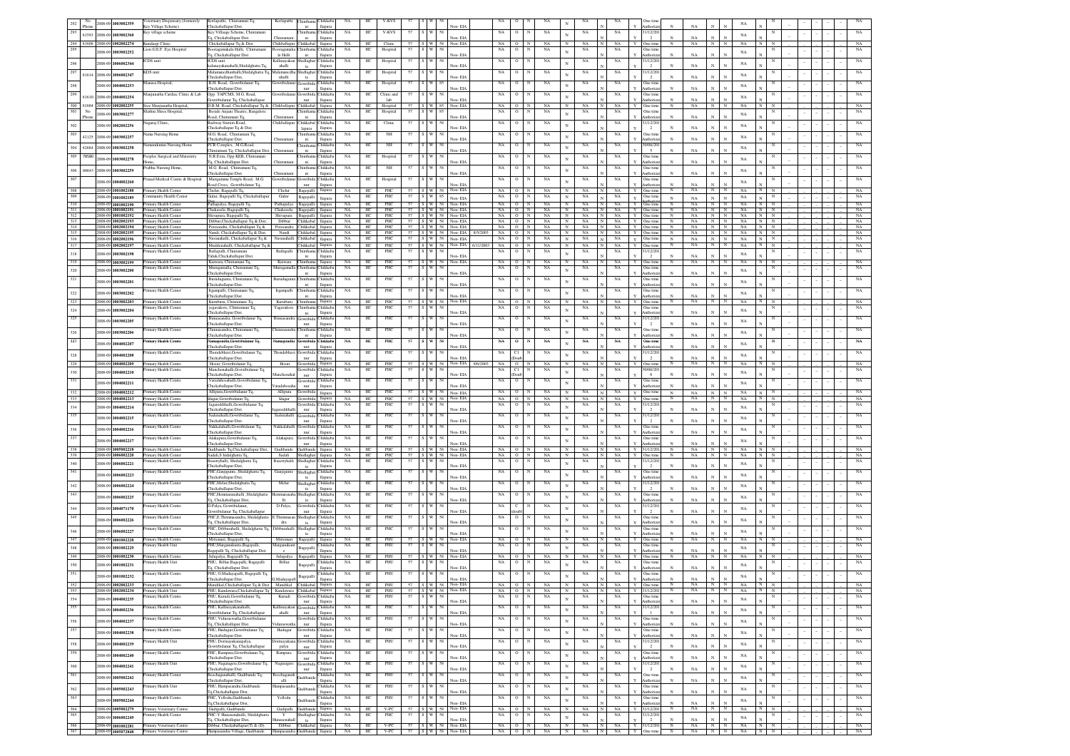| No. | Code | Application ID | Name of the Unit | Address | Taluk | District | NA | HC | Category | | | | | Status | Date | NA | O | N | NA | N | NA | N | NA | Y | Validity | N | NA | N | N | NA | N | NA |
|---|---|---|---|---|---|---|---|---|---|---|---|---|---|---|---|---|---|---|---|---|---|---|---|---|---|---|---|---|---|---|---|---|
| 292 | | 2008-09 1003002359 | Veterinary Dispensary (formerly Key Village Scheme) | Kotlapathi, Chintamani Tq, Chickaballapur Dist. | Chintamani | Chikkaballapura | NA | HC | V-KVS | 57 | S | W | 58 | Non-EIA | | NA | O | N | NA | N | NA | N | NA | Y | One time Authorization | N | NA | N | N | NA | N | NA |
| 293 | 61593 | 2008-09 1003002360 | Key village scheme | Key Village Scheme, Chintamani Tq, Chickaballapur Dist. | Chintamani | Chikkaballapura | NA | HC | V-KVS | 57 | S | W | 58 | Non-EIA | | NA | O | N | NA | N | NA | N | NA | Y | 31/12/2012 | N | NA | N | N | NA | N | NA |
| 294 | 61606 | 2008-09 1002002274 | Kaudargi Clinic | Chickaballapur Tq & Dist. | Chikkaballapur | Chikkaballapura | NA | HC | Clinic | 57 | S | W | 58 | Non-EIA | | NA | O | N | NA | N | NA | N | NA | Y | One time | N | NA | N | N | NA | N | NA |
| 295 | | 2008-09 1003002252 | Lion G.E.P. Eye Hospital | Booragamakala Halli, Chintamani Tq, Chickaballapur Dist. | Chintamani | Chikkaballapura | NA | HC | Hospital | 57 | S | W | 58 | Non-EIA | | NA | O | N | NA | N | NA | N | NA | Y | One time Authorization | N | NA | N | N | NA | N | NA |
| 296 | | 2008-09 1006002344 | ICDS unit | Kallunayakanahalli, Shidalghatta Tq. | Shidlaghatta | Chikkaballapura | NA | HC | Hospital | 57 | S | W | 58 | Non-EIA | | NA | O | N | NA | N | NA | N | NA | Y | 31/12/2012 | N | NA | N | N | NA | N | NA |
| 297 | 61614 | 2008-09 1006002347 | ICDS unit | Malamanchanahalli, Shidalghatta Tq, Chickaballapur Dist. | Shidlaghatta | Chikkaballapura | NA | HC | Hospital | 57 | S | W | 58 | Non-EIA | | NA | O | N | NA | N | NA | N | NA | Y | 31/12/2012 | N | NA | N | N | NA | N | NA |
| 298 | | 2008-09 1004002253 | Manasa Hospital, | B.H. Road, Gowribidanur Tq, Chickaballapur Dist. | Gowribidanur | Chikkaballapura | NA | HC | Hospital | 57 | S | W | 85 | Non-EIA | | NA | O | N | NA | N | NA | N | NA | Y | One time Authorization | N | NA | N | N | NA | N | NA |
| 299 | 61610 | 2008-09 1004002254 | Manjunatha Cardiac Clinic & Lab | Opp. TAPCMS, M.G. Road, Gowribidanur Tq, Chickaballapur. | Gowribidanur | Chikkaballapura | NA | HC | Clinic and lab | 57 | S | W | 58 | Non-EIA | | NA | O | N | NA | N | NA | N | NA | Y | One time Authorization | N | NA | N | N | NA | N | NA |
| 300 | 61604 | 2008-09 1002002255 | Sree Manjunatha Hospital, | B.B.M. Road, Chickaballapur Tq & Dist. | Chikkaballapur | Chikkaballapura | NA | HC | Hospital | 57 | S | W | 85 | Non-EIA | | NA | O | N | NA | N | NA | N | NA | Y | One time | N | NA | N | N | NA | N | NA |
| 301 | No. Phone | 2008-09 1003002277 | Mathru Shree Hospital, | Beside Anjani Theatre, Bangalore Road, Chintamani Tq. | Chintamani | Chikkaballapura | NA | HC | Hospital | 57 | S | W | 85 | Non-EIA | | NA | O | N | NA | N | NA | N | NA | Y | One time Authorization | N | NA | N | N | NA | N | NA |
| 302 | | 2008-09 1002002256 | Nagaraj Clinic, | Railway Station Road, Chickaballapur Tq & Dist. | Chikkaballapura | Chikkaballapura | NA | HC | Clinic | 57 | S | W | 58 | Non-EIA | | NA | O | N | NA | N | NA | N | NA | Y | 31/12/2012 | N | NA | N | N | NA | N | NA |
| 303 | 42125 | 2008-09 1003002257 | Nama Nursing Home | M.G. Road, Chintamani Tq, Chickaballapur Dist. | Chintamani | Chikkaballapura | NA | HC | NH | 57 | S | W | 58 | Non-EIA | | NA | O | N | NA | N | NA | N | NA | Y | One time Authorization | N | NA | N | N | NA | N | NA |
| 304 | 42684 | 2008-09 1003002258 | Namarukmini Nursing Home | PCR Complex, M.G.Road, Chintamani Tq, Chickaballapur Dist. | Chintamani | Chikkaballapura | NA | HC | NH | 57 | S | W | 58 | Non-EIA | | NA | O | N | NA | N | NA | N | NA | Y | 30/06/2015 | N | NA | N | N | NA | N | NA |
| 305 | 78580 | 2008-09 1003002278 | Peoples Surgical and Maternity Home, | N.R.Extn, Opp KEB, Chintamani Tq, Chickaballapur Dist. | Chintamani | Chikkaballapura | NA | HC | Hospital | 57 | S | W | 58 | Non-EIA | | NA | O | N | NA | N | NA | N | NA | Y | One time Authorization | N | NA | N | N | NA | N | NA |
| 306 | 80643 | 2008-09 1003002259 | Prabhu Nursing Home, | M.G. Road, Chintamani Tq, Chickaballapur Dist. | Chintamani | Chikkaballapura | NA | HC | NH | 57 | S | W | 58 | Non-EIA | | NA | O | N | NA | N | NA | N | NA | Y | One time Authorization | N | NA | N | N | NA | N | NA |
| 307 | | 2008-09 1004002260 | Prasad Medical Centre & Hospital | Mariyamma Temple Road, M.G. Road Cross, Gowribidanur Tq. | Gowribidanur | Chikkaballapura | NA | HC | Hospital | 57 | S | W | 58 | Non-EIA | | NA | O | N | NA | N | NA | N | NA | Y | One time Authorization | N | NA | N | N | NA | N | NA |
| 308 | | 2008-09 1001002188 | Primary Health Centre | Chelur, Bagepalli Tq. | Bagepalli | Chikkaballapura | NA | HC | PHC | 57 | S | W | 58 | Non-EIA | | NA | O | N | NA | N | NA | N | NA | Y | One time | N | NA | N | N | NA | N | NA |
| 309 | | 2008-09 1001002189 | Community Health Center | Gulur, Bagepalli Tq, Chickaballapur | Bagepalli | Chikkaballapura | NA | HC | PHC | 57 | S | W | 85 | Non-EIA | | NA | O | N | NA | N | NA | N | NA | Y | One time Authorization | N | NA | N | N | NA | N | NA |
| 310 | | 2008-09 1001002190 | Primary Health Center | Pathapalya, Bagepalli Tq. | Bagepalli | Chikkaballapura | NA | HC | PHC | 57 | S | W | 58 | Non-EIA | | NA | O | N | NA | N | NA | N | NA | Y | One time | N | NA | N | N | NA | N | NA |
| 311 | | 2008-09 1001002191 | Primary Health Center | Chakavelu, Bagepalli Tq. | Bagepalli | Chikkaballapura | NA | HC | PHC | 57 | S | W | 58 | Non-EIA | | NA | O | N | NA | N | NA | N | NA | Y | One time | N | NA | N | N | NA | N | NA |
| 312 | | 2008-09 1001002192 | Primary Health Center | Shivapura, Bagepalli Tq. | Bagepalli | Chikkaballapura | NA | HC | PHC | 57 | S | W | 58 | Non-EIA | | NA | O | N | NA | N | NA | N | NA | Y | One time | N | NA | N | N | NA | N | NA |
| 313 | | 2008-09 1002002193 | Primary Health Center | Dibbur, Chickaballapur Tq & Dist. | Chikkaballapur | Chikkaballapura | NA | HC | PHC | 57 | S | W | 58 | Non-EIA | | NA | O | N | NA | N | NA | N | NA | Y | One time | N | NA | N | N | NA | N | NA |
| 314 | | 2008-09 1002002194 | Primary Health Center | Peresandra, Chickaballapur Tq & | Chikkaballapur | Chikkaballapura | NA | HC | PHC | 57 | S | W | 58 | Non-EIA | | NA | O | N | NA | N | NA | N | NA | Y | One time | N | NA | N | N | NA | N | NA |
| 315 | | 2008-09 1002002195 | Primary Health Center | Nandi, Chickaballapur Tq & Dist. | Chikkaballapur | Chikkaballapura | NA | HC | PHC | 57 | S | W | 58 | Non-EIA | 8/5/2003 | NA | O | N | NA | N | NA | N | NA | Y | One time | N | NA | N | N | NA | N | NA |
| 316 | | 2008-09 1002002196 | Primary Health Center | Nayanahalli, Chickaballapur Tq & | Chikkaballapur | Chikkaballapura | NA | HC | PHC | 57 | S | W | 58 | Non-EIA | | NA | O | N | NA | N | NA | N | NA | Y | One time | N | NA | N | N | NA | N | NA |
| 317 | | 2008-09 1002002197 | Primary Health Center | Muddenahalli, Chickaballapur Tq & | Chikkaballapur | Chikkaballapura | NA | HC | PHC | 57 | S | W | 58 | Non-EIA | 6/11/2003 | NA | O | N | NA | N | NA | N | NA | Y | One time | N | NA | N | N | NA | N | NA |
| 318 | | 2008-09 1003002198 | Primary Health Center | Batlapalli, Chintamani Taluk, Chickaballapur Dist. | Chintamani | Chikkaballapura | NA | HC | PHC | 57 | S | W | 58 | Non-EIA | | NA | O | N | NA | N | NA | N | NA | Y | 31/12/2012 | N | NA | N | N | NA | N | NA |
| 319 | | 2008-09 1003002199 | Primary Health Center | Kaiwara, Chintamani Tq. | Chintamani | Chikkaballapura | NA | HC | PHC | 57 | S | W | 58 | Non-EIA | | NA | O | N | NA | N | NA | N | NA | Y | One time | N | NA | N | N | NA | N | NA |
| 320 | | 2008-09 1003002200 | Primary Health Center | Murugamalla, Chintamani Tq, Chickaballapur Dist. | Chintamani | Chikkaballapura | NA | HC | PHC | 57 | S | W | 58 | Non-EIA | | NA | O | N | NA | N | NA | N | NA | Y | One time Authorization | N | NA | N | N | NA | N | NA |
| 321 | | 2008-09 1003002201 | Primary Health Center | Burudugunta, Chintamani Tq, Chickaballapur Dist. | Chintamani | Chikkaballapura | NA | HC | PHC | 57 | S | W | 58 | Non-EIA | | NA | O | N | NA | N | NA | N | NA | Y | One time Authorization | N | NA | N | N | NA | N | NA |
| 322 | | 2008-09 1003002202 | Primary Health Center | Irgampalli, Chintamani Tq, Chickaballapur Dist. | Chintamani | Chikkaballapura | NA | HC | PHC | 57 | S | W | 58 | Non-EIA | | NA | O | N | NA | N | NA | N | NA | Y | One time Authorization | N | NA | N | N | NA | N | NA |
| 323 | | 2008-09 1003002203 | Primary Health Center | Kurubaru, Chintamani Tq. | Chintamani | Chikkaballapura | NA | HC | PHC | 57 | S | W | 58 | Non-EIA | | NA | O | N | NA | N | NA | N | NA | Y | One time | N | NA | N | N | NA | N | NA |
| 324 | | 2008-09 1003002204 | Primary Health Center | Yagavakote, Chintamani Tq, Chickaballapur Dist. | Chintamani | Chikkaballapura | NA | HC | PHC | 57 | S | W | 58 | Non-EIA | | NA | O | N | NA | N | NA | N | NA | Y | One time Authorization | N | NA | N | N | NA | N | NA |
| 325 | | 2008-09 1004002205 | Primary Health Center | Hirenagavalli, Gowribidanur Tq, Chickaballapur Dist. | Gowribidanur | Chikkaballapura | NA | HC | PHC | 57 | S | W | 58 | Non-EIA | | NA | O | N | NA | N | NA | N | NA | Y | 31/12/2012 | N | NA | N | N | NA | N | NA |
| 326 | | 2008-09 1003002206 | Primary Health Center | Chinnasandra, Chintamani Tq, Chickaballapur Dist. | Chintamani | Chikkaballapura | NA | HC | PHC | 57 | S | W | 58 | Non-EIA | | NA | O | N | NA | N | NA | N | NA | Y | One time Authorization | N | NA | N | N | NA | N | NA |
| 327 | | 2008-09 1004002207 | Primary Health Centre | Namagondlu, Gowribidanur Tq, Chickaballapur Dist. | Gowribidanur | Chikkaballapura | NA | HC | PHC | 57 | S | W | 58 | Non-EIA | | NA | G | N | NA | N | NA | N | NA | Y | One time Authorization | N | NA | N | N | NA | N | NA |
| 328 | | 2008-09 1004002208 | Primary Health Centre | Thondebhavi, Gowribidanur Tq, Chickaballapur Dist. | Gowribidanur | Chikkaballapura | NA | HC | PHC | 57 | S | W | 58 | Non-EIA | | NA | C1 (Doubt) | N | NA | N | NA | N | NA | Y | 31/12/2012 | N | NA | N | N | NA | N | NA |
| 329 | | 2008-09 1004002209 | Primary Health Centre | Hosur, Gowribidanur Tq. | Gowribidanur | Chikkaballapura | NA | HC | PHC | 57 | S | W | 58 | Non-EIA | 9/6/2003 | NA | O | N | NA | N | NA | N | NA | Y | One time | N | NA | N | N | NA | N | NA |
| 330 | | 2008-09 1004002210 | Primary Health Centre | Manchenahalli, Gowribidanur Tq, Chickaballapur Dist. | Gowribidanur | Chikkaballapura | NA | HC | PHC | 57 | S | W | 58 | Non-EIA | | NA | C1 (Doubt) | N | NA | N | NA | N | NA | Y | 30/06/2016 | N | NA | N | N | NA | N | NA |
| 331 | | 2008-09 1004002211 | Primary Health Centre | Varadahosahalli, Gowribidanur Tq, Chickaballapur Dist. | Gowribidanur | Chikkaballapura | NA | HC | PHC | 57 | S | W | 58 | Non-EIA | | NA | O | N | NA | N | NA | N | NA | Y | One time Authorization | N | NA | N | N | NA | N | NA |
| 332 | | 2008-09 1004002212 | Primary Health Centre | Allipura, Gowribidanur Tq. | Gowribidanur | Chikkaballapura | NA | HC | PHC | 57 | S | W | 58 | Non-EIA | | NA | O | N | NA | N | NA | N | NA | Y | One time Authorization | N | NA | N | N | NA | N | NA |
| 333 | | 2008-09 1004002213 | Primary Health Centre | Idagur, Gowribidanur Tq. | Gowribidanur | Chikkaballapura | NA | HC | PHC | 57 | S | W | 58 | Non-EIA | | NA | O | N | NA | N | NA | N | NA | Y | One time | N | NA | N | N | NA | N | NA |
| 334 | | 2008-09 1004002214 | Primary Health Centre | Jagareddihalli, Gowribidanur Tq, Chickaballapur Dist. | Gowribidanur | Chikkaballapura | NA | HC | PHC | 57 | S | W | 58 | Non-EIA | | NA | O | N | NA | N | NA | N | NA | Y | 31/12/2012 | N | NA | N | N | NA | N | NA |
| 335 | | 2008-09 1004002215 | Primary Health Centre | Sadashalli, Gowribidanur Tq, Chickaballapur Dist. | Gowribidanur | Chikkaballapura | NA | HC | PHC | 57 | S | W | 58 | Non-EIA | | NA | O | N | NA | N | NA | N | NA | Y | 31/12/2012 | N | NA | N | N | NA | N | NA |
| 336 | | 2008-09 1004002216 | Primary Health Centre | Nakkalahalli, Gowribidanur Tq, Chickaballapur Dist. | Gowribidanur | Chikkaballapura | NA | HC | PHC | 57 | S | W | 58 | Non-EIA | | NA | O | N | NA | N | NA | N | NA | Y | One time Authorization | N | NA | N | N | NA | N | NA |
| 337 | | 2008-09 1004002217 | Primary Health Centre | Alakapura, Gowribidanur Tq, Chickaballapur Dist. | Gowribidanur | Chikkaballapura | NA | HC | PHC | 57 | S | W | 58 | Non-EIA | | NA | O | N | NA | N | NA | N | NA | Y | One time Authorization | N | NA | N | N | NA | N | NA |
| 338 | | 2008-09 1005002218 | Primary Health Centre | Gudibande Tq, Chickaballapur Dist. | Gudibande | Chikkaballapura | NA | HC | PHC | 57 | S | W | 58 | Non-EIA | | NA | O | N | NA | N | NA | N | NA | Y | 31/12/2012 | N | NA | N | N | NA | N | NA |
| 339 | | 2008-09 1006002220 | Primary Health Centre | Sadali, S hidalghatta Tq. | Shidlaghatta | Chikkaballapura | NA | HC | PHC | 57 | S | W | 58 | Non-EIA | | NA | O | N | NA | N | NA | N | NA | Y | One time | N | NA | N | N | NA | N | NA |
| 340 | | 2008-09 1006002221 | Primary Health Centre | Basettyhalli, Shidalghatta Tq, Chickaballapur Dist. | Shidlaghatta | Chikkaballapura | NA | HC | PHC | 57 | S | W | 58 | Non-EIA | | NA | O | N | NA | N | NA | N | NA | Y | 31/12/2012 | N | NA | N | N | NA | N | NA |
| 341 | | 2008-09 1006002223 | Primary Health Centre | PHC, Ganjigunte, Shidalghatta Tq, Chickaballapur Dist. | Shidlaghatta | Chikkaballapura | NA | HC | PHC | 57 | S | W | 58 | Non-EIA | | NA | O | N | NA | N | NA | N | NA | Y | One time Authorization | N | NA | N | N | NA | N | NA |
| 342 | | 2008-09 1006002224 | Primary Health Centre | PHC, Melur, Shidalghatta Tq, Chickaballapur Dist. | Shidlaghatta | Chikkaballapura | NA | HC | PHC | 57 | S | W | 58 | Non-EIA | | NA | O | N | NA | N | NA | N | NA | Y | 31/12/2012 | N | NA | N | N | NA | N | NA |
| 343 | | 2008-09 1006002225 | Primary Health Centre | PHC, Hemmaranahalli, Shidalghatta Tq, Chickaballapur Dist. | Shidlaghatta | Chikkaballapura | NA | HC | PHC | 57 | S | W | 58 | Non-EIA | | NA | O | N | NA | N | NA | N | NA | Y | One time Authorization | N | NA | N | N | NA | N | NA |
| 344 | | 2008-09 1004071170 | Primary Health Centre | D.Palya, Gowribidanur, Gowribidanur Tq, Chickaballapur | Gowribidanur | Chikkaballapura | NA | HC | PHC | 57 | S | W | 58 | Non-EIA | | NA | C (doubt) | N | NA | N | NA | N | NA | Y | 31/12/2012 | N | NA | N | N | NA | N | NA |
| 345 | | 2008-09 1006002226 | Primary Health Centre | PHC, E.Thimmasandra, Shidalghatta Tq, Chickaballapur Dist. | Shidlaghatta | Chikkaballapura | NA | HC | PHC | 57 | S | W | 58 | Non-EIA | | NA | O | N | NA | N | NA | N | NA | Y | One time Authorization | N | NA | N | N | NA | N | NA |
| 346 | | 2008-09 1006002227 | Primary Health Centre | PHC, Dibburahalli, Shidalghatta Tq, Chickaballapur Dist. | Shidlaghatta | Chikkaballapura | NA | HC | PHC | 57 | S | W | 58 | Non-EIA | | NA | O | N | NA | N | NA | N | NA | Y | One time Authorization | N | NA | N | N | NA | N | NA |
| 347 | | 2008-09 1001002228 | Primary Health Centre | Mittemari, Bagepalli Tq. | Bagepalli | Chikkaballapura | NA | HC | PHU | 57 | S | W | 58 | Non-EIA | | NA | O | N | NA | N | NA | N | NA | Y | One time | N | NA | N | N | NA | N | NA |
| 348 | | 2008-09 1001002229 | Primary Health Unit | PHU, Marganakunte, Bagepalli, Bagepalli Tq, Chickaballapur Dist. | Bagepalli | Chikkaballapura | NA | HC | PHU | 57 | S | W | 58 | Non-EIA | | NA | O | N | NA | N | NA | N | NA | Y | One time Authorization | N | NA | N | N | NA | N | NA |
| 349 | | 2008-09 1001002230 | Primary Health Centre | Juliapalya, Bagepalli Tq. | Bagepalli | Chikkaballapura | NA | HC | PHU | 57 | S | W | 58 | Non-EIA | | NA | O | N | NA | N | NA | N | NA | Y | One time | N | NA | N | N | NA | N | NA |
| 350 | | 2008-09 1001002231 | Primary Health Unit | PHU, Billur, Bagepalli, Bagepalli Tq, Chickaballapur Dist. | Bagepalli | Chikkaballapura | NA | HC | PHU | 57 | S | W | 58 | Non-EIA | | NA | O | N | NA | N | NA | N | NA | Y | One time Authorization | N | NA | N | N | NA | N | NA |
| 351 | | 2008-09 1001002232 | Primary Health Centre | PHU, G.Maduyagalli, Bagepalli Tq, Chickaballapur Dist. | Bagepalli | Chikkaballapura | NA | HC | PHU | 57 | S | W | 58 | Non-EIA | | NA | O | N | NA | N | NA | N | NA | Y | One time Authorization | N | NA | N | N | NA | N | NA |
| 352 | | 2008-09 1002002233 | Primary Health Centre | Mandikal, Chickaballapur Tq & Dist. | Chikkaballapur | Chikkaballapura | NA | HC | PHU | 57 | S | W | 58 | Non-EIA | | NA | O | N | NA | N | NA | N | NA | Y | One time | N | NA | N | N | NA | N | NA |
| 353 | | 2008-09 1002002234 | Primary Health Unit | PHU, Kandawara, Chickaballapur Tq | Chikkaballapur | Chikkaballapura | NA | HC | PHU | 57 | S | W | 58 | Non-EIA | | NA | O | N | NA | N | NA | N | NA | Y | 31/12/2012 | N | NA | N | N | NA | N | NA |
| 354 | | 2008-09 1004002235 | Primary Health Centre | PHU, Kanadi, Gowribidanur Tq, Chickaballapur Dist. | Gowribidanur | Chikkaballapura | NA | HC | PHU | 57 | S | W | 58 | Non-EIA | | NA | O | N | NA | N | NA | N | NA | Y | One time Authorization | N | NA | N | N | NA | N | NA |
| 355 | | 2008-09 1004002236 | Primary Health Centre | PHU, Kallinayakanahalli, Gowribidanur Tq, Chickaballapur | Gowribidanur | Chikkaballapura | NA | HC | PHU | 57 | S | W | 58 | Non-EIA | | NA | O | N | NA | N | NA | N | NA | Y | 31/12/2011 | N | NA | N | N | NA | N | NA |
| 356 | | 2008-09 1004002237 | Primary Health Centre | PHU, Vidurasvatha, Gowribidanur Tq, Chickaballapur Dist. | Gowribidanur | Chikkaballapura | NA | HC | PHU | 57 | S | W | 58 | Non-EIA | | NA | O | N | NA | N | NA | N | NA | Y | One time Authorization | N | NA | N | N | NA | N | NA |
| 357 | | 2008-09 1004002238 | Primary Health Centre | PHU, Hudugur, Gowribidanur Tq, Chickaballapur Dist. | Gowribidanur | Chikkaballapura | NA | HC | PHC | 57 | S | W | 58 | Non-EIA | | NA | O | N | NA | N | NA | N | NA | Y | One time Authorization | N | NA | N | N | NA | N | NA |
| 358 | | 2008-09 1004002239 | Primary Health Unit | PHU, Doranayakanapalya, Gowribidanur Tq, Chickaballapur | Gowribidanur | Chikkaballapura | NA | HC | PHU | 57 | S | W | 58 | Non-EIA | | NA | O | N | NA | N | NA | N | NA | Y | 31/12/2012 | N | NA | N | N | NA | N | NA |
| 359 | | 2008-09 1004002240 | Primary Health Centre | PHU, Rampura, Gowribidanur Tq, Chickaballapur Dist. | Gowribidanur | Chikkaballapura | NA | HC | PHU | 57 | S | W | 58 | Non-EIA | | NA | O | N | NA | N | NA | N | NA | Y | One time Authorization | N | NA | N | N | NA | N | NA |
| 360 | | 2008-09 1004002241 | Primary Health Unit | PHU, Nagaragere, Gowribidanur Tq, Chickaballapur Dist. | Gowribidanur | Chikkaballapura | NA | HC | PHU | 57 | S | W | 58 | Non-EIA | | NA | O | N | NA | N | NA | N | NA | Y | 31/12/2012 | N | NA | N | N | NA | N | NA |
| 361 | | 2008-09 1005002242 | Primary Health Centre | Beechaganahalli, Gudibande Tq, Chickaballapur Dist. | Gudibande | Chikkaballapura | NA | HC | PHU | 57 | S | W | 58 | Non-EIA | | NA | O | N | NA | N | NA | N | NA | Y | One time Authorization | N | NA | N | N | NA | N | NA |
| 362 | | 2008-09 1005002243 | Primary Health Unit | PHU, Hampasandra, Gudibande Tq, Chickaballapur Dist. | Gudibande | Chikkaballapura | NA | HC | PHU | 57 | S | W | 58 | Non-EIA | | NA | O | N | NA | N | NA | N | NA | Y | One time Authorization | N | NA | N | N | NA | N | NA |
| 363 | | 2008-09 1005002244 | Primary Health Centre | PHC, Yellodu, Gudibande Tq, Chickaballapur Dist. | Gudibande | Chikkaballapura | NA | HC | PHU | 57 | S | W | 58 | Non-EIA | | NA | O | N | NA | N | NA | N | NA | Y | One time Authorization | N | NA | N | N | NA | N | NA |
| 364 | | 2008-09 1005002279 | Primary Veterinary Centre | Gudipalli, Gudibande | Gudibande | Chikkaballapura | NA | HC | V-PC | 57 | S | W | 58 | Non-EIA | | NA | O | N | NA | N | NA | N | NA | Y | 31/12/2012 | N | NA | N | N | NA | N | NA |
| 365 | | 2008-09 1006002249 | Primary Health Centre | PHC-Y Hunasenahalli, Shidalghatta Tq, Chickaballapur Dist. | Shidlaghatta | Chikkaballapura | NA | HC | PHC | 57 | S | W | 58 | Non-EIA | | NA | O | N | NA | N | NA | N | NA | Y | 31/12/2012 | N | NA | N | N | NA | N | NA |
| 366 | | 2008-09 1001002281 | Primary Veterinary Centre | Dibbur, Chickaballapur(T) & (D) | Chikkaballapur | Chikkaballapura | NA | HC | V-PC | 57 | S | W | 58 | Non-EIA | | NA | O | N | NA | N | NA | N | NA | Y | 31/12/2012 | N | NA | N | N | NA | N | NA |
| 367 | | 2008-09 1005072848 | Primary Veterinary Centre | Hampasandra Village, Gudibande | Gudibande | Chikkaballapura | NA | HC | V-PC | 57 | S | W | 58 | Non-EIA | | NA | O | N | NA | N | NA | N | NA | Y | One time | N | NA | N | N | NA | N | NA |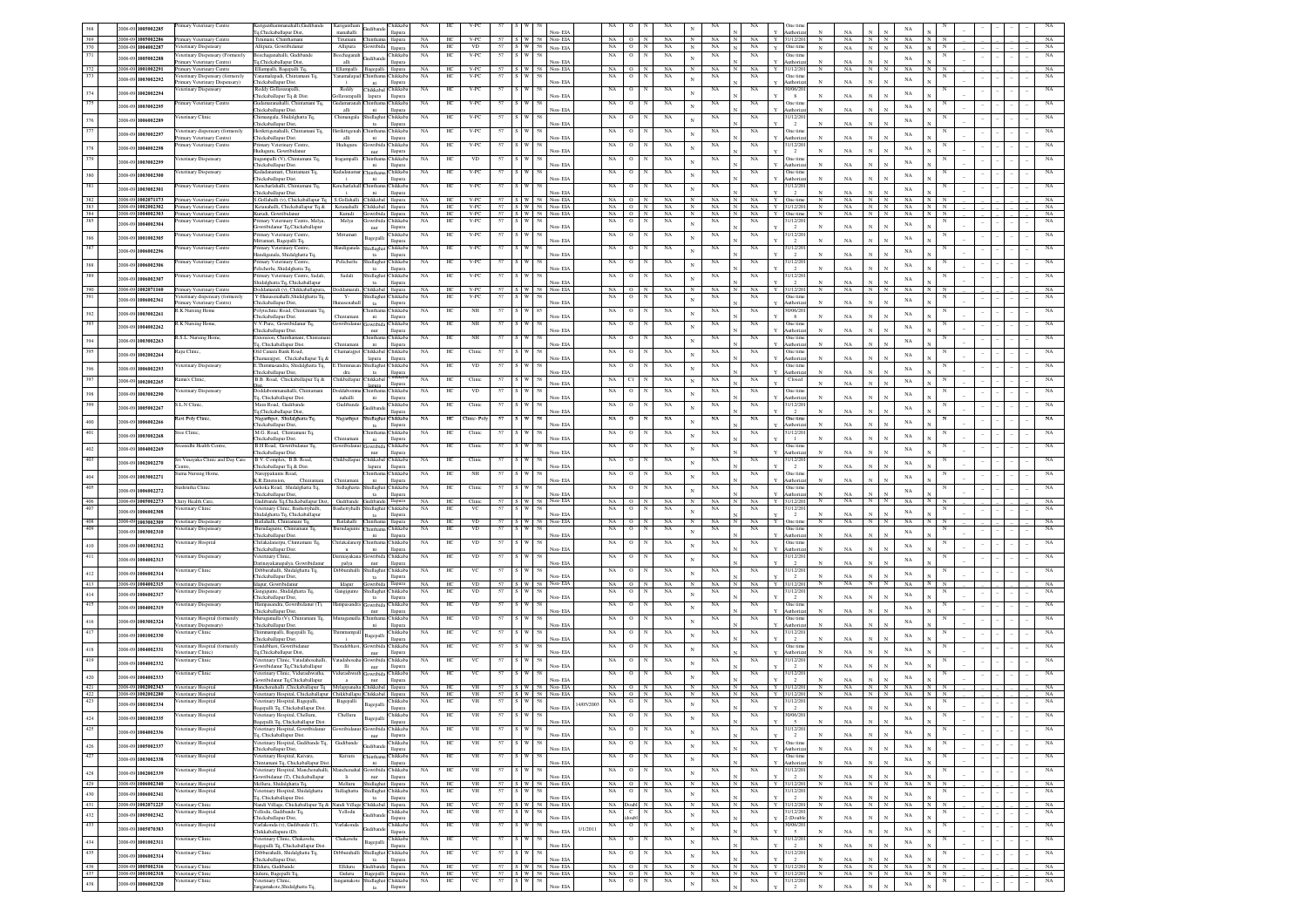| | | | | | | | | | | | | | | | | | | | | | | | | | | | | | | | | | | |
|---|---|---|---|---|---|---|---|---|---|---|---|---|---|---|---|---|---|---|---|---|---|---|---|---|---|---|---|---|---|---|---|---|---|---|
| 368 | 2008-09 | 1005002285 | Primary Veterinary Centre | Kariganthammanahalli, Gudibande Tq,Chickaballapur Dist, | Kariganthammanahalli | Gudibande | Chikkaballapura | NA | HC | V-PC | 57 | S | W | 58 | Non-EIA | | NA | O | N | NA | N | NA | N | NA | Y | One time Authorization | N | NA | N | N | NA | N | N | NA |
| 369 | 2008-09 | 1005002286 | Primary Veterinary Centre | Timmanu, Chinthamani | Timmanu | Chinthamani | Chikkaballapura | NA | HC | V-PC | 57 | S | W | 58 | Non-EIA | | NA | O | N | NA | N | NA | N | NA | Y | 31/12/2011 | N | NA | N | N | NA | N | N | NA |
| 370 | 2008-09 | 1004002287 | Veterinary Dispensary | Allipura, Gowribidanur | Allipura | Gowribidanur | Chikkaballapura | NA | HC | VD | 57 | S | W | 58 | Non-EIA | | NA | O | N | NA | N | NA | N | NA | Y | One time | N | NA | N | N | NA | N | N | NA |
| 371 | 2008-09 | 1005002288 | Veterinary Dispensary (Formerly Primary Veterinary Centre) | Beechaganahalli, Gudibande Tq,Chickaballapur Dist, | Beechaganahalli | Gudibande | Chikkaballapura | NA | HC | V-PC | 57 | S | W | 58 | Non-EIA | | NA | O | N | NA | N | NA | N | NA | Y | One time Authorization | N | NA | N | N | NA | N | N | NA |
| 372 | 2008-09 | 1008002291 | Primary Veterinary Centre | Ellampalli, Bagepalli Tq, | Ellampalli | Bagepalli | Chikkaballapura | NA | HC | V-PC | 57 | S | W | 58 | Non-EIA | | NA | O | N | NA | N | NA | N | NA | Y | 31/12/2011 | N | NA | N | N | NA | N | N | NA |
| 373 | 2008-09 | 1003002292 | Primary Veterinary Dispensary (formerly Primary Veterinary Dispensary) | Yanamalapadi, Chintamani Tq, Chickaballapur Dist. | Yanamalapadi | Chintamani | Chikkaballapura | NA | HC | V-PC | 57 | S | W | 58 | Non-EIA | | NA | O | N | NA | N | NA | N | NA | Y | One time Authorization | N | NA | N | N | NA | N | N | NA |
| 374 | 2008-09 | 1002002294 | Veterinary Dispensary | Reddy Gollavarapalli, Chickaballapur Tq & Dist | Reddy Gollavarapalli | Chikkaballapura | Chikkaballapura | NA | HC | V-PC | 57 | S | W | 58 | Non-EIA | | NA | O | N | NA | N | NA | N | NA | Y | 30/06/2018 | N | NA | N | N | NA | N | N | NA |
| 375 | 2008-09 | 1003002295 | Primary Veterinary Centre | Gudamaranahalli, Chintamani Tq, Chickaballapur Dist. | Gudamaranahalli | Chintamani | Chikkaballapura | NA | HC | V-PC | 57 | S | W | 58 | Non-EIA | | NA | O | N | NA | N | NA | N | NA | Y | One time Authorization | N | NA | N | N | NA | N | N | NA |
| 376 | 2008-09 | 1006002289 | Veterinary Clinic | Chinnaguda, Shidalghatta Tq, Chickaballapur Dist. | Chinnaguda | Shidlaghatta | Chikkaballapura | NA | HC | V-PC | 57 | S | W | 58 | Non-EIA | | NA | O | N | NA | N | NA | N | NA | Y | 31/12/2012 | N | NA | N | N | NA | N | N | NA |
| 377 | 2008-09 | 1003002297 | Veterinary dispensary (formerly Primary Veterinary Centre) | Herikerigenahalli, Chintamani Tq, Chickaballapur Dist. | Herikerigenahalli | Chintamani | Chikkaballapura | NA | HC | V-PC | 57 | S | W | 58 | Non-EIA | | NA | O | N | NA | N | NA | N | NA | Y | One time Authorization | N | NA | N | N | NA | N | N | NA |
| 378 | 2008-09 | 1004002298 | Primary Veterinary Centre | Primary Veterinary Centre, Hudugure, Gowribidanur | Hudugure | Gowribidanur | Chikkaballapura | NA | HC | V-PC | 57 | S | W | 58 | Non-EIA | | NA | O | N | NA | N | NA | N | NA | Y | 31/12/2012 | N | NA | N | N | NA | N | N | NA |
| 379 | 2008-09 | 1003002299 | Veterinary Dispensary | Bagampalli (V), Chintamani Tq, Chickaballapur Dist. | Bagampalli | Chintamani | Chikkaballapura | NA | HC | VD | 57 | S | W | 58 | Non-EIA | | NA | O | N | NA | N | NA | N | NA | Y | One time Authorization | N | NA | N | N | NA | N | N | NA |
| 380 | 2008-09 | 1003002300 | Veterinary Dispensary | Kadadanamari, Chintamani Tq, Chickaballapur Dist. | Kadadanamari | Chintamani | Chikkaballapura | NA | HC | V-PC | 57 | S | W | 58 | Non-EIA | | NA | O | N | NA | N | NA | N | NA | Y | One time Authorization | N | NA | N | N | NA | N | N | NA |
| 381 | 2008-09 | 1003002301 | Primary Veterinary Centre | Kencharlahalli, Chintamani Tq, Chickaballapur Dist. | Kencharlahalli | Chintamani | Chikkaballapura | NA | HC | V-PC | 57 | S | W | 58 | Non-EIA | | NA | O | N | NA | N | NA | N | NA | Y | 31/12/2012 | N | NA | N | N | NA | N | N | NA |
| 382 | 2008-09 | 1002071173 | Primary Veterinary Centre | S.Gollahalli (v), Chickaballapur Tq | S.Gollahalli | Chikkaballapura | Chikkaballapura | NA | HC | V-PC | 57 | S | W | 58 | Non-EIA | | NA | O | N | NA | N | NA | N | NA | Y | One time | N | NA | N | N | NA | N | N | NA |
| 383 | 2008-09 | 1002002302 | Primary Veterinary Centre | Kerenahalli, Chickaballapur Tq & | Kerenahalli | Chikkaballapura | Chikkaballapura | NA | HC | V-PC | 57 | S | W | 58 | Non-EIA | | NA | O | N | NA | N | NA | N | NA | Y | 31/12/2011 | N | NA | N | N | NA | N | N | NA |
| 384 | 2008-09 | 1004002303 | Primary Veterinary Centre | Kurudi, Gowribidanur | Kurudi | Gowribidanur | Chikkaballapura | NA | HC | V-PC | 57 | S | W | 58 | Non-EIA | | NA | O | N | NA | N | NA | N | NA | Y | One time | N | NA | N | N | NA | N | N | NA |
| 385 | 2008-09 | 1004002304 | Primary Veterinary Centre | Primary Veterinary Centre, Melya, Gowribidanur Tq,Chickaballapur | Melya | Gowribidanur | Chikkaballapura | NA | HC | V-PC | 57 | S | W | 58 | Non-EIA | | NA | O | N | NA | N | NA | N | NA | Y | 31/12/2012 | N | NA | N | N | NA | N | N | NA |
| 386 | 2008-09 | 1001002305 | Primary Veterinary Centre | Primary Veterinary Centre, Mittamari, Bagepalli Tq | Mittamari | Bagepalli | Chikkaballapura | NA | HC | V-PC | 57 | S | W | 58 | Non-EIA | | NA | O | N | NA | N | NA | N | NA | Y | 31/12/2012 | N | NA | N | N | NA | N | N | NA |
| 387 | 2008-09 | 1006002296 | Primary Veterinary Centre | Primary Veterinary Centre, Handiganala, Shidlaghatta Tq | Handiganala | Shidlaghatta | Chikkaballapura | NA | HC | V-PC | 57 | S | W | 58 | Non-EIA | | NA | O | N | NA | N | NA | N | NA | Y | 31/12/2012 | N | NA | N | N | NA | N | N | NA |
| 388 | 2008-09 | 1006002306 | Primary Veterinary Centre | Primary Veterinary Centre, Pelicherlu, Shidlaghatta Tq | Pelicherlu | Shidlaghatta | Chikkaballapura | NA | HC | V-PC | 57 | S | W | 58 | Non-EIA | | NA | O | N | NA | N | NA | N | NA | Y | 31/12/2012 | N | NA | N | N | NA | N | N | NA |
| 389 | 2008-09 | 1006002307 | Primary Veterinary Centre | Primary Veterinary Centre, Sadali, Shidalghatta Tq, Chickaballapur | Sadali | Shidlaghatta | Chikkaballapura | NA | HC | V-PC | 57 | S | W | 58 | Non-EIA | | NA | O | N | NA | N | NA | N | NA | Y | 31/12/2012 | N | NA | N | N | NA | N | N | NA |
| 390 | 2008-09 | 1002071160 | Primary Veterinary Centre | Doddamarali (v), Chikkaballapura, | Doddamarali | Chikkaballapura | Chikkaballapura | NA | HC | V-PC | 57 | S | W | 58 | Non-EIA | | NA | O | N | NA | N | NA | N | NA | Y | 31/12/2011 | N | NA | N | N | NA | N | N | NA |
| 391 | 2008-09 | 1006002361 | Veterinary dispensary (formerly Primary Veterinary Centre) | Y-Hunasenahalli, Shidalghatta Tq, Chickaballapur Dist. | Y-Hunasenahalli | Shidlaghatta | Chikkaballapura | NA | HC | V-PC | 57 | S | W | 58 | Non-EIA | | NA | O | N | NA | N | NA | N | NA | Y | One time Authorization | N | NA | N | N | NA | N | N | NA |
| 392 | 2008-09 | 1003002261 | R.K Nursing Home | Polytechnic Road, Chintamani Tq, Chickaballapur Dist. | Chintamani | Chintamani | Chikkaballapura | NA | HC | NH | 57 | S | W | 85 | Non-EIA | | NA | O | N | NA | N | NA | N | NA | Y | 30/06/2018 | N | NA | N | N | NA | N | N | NA |
| 393 | 2008-09 | 1004002262 | R.K Nursing Home, | V.V.Pura, Gowribidanur Tq, Chickaballapur Dist. | Gowribidanur | Gowribidanur | Chikkaballapura | NA | HC | NH | 57 | S | W | 58 | Non-EIA | | NA | O | N | NA | N | NA | N | NA | Y | One time Authorization | N | NA | N | N | NA | N | N | NA |
| 394 | 2008-09 | 1003002263 | R.S.L. Nursing Home, | Extension, Chinthamani, Chintamani Tq, Chickaballapur Dist. | Chintamani | Chinthamani | Chikkaballapura | NA | HC | NH | 57 | S | W | 58 | Non-EIA | | NA | O | N | NA | N | NA | N | NA | Y | One time Authorization | N | NA | N | N | NA | N | N | NA |
| 395 | 2008-09 | 1002002264 | Raju Clinic, | Old Canara Bank Road, Chamarajpet, Chickaballapur Tq & | Chamarajpet | Chikkaballapura | Chikkaballapura | NA | HC | Clinic | 57 | S | W | 58 | Non-EIA | | NA | O | N | NA | N | NA | N | NA | Y | One time Authorization | N | NA | N | N | NA | N | N | NA |
| 396 | 2008-09 | 1006002293 | Veterinary Dispensary | E.Thimmasandra, Shidalghatta Tq, Chickaballapur Dist. | E.Thimmasandra | Shidlaghatta | Chikkaballapura | NA | HC | VD | 57 | S | W | 58 | Non-EIA | | NA | O | N | NA | N | NA | N | NA | Y | One time Authorization | N | NA | N | N | NA | N | N | NA |
| 397 | 2008-09 | 1002002265 | Rama's Clinic, | B.B. Road, Chickaballapur Tq & | Chikkaballapur | Chikkaballapura | Chikkaballapura | NA | HC | Clinic | 57 | S | W | 58 | Non-EIA | | NA | C1 | N | NA | N | NA | N | NA | Y | Closed | N | NA | N | N | NA | N | N | NA |
| 398 | 2008-09 | 1003002290 | Veterinary Dispensary | Doddabommanahalli, Chintamani Tq, Chickaballapur Dist. | Doddabommanahalli | Chintamani | Chikkaballapura | NA | HC | VD | 57 | S | W | 58 | Non-EIA | | NA | O | N | NA | N | NA | N | NA | Y | One time Authorization | N | NA | N | N | NA | N | N | NA |
| 399 | 2008-09 | 1005002267 | S.L.N Clinic, | Main Road, Gudibande Tq,Chickaballapur Dist. | Gudibande | Gudibande | Chikkaballapura | NA | HC | Clinic | 57 | S | W | 58 | Non-EIA | | NA | O | N | NA | N | NA | N | NA | Y | 31/12/2012 | N | NA | N | N | NA | N | N | NA |
| 400 | 2008-09 | 1006002266 | Ravi Poly Clinic | Nagarthpet, Shidalghatta Tq, Chickaballapur Dist. | Nagarthpet | Shidlaghatta | Chikkaballapura | NA | HC | Clinic- Poly | 57 | S | W | 58 | Non-EIA | | NA | O | N | NA | N | NA | N | NA | Y | One time Authorization | N | NA | N | N | NA | N | N | NA |
| 401 | 2008-09 | 1003002268 | Sree Clinic, | M.G. Road, Chintamani Tq, Chickaballapur Dist. | Chintamani | Chinthamani | Chikkaballapura | NA | HC | Clinic | 57 | S | W | 58 | Non-EIA | | NA | O | N | NA | N | NA | N | NA | Y | 31/12/2011 | N | NA | N | N | NA | N | N | NA |
| 402 | 2008-09 | 1004002269 | Sreenidhi Health Centre, | B.H Road, Gowribidanur Tq, Chickaballapur Dist. | Gowribidanur | Gowribidanur | Chikkaballapura | NA | HC | Clinic | 57 | S | W | 58 | Non-EIA | | NA | O | N | NA | N | NA | N | NA | Y | One time Authorization | N | NA | N | N | NA | N | N | NA |
| 403 | 2008-09 | 1002002270 | Sri Vinayaka Clinic and Day Care Centre, | B.V. Complex, B.B. Road, Chickaballapur Tq & Dist. | Chikkaballapur | Chikkaballapura | Chikkaballapura | NA | HC | Clinic | 57 | S | W | 58 | Non-EIA | | NA | O | N | NA | N | NA | N | NA | Y | 31/12/2012 | N | NA | N | N | NA | N | N | NA |
| 404 | 2008-09 | 1003002271 | Suma Nursing Home, | Narayanrao Road, K.R.Extension, Chintamani | Chintamani | Chinthamani | Chikkaballapura | NA | HC | NH | 57 | S | W | 58 | Non-EIA | | NA | O | N | NA | N | NA | N | NA | Y | One time Authorization | N | NA | N | N | NA | N | N | NA |
| 405 | 2008-09 | 1006002272 | Sushrutha Clinic | Ashoka Road, Shidalghatta Tq, Chickaballapur Dist. | Sidlaghatta | Shidlaghatta | Chikkaballapura | NA | HC | Clinic | 57 | S | W | 58 | Non-EIA | | NA | O | N | NA | N | NA | N | NA | Y | One time Authorization | N | NA | N | N | NA | N | N | NA |
| 406 | 2008-09 | 1005002273 | Unity Health Care, | Gudibande Tq,Chickaballapur Dist, | Gudibande | Gudibande | Chikkaballapura | NA | HC | Clinic | 57 | S | W | 58 | Non-EIA | | NA | O | N | NA | N | NA | N | NA | Y | 31/12/2011 | N | NA | N | N | NA | N | N | NA |
| 407 | 2008-09 | 1006002308 | Veterinary Clinic | Veterinary Clinic, Bashettyhalli, Shidalghatta Tq, Chickaballapur | Bashettyhalli | Shidlaghatta | Chikkaballapura | NA | HC | VC | 57 | S | W | 58 | Non-EIA | | NA | O | N | NA | N | NA | N | NA | Y | 31/12/2012 | N | NA | N | N | NA | N | N | NA |
| 408 | 2008-09 | 1003002309 | Veterinary Dispensary | Battalahalli, Chintamani Tq, | Battalahalli | Chinthamani | Chikkaballapura | NA | HC | VD | 57 | S | W | 58 | Non-EIA | | NA | O | N | NA | N | NA | N | NA | Y | One time | N | NA | N | N | NA | N | N | NA |
| 409 | 2008-09 | 1003002310 | Veterinary Dispensary | Burudagunte, Chintamani Tq, Chickaballapur Dist. | Burudagunte | Chinthamani | Chikkaballapura | NA | HC | VD | 57 | S | W | 58 | Non-EIA | | NA | O | N | NA | N | NA | N | NA | Y | One time Authorization | N | NA | N | N | NA | N | N | NA |
| 410 | 2008-09 | 1003002312 | Veterinary Hospital | Chilakalanerpu, Chintamani Tq, Chickaballapur Dist. | Chilakalanerpu | Chinthamani | Chikkaballapura | NA | HC | VD | 57 | S | W | 58 | Non-EIA | | NA | O | N | NA | N | NA | N | NA | Y | One time Authorization | N | NA | N | N | NA | N | N | NA |
| 411 | 2008-09 | 1004002313 | Veterinary Dispensary | Veterinary Clinic, Dasinayakanapalya, Gowribidanur | Dasinayakanapalya | Gowribidanur | Chikkaballapura | NA | HC | VD | 57 | S | W | 58 | Non-EIA | | NA | O | N | NA | N | NA | N | NA | Y | 31/12/2012 | N | NA | N | N | NA | N | N | NA |
| 412 | 2008-09 | 1006002314 | Veterinary Clinic | Dibburahalli, Shidalghatta Tq, Chickaballapur Dist. | Dibburahalli | Shidlaghatta | Chikkaballapura | NA | HC | VC | 57 | S | W | 58 | Non-EIA | | NA | O | N | NA | N | NA | N | NA | Y | 31/12/2012 | N | NA | N | N | NA | N | N | NA |
| 413 | 2008-09 | 1004002315 | Veterinary Dispensary | Idagur, Gowribidanur | Idagur | Gowribidanur | Chikkaballapura | NA | HC | VD | 57 | S | W | 58 | Non-EIA | | NA | O | N | NA | N | NA | N | NA | Y | 31/12/2011 | N | NA | N | N | NA | N | N | NA |
| 414 | 2008-09 | 1006002317 | Veterinary Dispensary | Gangigunte, Shidalghatta Tq, Chickaballapur Dist. | Gangigunte | Shidlaghatta | Chikkaballapura | NA | HC | VD | 57 | S | W | 58 | Non-EIA | | NA | O | N | NA | N | NA | N | NA | Y | 31/12/2012 | N | NA | N | N | NA | N | N | NA |
| 415 | 2008-09 | 1004002319 | Veterinary Dispensary | Hampasandra, Gowribidanur (T), Chickaballapur Dist. | Hampasandra | Gowribidanur | Chikkaballapura | NA | HC | VD | 57 | S | W | 58 | Non-EIA | | NA | O | N | NA | N | NA | N | NA | Y | One time Authorization | N | NA | N | N | NA | N | N | NA |
| 416 | 2008-09 | 1003002324 | Veterinary Hospital (formerly Veterinary Dispensary) | Murugamalla (V), Chintamani Tq, Chickaballapur Dist. | Murugamalla | Chinthamani | Chikkaballapura | NA | HC | VD | 57 | S | W | 58 | Non-EIA | | NA | O | N | NA | N | NA | N | NA | Y | One time Authorization | N | NA | N | N | NA | N | N | NA |
| 417 | 2008-09 | 1001002330 | Veterinary Clinic | Thimmampalli, Bagepalli Tq, Chickaballapur Dist. | Thimmampalli | Bagepalli | Chikkaballapura | NA | HC | VC | 57 | S | W | 58 | Non-EIA | | NA | O | N | NA | N | NA | N | NA | Y | 31/12/2012 | N | NA | N | N | NA | N | N | NA |
| 418 | 2008-09 | 1004002331 | Veterinary Hospital (formerly Veterinary Clinic) | Tondebhavi, Gowribidanur Tq,Chickaballapur Dist, | Tondebhavi | Gowribidanur | Chikkaballapura | NA | HC | VC | 57 | S | W | 58 | Non-EIA | | NA | O | N | NA | N | NA | N | NA | Y | One time Authorization | N | NA | N | N | NA | N | N | NA |
| 419 | 2008-09 | 1004002332 | Veterinary Clinic | Veterinary Clinic, Varadahosahalli, Gowribidanur Tq,Chickaballapur | Varadahosahalli | Gowribidanur | Chikkaballapura | NA | HC | VC | 57 | S | W | 58 | Non-EIA | | NA | O | N | NA | N | NA | N | NA | Y | 31/12/2012 | N | NA | N | N | NA | N | N | NA |
| 420 | 2008-09 | 1004002333 | Veterinary Clinic | Veterinary Clinic, Vidurashwatha, Gowribidanur Tq,Chickaballapur | Vidurashwatha | Gowribidanur | Chikkaballapura | NA | HC | VC | 57 | S | W | 58 | Non-EIA | | NA | O | N | NA | N | NA | N | NA | Y | 31/12/2012 | N | NA | N | N | NA | N | N | NA |
| 421 | 2008-09 | 1002002343 | Veterinary Hospital | Manchenahalli, Chickaballapur Tq & | Mylappanahalli | Chikkaballapura | Chikkaballapura | NA | HC | VH | 57 | S | W | 58 | Non-EIA | | NA | O | N | NA | N | NA | N | NA | Y | 31/12/2011 | N | NA | N | N | NA | N | N | NA |
| 422 | 2008-09 | 1002002280 | Veterinary Hospital | Veterinary Hospital, Chickaballapur | Chikkaballapura | Chikkaballapura | Chikkaballapura | NA | HC | VH | 57 | S | W | 58 | Non-EIA | | NA | O | N | NA | N | NA | N | NA | Y | 31/12/2011 | N | NA | N | N | NA | N | N | NA |
| 423 | 2008-09 | 1001002334 | Veterinary Hospital | Veterinary Hospital, Bagepalli, Bagepalli Tq, Chickaballapur Dist. | Bagepalli | Bagepalli | Chikkaballapura | NA | HC | VH | 57 | S | W | 58 | Non-EIA | 14/09/2003 | NA | O | N | NA | N | NA | N | NA | Y | 31/12/2012 | N | NA | N | N | NA | N | N | NA |
| 424 | 2008-09 | 1001002335 | Veterinary Hospital | Veterinary Hospital, Chelluru, Bagepalli Tq, Chickaballapur Dist. | Chelluru | Bagepalli | Chikkaballapura | NA | HC | VH | 57 | S | W | 58 | Non-EIA | | NA | O | N | NA | N | NA | N | NA | Y | 30/06/2015 | N | NA | N | N | NA | N | N | NA |
| 425 | 2008-09 | 1004002336 | Veterinary Hospital | Veterinary Hospital, Gowribidanur Tq, Chickaballapur Dist. | Gowribidanur | Gowribidanur | Chikkaballapura | NA | HC | VH | 57 | S | W | 58 | Non-EIA | | NA | O | N | NA | N | NA | N | NA | Y | 31/12/2012 | N | NA | N | N | NA | N | N | NA |
| 426 | 2008-09 | 1005002337 | Veterinary Hospital | Veterinary Hospital, Gudibande Tq, Chickaballapur Dist. | Gudibande | Gudibande | Chikkaballapura | NA | HC | VH | 57 | S | W | 58 | Non-EIA | | NA | O | N | NA | N | NA | N | NA | Y | One time Authorization | N | NA | N | N | NA | N | N | NA |
| 427 | 2008-09 | 1003002338 | Veterinary Hospital | Veterinary Hospital, Kaiwara, Chintamani Tq, Chickaballapur Dist. | Kaiwara | Chinthamani | Chikkaballapura | NA | HC | VH | 57 | S | W | 58 | Non-EIA | | NA | O | N | NA | N | NA | N | NA | Y | One time Authorization | N | NA | N | N | NA | N | N | NA |
| 428 | 2008-09 | 1002002339 | Veterinary Hospital | Veterinary Hospital, Manchenahalli, Gowribidanur (T), Chickaballapur | Manchenahalli | Gowribidanur | Chikkaballapura | NA | HC | VH | 57 | S | W | 58 | Non-EIA | | NA | O | N | NA | N | NA | N | NA | Y | 31/12/2012 | N | NA | N | N | NA | N | N | NA |
| 429 | 2008-09 | 1006002340 | Veterinary Hospital | Melluru, Shidalghatta Tq, | Melluru | Shidlaghatta | Chikkaballapura | NA | HC | VH | 57 | S | W | 58 | Non-EIA | | NA | O | N | NA | N | NA | N | NA | Y | 31/12/2011 | N | NA | N | N | NA | N | N | NA |
| 430 | 2008-09 | 1006002341 | Veterinary Hospital | Veterinary Hospital, Shidalghatta Tq, Chickaballapur Dist. | Sidlaghatta | Shidlaghatta | Chikkaballapura | NA | HC | VH | 57 | S | W | 58 | Non-EIA | | NA | O | N | NA | N | NA | N | NA | Y | 31/12/2012 | N | NA | N | N | NA | N | N | NA |
| 431 | 2008-09 | 1002071225 | Veterinary Clinic | Nandi Village, Chickaballapur Tq & | Nandi Village | Chikkaballapura | Chikkaballapura | NA | HC | VC | 57 | S | W | 58 | Non-EIA | | NA | Double | N | NA | N | NA | N | NA | Y | 31/12/2011 | N | NA | N | N | NA | N | N | NA |
| 432 | 2008-09 | 1005002342 | Veterinary Hospital | Yelloda, Gudibande Tq, Chickaballapur Dist. | Yelloda | Gudibande | Chikkaballapura | NA | HC | VH | 57 | S | W | 58 | Non-EIA | | NA | C (double) | N | NA | N | NA | N | NA | Y | 31/12/2011 2 (Double) | N | NA | N | N | NA | N | N | NA |
| 433 | 2008-09 | 1005070383 | Veterinary Hospital | Varlakonda (v), Gudibande (T), Chikkaballapura (D). | Varlakonda | Gudibande | Chikkaballapura | NA | HC | VH | 57 | S | W | 58 | Non-EIA | 3/1/2011 | NA | O | N | NA | N | NA | N | NA | Y | 30/06/2015 | N | NA | N | N | NA | N | N | NA |
| 434 | 2008-09 | 1001002311 | Veterinary Clinic | Veterinary Clinic, Chakavelu, Bagepalli Tq, Chickaballapur Dist. | Chakavelu | Bagepalli | Chikkaballapura | NA | HC | VC | 57 | S | W | 58 | Non-EIA | | NA | O | N | NA | N | NA | N | NA | Y | 31/12/2012 | N | NA | N | N | NA | N | N | NA |
| 435 | 2008-09 | 1006002314 | Veterinary Clinic | Dibburahalli, Shidalghatta Tq, Chickaballapur Dist. | Dibburahalli | Shidlaghatta | Chikkaballapura | NA | HC | VC | 57 | S | W | 58 | Non-EIA | | NA | O | N | NA | N | NA | N | NA | Y | 31/12/2012 | N | NA | N | N | NA | N | N | NA |
| 436 | 2008-09 | 1001002316 | Veterinary Clinic | Elluhru, Gudibande | Elluhru | Gudibande | Chikkaballapura | NA | HC | VC | 57 | S | W | 58 | Non-EIA | | NA | O | N | NA | N | NA | N | NA | Y | 31/12/2011 | N | NA | N | N | NA | N | N | NA |
| 437 | 2008-09 | 1001002318 | Veterinary Clinic | Gulur, Bagepalli Tq, | Gulur | Bagepalli | Chikkaballapura | NA | HC | VC | 57 | S | W | 58 | Non-EIA | | NA | O | N | NA | N | NA | N | NA | Y | 31/12/2011 | N | NA | N | N | NA | N | N | NA |
| 438 | 2008-09 | 1006002320 | Veterinary Clinic | Veterinary Clinic, Jangamakote, Shidalghatta Tq, | Jangamakote | Shidlaghatta | Chikkaballapura | NA | HC | VC | 57 | S | W | 58 | Non-EIA | | NA | O | N | NA | N | NA | N | NA | Y | 31/12/2012 | N | NA | N | N | NA | N | N | NA |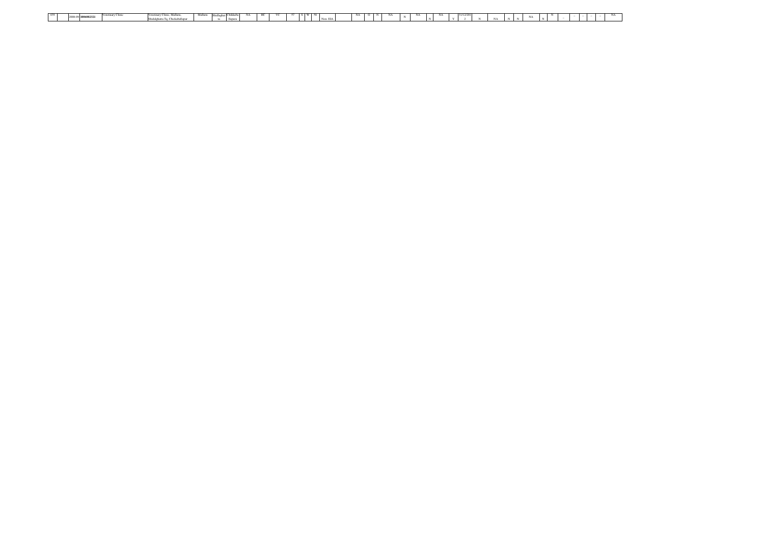| 479 | | 2008-09 | 3006002321 | Veterinary Clinic | Veterinary Clinic, Malluru, Shidalghatta Tq, Chickaballapur | Malluru | Shidlaghatta | Chikkaballapura | NA | HC | VC | 57 | S | W | 58 | Non- EIA | | NA | O | N | NA | N | NA | N | NA | Y | 31/12/2012 | N | NA | N | N | NA | N | N | -- | -- | -- | -- | NA |
|---|---|---|---|---|---|---|---|---|---|---|---|---|---|---|---|---|---|---|---|---|---|---|---|---|---|---|---|---|---|---|---|---|---|---|---|---|---|---|---|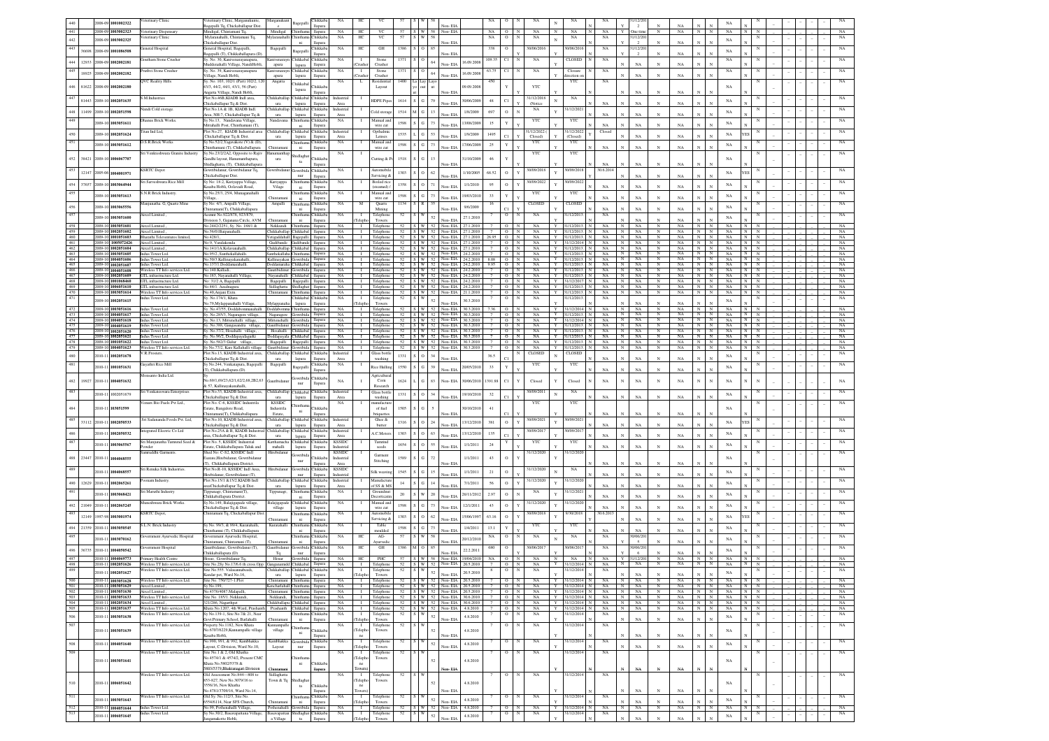| | | | | | | | | | | | | | | | | | | | | | | | | | | | | | |
|---|---|---|---|---|---|---|---|---|---|---|---|---|---|---|---|---|---|---|---|---|---|---|---|---|---|---|---|---|---|
| 440 | | 2008-09 | 1001002322 | Veterinary Clinic | Veterinary Clinic, Margamakunte, Bagepalli Tq, Chikkaballapur Dist. | Margamakunte | Bagepalli | Chikkaballapura | NA | HC | VC | 57 | S | W | 58 | Non-EIA | | NA | O | N | NA | N | NA | NA | 31/12/2012 | N | NA | N | NA |
| 441 | | 2008-09 | 1003002323 | Veterinary Dispensary | Mindigal, Chintamani Tq, | Mindigal | Chinthamani | Chikkaballapura | NA | HC | VC | 57 | S | W | 58 | Non-EIA | | NA | O | N | NA | N | NA | Y | One time | N | NA | N | NA |
| 442 | | 2008-09 | 1003002325 | Veterinary Clinic | Mylandahalli, Chintamani Tq, Chickballapur Dist. | Mylandahalli | Chinthamani | Chikkaballapura | NA | HC | VC | 57 | S | W | 58 | Non-EIA | | NA | O | N | NA | N | NA | | 31/12/2012 | N | NA | N | NA |
| 443 | 36698 | 2008-09 | 1001086508 | General Hospital | General Hospital, Bagepalli, Bagepalli (T), Chikkaballapura (D). | Bagepalli | Bagepalli | Chikkaballapura | NA | HC | GH | 1386 | S | O | 85 | Non-EIA | | 338 | O | | 30/06/2016 | | 30/06/2016 | NA | 31/12/2012 | N | NA | N | NA |
| 444 | 12933 | 2008-09 | 1002002181 | Goutham Stone Crusher | Sy. No. 38, Kanivenarayanapura, Muddenahalli Village, NandiHobli, | Kanivenarayanapura | Chikkaballapura | Chikkaballapura | NA | I | Stone Crusher | 1371 | S | O | 64 | Non-EIA | 16.09.2008 | 109.35 | C1 | N | NA | | CLOSED | N | NA | N | NA | N | NA |
| 445 | 18925 | 2008-09 | 1002002182 | Prathvi Stone Crusher | Sy. No. 39, Kanivenarayanapura Village, Nandi Hobli, | Kanivenarayanapura | Chikkaballapura | Chikkaballapura | NA | I | Stone Crusher | 1371 | S | O | 64 | Non-EIA | 16.09.2008 | 63.75 | C1 | N | NA | | Closure direction on | N | NA | N | NA | N | NA |
| 446 | 61622 | 2008-09 | 1002002180 | QVC Reality Hills | Sy. No. 101, 102/1 (Part) 102/2, 120, 43/3, 44/2, 44/1, 43/1, 56 (Part) Angatta Village, Nandi Hobli, | Angatta | Chikkaballapura | Chikkaballapura | NA | L | Residential Layout | 1400 | Lay out | | | | 09.09.2008 | 450 | | Y | YTC | | YTC | N | NA | N | NA | N | NA |
| 447 | 81443 | 2009-10 | 1002051635 | S.M.Industries | Plot No.46B KIADB Indl area, Chickaballapur Tq & Dist. | Chikkaballapura | Chikkaballapura | Chikkaballapura | Industrial Area | I | HDPE Pipes | 1614 | S | G | 79 | Non-EIA | 30/06/2009 | 48 | C1 | N | 31/12/2018 (Notice) | N | NA | N | NA | N | NA | N | NA |
| 448 | 11499 | 2009-10 | 1002051598 | Nandi Cold storage. | Plot No.1A & 1B, KIADB Indl. Area, NH-7, Chickaballapur Tq & Dist | Chikkaballapura | Chikkaballapura | Chikkaballapura | Industrial Area | I | Cold storage | 1514 | M | G | 13 | Non-EIA | 1/8/2009 | 697 | O | N | NA | | 31/12/2021 | N | NA | N | NA | N | NA |
| 449 | | 2009-10 | 1003051611 | Dhanus Brick Works. | Sy.No.13, Nandavana Village, Mittahalli Post, Chinthamani (T), | Nandavana | Chinthamani | Chikkaballapura | NA | I | Manual and wire cut | 1598 | S | G | 73 | Non-EIA | 13/08/2009 | 15 | Y | Y | YTC | | YTC | N | NA | N | NA | N | NA |
| 450 | | 2009-10 | 1002051624 | Titan Ind Ltd, | Plot No.27, KIADB Industrial area, Chickaballapur Tq & Dist | Chikkaballapura | Chikkaballapura | Chikkaballapura | Industrial Area | I | Opthalmic Lenses | 1535 | L | G | 53 | Non-EIA | 1/9/2009 | 1495 | C1 | Y | 31/12/2022 (Closed) | Y | 31/12/2022 (Closed) | Closed | NA | N | NA | YES | NA |
| 451 | | 2009-10 | 1003051612 | G.S.R.Brick Works | Sy.No.52/2,Yogavakote (V) & (D), Chinthamani (T), Chikkaballapura | Chintamani | Chinthamani | Chikkaballapura | NA | I | Manual and wire cut | 1598 | S | G | 73 | Non-EIA | 17/06/2009 | 25 | Y | Y | YTC | | YTC | N | NA | N | NA | N | NA |
| 452 | 38423 | 2009-10 | 1006067707 | Sri Venkeshwara Granite Industry | Sy.No.23/2/2A2, Opposite to Rajiv Gandhi layout, Hanumanthapura, Shidlaghatta, (T), Chikkaballapura | Hanumanthapura | Shidlaghatta | Chikkaballapura | NA | I | Cutting & Pl | 1518 | S | G | 13 | Non-EIA | 31/10/2009 | 46 | Y | | YTC | | YTC | N | NA | N | NA | N | NA |
| 453 | 12147 | 2005-06 | 1004001971 | KSRTC Depot | Gowribidanur, Gowribidanur Tq, Chickaballapur Dist | Gowribidanur | Gowribidanur | Chikkaballapura | NA | I | Automobile Servicing & | 1303 | S | O | 62 | Non-EIA | 1/10/2005 | 68.52 | O | Y | 30/09/2018 | Y | 30/09/2018 | 30.6.2014 | NA | N | NA | YES | NA |
| 454 | 37657 | 2009-10 | 1003064944 | Sri Sarvodhaya Rice Mill | Sy.No: 18/2, Kuriyappa Village, Kasaba Hobli, Golavadi Road, | Kuriyappa Village | Chinthamani | Chikkaballapura | NA | I | Boiled rice (steamed) | 1358 | S | O | 71 | Non-EIA | 1/1/2010 | 95 | O | Y | 30/09/2022 | Y | 30/09/2022 | N | NA | N | NA | N | NA |
| 455 | | 2009-10 | 1003051613 | S.N.R Brick Industry. | Sy.No.25/3, 25/4, Munaganahalli Village, | Chintamani | Chinthamani | Chikkaballapura | NA | I | Manual and wire cut | 1598 | S | G | 73 | Non-EIA | 10/03/2010 | 33 | Y | Y | YTC | | YTC | N | NA | N | NA | N | NA |
| 456 | | 2009-10 | 1003065556 | Manjunatha. G, Quartz Mine | Sy.No: 4/3, Ampalli Village, Chintamani(T), Chikkaballapura | Ampalli | Chinthamani | Chikkaballapura | NA | M | Quartz Mining | 1134 | S | R | 35 | Non-EIA | 9/6/2009 | 16 | C1 | Y | CLOSED | | CLOSED | N | NA | N | NA | N | NA |
| 457 | | 2009-10 | 1003051600 | Aircel Limited , | Assmnt No 922/879, 923/879, Division 3, Gajanana Circle, AVM | Chintamani | Chinthamani | Chikkaballapura | NA | I (Telepho | Telephone Towers | 52 | S | W | 52 | Non-EIA | 27.1.2010 | | O | N | NA | Y | 31/12/2013 | N | NA | N | NA | N | NA |
| 458 | | 2009-10 | 1003051601 | Aircel Limited , | No.2442/2251, Sy. No. 188/1 & | Nekkundi | Chinthamani | Chikkaballapura | NA | I | Telephone | 52 | S | W | 52 | Non-EIA | 27.1.2010 | 7 | O | N | NA | Y | 31/12/2013 | N | NA | N | NA | N | NA |
| 459 | | 2009-10 | 1002051602 | Aircel Limited , | No.5669/Bagamahalli, | Chikkaballapura | Chikkaballapura | Chikkaballapura | NA | I | Telephone | 52 | S | W | 52 | Non-EIA | 27.1.2010 | 7 | O | N | NA | Y | 31/12/2013 | N | NA | N | NA | N | NA |
| 460 | | 2009-10 | 1001053603 | Bharathi Televentures limited, | No.428/1, | Yeragaddahalli | Bagepalli | Chikkaballapura | NA | I | Telephone | 52 | S | W | 52 | Non-EIA | 27.1.2010 | 26.95 | O | N | NA | Y | 31/12/2013 | N | NA | N | NA | N | NA |
| 461 | | 2009-10 | 1005072426 | Aircel Limited , | No.9, Varlakonda | Gudibande | Gudibande | Chikkaballapura | NA | I | Telephone | 52 | S | W | 52 | Non-EIA | 27.1.2010 | 7 | O | N | NA | Y | 31/12/2014 | N | NA | N | NA | N | NA |
| 462 | | 2009-10 | 1002051604 | Aircel Limited , | No.141/1A,Kelavanahalli, | Chikkaballapura | Chikkaballapura | Chikkaballapura | NA | I | Telephone | 52 | S | W | 52 | Non-EIA | 27.1.2010 | 7 | O | N | NA | Y | 31/12/2013 | N | NA | N | NA | N | NA |
| 463 | | 2009-10 | 1003051605 | Indus Tower Ltd, | No.95/2, Santhekallahalli, | Santhekallahalli | Chinthamani | Chikkaballapura | NA | I | Telephone | 52 | S | W | 52 | Non-EIA | 24.2.2010 | 7 | O | N | NA | Y | 31/12/2013 | N | NA | N | NA | N | NA |
| 464 | | 2009-10 | 1004051606 | Indus Tower Ltd, | No.50/3,Kallinayakanahalli, | Kallinayakanahalli | Gowribidanur | Chikkaballapura | NA | I | Telephone | 52 | S | W | 52 | Non-EIA | 24.2.2010 | 8.08 | O | N | NA | Y | 31/12/2013 | N | NA | N | NA | N | NA |
| 465 | | 2009-10 | 1002051607 | Indus Tower Ltd, | No.137/3,Doddamarahalli, | Doddamarahalli | Chikkaballapura | Chikkaballapura | NA | I | Telephone | 52 | S | W | 52 | Non-EIA | 24.2.2010 | 9.95 | O | N | NA | Y | 31/12/2013 | N | NA | N | NA | N | NA |
| 466 | | 2009-10 | 1004051608 | Wireless TT Info services Ltd, | No.146,Kallodi, | Gauribidanur | Gowribidanur | Chikkaballapura | NA | I | Telephone | 52 | S | W | 52 | Non-EIA | 24.2.2010 | 7 | O | N | NA | Y | 31/12/2013 | N | NA | N | NA | N | NA |
| 467 | | 2009-10 | 1002051609 | GTL infrastructure Ltd, | No.183, Nayanahalli Village, | Nayanahalli | Chikkaballapura | Chikkaballapura | NA | I | Telephone | 52 | S | W | 52 | Non-EIA | 24.2.2010 | 7 | O | N | NA | Y | 31/12/2013 | N | NA | N | NA | N | NA |
| 468 | | 2009-10 | 1001068460 | GTL infrastructure Ltd, | No. 31/2 A, Bagepalli | Bagepalli | Bagepalli | Chikkaballapura | NA | I | Telephone | 52 | S | W | 52 | Non-EIA | 24.2.2010 | 7 | O | N | NA | Y | 31/12/2017 | N | NA | N | NA | N | NA |
| 469 | | 2009-10 | 1006051610 | GTL infrastructure Ltd, | No.44/3, Anubagana, | Sidlaghatta | Shidlaghatta | Chikkaballapura | NA | I | Telephone | 52 | S | W | 52 | Non-EIA | 24.2.2010 | 7 | O | N | NA | Y | 31/12/2013 | N | NA | N | NA | N | NA |
| 470 | | 2009-10 | 1003051614 | Wireless TT Info services Ltd, | No.40,Anjani Extn | Chintamani | Chinthamani | Chikkaballapura | NA | I | Telephone | 52 | S | W | 52 | Non-EIA | 21.1.2010 | 7 | O | N | NA | Y | 31/12/2013 | N | NA | N | NA | N | NA |
| 471 | | 2009-10 | 1002051615 | Indus Tower Ltd, | Sy. No.174/1, Khata No.79,Mylappanahalli Village, | Mylappanahalli | Chikkaballapura | Chikkaballapura | NA | I (Telepho | Telephone Towers | 52 | S | W | 52 | Non-EIA | 30.3.2010 | 7 | O | N | NA | Y | 31/12/2013 | N | NA | N | NA | N | NA |
| 472 | | 2009-10 | 1003051616 | Indus Tower Ltd, | Sy. No.47/55, Doddabommanahalli | Doddabommanahalli | Chinthamani | Chikkaballapura | NA | I | Telephone | 52 | S | W | 52 | Non-EIA | 30.3.2010 | 7.56 | O | N | NA | Y | 31/12/2014 | N | NA | N | NA | N | NA |
| 473 | | 2009-10 | 1004051617 | Indus Tower Ltd, | Sy. No.285/3, Nagaragere village, | Nagaragere | Gowribidanur | Chikkaballapura | NA | I | Telephone | 52 | S | W | 52 | Non-EIA | 30.3.2010 | 7 | O | N | NA | Y | 31/12/2013 | N | NA | N | NA | N | NA |
| 474 | | 2009-10 | 1004051618 | Indus Tower Ltd, | Sy. No.13, Mittemahalli village, | Mittemahalli | Gowribidanur | Chikkaballapura | NA | I | Telephone | 52 | S | W | 52 | Non-EIA | 30.3.2010 | 7 | O | N | NA | Y | 31/12/2014 | N | NA | N | NA | N | NA |
| 475 | | 2009-10 | 1004051619 | Indus Tower Ltd, | Sy. No.388, Ganganahalu village, | Gauribidanur | Gowribidanur | Chikkaballapura | NA | I | Telephone | 52 | S | W | 52 | Non-EIA | 30.3.2010 | 7 | O | N | NA | Y | 31/12/2013 | N | NA | N | NA | N | NA |
| 476 | | 2009-10 | 1002051620 | Indus Tower Ltd, | Sy. No.77/2, Hosahalli village, | Hosahalli | Chikkaballapura | Chikkaballapura | NA | I | Telephone | 52 | S | W | 52 | Non-EIA | 30.3.2010 | 7 | O | N | NA | Y | 31/12/2013 | N | NA | N | NA | N | NA |
| 477 | | 2009-10 | 1002051621 | Indus Tower Ltd, | Sy. No.96/5, Doddapayalgurki, | Doddapayalgurki | Chikkaballapura | Chikkaballapura | NA | I | Telephone | 52 | S | W | 52 | Non-EIA | 30.3.2010 | 7 | O | N | NA | Y | 31/12/2013 | N | NA | N | NA | N | NA |
| 478 | | 2009-10 | 1001051622 | Indus Tower Ltd, | Sy. No.50/23 Gulur village, | Bagepalli | Bagepalli | Chikkaballapura | NA | I | Telephone | 52 | S | W | 52 | Non-EIA | 30.3.2010 | 7 | O | N | NA | Y | 31/12/2013 | N | NA | N | NA | N | NA |
| 479 | | 2009-10 | 1004051623 | Wireless TT Info services Ltd, | Sy.No.77/2, Kare Kallahalli village, | Gauribidanur | Gowribidanur | Chikkaballapura | NA | I | Telephone | 52 | S | W | 52 | Non-EIA | 30.3.2010 | 7 | O | N | NA | Y | 31/12/2013 | N | NA | N | NA | N | NA |
| 480 | | 2010-11 | 1002051678 | V.R.Frosters | Plot No.13, KIADB Industrial area, Chickaballapur Tq & Dist. | Chikkaballapura | Chikkaballapura | Chikkaballapura | Industrial Area | I | Glass bottle washing | 1331 | S | O | 34 | Non-EIA | | 36.5 | C1 | N | CLOSED | N | CLOSED | N | NA | N | NA | N | NA |
| 481 | | 2010-11 | 1001051631 | Gayathri Rice Mill | Sy.No.244, Venkatapura, Bagepalli (T), Chikkaballapura (D) | Bagepalli | Bagepalli | Chikkaballapura | NA | I | Rice Hulling | 1550 | S | G | 39 | Non-EIA | 20/05/2010 | 33 | Y | Y | YTC | | YTC | N | NA | N | NA | N | NA |
| 482 | 19927 | 2010-11 | 1004051632 | Monsanto India Ltd. | Sy No.69/1,69/23,62/1,62/2,68,2B2,63 & 57, Kallinayakanahalli, | Gauribidanur | Gowribidanur | Chikkaballapura | NA | I | Agricultural Corn Research | 1624 | L | G | 83 | Non-EIA | 30/06/2010 | 1391.88 | C1 | Y | Closed | Y | Closed | N | NA | N | NA | N | NA |
| 483 | | 2010-11 | 1002051679 | Sri Venkateswara Enterprises | Plot No.55, KIADB Industrial area, Chickaballapur Tq & Dist. | Chikkaballapura | Chikkaballapura | Chikkaballapura | Industrial Area | I | Glass bottle washing | 1331 | S | O | 34 | Non-EIA | 18/10/2010 | 32 | C1 | Y | 30/09/2011 | N | NA | N | NA | N | NA | N | NA |
| 484 | | 2010-11 | 103051599 | Venans Bio Fuels Pvt Ltd., | Plot No. C-6, KSSIDC Industrila Estate, Bangalore Road, Chintamani(T), Chikkaballapura | KSSIDC Industrila Estate, | Chinthamani | Chikkaballapura | NA | I | manufacture of fuel briquettes | 1505 | S | G | 5 | Non-EIA | 30/10/2010 | 41 | C1 | Y | YTC | | YTC | N | NA | N | NA | N | NA |
| 485 | 33112 | 2010-11 | 1002050533 | Sri Sadananda Foods Pvt. Ltd, | Plot No.10, KIADB Industrial area, Chickaballapur Tq & Dist. | Chikkaballapura | Chikkaballapura | Chikkaballapura | Industrial Area | I | Ghee & butter | 1316 | S | O | 24 | Non-EIA | 13/12/2010 | 381 | O | Y | 30/09/2021 | Y | 30/09/2021 | N | NA | N | NA | YES | NA |
| 486 | | 2010-11 | 1002050532 | Integrated Electric Co Ltd | Plot No.25A & B, KIADB Industrial area, Chickaballapur Tq & Dist. | Chikkaballapura | Chikkaballapura | Chikkaballapura | Industrial Area | I | A.C.Motors | 1303 | S | O | 63 | Non-EIA | 13/12/2010 | 135 | C1 | Y | 30/09/2017 | Y | 30/09/2017 | N | NA | N | NA | N | NA |
| 487 | | 2010-11 | 1003065567 | Sri Manjunatha Tamrind Seed & Powder | Plot No. 8, KSSIDC Industrial Estate, Chikkaballapura Taluk and | Kenbanacha mahalli | Chikkaballapura | Chikkaballapura | KSSIDC Industrial | I | Tamrind seeds | 1654 | S | O | 55 | Non-EIA | 1/1/2011 | 24 | Y | Y | YTC | | YTC | N | NA | N | NA | N | NA |
| 488 | 23447 | 2010-11 | 1004068555 | Sanmuddhi Garments. | Shed No: C-8/2, KSSIDC Indl Esatate,Hirebidanur, Gowribidanur (T), Chikkaballapura District. | Hirebidanur | Gowribidanur | Chikkaballapura | KSSIDC Industrial Area | I | Garment Stitching | 1589 | S | G | 72 | Non-EIA | 1/1/2011 | 43 | O | Y | 31/12/2020 | Y | 31/12/2020 | N | NA | N | NA | N | NA |
| 489 | | 2010-11 | 1004068557 | Sri Renuka Silk Industries | Plot No.B-10, KSSIDC Indl Area, Hirebidanur, Gowribidanur (T), | Hirebidanur | Gowribidanur | Chikkaballapura | KSSIDC Industrial | I | Silk weaving | 1545 | S | G | 15 | Non-EIA | 1/1/2011 | 21 | O | Y | 31/12/2020 | N | NA | N | NA | N | NA | N | NA |
| 490 | 12629 | 2010-11 | 1002065261 | Poonam Industry. | Plot No.15/1 & 15/2,KIADB Indl area,Chickaballapur Tq & Dist. | Chikkaballapura | Chikkaballapura | Chikkaballapura | Industrial Area | I | Manufacture of SS & MS | 14 | S | G | 14 | Non-EIA | 7/1/2011 | 56 | O | Y | 31/12/2020 | Y | 31/12/2020 | N | NA | N | NA | N | NA |
| 491 | | 2010-11 | 1003068421 | Sri Maruthi Industry | Tippanagr, Chintamani(T), Chikkaballapura District | Tippanagr, | Chinthamani | Chikkaballapura | NA | I | Groundnut Decorticatin | 20 | S | W | 20 | Non-EIA | 26/11/2012 | 2.97 | O | N | NA | Y | 31/12/2021 | N | NA | N | NA | N | NA |
| 492 | 21049 | 2010-11 | 1002065245 | Muneshwara Brick Works. | Sy.No.149, Balajagapadu village, Chickaballapur Tq & Dist. | Balajagapadu village | Chikkaballapura | Chikkaballapura | NA | I | Manual and wire cut | 1598 | S | G | 73 | Non-EIA | 12/1/2011 | 43 | O | Y | 31/12/2020 | Y | 31/12/2020 | N | NA | N | NA | N | NA |
| 493 | 12149 | 1997-98 | 1003001974 | KSRTC Depot, | Chintamani Tq, Chickaballapur Dist | Chintamani | Chinthamani | Chikkaballapura | NA | I | Automobile Servicing & | 1303 | S | O | 62 | Non-EIA | 15/06/1997 | 63.16 | O | Y | 30/09/2018 | Y | 30/09/2018 | 30.6.2015 | NA | N | NA | YES | NA |
| 494 | 21359 | 2010-11 | 1003050545 | S.L.N. Brick Industry | Sy. No. 99/3, & 99/4, Kurutahalli, Chinthamani (T), Chikkaballapura | Kurutahalli | Chinthamani | Chikkaballapura | NA | I | Table moulded | 1598 | S | G | 73 | Non-EIA | 1/4/2011 | 13.1 | Y | Y | YTC | | YTC | N | NA | N | NA | N | NA |
| 495 | | 2010-11 | 1003070162 | Government Ayurvedic Hospital | Government Ayurvedic Hospital, Chintamani, Chintamani (T), | Chintamani | Chinthamani | Chikkaballapura | NA | HC | AG-Ayurvedic | 57 | S | W | 58 | Non-EIA | 20/12/2010 | NA | O | N | NA | N | NA | Y | 30/06/2015 | N | NA | N | NA |
| 496 | 36735 | 2010-11 | 1004050542 | Government Hospital | Gauribidanur, Gowribidanur (T), Chikkaballapura (D) | Gauribidanur Tq | Gowribidanur | Chikkaballapura | NA | HC | GH | 1386 | M | O | 85 | Non-EIA | 22.2.2011 | 680 | O | | 30/06/2017 | | 30/06/2017 | NA | 30/06/2016 | N | NA | N | NA |
| 497 | | 2010-11 | 1004069773 | Primary Health Centre | Hosur, Gowribidanur Tq. | Hosur | Gowribidanur | Chikkaballapura | NA | HC | PHC | 57 | S | W | 58 | Non-EIA | 19/04/2010 | NA | O | N | NA | N | NA | Y | 31/12/2031 | N | NA | N | NA |
| 498 | | 2010-11 | 1002051626 | Wireless TT Info services Ltd, | Site No.25y No.17/6.6 th cross,Opp | Gangaanahalli | Chikkaballapura | Chikkaballapura | NA | I | Telephone | 52 | S | W | 52 | Non-EIA | 20.5.2010 | 7 | O | N | NA | Y | 31/12/2014 | N | NA | N | NA | N | NA |
| 499 | | 2010-11 | 1002051627 | Wireless TT Info services Ltd, | Site No.555, Valasannabeedi, Kandar pet, Ward No.16, | Chikkaballapura | Chikkaballapura | Chikkaballapura | NA | I (Telepho | Telephone Towers | 52 | S | W | 52 | Non-EIA | 20.5.2010 | 8 | O | N | NA | Y | 31/12/2014 | N | NA | N | NA | N | NA |
| 500 | | 2010-11 | 1003051628 | Wireless TT Info services Ltd, | Site No. 750/727-1 Plot | Chintamani | Chinthamani | Chikkaballapura | NA | I | Telephone | 52 | S | W | 52 | Non-EIA | 20.5.2010 | 7 | O | N | NA | Y | 31/12/2014 | N | NA | N | NA | N | NA |
| 501 | | 2010-11 | 1003051629 | Aircel Limited , | Sy.No.199, | Kanchakkal | Chinthamani | Chikkaballapura | NA | I | Telephone | 52 | S | W | 52 | Non-EIA | 20.5.2010 | 7 | O | N | NA | Y | 31/12/2014 | N | NA | N | NA | N | NA |
| 502 | | 2010-11 | 1003051630 | Aircel Limited , | No.4376/4087,Malapalli, | Chintamani | Chinthamani | Chikkaballapura | NA | I | Telephone | 52 | S | W | 52 | Non-EIA | 20.5.2010 | 7 | O | N | NA | Y | 31/12/2014 | N | NA | N | NA | N | NA |
| 503 | | 2010-11 | 1003051633 | Wireless TT Info services Ltd, | Site No. 185/1, Nekkundi, | Nekkundi | Chinthamani | Chikkaballapura | NA | I | Telephone | 52 | S | W | 52 | Non-EIA | 30.6.2010 | 7 | O | N | NA | Y | 31/12/2014 | N | NA | N | NA | N | NA |
| 504 | | 2010-11 | 1002051634 | Aircel Limited , | 121/286, Nagarthpet | Chikkaballapura | Chikkaballapura | Chikkaballapura | NA | I | Telephone | 52 | S | W | 52 | Non-EIA | 30.6.2010 | 7 | O | N | NA | Y | 31/12/2014 | N | NA | N | NA | N | NA |
| 505 | | 2010-11 | 1002051637 | Wireless TT Info services Ltd, | Khata No.1207, 4th Ward, Prashanth | Prashanth | Chikkaballapura | Chikkaballapura | NA | I | Telephone | 52 | S | W | 52 | Non-EIA | 4.8.2010 | 7 | O | N | NA | Y | 31/12/2014 | N | NA | N | NA | N | NA |
| 506 | | 2010-11 | 1003051638 | Wireless TT Info services Ltd, | Sy.No.139-1, Site No.78/ 21, Near Govt Primary School, Batlahalli | Chintamani | Chinthamani | Chikkaballapura | NA | I (Telepho | Telephone Towers | 52 | S | W | 52 | Non-EIA | 4.8.2010 | 7 | O | N | NA | Y | 31/12/2014 | N | NA | N | NA | N | NA |
| 507 | | 2010-11 | 1003051639 | Wireless TT Info services Ltd, | Property No.1182, New Khata No.6707/6229,Kannampalle village Kasaba Hobli, | Kannampalle village | Chinthamani | Chikkaballapura | NA | I (Telepho ne | Telephone Towers | 52 | S | W | 52 | Non-EIA | 4.8.2010 | 7 | O | N | NA | Y | 31/12/2014 | N | NA | N | NA | N | NA |
| 508 | | 2010-11 | 1004051640 | Wireless TT Info services Ltd, | No.990, 991, & 992, Kambhakka Layout, C-Division, Ward No.10, | Kambhakka Layout | Gowribidanur | Chikkaballapura | NA | I (Telepho | Telephone Towers | 52 | S | W | 52 | Non-EIA | 4.8.2010 | 7 | O | N | NA | Y | 31/12/2014 | N | NA | N | NA | N | NA |
| 509 | | 2010-11 | 1003051641 | Wireless TT Info services Ltd, | Site No.1 & 2, Old Khatha No.4574/1 & 4574/2, Present CMC Khata No.5802/5378 & 5803/5379,Bhakianagari Division | Chinthamani | Chikkaballapura | Chikkaballapura | NA | I (Telepho ne Towers) | Telephone Towers | 52 | S | W | 52 | Non-EIA | 4.8.2010 | 7 | O | N | NA | Y | 31/12/2014 | N | NA | N | NA | N | NA |
| 510 | | 2010-11 | 1006051642 | Wireless TT Info services Ltd, | Old Assessment No.644---808 to 853-827, New No.3079/16 to 5556/16, New Khatha No.4781/3700/16, Ward No.14, | Sidlaghatta Town & Tq | Shidlaghatta | Chikkaballapura | NA | I (Telepho ne Towers) | Telephone Towers | 52 | S | W | 52 | Non-EIA | 4.8.2010 | 7 | O | N | NA | Y | 31/12/2014 | N | NA | N | NA | N | NA |
| 511 | | 2010-11 | 1003051643 | Wireless TT Info services Ltd, | Old Sy. No.112/3, Site No. 6554/6114, Near SDS Church, | Chintamani | Chinthamani | Chikkaballapura | NA | I (Telepho | Telephone Towers | 52 | S | W | 52 | Non-EIA | 4.8.2010 | 7 | O | N | NA | Y | 31/12/2014 | N | NA | N | NA | N | NA |
| 512 | | 2010-11 | 1004051644 | Indus Tower Ltd, | No.99, Puthenahalli Village, | Puthenahalli | Gowribidanur | Chikkaballapura | NA | I | Telephone | 52 | S | W | 52 | Non-EIA | 4.8.2010 | 7 | O | N | NA | Y | 31/12/2014 | N | NA | N | NA | N | NA |
| 513 | | 2010-11 | 1006051645 | Indus Tower Ltd, | Sy.No.30/2, Basavapatana Village, Jangamakote Hobli, | Basavapatana Village | Shidlaghatta | Chikkaballapura | NA | I (Telepho | Telephone Towers | 52 | S | W | 52 | Non-EIA | 4.8.2010 | 7 | O | N | NA | Y | 31/12/2014 | N | NA | N | NA | N | NA |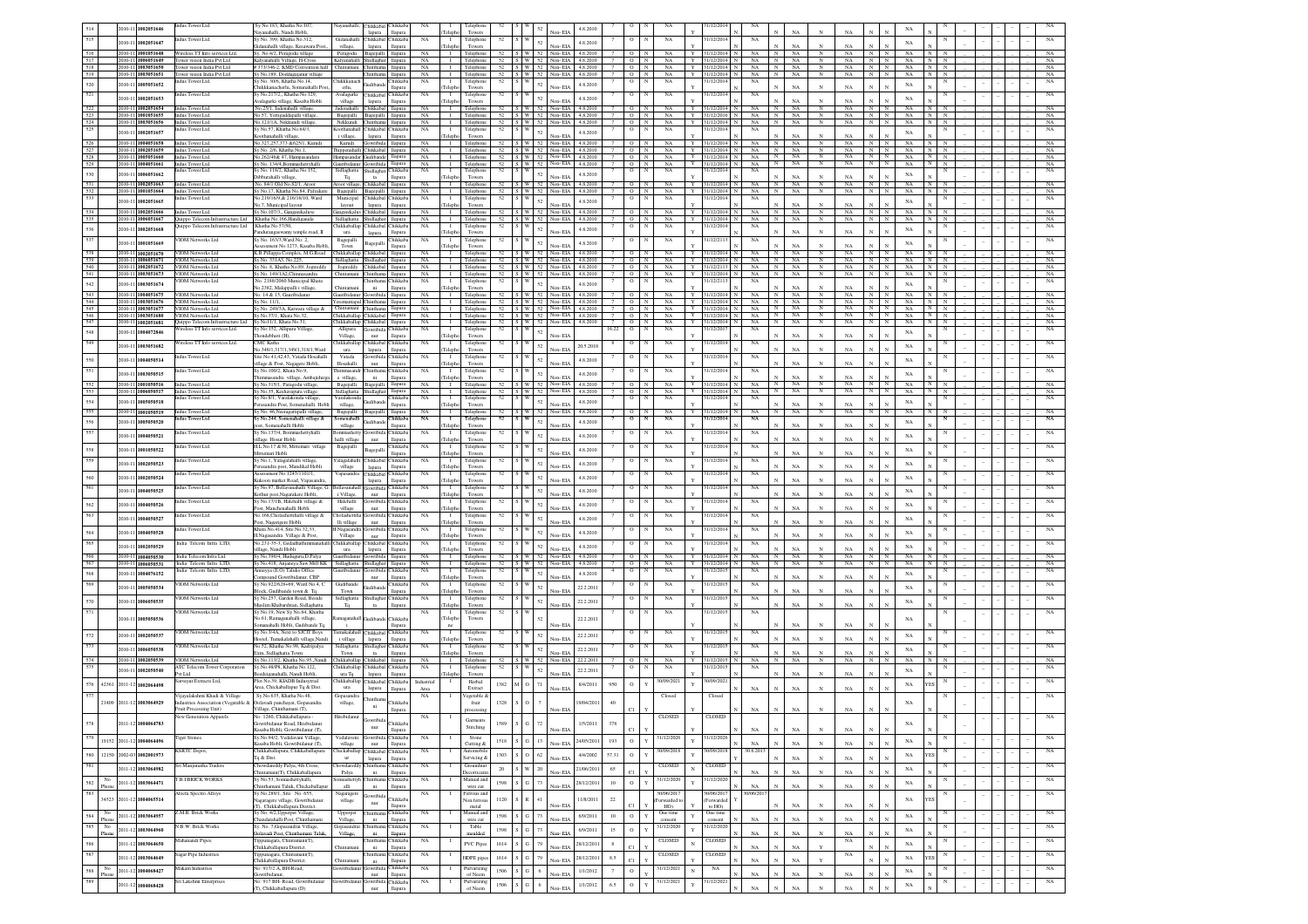| Sl. No. | Year | ID | Name | Address | Village | Taluk | District | Area | Type | Activity | Code | Size | Colour | Code | EIA | Date | | Status | | Consent | | Validity | | | | | | | |
|---|---|---|---|---|---|---|---|---|---|---|---|---|---|---|---|---|---|---|---|---|---|---|---|---|---|---|---|---|---|
| 514 | 2010-11 | 1002051646 | Indus Tower Ltd. | Sy No.163, Khatha No.107, Nayanahalli, Nandi Hobli, | Nayanahalli, | Chikkaballapura | Chikkaballapura | NA | I (Telephone) | Telephone Towers | 52 | S | W | 52 | Non-EIA | 4.8.2010 | 7 | O | N | NA | Y | 31/12/2014 | NA | N | NA | N | NA | N | NA |
| 515 | 2010-11 | 1002051647 | Indus Tower Ltd. | Sy No. 399, Khatha No.312, Gidanahalli village, Kasawara Post., | Gidanahalli village, | Chikkaballapura | Chikkaballapura | NA | I (Telephone) | Telephone Towers | 52 | S | W | 52 | Non-EIA | 4.8.2010 | 7 | O | N | NA | Y | 31/12/2014 | NA | N | NA | N | NA | N | NA |
| 516 | 2010-11 | 1003051648 | Wireless TT Info services Ltd. | Sy. No.4/2, Peragodu village | Peragodu | Bagepalli | Chikkaballapura | NA | I | Telephone Towers | 52 | S | W | 52 | Non-EIA | 4.8.2010 | 7 | O | N | NA | Y | 31/12/2014 | NA | N | NA | N | NA | N | NA |
| 517 | 2010-11 | 1004051649 | Tower vision India Pvt Ltd | Kalyanahalli Village, H Cross | Kalyanahalli | Shidlaghatta | Chikkaballapura | NA | I | Telephone Towers | 52 | S | W | 52 | Non-EIA | 4.8.2010 | 7 | O | N | NA | Y | 31/12/2014 | NA | N | NA | N | NA | N | NA |
| 518 | 2010-11 | 1003051650 | Tower vision India Pvt Ltd | # 373/346-2, KMD Convention hall | Chintamani | Chintamani | Chikkaballapura | NA | I | Telephone Towers | 52 | S | W | 52 | Non-EIA | 4.8.2010 | 7 | O | N | NA | Y | 31/12/2014 | NA | N | NA | N | NA | N | NA |
| 519 | 2010-11 | 1003051651 | Tower vision India Pvt Ltd | Sy.No.189, Doddagajanur village | | Chintamani | Chikkaballapura | NA | I | Telephone Towers | 52 | S | W | 52 | Non-EIA | 4.8.2010 | 7 | O | N | NA | Y | 31/12/2014 | NA | N | NA | N | NA | N | NA |
| 520 | 2010-11 | 1005051652 | Indus Tower Ltd. | Sy.No. 36/6, Khatha No.14, Chikkakanacherlu, Somenahalli Post, | Chikkakanacherlu, | Gudibande | Chikkaballapura | NA | I (Telephone) | Telephone Towers | 52 | S | W | 52 | Non-EIA | 4.8.2010 | 7 | O | N | NA | Y | 31/12/2014 | NA | N | NA | N | NA | N | NA |
| 521 | 2010-11 | 1002051653 | Indus Tower Ltd. | Sy.No.217/2, Khatha No.129, Avalagurki village, Kasaba Hobli | Avalagurki village | Chikkaballapura | Chikkaballapura | NA | I (Telephone) | Telephone Towers | 52 | S | W | 52 | Non-EIA | 4.8.2010 | 7 | O | N | NA | Y | 31/12/2014 | NA | N | NA | N | NA | N | NA |
| 522 | 2010-11 | 1002051654 | Indus Tower Ltd. | No.25/1, Jadenahalli village | Jadenahalli | Chikkaballapura | Chikkaballapura | NA | I | Telephone Towers | 52 | S | W | 52 | Non-EIA | 4.8.2010 | 7 | O | N | NA | Y | 31/12/2014 | NA | N | NA | N | NA | N | NA |
| 523 | 2010-11 | 1001051655 | Indus Tower Ltd. | No.57, Yerragaddapalli village, | Bagepalli | Bagepalli | Chikkaballapura | NA | I | Telephone Towers | 52 | S | W | 52 | Non-EIA | 4.8.2010 | 7 | O | N | NA | Y | 31/12/2010 | NA | N | NA | N | NA | N | NA |
| 524 | 2010-11 | 1003051656 | Indus Tower Ltd. | No.121/1A, Nekkunde village, | Nekkunde | Chintamani | Chikkaballapura | NA | I | Telephone Towers | 52 | S | W | 52 | Non-EIA | 4.8.2010 | 7 | O | N | NA | Y | 31/12/2014 | NA | N | NA | N | NA | N | NA |
| 525 | 2010-11 | 1002051657 | Indus Tower Ltd. | Sy.No.57, Khatha No.64/3, Koothanahalli village, | Koothanahalli village, | Chikkaballapura | Chikkaballapura | NA | I (Telephone) | Telephone Towers | 52 | S | W | 52 | Non-EIA | 4.8.2010 | 7 | O | N | NA | Y | 31/12/2014 | NA | N | NA | N | NA | N | NA |
| 526 | 2010-11 | 1004051658 | Indus Tower Ltd. | No.327,257,373 &625/1, Kamdi | Kamdi | Gowribidanur | Chikkaballapura | NA | I | Telephone Towers | 52 | S | W | 52 | Non-EIA | 4.8.2010 | 7 | O | N | NA | Y | 31/12/2014 | NA | N | NA | N | NA | N | NA |
| 527 | 2010-11 | 1002051659 | Indus Tower Ltd. | Sy.No. 2/6, Khatha No.1, | Thippenahalli | Chikkaballapura | Chikkaballapura | NA | I | Telephone Towers | 52 | S | W | 52 | Non-EIA | 4.8.2010 | 7 | O | N | NA | Y | 31/12/2014 | NA | N | NA | N | NA | N | NA |
| 528 | 2010-11 | 1005051660 | Indus Tower Ltd. | No.262/4&-47, Hampasandra | Hampasandra | Gudibande | Chikkaballapura | NA | I | Telephone Towers | 52 | S | W | 52 | Non-EIA | 4.8.2010 | 7 | O | N | NA | Y | 31/12/2014 | NA | N | NA | N | NA | N | NA |
| 529 | 2010-11 | 1004051661 | Indus Tower Ltd. | Sy.No. 134/4,Bommashettyhalli | Gauribidanur | Gowribidanur | Chikkaballapura | NA | I | Telephone Towers | 52 | S | W | 52 | Non-EIA | 4.8.2010 | 7 | O | N | NA | Y | 31/12/2014 | NA | N | NA | N | NA | N | NA |
| 530 | 2010-11 | 1006051662 | Indus Tower Ltd. | Sy.No. 119/2, Khatha No.152, Dibburahalli village, | Sidlaghatta Tq | Shidlaghatta | Chikkaballapura | NA | I (Telephone) | Telephone Towers | 52 | S | W | 52 | Non-EIA | 4.8.2010 | 7 | O | N | NA | Y | 31/12/2014 | NA | N | NA | N | NA | N | NA |
| 531 | 2010-11 | 1002051663 | Indus Tower Ltd. | No. 84/1 Old No.82/1, Aroor | Aroor village | Chikkaballapura | Chikkaballapura | NA | I | Telephone Towers | 52 | S | W | 52 | Non-EIA | 4.8.2010 | 7 | O | N | NA | Y | 31/12/2014 | NA | N | NA | N | NA | N | NA |
| 532 | 2010-11 | 1001051664 | Indus Tower Ltd. | Sy.No.17, Khatha No.84, Pulyakere | Bagepalli | Bagepalli | Chikkaballapura | NA | I | Telephone Towers | 52 | S | W | 52 | Non-EIA | 4.8.2010 | 7 | O | N | NA | Y | 31/12/2014 | NA | N | NA | N | NA | N | NA |
| 533 | 2010-11 | 1002051665 | Indus Tower Ltd. | No.219/16/9,& 216/16/10, Ward No.7, Municipal layout | Municipal layout | Chikkaballapura | Chikkaballapura | NA | I (Telephone) | Telephone Towers | 52 | S | W | 52 | Non-EIA | 4.8.2010 | 7 | O | N | NA | Y | 31/12/2014 | NA | N | NA | N | NA | N | NA |
| 534 | 2010-11 | 1002051666 | Indus Tower Ltd. | Sy.No.107/1, Gangarekaluve | Gangarekaluve | Chikkaballapura | Chikkaballapura | NA | I | Telephone Towers | 52 | S | W | 52 | Non-EIA | 4.8.2010 | 7 | O | N | NA | Y | 31/12/2014 | NA | N | NA | N | NA | N | NA |
| 535 | 2010-11 | 1006051667 | Quippo Telecom Infrastructure Ltd | Khatha No.166,Bandiganala | Sidlaghatta | Shidlaghatta | Chikkaballapura | NA | I | Telephone Towers | 52 | S | W | 52 | Non-EIA | 4.8.2010 | 7 | O | N | NA | Y | 31/12/2014 | NA | N | NA | N | NA | N | NA |
| 536 | 2010-11 | 1002051668 | Quippo Telecom Infrastructure Ltd | Khatha No.57/50, Pandurangareswamy temple road, B | Chikkaballapura | Chikkaballapura | Chikkaballapura | NA | I (Telephone) | Telephone Towers | 52 | S | W | 52 | Non-EIA | 4.8.2010 | 7 | O | N | NA | Y | 31/12/2014 | NA | N | NA | N | NA | N | NA |
| 537 | 2010-11 | 1001051669 | VIOM Networks Ltd | Sy.No. 163/3,Ward No. 2, Assessment No.1273, Kasaba Hobli, | Bagepalli Town | Bagepalli | Chikkaballapura | NA | I (Telephone) | Telephone Towers | 52 | S | W | 52 | Non-EIA | 4.8.2010 | 7 | O | N | NA | Y | 31/12/2013 | NA | N | NA | N | NA | N | NA |
| 538 | 2010-11 | 1002051670 | VIOM Networks Ltd | K.B.Pillappa Complex, M.G.Road | Chikkaballapura | Chikkaballapura | Chikkaballapura | NA | I | Telephone Towers | 52 | S | W | 52 | Non-EIA | 4.8.2010 | 7 | O | N | NA | Y | 31/12/2014 | NA | N | NA | N | NA | N | NA |
| 539 | 2010-11 | 1006051671 | VIOM Networks Ltd | Sy.No. 331A/3, No.225, | Sidlaghatta | Shidlaghatta | Chikkaballapura | NA | I | Telephone Towers | 52 | S | W | 52 | Non-EIA | 4.8.2010 | 7 | O | N | NA | Y | 31/12/2014 | NA | N | NA | N | NA | N | NA |
| 540 | 2010-11 | 1002051672 | VIOM Networks Ltd | Sy.No. 6, Khatha No.89, Joginaldy | Joginaldy | Chikkaballapura | Chikkaballapura | NA | I | Telephone Towers | 52 | S | W | 52 | Non-EIA | 4.8.2010 | 7 | O | N | NA | Y | 31/12/2013 | NA | N | NA | N | NA | N | NA |
| 541 | 2010-11 | 1003051673 | VIOM Networks Ltd | Sy.No. 146/1A2,Chinnasandra | Chintamani | Chintamani | Chikkaballapura | NA | I | Telephone Towers | 52 | S | W | 52 | Non-EIA | 4.8.2010 | 7 | O | N | NA | Y | 31/12/2014 | NA | N | NA | N | NA | N | NA |
| 542 | 2010-11 | 1003051674 | VIOM Networks Ltd | No. 2168/2060 Municipal Khata No.2362, Malappalli-i village, | Chintamani | Chintamani | Chikkaballapura | NA | I (Telephone) | Telephone Towers | 52 | S | W | 52 | Non-EIA | 4.8.2010 | 7 | O | N | NA | Y | 31/12/2013 | NA | N | NA | N | NA | N | NA |
| 543 | 2010-11 | 1004051675 | VIOM Networks Ltd | No. 14 & 15, Gauribidanur | Gauribidanur | Gowribidanur | Chikkaballapura | NA | I | Telephone Towers | 52 | S | W | 52 | Non-EIA | 4.8.2010 | 7 | O | N | NA | Y | 31/12/2014 | NA | N | NA | N | NA | N | NA |
| 544 | 2010-11 | 1003051676 | VIOM Networks Ltd | Sy.No. 11/1, | Yeremangalam | Chintamani | Chikkaballapura | NA | I | Telephone Towers | 52 | S | W | 52 | Non-EIA | 4.8.2010 | 7 | O | N | NA | Y | 31/12/2014 | NA | N | NA | N | NA | N | NA |
| 545 | 2010-11 | 1003051677 | VIOM Networks Ltd | Sy.No. 249/3A, Kurusea village & | Chintamani | Chintamani | Chikkaballapura | NA | I | Telephone Towers | 52 | S | W | 52 | Non-EIA | 4.8.2010 | 7 | O | N | NA | Y | 31/12/2014 | NA | N | NA | N | NA | N | NA |
| 546 | 2010-11 | 1002051680 | VIOM Networks Ltd | Sy.No. 17/1, Khata No.32, | Chikkaballapura | Chikkaballapura | Chikkaballapura | NA | I | Telephone Towers | 52 | S | W | 52 | Non-EIA | 4.8.2010 | 7 | O | N | NA | Y | 31/12/2014 | NA | N | NA | N | NA | N | NA |
| 547 | 2010-11 | 1002051681 | Quippo Telecom Infrastructure Ltd | Sy No1/1, Khata No.31, | Chikkaballapura | Chikkaballapura | Chikkaballapura | NA | I | Telephone Towers | 52 | S | W | 52 | Non-EIA | 4.8.2010 | 7 | O | N | NA | Y | 31/12/2014 | NA | N | NA | N | NA | N | NA |
| 548 | 2010-11 | 1004072846 | Wireless TT Info services Ltd. | Sy.No.152, Allipura Village, Thondebhavi (H), | Allipura Village, | Gowribidanur | Chikkaballapura | NA | I (Telephone) | Telephone Towers | 52 | S | W | 52 | Non-EIA | | 16.22 | G | N | NA | Y | 31/12/2017 | NA | N | NA | N | NA | N | NA |
| 549 | 2010-11 | 1002051682 | Wireless TT Info services Ltd. | CMC Katha No.348/1,317/1,318/1,Ward | Chikkaballapura | Chikkaballapura | Chikkaballapura | NA | I (Telephone) | Telephone Towers | 52 | S | W | 52 | Non-EIA | 20.5.2010 | 8 | O | N | NA | Y | 31/12/2014 | NA | N | NA | N | NA | N | NA |
| 550 | 2010-11 | 1004050514 | Indus Tower Ltd. | Site No.41,42,43, Vatadu Hosahalli village & Post, Nagagere Hobli, | Vatadu Hosahalli | Gowribidanur | Chikkaballapura | NA | I (Telephone) | Telephone Towers | 52 | S | W | 52 | Non-EIA | 4.8.2010 | 7 | O | N | NA | Y | 31/12/2014 | NA | N | NA | N | NA | N | NA |
| 551 | 2010-11 | 1003050515 | Indus Tower Ltd. | Sy.No.100/2, Khata No.9, Thimmasandra village, Ambajidurga | Thimmasandra village, | Chintamani | Chikkaballapura | NA | I (Telephone) | Telephone Towers | 52 | S | W | 52 | Non-EIA | 4.8.2010 | 7 | O | N | NA | Y | 31/12/2014 | NA | N | NA | N | NA | N | NA |
| 552 | 2010-11 | 1001050516 | Indus Tower Ltd. | Sy.No.315/1, Paragodu village, | Bagepalli | Bagepalli | Chikkaballapura | NA | I | Telephone Towers | 52 | S | W | 52 | Non-EIA | 4.8.2010 | 7 | O | N | NA | Y | 31/12/2014 | NA | N | NA | N | NA | N | NA |
| 553 | 2010-11 | 1006050517 | Indus Tower Ltd. | Sy.No.35, Keshavapura village, | Sidlaghatta | Shidlaghatta | Chikkaballapura | NA | I | Telephone Towers | 52 | S | W | 52 | Non-EIA | 4.8.2010 | 7 | O | N | NA | Y | 31/12/2014 | NA | N | NA | N | NA | N | NA |
| 554 | 2010-11 | 1005050518 | Indus Tower Ltd. | Sy.No.8/1, Varalakonda village, Parasandra Post, Somenahalli Hobli | Varalakonda village, | Gudibande | Chikkaballapura | NA | I (Telephone) | Telephone Towers | 52 | S | W | 52 | Non-EIA | 4.8.2010 | 7 | O | N | NA | Y | 31/12/2014 | NA | N | NA | N | NA | N | NA |
| 555 | 2010-11 | 1001050519 | Indus Tower Ltd. | Sy. No. 46,Nazugattapalli village, | Bagepalli | Bagepalli | Chikkaballapura | NA | I | Telephone Towers | 52 | S | W | 52 | Non-EIA | 4.8.2010 | 7 | O | N | NA | Y | 31/12/2014 | NA | N | NA | N | NA | N | NA |
| 556 | 2010-11 | 1005050520 | Indus Tower Ltd. | Sy.No.244, Somenahalli village & post, Somenahalli Hobli | Somenahalli village | Gudibande | Chikkaballapura | NA | I (Telephone) | Telephone Towers | 52 | S | W | 52 | Non-EIA | 4.8.2010 | 7 | O | N | NA | Y | 31/12/2014 | NA | N | NA | N | NA | N | NA |
| 557 | 2010-11 | 1004050521 | Indus Tower Ltd. | Sy.No.177/4, Bommashettyhalli village, Hosur Hobli | Bommashettyhalli village | Gowribidanur | Chikkaballapura | NA | I (Telephone) | Telephone Towers | 52 | S | W | 52 | Non-EIA | 4.8.2010 | 7 | O | N | NA | Y | 31/12/2014 | NA | N | NA | N | NA | N | NA |
| 558 | 2010-11 | 1001050522 | Indus Tower Ltd. | H.L.No.17 &30, Mittemari village, Mittemari Hobli | Bagepalli | Bagepalli | Chikkaballapura | NA | I (Telephone) | Telephone Towers | 52 | S | W | 52 | Non-EIA | 4.8.2010 | 7 | O | N | NA | Y | 31/12/2014 | NA | N | NA | N | NA | N | NA |
| 559 | 2010-11 | 1002050523 | Indus Tower Ltd. | Sy.No.1, Yalagalahalli village, Perasandra post, Mandikal Hobli | Yalagalahalli village | Chikkaballapura | Chikkaballapura | NA | I (Telephone) | Telephone Towers | 52 | S | W | 52 | Non-EIA | 4.8.2010 | 7 | O | N | NA | Y | 31/12/2014 | NA | N | NA | N | NA | N | NA |
| 560 | 2010-11 | 1002050524 | Indus Tower Ltd. | Assessment No.1243/1101/1, Rakoon market Road, Vapasandra, | Vapasandra | Chikkaballapura | Chikkaballapura | NA | I (Telephone) | Telephone Towers | 52 | S | W | 52 | Non-EIA | 4.8.2010 | 7 | O | N | NA | Y | 31/12/2014 | NA | N | NA | N | NA | N | NA |
| 561 | 2010-11 | 1004050525 | Indus Tower Ltd. | Sy.No.97, Bellavanahalli Village, G Kothur post,Nagarakere Hobli, | Bellavanahalli Village, | Gowribidanur | Chikkaballapura | NA | I (Telephone) | Telephone Towers | 52 | S | W | 52 | Non-EIA | 4.8.2010 | 7 | O | N | NA | Y | 31/12/2014 | NA | N | NA | N | NA | N | NA |
| 562 | 2010-11 | 1004050526 | Indus Tower Ltd. | Sy.No.17/1B, Halehalli village & Post, Manchenahalli Hobli | Halehalli village | Gowribidanur | Chikkaballapura | NA | I (Telephone) | Telephone Towers | 52 | S | W | 52 | Non-EIA | 4.8.2010 | 7 | O | N | NA | Y | 31/12/2014 | NA | N | NA | N | NA | N | NA |
| 563 | 2010-11 | 1004050527 | Indus Tower Ltd. | No.168,Cholashettihalli village & Post, Nagargere Hobli | Cholashettihalli village | Gowribidanur | Chikkaballapura | NA | I (Telephone) | Telephone Towers | 52 | S | W | 52 | Non-EIA | 4.8.2010 | 7 | O | N | NA | Y | 31/12/2014 | NA | N | NA | N | NA | N | NA |
| 564 | 2010-11 | 1004050528 | Indus Tower Ltd. | Khata No.414, Site No.32,33, H.Nagasandra Village & Post, | H.Nagasandra Village | Gowribidanur | Chikkaballapura | NA | I (Telephone) | Telephone Towers | 52 | S | W | 52 | Non-EIA | 4.8.2010 | 7 | O | N | NA | Y | 31/12/2014 | NA | N | NA | N | NA | N | NA |
| 565 | 2010-11 | 1002050529 | India Telecom Infra LTD. | No.231-35-3, Gadadhathimmanahalli village, Nandi Hobli | Chikkaballapura | Chikkaballapura | Chikkaballapura | NA | I (Telephone) | Telephone Towers | 52 | S | W | 52 | Non-EIA | 4.8.2010 | 7 | O | N | NA | Y | 31/12/2014 | NA | N | NA | N | NA | N | NA |
| 566 | 2010-11 | 1004050530 | India Telecom Infra Ltd. | Sy.No.396/4, Hudugurki,D.Palya | Gauribidanur | Gowribidanur | Chikkaballapura | NA | I | Telephone Towers | 52 | S | W | 52 | Non-EIA | 4.8.2010 | 7 | O | N | NA | Y | 31/12/2014 | NA | N | NA | N | NA | N | NA |
| 567 | 2010-11 | 1006050531 | India Telecom Infra LTD. | Sy.No.418, Anjaneya Saw Mill KK | Sidlaghatta | Shidlaghatta | Chikkaballapura | NA | I | Telephone Towers | 52 | S | W | 52 | Non-EIA | 4.8.2010 | 4 | O | N | NA | Y | 31/12/2014 | NA | N | NA | N | NA | N | NA |
| 568 | 2010-11 | 1004076152 | India Telecom Infra LTD. | Annayya (I.O) Taluk Office Compound Gowribidanur, CBP | Gauribidanur | Gowribidanur | Chikkaballapura | NA | I (Telephone) | Telephone Towers | 52 | S | W | 52 | Non-EIA | 4.8.2010 | 7 | O | N | NA | Y | 31/12/2015 | NA | N | NA | N | NA | N | NA |
| 569 | 2010-11 | 1005050534 | VIOM Networks Ltd | Sy.No.922/628=69, Ward No.4, C Block, Gudibande town & Tq | Gudibande Town | Gudibande | Chikkaballapura | NA | I (Telephone) | Telephone Towers | 52 | S | W | 52 | Non-EIA | 22.2.2011 | 7 | O | N | NA | Y | 31/12/2015 | NA | N | NA | N | NA | N | NA |
| 570 | 2010-11 | 1006050535 | VIOM Networks Ltd | Sy.No.257, Garden Road, Beside Muslim Khabarsthan, Sidlaghatta | Sidlaghatta Tq | Shidlaghatta | Chikkaballapura | NA | I (Telephone) | Telephone Towers | 52 | S | W | 52 | Non-EIA | 22.2.2011 | 7 | O | N | NA | Y | 31/12/2015 | NA | N | NA | N | NA | N | NA |
| 571 | 2010-11 | 1005050536 | VIOM Networks Ltd | Sy.No.19, New Sy.No.84, Khatha No.61, Ramaganahalli village, Somanahalli Hobli, Gudibande Tq | Ramaganahalli i | Gudibande | Chikkaballapura | NA | I (Telephone) | Telephone Towers | 52 | S | W | 52 | Non-EIA | 22.2.2011 | 7 | O | N | NA | Y | 31/12/2015 | NA | N | NA | N | NA | N | NA |
| 572 | 2010-11 | 1002050537 | VIOM Networks Ltd | Sy.No.3/4A, Next to S.R.P. Boys Hostel, Tumakalahalli village,Nandi | Tumakalahalli i village | Chikkaballapura | Chikkaballapura | NA | I (Telephone) | Telephone Towers | 52 | S | W | 52 | Non-EIA | 22.2.2011 | 7 | O | N | NA | Y | 31/12/2015 | NA | N | NA | N | NA | N | NA |
| 573 | 2010-11 | 1006050538 | VIOM Networks Ltd | No.52, Khatha No.98, Kadripalya Extn, Sidlaghatta Town | Sidlaghatta Town | Shidlaghatta | Chikkaballapura | NA | I (Telephone) | Telephone Towers | 52 | S | W | 52 | Non-EIA | 22.2.2011 | 7 | O | N | NA | Y | 31/12/2015 | NA | N | NA | N | NA | N | NA |
| 574 | 2010-11 | 1002050539 | VIOM Networks Ltd | Sy.No.113/2, Khatha No.95,,Nandi | Chikkaballapura | Chikkaballapura | Chikkaballapura | NA | I | Telephone Towers | 52 | S | W | 52 | Non-EIA | 22.2.2011 | 7 | O | N | NA | Y | 31/12/2015 | NA | N | NA | N | NA | N | NA |
| 575 | 2010-11 | 1002050540 | ATC Telecom Tower Corporation Pvt Ltd | Sy.No.48/P6, Khatha No.122, Beedaganahalli, Nandi Hobli, | Chikkaballapura Tq | Chikkaballapura | Chikkaballapura | NA | I (Telephone) | Telephone Towers | 52 | S | W | 52 | Non-EIA | 22.2.2011 | 7 | O | N | NA | Y | 31/12/2015 | NA | N | NA | N | NA | N | NA |
| 576 | 42361 | 2011-12 1002064498 | Sarvayur Extracts Ltd. | Plot No.39, KIADB Industrial Area, Chickaballapur Tq & Dist. | Chikkaballapura | Chikkaballapura | Chikkaballapura | Industrial Area | I | Herbal Extract | 1382 | M | O | 71 | Non-EIA | 8/4/2011 | 950 | O | Y | | 30/09/2021 | | 30/09/2021 | NA | N | NA | N | YES | NA |
| 577 | 21409 | 2011-12 1003064929 | Vijayalakshmi Khadi & Village Industries Association (Vegatable & Fruit Processing Unit) | Sy.No.615, Khatha No.48, Golavadi panchayat, Gopasandra Village, Chinthamani (T), | Gopasandra village, | Chintamani | Chikkaballapura | NA | I | Vegetable & fruit processing | 1328 | S | O | 7 | Non-EIA | 19/04/2011 | 40 | C1 | Y | | Closed | | Closed | NA | N | NA | N | N | NA |
| 578 | | 2011-12 1004064783 | New Generation Apparels | No. 1280, Chikkaballapura - Gowribidanur Road, Hirebidanur Kasaba Hobli, Gowribidanur (T), | Hirebidanur | Gowribidanur | Chikkaballapura | NA | I | Garments Stitching | 1589 | S | G | 72 | Non-EIA | 1/5/2011 | 378 | C1 | Y | | CLOSED | | CLOSED | NA | N | NA | N | N | NA |
| 579 | 19192 | 2011-12 1004064496 | Tiger Stones. | Sy.No.94/2, Vedalaveni Village, Kasaba Hobli, Gowribidanur (T), | Vedalaveni village, | Gowribidanur | Chikkaballapura | NA | I | Stone Cutting & | 1518 | S | G | 13 | Non-EIA | 24/05/2011 | 193 | O | Y | | 31/12/2026 | | 31/12/2026 | NA | N | NA | N | N | NA |
| 580 | 12150 | 2002-03 1002001973 | KSRTC Depot, | Chikkaballapura, Chikkaballapura Tq & Dist. | Chikkaballapur | Chikkaballapura | Chikkaballapura | NA | I | Automobile Servicing & | 1303 | S | O | 62 | Non-EIA | 4/4/2002 | 57.31 | O | Y | | 30/09/2018 | | 30/09/2018 | 30.6.2013 | N | NA | N | YES | NA |
| 581 | | 2011-12 1003064982 | Sri Manjunatha Traders | Chowdareddy Palya, 4th Cross, Chintamani(T), Chikkaballapura | Chowdareddy Palya | Chintamani | Chikkaballapura | NA | I | Groundnut Decortication | 20 | S | W | 20 | Non-EIA | 21/06/2011 | 65 | C1 | Y | | CLOSED | | CLOSED | NA | N | NA | N | N | NA |
| 582 | No Phone | 2011-12 1003064471 | T.B.I.BRICK WORKS | Sy.No.57, Somashettyhalli, Chinthamani Taluk, Chickaballapur | Somashettyhalli | Chintamani | Chikkaballapura | NA | I | Manual and wire cut | 1596 | S | G | 73 | Non-EIA | 28/12/2011 | 10 | O | Y | | 31/12/2020 | | 31/12/2020 | NA | N | NA | N | N | NA |
| 583 | 34523 | 2011-12 1004065514 | Abeda Spectro Alloys | Sy.No.280/1, Site No. 655, Nagaragere village, Gowribidanur (T), Chikkaballapura District. | Nagaragere village | Gowribidanur | Chikkaballapura | NA | I | Ferrous and Non ferrous metal | 1120 | S | R | 41 | Non-EIA | 11/8/2011 | 22 | C1 | Y | | 30/06/2017 (Forwarded to HO) | | 30/06/2017 (Forwarded to HO) | 30/06/2017 | N | NA | N | YES | NA |
| 584 | No Phone | 2011-12 1003064957 | Z.M.R. Brick Works | Sy.No. 4/2,Upperpet Village, Chandamballi Post, Chinthamani | Upperpet Village, | Chintamani | Chikkaballapura | NA | I | Manual and wire cut | 1598 | S | G | 73 | Non-EIA | 8/9/2011 | 10 | O | Y | | One time consent | | One time consent | NA | N | NA | N | N | NA |
| 585 | No Phone | 2011-12 1003064960 | N.B.W. Brick Works | Sy.No. 7,Gopasandra Village, Golavadi Post, Chinthamani Taluk, | Gopasandra Village, | Chintamani | Chikkaballapura | NA | I | Table moulded | 1598 | S | G | 73 | Non-EIA | 8/9/2011 | 15 | O | Y | | 31/12/2020 | | 31/12/2020 | NA | N | NA | N | N | NA |
| 586 | | 2011-12 1003064650 | Mahananda Pipes. | Tippanagara, Chintamani(T), Chikkaballapura District. | Chintamani | Chintamani | Chikkaballapura | NA | I | PVC Pipes | 1614 | S | G | 79 | Non-EIA | 28/12/2011 | 8 | C1 | Y | | CLOSED | | CLOSED | NA | N | Y | NA | N | NA |
| 587 | | 2011-12 1003064649 | Sagar Pipe Industries | Tippanagara, Chintamani(T), Chikkaballapura District. | Chintamani | Chintamani | Chikkaballapura | NA | I | HDPE pipes | 1614 | S | G | 79 | Non-EIA | 28/12/2011 | 6.5 | C1 | Y | | CLOSED | | CLOSED | NA | N | NA | N | YES | NA |
| 588 | No Phone | 2011-12 1004068427 | Makam Industries | No. 91/32 A, BH-Road, Gowribidanur. | Gowribidanur | Gowribidanur | Chikkaballapura | NA | I | Pulverizing of Neem | 1506 | S | G | 6 | Non-EIA | 1/1/2012 | 7 | O | Y | | 31/12/2021 | | NA | NA | N | NA | N | N | NA |
| 589 | | 2011-12 1004068428 | Sri Lakshmi Enterprises | No. 91/7 BH- Road, Gowribidanur (T), Chikkaballapura (D) | Gowribidanur | Gowribidanur | Chikkaballapura | NA | I | Pulverizing of Neem | 1506 | S | G | 6 | Non-EIA | 1/1/2012 | 6.5 | O | Y | | 31/12/2021 | | 31/12/2021 | NA | N | NA | N | N | NA |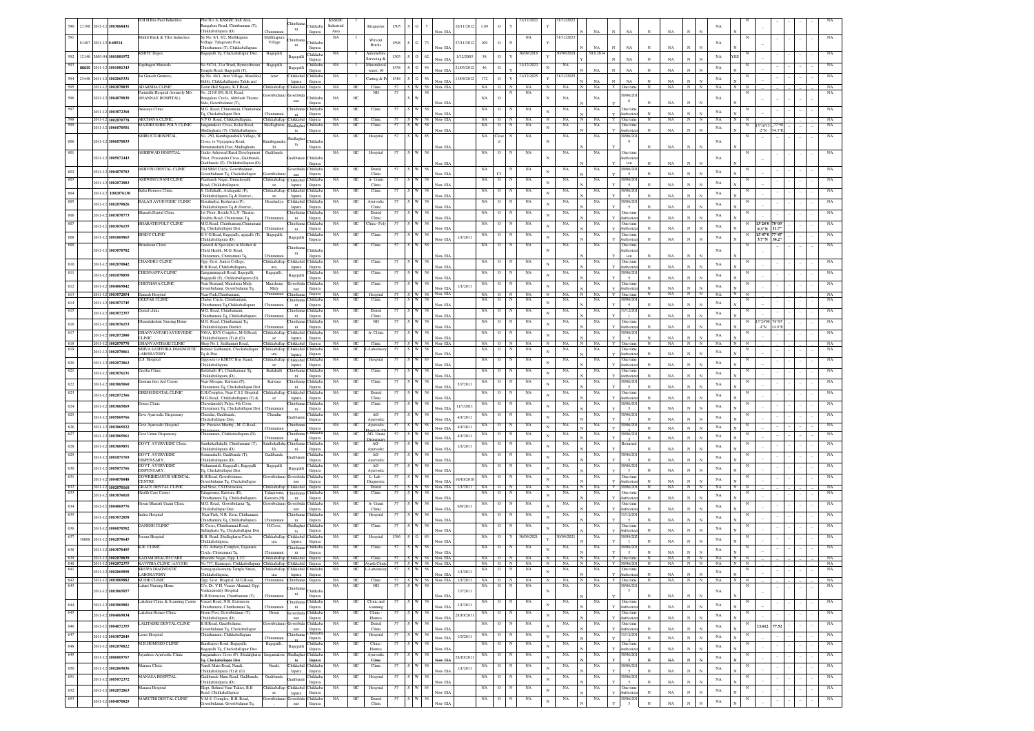| Sl. No. | ID | Year | File No. | Name | Address | Taluk | Town | District | Area | Type | Activity | Code | Size | Colour | Cat | EIA | Date | Inv. | Status | | | | | | | | | | | | | | | | |
|---|---|---|---|---|---|---|---|---|---|---|---|---|---|---|---|---|---|---|---|---|---|---|---|---|---|---|---|---|---|---|---|---|---|---|---|
| 590 | 21198 | 2011-12 | 1003068431 | H.H.H Bio-Fuel Industries | Plot No: 6, KSSIDC Indl Area, Bangalore Road, Chinthamani (T), Chikkaballapura (D) | Chintamani | Chinthamani | Chikkaballapura | KSSIDC Industrial Area | I | Briquettes | 1505 | S | G | 5 | Non- EIA | 26/11/2012 | 139 | O | Y | 31/12/2022 | Y | 31/12/2022 | N | NA | N | NA | N | NA | N | N | NA | N | | NA |
| 591 | 81467 | 2011-12 | 0-48514 | Mithil Brick & Tiles Industries | Sy No: 8/1, 8/2, Mallikapura Village, Talagavara Post, Chinthamani (T), Chikkaballapura | Mallikapura Village | Chinthamani | Chikkaballapura | NA | I | Wirecut Bricks | 1598 | S | G | 73 | Non- EIA | 27/11/2012 | 109 | O | N | NA | Y | 31/12/2023 | N | NA | N | NA | N | NA | N | N | NA | N | | NA |
| 592 | 12148 | 2003-04 | 1001001972 | KSRTC Depot, | Bagepalli Tq, Chickaballapur Dist. | Bagepalli | Bagepalli | Chikkaballapura | NA | I | Automobile Servicing & | 1303 | S | O | 62 | Non- EIA | 1/12/2003 | 58 | O | Y | 30/09/2018 | Y | 30/09/2018 | N | 30.6.2014 | N | NA | N | NA | N | N | NA | YES | | NA |
| 593 | 80635 | 2011-12 | 1001081343 | Sapthagiri Minerals | No.58/34, 21st Ward, Byraseshwara Temple Road, Bagepalli (T) | Bagepalli | Bagepalli | Chikkaballapura | NA | I | Mineralised water, 10 | 1538 | S | G | 54 | Non- EIA | 21/03/2012 | 46 | O | Y | 31/12/2022 | N | NA | N | NA | N | NA | N | NA | N | N | NA | N | | NA |
| 594 | 23448 | 2011-12 | 1002065331 | Jai Ganesh Granites, | Sy No. 49/1, Arur Village, Mandikal Hobli, Chikkaballapura Taluk and | Arur | Chikkaballapura | Chikkaballapura | NA | I | Cutting & P | 1518 | S | G | 56 | Non- EIA | 13/04/2012 | 172 | O | Y | 31/12/2025 | Y | 31/12/2025 | N | NA | N | NA | N | NA | N | N | NA | N | | NA |
| 595 | | 2011-12 | 1002070035 | ADARSHA CLINIC | Town Hall Square, K.T.Road, Chikkaballapura | Chikkaballapura | Chikkaballapura | Chikkaballapura | NA | HC | Clinic | 57 | S | W | 58 | Non- EIA | | NA | O | N | NA | N | NA | N | NA | Y | One time | N | NA | N | N | NA | N | | NA |
| 596 | | 2011-12 | 1004070030 | Parimidhi Hospital (formerly M/s ANANNAY HOSPITAL) | No. 21/10/189, B.H. Road, Bangalore Circle, Abhilash Theatre Side, Gowribidanur (T), | Gowribidanur | Gowribidanur | Chikkaballapura | NA | HC | NH | 57 | S | W | 58 | Non- EIA | | NA | O | N | NA | N | NA | N | NA | Y | 30/06/2016 | N | NA | N | N | NA | N | | NA |
| 597 | | 2011-12 | 1003072368 | Anasuya Clinic | M.G. Road, Chintamani, Chintamani Tq, Chikkaballapur Dist. | Chintamani | Chinthamani | Chikkaballapura | NA | HC | Clinic | 57 | S | W | 58 | Non- EIA | | NA | O | N | NA | N | NA | N | NA | Y | One time Authorization | N | NA | N | N | NA | N | | NA |
| 598 | | 2011-12 | 1002070778 | ARCHANA CLINIC, | N.P.O. Road, Chikkaballapura, | Chikkaballapura | Chikkaballapura | Chikkaballapura | NA | HC | Clinic | 57 | S | W | 58 | Non- EIA | | NA | O | N | NA | N | NA | N | NA | Y | One time | N | NA | N | N | NA | N | | NA |
| 599 | | 2011-12 | 1006070501 | MATHRUSHREE POLY CLINIC | Jangamakote Cross, Kolar Road, Shidlaghatta (T), Chikkaballapura | Shidlaghatta | Shidlaghatta | Chikkaballapura | NA | HC | Clinic | 57 | S | W | 58 | Non- EIA | | NA | O | N | NA | N | NA | N | NA | Y | One time Authorization | N | NA | N | N | NA | N | 13°16'13.2"N 77°50' 54.3"E | NA |
| 600 | | 2011-12 | 1006070833 | SHIRUSTI HOSPITAL | No. 250, Kumbigganahalli Village, H Cross, to Vijayapura Road, Hemavanahalli Post, Shidlaghatta | Kumbiganahalli | Shidlaghatta | Chikkaballapura | NA | HC | Hospital | 57 | S | W | 85 | Non- EIA | | NA | Closed | N | NA | N | NA | N | NA | Y | 30/06/2019 | N | NA | N | N | NA | N | | NA |
| 601 | | 2011-12 | 1005072443 | ASHIRWAD HOSPITAL | Under Ashirwad Rural Development Trust, Peresandra Cross, Gudibande, Gudibande (T), Chikkaballapura (D) | Gudibande | Gudibande | Chikkaballapura | NA | HC | Hospital | 57 | S | W | 58 | Non- EIA | | NA | O | N | NA | N | NA | N | NA | Y | One time Authorization | N | NA | N | N | NA | N | | NA |
| 602 | | 2011-12 | 1004070783 | ASHVINI DENTAL CLINIC | Old SBM Circle, Gowribidanur, Gowribidanur Tq, Chickaballapur | Gowribidanur | Gowribidanur | Chikkaballapura | NA | HC | Dental Clinic | 57 | S | W | 58 | Non- EIA | | NA | C1 | N | NA | N | NA | N | NA | Y | 30/06/2015 | N | NA | N | N | NA | N | | NA |
| 603 | | 2011-12 | 1002072883 | ASHWINI UNANI CLINIC | Prashanth Nagar, Dunnehosalli Road, Chikkaballapura | Chikkaballapura | Chikkaballapura | Chikkaballapura | NA | HC | A- Unani Clinic | 57 | S | W | 58 | Non- EIA | | NA | O | N | NA | N | NA | N | NA | Y | 30/06/2015 | N | NA | N | N | NA | N | | NA |
| 604 | | 2011-12 | 1002070130 | Baba Homoeo Clinic | 5, Gollahalli, Avalagurki (P), Chikkaballapura Tq & District., | Chikkaballapura | Chikkaballapura | Chikkaballapura | NA | HC | Clinic | 57 | S | W | 58 | Non- EIA | | NA | O | N | NA | N | NA | N | NA | Y | 30/06/2015 | N | NA | N | N | NA | N | | NA |
| 605 | | 2011-12 | 1002070826 | BALAJI AYURVEDIC CLINIC | Hosahudya, Keshavara (P), Chikkaballapura Tq & District., | Hosahudya | Chikkaballapura | Chikkaballapura | NA | HC | Ayurvedic Clinic | 57 | S | W | 58 | Non- EIA | | NA | O | N | NA | N | NA | N | NA | Y | 30/06/2015 | N | NA | N | N | NA | N | | NA |
| 606 | | 2011-12 | 1003070773 | Bharath Dental Clinic | 1st Floor, Beside S.L.N. Theatre, Double Road, Chintamani Tq, | Chintamani | Chinthamani | Chikkaballapura | NA | HC | Dental Clinic | 57 | S | W | 58 | Non- EIA | | NA | O | N | NA | N | NA | N | NA | Y | One time Authorization | N | NA | N | N | NA | N | | NA |
| 607 | | 2011-12 | 1003076155 | BHARATH POLY CLINIC | M.G.Road, Chinthamani, Chintamani Tq, Chickaballapur Dist. | Chintamani | Chinthamani | Chikkaballapura | NA | HC | Clinic- Poly | 57 | S | W | 58 | Non- EIA | | NA | O | N | NA | N | NA | N | NA | Y | One time Authorization | N | NA | N | N | NA | N | 13°24'0 9.3"N 78°03' 11.7" | NA |
| 608 | | 2011-12 | 1001069865 | BINDU CLINIC | D.V.G.Road, Bagepalli, agepalli (T), Chikkaballapura (D). | Bagepalli, | Bagepalli | Chikkaballapura | NA | HC | Clinic | 57 | S | W | 58 | Non- EIA | 1/1/2011 | NA | O | N | NA | N | NA | N | NA | Y | One time Authorization | N | NA | N | N | NA | N | 13°47'0 3.7"N 77°47' 36.2" | NA |
| 609 | | 2011-12 | 1003070782 | Brindavan Clinic | General & Specialist in Mother & Child Health, M.G. Road, Chintamani, Chintamani Tq, | Chintamani | Chinthamani | Chikkaballapura | NA | HC | Clinic | 57 | S | W | 58 | Non- EIA | | NA | O | N | NA | N | NA | N | NA | Y | One time Authorization | N | NA | N | N | NA | N | | NA |
| 610 | | 2011-12 | 1002070842 | CHANDRU CLINIC | Opp. Govt. Junior College, B.B.Road, Chikkaballapura, | Chikkaballapura | Chikkaballapura | Chikkaballapura | NA | HC | Clinic | 57 | S | W | 58 | Non- EIA | | NA | O | N | NA | N | NA | N | NA | Y | One time Authorization | N | NA | N | N | NA | N | | NA |
| 611 | | 2011-12 | 1001070850 | CHENNAPPA CLINIC | Gangammagudi Road, Bagepalli, Bagepalli (T), Chikkaballapura (D) | Bagepalli, | Bagepalli | Chikkaballapura | NA | HC | Clinic | 57 | S | W | 58 | Non- EIA | | NA | O | N | NA | N | NA | N | NA | Y | 30/06/2015 | N | NA | N | N | NA | N | | NA |
| 612 | | 2011-12 | 1004069842 | CHETHANA CLINIC | Near Busstand, Manchena Maly, Gowribidanur, Gowribidanur Tq, | Manchena Maly | Gowribidanur | Chikkaballapura | NA | HC | Clinic | 57 | S | W | 58 | Non- EIA | 1/1/2011 | NA | O | N | NA | N | NA | N | NA | Y | One time Authorization | N | NA | N | N | NA | N | | NA |
| 613 | | 2011-12 | 1003072854 | Danush Hospital | Near Park,Chinthamani, | Chintamani | Chinthamani | Chikkaballapura | NA | HC | Hospital | 57 | S | W | 58 | Non- EIA | | NA | O | N | NA | N | NA | N | NA | Y | One time | N | NA | N | N | NA | N | | NA |
| 614 | | 2011-12 | 1003071745 | DEEPAK CLINIC | Chelur Circle, Chinthamani, Chinthamani Tq,Chikkaballapura | Chintamani | Chinthamani | Chikkaballapura | NA | HC | Clinic | 57 | S | W | 58 | Non- EIA | | NA | O | N | NA | N | NA | N | NA | Y | 30/06/2015 | N | NA | N | N | NA | N | | NA |
| 615 | | 2011-12 | 1003072357 | Dental clinic | M.G. Road, Chinthamani, Chinthamani Tq, Chikkaballapura | Chintamani | Chinthamani | Chikkaballapura | NA | HC | Dental Clinic | 57 | S | W | 58 | Non- EIA | | NA | O | N | NA | N | NA | N | NA | Y | 31/12/2011 | N | NA | N | N | NA | N | | NA |
| 616 | | 2011-12 | 1003076153 | Dhanalakshmi Nursing Home | M.G. Road, Chinthamani Tq, Chikkaballapura District. | Chintamani | Chinthamani | Chikkaballapura | NA | HC | NH | 57 | S | W | 58 | Non- EIA | | NA | O | N | NA | N | NA | N | NA | Y | One time Authorization | N | NA | N | N | NA | N | 13°24'08.4"N 78°03' 14.9"E | NA |
| 617 | | 2011-12 | 1002072880 | DHANVANTARI AYURVEDIC CLINIC | 506/A, KVS Complex, M.G.Road, Chikkaballapura (T) & (D) | Chikkaballapura | Chikkaballapura | Chikkaballapura | NA | HC | A- Clinic | 57 | S | W | 58 | Non- EIA | | NA | O | N | NA | N | NA | N | NA | Y | 30/06/2015 | N | NA | N | N | NA | N | | NA |
| 618 | | 2011-12 | 1002070770 | DHANVANTHARI CLINIC | Shop No.1, Sadhumatt Road, | Chikkaballapura | Chikkaballapura | Chikkaballapura | NA | HC | Clinic | 57 | S | W | 58 | Non- EIA | | NA | O | N | NA | N | NA | N | NA | Y | One time | N | NA | N | N | NA | N | | NA |
| 619 | | 2011-12 | 1002070061 | SHIVA SATHVIKA DIAGNOSTIC LABORATORY | Behind Sadhumutt, Chickaballapur Tq & Dist. | Chikkaballapura | Chikkaballapura | Chikkaballapura | NA | HC | L-Laboratory | 57 | S | W | 58 | Non- EIA | | NA | O | N | NA | N | NA | N | NA | Y | One time Authorization | N | NA | N | N | NA | N | | NA |
| 620 | | 2011-12 | 1002072862 | G.S. Hospital | Opposite to KSRTC Bus Stand, Chikkaballapura | Chikkaballapura | Chikkaballapura | Chikkaballapura | NA | HC | Hospital | 57 | S | W | 85 | Non- EIA | | NA | O | N | NA | N | NA | N | NA | Y | One time Authorization | N | NA | N | N | NA | N | | NA |
| 621 | | 2011-12 | 1003076131 | Geetha Clinic | Batlahalli (P), Chinthamani Tq, Chikkaballapura (D), | Batlahalli | Chinthamani | Chikkaballapura | NA | HC | Clinic | 57 | S | W | 58 | Non- EIA | | NA | O | N | NA | N | NA | N | NA | Y | One time Authorization | N | NA | N | N | NA | N | | NA |
| 622 | | 2011-12 | 1003065060 | German first Aid Centre | Near Mosque, Kaiwara (P), Chintamani Tq, Chickaballapur Dist. | Kaiwara | Chinthamani | Chikkaballapura | NA | HC | Clinic | 57 | S | W | 58 | Non- EIA | 5/7/2011 | NA | O | N | NA | N | NA | N | NA | Y | 30/06/2015 | N | NA | N | N | NA | N | | NA |
| 623 | | 2011-12 | 1002072266 | GIRISH DENTAL CLINIC | G.H.Complex, Near C.S.I.Hospital, M.G.Road, Chikkaballapura (T) & | Chikkaballapura | Chikkaballapura | Chikkaballapura | NA | HC | Dental Clinic | 57 | S | W | 58 | Non- EIA | | NA | O | N | NA | N | NA | N | NA | Y | One time Authorization | N | NA | N | N | NA | N | | NA |
| 624 | | 2011-12 | 1003065069 | Gouse Clinic | Chowdareddy Palya, 4th Cross, Chintamani Tq, Chickaballapur Dist. | Chintamani | Chinthamani | Chikkaballapura | NA | HC | Clinic | 57 | S | W | 58 | Non- EIA | 11/7/2011 | NA | O | N | NA | N | NA | N | NA | Y | 30/06/2015 | N | NA | N | N | NA | N | | NA |
| 625 | | 2011-12 | 1005069766 | Govt Ayurvedic Dispensary | Chendur, Gudibande, Chickaballapur Dist. | Chendur | Gudibande | Chikkaballapura | NA | HC | AG- Ayurvedic | 57 | S | W | 58 | Non- EIA | 4/1/2011 | NA | O | N | NA | N | NA | N | NA | Y | 30/06/2015 | N | NA | N | N | NA | N | | NA |
| 626 | | 2011-12 | 1003065022 | Govt Ayurvedic Hospital | Dr. Parasiva Murthy, M. G.Road, Chintamani, | Chintamani | Chinthamani | Chikkaballapura | NA | HC | Ayurvedic Hospital | 57 | S | W | 58 | Non- EIA | 4/1/2011 | NA | O | N | NA | N | NA | N | NA | Y | 30/06/2015 | N | NA | N | N | NA | N | | NA |
| 627 | | 2011-12 | 1003065061 | Govt Unani Dispensary | Chintamani, Chikkaballapura (D) | Chintamani | Chinthamani | Chikkaballapura | NA | HC | AG- Unani Dispensary | 57 | S | W | 58 | Non- EIA | 4/1/2011 | NA | O | N | NA | N | NA | N | NA | Y | 30/06/2015 | N | NA | N | N | NA | N | | NA |
| 628 | | 2011-12 | 1003069851 | GOVT. AYURVEDIC Clinic | Santhekallahalli, Chinthamani (T), Chikkaballapura (D). | Santhekallahalli | Chinthamani | Chikkaballapura | NA | HC | AG- Ayurvedic | 57 | S | W | 58 | Non- EIA | 1/1/2011 | NA | O | N | NA | N | NA | N | NA | Y | Returned | N | NA | N | N | NA | N | | NA |
| 629 | | 2011-12 | 1005071769 | GOVT. AYURVEDIC DISPENSARY, | Somenahalli, Gudibande (T), Chikkaballapura (D). | Gudibande, | Gudibande | Chikkaballapura | NA | HC | AG- Ayurvedic | 57 | S | W | 58 | Non- EIA | | NA | O | N | NA | N | NA | N | NA | Y | 30/06/2015 | N | NA | N | N | NA | N | | NA |
| 630 | | 2011-12 | 1005071766 | GOVT. AYURVEDIC DISPENSARY, | Nallamanudi, Bagepalli, Bagepalli Tq, Chickaballapur Dist. | Bagepalli | Bagepalli | Chikkaballapura | NA | HC | AG- Ayurvedic | 57 | S | W | 58 | Non- EIA | | NA | O | N | NA | N | NA | N | NA | Y | 30/06/2015 | N | NA | N | N | NA | N | | NA |
| 631 | | 2011-12 | 1004070848 | GOWRIBIDANUR MEDICAL CENTRE | B.H.Road, Gowribidanur, Gowribidanur Tq, Chickaballapur | Gowribidanur | Gowribidanur | Chikkaballapura | NA | HC | L- Lab - Diagnostic | 57 | S | W | 58 | Non- EIA | 10/10/2018 | NA | O | N | NA | N | NA | N | NA | Y | One time Authorization | N | NA | N | N | NA | N | | NA |
| 632 | | 2011-12 | 1002070160 | GRACE DENTAL CLINIC | 2nd Stree, CSI Extension, | Chikkaballapura | Chikkaballapura | Chikkaballapura | NA | HC | Dental | 57 | S | W | 58 | Non- EIA | 1/1/2011 | NA | O | N | NA | N | NA | N | NA | Y | 30/06/2015 | N | NA | N | N | NA | N | | NA |
| 633 | | 2011-12 | 1003076010 | Health Care Center | Talagavara, Kaiwara (H), Chinthamani Tq, Chikkaballapura | Talagavara, Kaiwara (H) | Chinthamani | Chikkaballapura | NA | HC | Clinic | 57 | S | W | 58 | Non- EIA | | NA | O | N | NA | N | NA | N | NA | Y | One time Authorization | N | NA | N | N | NA | N | | NA |
| 634 | | 2011-12 | 1004069776 | Hosur Bharath Unani Clinic | M.G. Road, Gowribidanur Tq, Chickaballapur Dist. | Gowribidanur | Gowribidanur | Chikkaballapura | NA | HC | A- Unani Clinic | 57 | S | W | 58 | Non- EIA | 6/6/2011 | NA | O | N | NA | N | NA | N | NA | Y | One time Authorization | N | NA | N | N | NA | N | | NA |
| 635 | | 2011-12 | 1003072858 | Indira Hospital | Near Park, N.R. Extn, Chinthamani, Chinthamani Tq, Chikkaballapura | Chintamani | Chinthamani | Chikkaballapura | NA | HC | Hospital | 57 | S | W | 58 | Non- EIA | | NA | O | N | NA | N | NA | N | NA | Y | 31/12/2011 | N | NA | N | N | NA | N | | NA |
| 636 | | 2011-12 | 1006070502 | GANESH CLINIC | H.Cross, Chinthamani Road, Sidlaghatta Tq, Chickaballapur Dist. | H.Cross, | Shidlaghatta | Chikkaballapura | NA | HC | Clinic | 57 | S | W | 58 | Non- EIA | | NA | O | N | NA | N | NA | N | NA | Y | One time Authorization | N | NA | N | N | NA | N | | NA |
| 637 | 38088 | 2011-12 | 1002070645 | Jeevan Hospital | B.B. Road, Shidlaghatta Circle, Chikkaballapura, | Chikkaballapura | Chikkaballapura | Chikkaballapura | NA | HC | Hospital | 1386 | S | O | 85 | Non- EIA | | NA | O | Y | 30/09/2021 | Y | 30/09/2021 | N | NA | Y | 30/09/2021 | N | NA | N | N | NA | N | | NA |
| 638 | | 2011-12 | 1003070495 | K.R. CLINIC | C/O. Acharya Complex, Gajanana Circle, Chintamani Tq, | Chintamani | Chinthamani | Chikkaballapura | NA | HC | Clinic | 57 | S | W | 58 | Non- EIA | | NA | O | N | NA | N | NA | N | NA | Y | 30/06/2015 | N | NA | N | N | NA | N | | NA |
| 639 | | 2011-12 | 1002070839 | KADAM HEALTH CARE | Bharathi Nagar, Opp. LIC, | Chikkaballapura | Chikkaballapura | Chikkaballapura | NA | HC | Clinic | 57 | S | W | 58 | Non- EIA | | NA | O | N | NA | N | NA | N | NA | Y | One time | N | NA | N | N | NA | N | | NA |
| 640 | | 2011-12 | 1002072375 | KAVITHA CLINIC (AYUSH) | No.757, Kamarpet, Chikkaballapura | Chikkaballapura | Chikkaballapura | Chikkaballapura | NA | HC | Ayush Clinic | 57 | S | W | 58 | Non- EIA | | NA | O | N | NA | N | NA | N | NA | Y | 30/06/2015 | N | NA | N | N | NA | N | | NA |
| 641 | | 2011-12 | 1002069898 | KRUPA DIAGNOSTIC LABORATORY | Venugopalaswamy Temple Street, Chikkaballapura, | Chikkaballapura | Chikkaballapura | Chikkaballapura | NA | HC | L-Laboratory | 57 | S | W | 58 | Non- EIA | 1/1/2011 | NA | O | N | NA | N | NA | N | NA | Y | One time Authorization | N | NA | N | N | NA | N | | NA |
| 642 | | 2011-12 | 1003069882 | KUSHI CLINIC | Opp. Govt. Hospital, M.G.Road, | Chintamani | Chinthamani | Chikkaballapura | NA | HC | Clinic | 57 | S | W | 58 | Non- EIA | 1/1/2011 | NA | O | N | NA | N | NA | N | NA | Y | One time | N | NA | N | N | NA | N | | NA |
| 643 | | 2011-12 | 1003065057 | Laharu Nursing Home | C/o, Dr. Y.H. Vazeer Ahamad, Opp. Venkatareddy Hospital, N.R.Extension, Chinthamani (T), | | Chinthamani | Chikkaballapura | NA | HC | NH | 57 | S | W | 58 | Non- EIA | 7/7/2011 | NA | O | N | NA | N | NA | N | NA | Y | 30/06/2015 | N | NA | N | N | NA | N | | NA |
| 644 | | 2011-12 | 1003069881 | Lakshmi Clinic & Scanning Centre | Vasavi Road, N.R. Extension, Chinthamani, Chinthamani Tq, | Chintamani | Chinthamani | Chikkaballapura | NA | HC | Clinic and scanning | 57 | S | W | 58 | Non- EIA | 1/1/2011 | NA | O | N | NA | N | NA | N | NA | Y | One time Authorization | N | NA | N | N | NA | N | | NA |
| 645 | | 2011-12 | 1004069834 | Lakshmi Homeo Clinic | Hosur Post, Gowribidanur (T), Chikkaballapura (D). | Hosur | Gowribidanur | Chikkaballapura | NA | HC | Clinic - Homeo | 57 | S | W | 58 | Non- EIA | 28/10/2011 | NA | O | N | NA | N | NA | N | NA | Y | One time Authorization | N | NA | N | N | NA | N | | NA |
| 646 | | 2011-12 | 1004072355 | LALITADRI DENTAL CLINIC | B.H.Road, Gauribidanur, Gowribidanur Tq, Chickaballapur | Gowribidanur | Gowribidanur | Chikkaballapura | NA | HC | Dental Clinic | 57 | S | W | 58 | Non- EIA | | NA | O | N | NA | N | NA | N | NA | Y | One time Authorization | N | NA | N | N | NA | N | 13.612 77.52 | NA |
| 647 | | 2011-12 | 1003072849 | Leena Hospital | Chinthamani, Chikkaballapura | Chintamani | Chinthamani | Chikkaballapura | NA | HC | Hospital | 57 | S | W | 58 | Non- EIA | 1/2/2011 | NA | O | N | NA | N | NA | N | NA | Y | 31/12/2011 | N | NA | N | N | NA | N | | NA |
| 648 | | 2011-12 | 1002070822 | M.R.HOMOEO CLINIC | Rambarpet Road, Bagepalli, Bagepalli Tq, Chickaballapur Dist. | Bagepalli, | Bagepalli | Chikkaballapura | NA | HC | Clinic- Homeo | 57 | S | W | 58 | Non- EIA | | NA | O | N | NA | N | NA | N | NA | Y | One time Authorization | N | NA | N | N | NA | N | | NA |
| 649 | | 2011-12 | 1006069767 | Jayashree Ayurvedic Clinic | Jangamakote Cross (P), Shidlaghatta Tq, Chickaballapur Dist. | Jangamakote | Shidlaghatta | Chikkaballapura | NA | HC | Ayurvedic Clinic | 57 | S | W | 58 | Non- EIA | 28/10/2011 | NA | O | N | NA | N | NA | N | NA | Y | 30/06/2015 | N | NA | N | N | NA | N | | NA |
| 650 | | 2011-12 | 1002069836 | Manasa Clinic | Nandi Main Road, Nandi, Chikkaballapura (T) & (D) | Nandi, | Chikkaballapura | Chikkaballapura | NA | HC | Clinic | 57 | S | W | 58 | Non- EIA | 1/1/2011 | NA | O | N | NA | N | NA | N | NA | Y | 30/06/2015 | N | NA | N | N | NA | N | | NA |
| 651 | | 2011-12 | 1005072372 | MANASA HOSPITAL | Gudibande Main Road, Gudibande, Chikkaballapura (D). | Gudibande | Gudibande | Chikkaballapura | NA | HC | Hospital | 57 | S | W | 58 | Non- EIA | | NA | O | N | NA | N | NA | N | NA | Y | 30/06/2015 | N | NA | N | N | NA | N | | NA |
| 652 | | 2011-12 | 1002072863 | Manasa Hospital | Ekpi, Behind Vani Takies, B.B Road, Chikkaballapura | Chikkaballapura | Chikkaballapura | Chikkaballapura | NA | HC | Hospital | 57 | S | W | 85 | Non- EIA | | NA | O | N | NA | N | NA | N | NA | Y | One time Authorization | N | NA | N | N | NA | N | | NA |
| 653 | | 2011-12 | 1004070829 | MARUTHI DENTAL CLINIC | Y.M.S. Complex, B.H. Road, Gowribidanur, Gowribidanur Tq, | Gowribidanur | Gowribidanur | Chikkaballapura | NA | HC | Dental Clinic | 57 | S | W | 58 | Non- EIA | | NA | O | N | NA | N | NA | N | NA | Y | 30/06/2015 | N | NA | N | N | NA | N | | NA |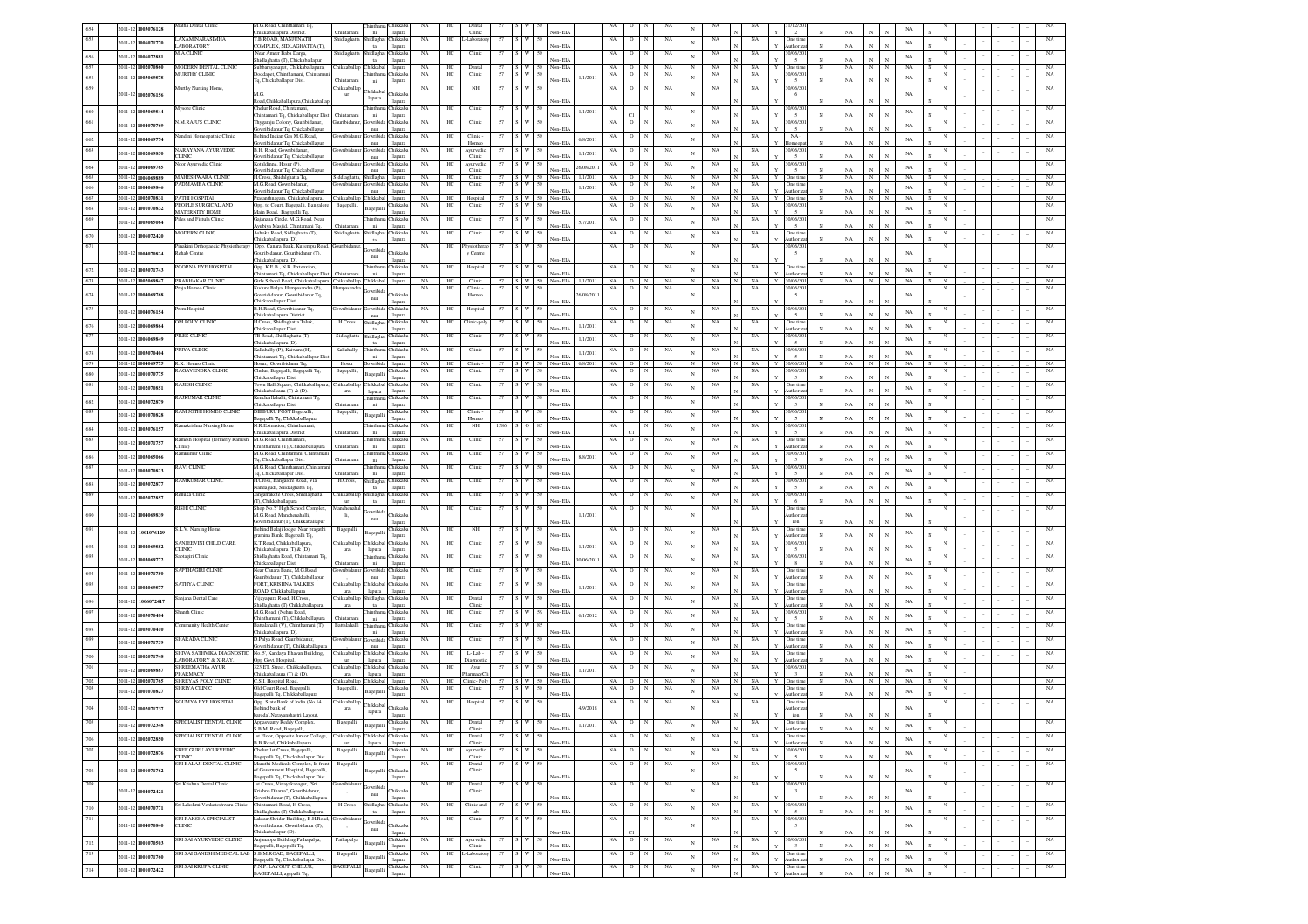| No. | Year | ID | Name | Address | Taluk | Town | District | | | Category | | | | | | Date | | | | | | | | | | Validity | | | | | | | | | |
|---|---|---|---|---|---|---|---|---|---|---|---|---|---|---|---|---|---|---|---|---|---|---|---|---|---|---|---|---|---|---|---|---|---|---|---|
| 654 | 2011-12 | 1003076128 | Matha Dental Clinic | M.G.Road, Chinthamani Tq, Chikkaballapura District | Chintamani | Chinthamani | Chikkaballapura | NA | HC | Dental Clinic | 57 | S | W | 58 | Non-EIA | | NA | O | N | NA | N | NA | N | NA | Y | 31/12/2012 | N | NA | N | N | NA | N | | | NA |
| 655 | 2011-12 | 1004071770 | LAXAMINARASIMHA LABORATORY | T.B.ROAD, MANJUNATH COMPLEX, SIDLAGHATTA (T), | Shidlaghatta | Shidlaghatta | Chikkaballapura | NA | HC | L-Laboratory | 57 | S | W | 58 | Non-EIA | | NA | O | N | NA | N | NA | N | NA | Y | One time Authorization | N | NA | N | N | NA | N | | | NA |
| 656 | 2011-12 | 1006072881 | M.A.CLINIC | Near Ameer Baba Darga, Shidlaghatta (T), Chickaballapur | Shidlaghatta | Shidlaghatta | Chikkaballapura | NA | HC | Clinic | 57 | S | W | 58 | Non-EIA | | NA | O | N | NA | N | NA | N | NA | Y | 30/06/2012 | N | NA | N | N | NA | N | | | NA |
| 657 | 2011-12 | 1002070860 | MODERN DENTAL CLINIC | Subbarayanapet, Chikkaballapura, | Chikkaballapura | Chikkaballapura | Chikkaballapura | NA | HC | Dental | 57 | S | W | 58 | Non-EIA | | NA | O | N | NA | N | NA | N | NA | Y | One time | N | NA | N | N | NA | N | | | NA |
| 658 | 2011-12 | 1003069878 | MURTHY CLINIC | Doddapet, Chinthamani, Chintamani Tq, Chickaballapur Dist. | Chintamani | Chinthamani | Chikkaballapura | NA | HC | Clinic | 57 | S | W | 58 | Non-EIA | 1/1/2011 | NA | O | N | NA | N | NA | N | NA | Y | 30/06/2012 | N | NA | N | N | NA | N | | | NA |
| 659 | 2011-12 | 1002076156 | Murthy Nursing Home, | M.G. Road,Chikkaballapura,Chikkaballapura | Chikkaballapura | Chikkaballapura | Chikkaballapura | NA | HC | NH | 57 | S | W | 58 | Non-EIA | | NA | O | N | NA | N | NA | N | NA | Y | 30/06/2016 | N | NA | N | N | NA | N | | | NA |
| 660 | 2011-12 | 1003069844 | Mysore Clinic | Chelur Road, Chintamani, Chintamani Tq, Chickaballapur Dist. | Chintamani | Chinthamani | Chikkaballapura | NA | HC | Clinic | 57 | S | W | 58 | Non-EIA | 1/1/2011 | NA | C1 | | NA | N | NA | N | NA | Y | 30/06/2015 | N | NA | N | N | NA | N | | | NA |
| 661 | 2011-12 | 1004070769 | N.M.RAJU'S CLINIC | Thyguraju Colony, Gauribidanur, Gowribidanur Tq, Chickaballapur | Gauribidanur | Gowribidanur | Chikkaballapura | NA | HC | Clinic | 57 | S | W | 58 | Non-EIA | | NA | O | N | NA | N | NA | N | NA | Y | 30/06/2015 | N | NA | N | N | NA | N | | | NA |
| 662 | 2011-12 | 1004069774 | Nandini Homeopathic Clinic | Behind Indian Gas M.G.Road, Gowribidanur Tq, Chickaballapur | Gowribidanur | Gowribidanur | Chikkaballapura | NA | HC | Clinic - Homeo | 57 | S | W | 58 | Non-EIA | 6/6/2011 | NA | O | N | NA | N | NA | N | NA | Y | NA - Homeopathy | N | NA | N | N | NA | N | | | NA |
| 663 | 2011-12 | 1002069850 | NARAYANA AYURVEDIC CLINIC | B.H. Road, Gowribidanur, Gowribidanur Tq, Chickaballapur | Gowribidanur | Gowribidanur | Chikkaballapura | NA | HC | Ayurvedic Clinic | 57 | S | W | 58 | Non-EIA | 1/1/2011 | NA | O | N | NA | N | NA | N | NA | Y | 30/06/2015 | N | NA | N | N | NA | N | | | NA |
| 664 | 2011-12 | 1004069765 | Noor Ayurvedic Clinic | Kotaldinne, Hosur (P), Gowribidanur Tq, Chickaballapur | Gowribidanur | Gowribidanur | Chikkaballapura | NA | HC | Ayurvedic Clinic | 57 | S | W | 58 | Non-EIA | 28/08/2011 | NA | O | N | NA | N | NA | N | NA | Y | 30/06/2015 | N | NA | N | N | NA | N | | | NA |
| 665 | 2011-12 | 1006069889 | MAHESHWARA CLINIC | H.Cross, Shidalghatta Tq. | Siddlaghatta | Shidlaghatta | Chikkaballapura | NA | HC | Clinic | 57 | S | W | 58 | Non-EIA | 1/1/2011 | NA | O | N | NA | N | NA | N | NA | Y | One time | N | NA | N | N | NA | N | | | NA |
| 666 | 2011-12 | 1004069846 | PADMAMBA CLINIC | M.G.Road, Gowribidanur, Gowribidanur Tq, Chickaballapur | Gowribidanur | Gowribidanur | Chikkaballapura | NA | HC | Clinic | 57 | S | W | 58 | Non-EIA | 1/1/2011 | NA | O | N | NA | N | NA | N | NA | Y | One time Authorization | N | NA | N | N | NA | N | | | NA |
| 667 | 2011-12 | 1002070831 | PATHI HOSPITAL | Prasanthnagara, Chikkaballapura, | Chikkaballapura | Chikkaballapura | Chikkaballapura | NA | HC | Hospital | 57 | S | W | 58 | Non-EIA | | NA | O | N | NA | N | NA | N | NA | Y | One time | N | NA | N | N | NA | N | | | NA |
| 668 | 2011-12 | 1001070832 | PEOPLE SURGICAL AND MATERNITY HOME | Opp. to Court, Bagepalli, Bangalore Main Road, Bagepalli Tq, | Bagepalli | Bagepalli | Chikkaballapura | NA | HC | Clinic | 57 | S | W | 58 | Non-EIA | | NA | O | N | NA | N | NA | N | NA | Y | 30/06/2015 | N | NA | N | N | NA | N | | | NA |
| 669 | 2011-12 | 1003065064 | Piles and Fistula Clinic | Gajanana Circle, M.G.Road, Near Ayubiya Masjid, Chintamani Tq, | Chintamani | Chinthamani | Chikkaballapura | NA | HC | Clinic | 57 | S | W | 58 | Non-EIA | 5/7/2011 | NA | O | N | NA | N | NA | N | NA | Y | 30/06/2015 | N | NA | N | N | NA | N | | | NA |
| 670 | 2011-12 | 1006072420 | MODERN CLINIC | Ashoka Road, Sidlaghatta (T), Chikkaballapura (D). | Shidlaghatta | Shidlaghatta | Chikkaballapura | NA | HC | Clinic | 57 | S | W | 58 | Non-EIA | | NA | O | N | NA | N | NA | N | NA | Y | One time Authorization | N | NA | N | N | NA | N | | | NA |
| 671 | 2011-12 | 1004070824 | Pandurai Orthopaedic Physiotherapy Rehab Centre | Opp. Canara Bank, Kurumpu Road, Gauribidanur, Gowribidanur (T), Chikkaballapura (D). | Gauribidanur | Gowribidanur | Chikkaballapura | NA | HC | Physiotherapy Centre | 57 | S | W | 58 | Non-EIA | | NA | O | N | NA | N | NA | N | NA | Y | 30/06/2015 | N | NA | N | N | NA | N | | | NA |
| 672 | 2011-12 | 1003071743 | POORNA EYE HOSPITAL | Opp. K.E.B., N.R. Extension, Chintamani Tq, Chickaballapur Dist. | Chintamani | Chinthamani | Chikkaballapura | NA | HC | Hospital | 57 | S | W | 58 | Non-EIA | | NA | O | N | NA | N | NA | N | NA | Y | One time Authorization | N | NA | N | N | NA | N | | | NA |
| 673 | 2011-12 | 1002069047 | PRABHAKAR CLINIC | Girls School Road, Chikkaballapura | Chikkaballapura | Chikkaballapura | Chikkaballapura | NA | HC | Clinic | 57 | S | W | 58 | Non-EIA | 1/1/2011 | NA | O | N | NA | N | NA | N | NA | Y | 30/06/2015 | N | NA | N | N | NA | N | | | NA |
| 674 | 2011-12 | 1004069768 | Praja Homeo Clinic | Kudure Balya, Hampasandra (P), Gowribidanur, Gowribidanur Tq, Chickaballapur Dist. | Hampasandra | Gowribidanur | Chikkaballapura | NA | HC | Clinic - Homeo | 57 | S | W | 58 | Non-EIA | 28/08/2011 | NA | O | N | NA | N | NA | N | NA | Y | 30/06/2015 | N | NA | N | N | NA | N | | | NA |
| 675 | 2011-12 | 1004076154 | Prem Hospital | B.H.Road, Gowribidanur Tq, Chikkaballapura District | Gowribidanur | Gowribidanur | Chikkaballapura | NA | HC | Hospital | 57 | S | W | 58 | Non-EIA | | NA | O | N | NA | N | NA | N | NA | Y | 30/06/2015 | N | NA | N | N | NA | N | | | NA |
| 676 | 2011-12 | 1006069864 | OM POLY CLINIC | H.Cross, Shidlaghatta Taluk, Chickaballapur Dist. | H.Cross | Shidlaghatta | Chikkaballapura | NA | HC | Clinic-poly | 57 | S | W | 58 | Non-EIA | 1/1/2011 | NA | O | N | NA | N | NA | N | NA | Y | One time Authorization | N | NA | N | N | NA | N | | | NA |
| 677 | 2011-12 | 1006069849 | PILES CLINIC | TB Road, Shidlaghatta (T) Chikkaballapura (D). | Siddlaghatta | Shidlaghatta | Chikkaballapura | NA | HC | Clinic | 57 | S | W | 58 | Non-EIA | 1/1/2011 | NA | O | N | NA | N | NA | N | NA | Y | 30/06/2015 | N | NA | N | N | NA | N | | | NA |
| 678 | 2011-12 | 1003070404 | PRIYA CLINIC | Kallahally (P), Kaiwara (H), Chintamani Tq, Chickaballapur Dist. | Kallahally | Chinthamani | Chikkaballapura | NA | HC | Clinic | 57 | S | W | 58 | Non-EIA | 1/1/2011 | NA | O | N | NA | N | NA | N | NA | Y | 30/06/2015 | N | NA | N | N | NA | N | | | NA |
| 679 | 2011-12 | 1004069775 | R. K. Homeo Clinic | Hosur, Gowribidanur Tq, | Hosur | Gowribidanur | Chikkaballapura | NA | HC | Clinic - | 57 | S | W | 58 | Non-EIA | 6/6/2011 | NA | O | N | NA | N | NA | N | NA | Y | 30/06/2015 | N | NA | N | N | NA | N | | | NA |
| 680 | 2011-12 | 1001070775 | RAGAVENDRA CLINIC | Chelur, Bagepalli, Bagepalli Tq, Chickaballapur Dist. | Bagepalli, | Bagepalli | Chikkaballapura | NA | HC | Clinic | 57 | S | W | 58 | Non-EIA | | NA | O | N | NA | N | NA | N | NA | Y | 30/06/2015 | N | NA | N | N | NA | N | | | NA |
| 681 | 2011-12 | 1002070851 | RAJESH CLINIC | Town Hall Square, Chikkaballapura, Chikkaballapura (T) & (D). | Chikkaballapura | Chikkaballapura | Chikkaballapura | NA | HC | Clinic | 57 | S | W | 58 | Non-EIA | | NA | O | N | NA | N | NA | N | NA | Y | One time Authorization | N | NA | N | N | NA | N | | | NA |
| 682 | 2011-12 | 1003072879 | RAJKUMAR CLINIC | Kenchaflahalli, Chintamani Tq, Chickaballapur Dist. | Chintamani | Chinthamani | Chikkaballapura | NA | HC | Clinic | 57 | S | W | 58 | Non-EIA | | NA | O | N | NA | N | NA | N | NA | Y | 30/06/2015 | N | NA | N | N | NA | N | | | NA |
| 683 | 2011-12 | 1001070626 | RAM JOTHI HOMEO CLINIC | GHBURU POST Bagepalli, Bagepalli Tq, Chikkaballapura | Bagepalli, | Bagepalli | Chikkaballapura | NA | HC | Clinic - Homeo | 57 | S | W | 58 | Non-EIA | | NA | O | N | NA | N | NA | N | NA | Y | 30/06/2015 | N | NA | N | N | NA | N | | | NA |
| 684 | 2011-12 | 1003076157 | Ramakrishna Nursing Home | N.R.Extension, Chinthamani, Chikkaballapura District | Chintamani | Chinthamani | Chikkaballapura | NA | HC | NH | 1386 | S | O | 85 | Non-EIA | | NA | C1 | | NA | N | NA | N | NA | Y | 30/06/2015 | N | NA | N | N | NA | N | | | NA |
| 685 | 2011-12 | 1002071757 | Ramesh Hospital (formerly Ramesh Clinic) | M.G.Road, Chinthamani, Chinthamani (T), Chikkaballapura | Chintamani | Chinthamani | Chikkaballapura | NA | HC | Clinic | 57 | S | W | 58 | Non-EIA | | NA | O | N | NA | N | NA | N | NA | Y | One time Authorization | N | NA | N | N | NA | N | | | NA |
| 686 | 2011-12 | 1003065066 | Ramkumar Clinic | M.G.Road, Chintamani, Chintamani Tq, Chickaballapur Dist. | Chintamani | Chinthamani | Chikkaballapura | NA | HC | Clinic | 57 | S | W | 58 | Non-EIA | 8/6/2011 | NA | O | N | NA | N | NA | N | NA | Y | 30/06/2015 | N | NA | N | N | NA | N | | | NA |
| 687 | 2011-12 | 1003070823 | RAVI CLINIC | M.G.Road, Chinthamani,Chintamani Tq, Chickaballapur Dist. | Chintamani | Chinthamani | Chikkaballapura | NA | HC | Clinic | 57 | S | W | 58 | Non-EIA | | NA | O | N | NA | N | NA | N | NA | Y | 30/06/2015 | N | NA | N | N | NA | N | | | NA |
| 688 | 2011-12 | 1003072877 | RAMKUMAR CLINIC | H.Cross, Bangalore Road, Via Nandagudi, Shidalghatta Tq. | H.Cross, | Shidlaghatta | Chikkaballapura | NA | HC | Clinic | 57 | S | W | 58 | Non-EIA | | NA | O | N | NA | N | NA | N | NA | Y | 30/06/2015 | N | NA | N | N | NA | N | | | NA |
| 689 | 2011-12 | 1002072857 | Renuka Clinic | Jangamakote Cross, Shidlaghatta (T), Chikkaballapura | Chikkaballapur | Shidlaghatta | Chikkaballapura | NA | HC | Clinic | 57 | S | W | 58 | Non-EIA | | NA | O | N | NA | N | NA | N | NA | Y | 30/06/2016 | N | NA | N | N | NA | N | | | NA |
| 690 | 2011-12 | 1004069839 | RISHI CLINIC | Shop No 5 High School Complex, M.G.Road, Manchenahalli, Gowribidanur (T), Chikkaballapura | Manchenahalli, | Gowribidanur | Chikkaballapura | NA | HC | Clinic | 57 | S | W | 58 | Non-EIA | 1/1/2011 | NA | O | N | NA | N | NA | N | NA | Y | One time Authorization | N | NA | N | N | NA | N | | | NA |
| 691 | 2011-12 | 1001076129 | S.L.V. Nursing Home | Behind Balaji lodge, Near pragathi gramina Bank, Bagepalli Tq, | Bagepalli | Bagepalli | Chikkaballapura | NA | HC | NH | 57 | S | W | 58 | Non-EIA | | NA | O | N | NA | N | NA | N | NA | Y | One time Authorization | N | NA | N | N | NA | N | | | NA |
| 692 | 2011-12 | 1002069852 | SANJEEVINI CHILD CARE CLINIC | K.T.Road, Chikkaballapura, Chikkaballapura (T) & (D). | Chikkaballapura | Chikkaballapura | Chikkaballapura | NA | HC | Clinic | 57 | S | W | 58 | Non-EIA | 1/1/2011 | NA | O | N | NA | N | NA | N | NA | Y | 30/06/2015 | N | NA | N | N | NA | N | | | NA |
| 693 | 2011-12 | 1003069772 | Saptagiri Clinic | Shidlaghatta Road, Chintamani Tq, Chickaballapur Dist. | Chintamani | Chinthamani | Chikkaballapura | NA | HC | Clinic | 57 | S | W | 58 | Non-EIA | 30/06/2011 | NA | O | N | NA | N | NA | N | NA | Y | 30/06/2015 | N | NA | N | N | NA | N | | | NA |
| 694 | 2011-12 | 1004071750 | SAPTHAGIRI CLINIC | Near Canara Bank, M.G.Road, Gauribidanur (T), Chikkaballapur | Gowribidanur | Gowribidanur | Chikkaballapura | NA | HC | Clinic | 57 | S | W | 58 | Non-EIA | | NA | O | N | NA | N | NA | N | NA | Y | One time Authorization | N | NA | N | N | NA | N | | | NA |
| 695 | 2011-12 | 1002069877 | SATHYA CLINIC | FORT, KRISHNA TALKIES ROAD, Chikkaballapura | Chikkaballapura | Chikkaballapura | Chikkaballapura | NA | HC | Clinic | 57 | S | W | 58 | Non-EIA | 1/1/2011 | NA | O | N | NA | N | NA | N | NA | Y | One time Authorization | N | NA | N | N | NA | N | | | NA |
| 696 | 2011-12 | 1006072417 | Sanjana Dental Care | Vijayapura Road, H.Cross, Shidlaghatta (T) Chikkaballapura | Chikkaballapura | Shidlaghatta | Chikkaballapura | NA | HC | Dental Clinic | 57 | S | W | 58 | Non-EIA | | NA | O | N | NA | N | NA | N | NA | Y | One time Authorization | N | NA | N | N | NA | N | | | NA |
| 697 | 2011-12 | 1003070484 | Shanth Clinic | M.G.Road, (Nehru Road), Chinthamani (T), Chikkaballapura | Chintamani | Chinthamani | Chikkaballapura | NA | HC | Clinic | 57 | S | W | 59 | Non-EIA | 6/1/2012 | NA | O | N | NA | N | NA | N | NA | Y | 30/06/2015 | N | NA | N | N | NA | N | | | NA |
| 698 | 2011-12 | 1003070410 | Community Health Center | Battalahalli (V), Chinthamani (T), Chikkaballapura (D). | Battalahalli | Chinthamani | Chikkaballapura | NA | HC | Clinic | 57 | S | W | 58 | Non-EIA | | NA | O | N | NA | N | NA | N | NA | Y | One time Authorization | N | NA | N | N | NA | N | | | NA |
| 699 | 2011-12 | 1004071759 | SHARADA CLINIC | D.Palya Road, Gauribidanur, Gowribidanur (T), Chikkaballapura | Gowribidanur | Gowribidanur | Chikkaballapura | NA | HC | Clinic | 57 | S | W | 58 | Non-EIA | | NA | O | N | NA | N | NA | N | NA | Y | One time Authorization | N | NA | N | N | NA | N | | | NA |
| 700 | 2011-12 | 1002071748 | SHIVA SATHVIKA DIAGNOSTIC LABORATORY & X-RAY, | No.'5', Kanakya Bhavan Building, Opp Govt. Hospital, | Chikkaballapur | Chikkaballapura | Chikkaballapura | NA | HC | L- Lab - Diagnostic | 57 | S | W | 58 | Non-EIA | | NA | O | N | NA | N | NA | N | NA | Y | One time Authorization | N | NA | N | N | NA | N | | | NA |
| 701 | 2011-12 | 1002069887 | SHREEMATHA AYUR PHARMACY | 323 ET. Street, Chikkaballapura, Chikkaballapura (T) & (D). | Chikkaballapura | Chikkaballapura | Chikkaballapura | NA | HC | Ayur Pharmacy/Clinic | 57 | S | W | 58 | Non-EIA | 1/1/2011 | NA | O | N | NA | N | NA | N | NA | Y | 30/06/2013 | N | NA | N | N | NA | N | | | NA |
| 702 | 2011-12 | 1002071765 | SHREYAS POLY CLINIC | C.S.I. Hospital Road, | Chikkaballapura | Chikkaballapura | Chikkaballapura | NA | HC | Clinic -Poly | 57 | S | W | 58 | Non-EIA | | NA | O | N | NA | N | NA | N | NA | Y | One time | N | NA | N | N | NA | N | | | NA |
| 703 | 2011-12 | 1001070827 | SHRIYA CLINIC | Old Court Road, Bagepalli, Bagepalli Tq, Chikkaballapura | Bagepalli, | Bagepalli | Chikkaballapura | NA | HC | Clinic | 57 | S | W | 58 | Non-EIA | | NA | O | N | NA | N | NA | N | NA | Y | One time Authorization | N | NA | N | N | NA | N | | | NA |
| 704 | 2011-12 | 1002071737 | SOUMYA EYE HOSPITAL | Opp. State Bank of India (No.14 Behind bank of baroda),Narayanaswami Layout, | Chikkaballapura | Chikkaballapura | Chikkaballapura | NA | HC | Hospital | 57 | S | W | 58 | Non-EIA | 4/9/2018 | NA | O | N | NA | N | NA | N | NA | Y | One time Authorization | N | NA | N | N | NA | N | | | NA |
| 705 | 2011-12 | 1001072348 | SPECIALIST DENTAL CLINIC | Appaswamy Reddy Complex, S.B.M. Road, Bagepalli, | Bagepalli | Bagepalli | Chikkaballapura | NA | HC | Dental Clinic | 57 | S | W | 58 | Non-EIA | 1/1/2011 | NA | O | N | NA | N | NA | N | NA | Y | One time Authorization | N | NA | N | N | NA | N | | | NA |
| 706 | 2011-12 | 1002072850 | SPECIALIST DENTAL CLINIC | 1st Floor, Opposite Junior College, B.B.Road, Chikkaballapura | Chikkaballapur | Chikkaballapura | Chikkaballapura | NA | HC | Dental Clinic | 57 | S | W | 58 | Non-EIA | | NA | O | N | NA | N | NA | N | NA | Y | One time Authorization | N | NA | N | N | NA | N | | | NA |
| 707 | 2011-12 | 1001072876 | SREE GURU AYURVEDIC CLINIC | Chelur 1st Cross, Bagepalli, Bagepalli Tq, Chickaballapur Dist. | Bagepalli | Bagepalli | Chikkaballapura | NA | HC | Ayurvedic Clinic | 57 | S | W | 58 | Non-EIA | | NA | O | N | NA | N | NA | N | NA | Y | 30/06/2015 | N | NA | N | N | NA | N | | | NA |
| 708 | 2011-12 | 1001071762 | SRI BALAJI DENTAL CLINIC | Maruthi Medicals Complex, In front of Government Hospital, Bagepalli, Bagepalli Tq, Chickaballapur Dist. | Bagepalli | Bagepalli | Chikkaballapura | NA | HC | Dental Clinic | 57 | S | W | 58 | Non-EIA | | NA | O | N | NA | N | NA | N | NA | Y | 30/06/2015 | N | NA | N | N | NA | N | | | NA |
| 709 | 2011-12 | 1004072421 | Sri Krishna Dental Clinic | 1st Cross, Vinayakanagar, "Sri Krishna Dhama", Gowribidanur, Gowribidanur (T), Chikkaballapura | Gowribidanur | Gowribidanur | Chikkaballapura | NA | HC | Dental Clinic | 57 | S | W | 58 | Non-EIA | | NA | O | N | NA | N | NA | N | NA | Y | 30/06/2015 | N | NA | N | N | NA | N | | | NA |
| 710 | 2011-12 | 1003070771 | Sri Lakshmi Venkateshwara Clinic | Chintamani Road, H-Cross, Shidlaghatta (T) Chikkaballapura | H-Cross | Shidlaghatta | Chikkaballapura | NA | HC | Clinic and lab | 57 | S | W | 58 | Non-EIA | | NA | O | N | NA | N | NA | N | NA | Y | 30/06/2015 | N | NA | N | N | NA | N | | | NA |
| 711 | 2011-12 | 1004070840 | SRI RAKSHA SPECIALIST CLINIC | Lakkur Shridar Building, B.H.Road, Gowribidanur, Gowribidanur (T), Chikkaballapur (D). | Gowribidanur | Gowribidanur | Chikkaballapura | NA | HC | Clinic | 57 | S | W | 58 | Non-EIA | | NA | C1 | | NA | N | NA | N | NA | Y | 30/06/2015 | N | NA | N | N | NA | N | | | NA |
| 712 | 2011-12 | 1001070503 | SRI SAI AYURVEDIC CLINIC | Anjanappa Building Pathapalya, Bagepalli, Bagepalli Tq, | Pathapalya | Bagepalli | Chikkaballapura | NA | HC | Ayurvedic Clinic | 57 | S | W | 58 | Non-EIA | | NA | O | N | NA | N | NA | N | NA | Y | 30/06/2013 | N | NA | N | N | NA | N | | | NA |
| 713 | 2011-12 | 1001071760 | SRI SAI GANESH MEDICAL LAB | S.B.M.ROAD, BAGEPALLI, Bagepalli Tq, Chickaballapur Dist. | Bagepalli | Bagepalli | Chikkaballapura | NA | HC | L-Laboratory | 57 | S | W | 58 | Non-EIA | | NA | O | N | NA | N | NA | N | NA | Y | One time Authorization | N | NA | N | N | NA | N | | | NA |
| 714 | 2011-12 | 1001072422 | SRI SAI KRUPA CLINIC | P.N.P. LAYOUT, CHELUR, BAGEPALLI, agepalli Tq, | BAGEPALLI | Bagepalli | Chikkaballapura | NA | HC | Clinic | 57 | S | W | 58 | Non-EIA | | NA | O | N | NA | N | NA | N | NA | Y | One time Authorization | N | NA | N | N | NA | N | | | NA |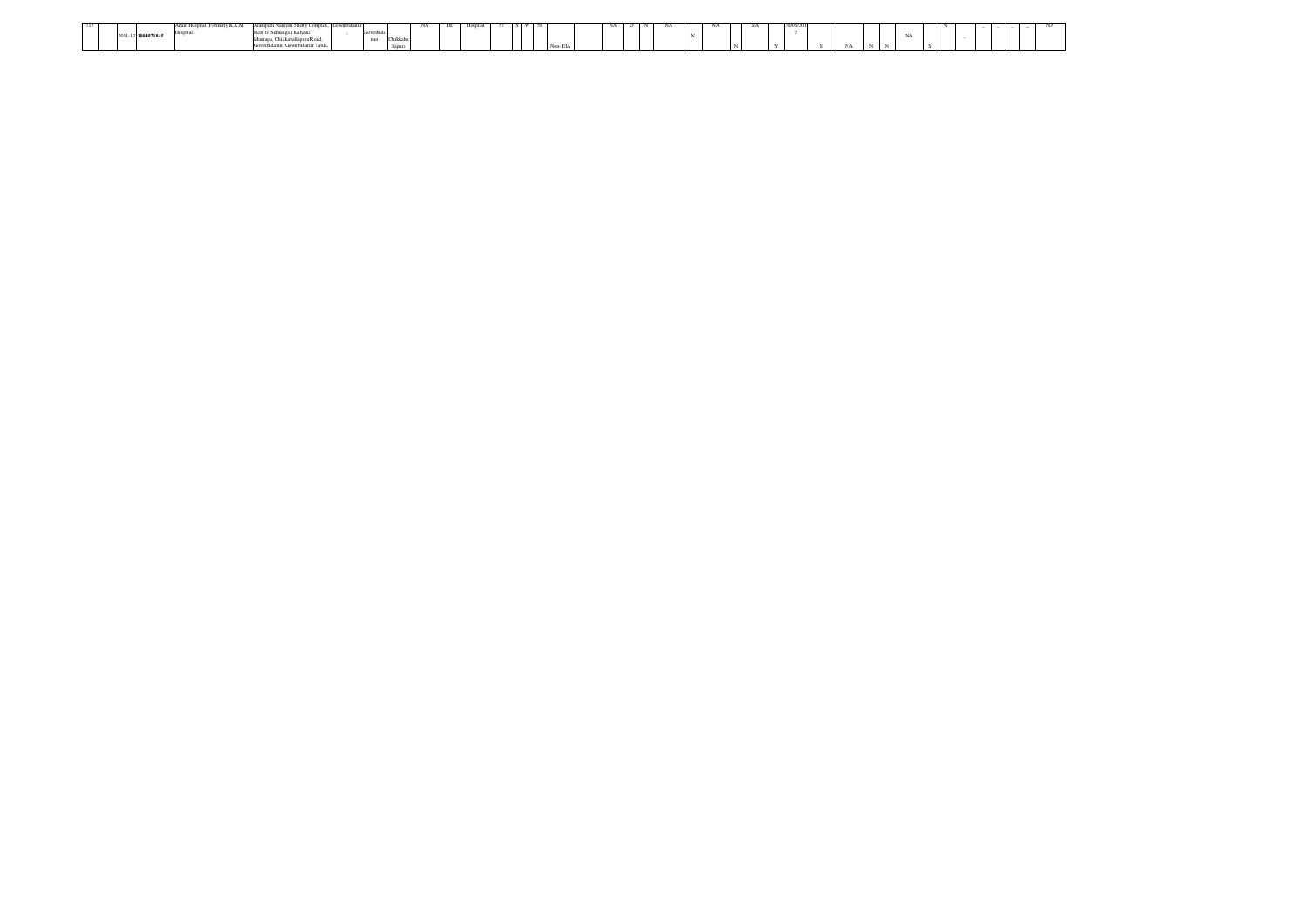| 715 | | 2011-12 | 1004071845 | Aasm Hospital (Formerly K.K.M Hospital) | Alampalli Narayan Shetty Complex, Next to Sumangali Kalyana Mantapa, Chikkaballapura Road, Gowribidanur, Gowribidanur Taluk, | Gowribidanur | - | Gowribidanur | Chikkaballapura | NA | HC | Hospital | 57 | S | W | 58 | Non- EIA | | NA | O | N | NA | N | NA | N | NA | Y | 30/06/2017 | N | NA | N | N | NA | N | N | – | – | – | – | – | NA |
|---|---|---|---|---|---|---|---|---|---|---|---|---|---|---|---|---|---|---|---|---|---|---|---|---|---|---|---|---|---|---|---|---|---|---|---|---|---|---|---|---|---|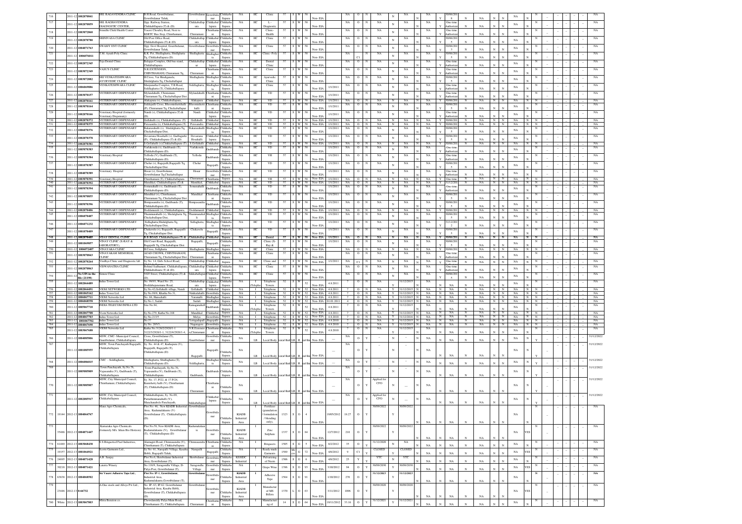| Sl. No | Year | Industry ID | Name | Address | Taluk | Town/Village | District | Area | Type | Activity | Code | Size | Colour | Sub Code | EIA | Date of Estb. | Capital Investment | Water | Air | HWM | Validity |
|---|---|---|---|---|---|---|---|---|---|---|---|---|---|---|---|---|---|---|---|---|---|
| 716 | 2011-12 | 1002070841 | SRI RAGAVENDRA CLINIC | B.H.Road, Gowribidanur, Gowribidanur Taluk, | Gowribidanur | Gowribidanur | Chikkaballapura | NA | HC | Clinic | 57 | S | W | 58 Non-EIA | | | NA | O | N | NA | 30/06/2018 |
| 717 | 2011-12 | 1002070859 | SRI RAGHAVENDRA DIAGNOSTIC CENTER, | Opp. Railway Station, Chikkaballapura (T) & (D). | Chikkaballapura | Chikkaballapura | Chikkaballapura | NA | HC | L-Diagnostic | 57 | S | W | 58 Non-EIA | | | NA | O | N | NA | One time Authorization |
| 718 | 2011-12 | 1003072860 | Srinidhi Child Health Center | Vasavi Choultry Road, Next to KSRTC Bus Stop, Chinthamani, | Chintamani | Chinthamani | Chikkaballapura | NA | HC | Clinic-Health | 57 | S | W | 58 Non-EIA | | | NA | O | N | NA | One time Authorization |
| 719 | 2011-12 | 1002070780 | SRINIVASA CLINIC | Old Post Office Road, Chikkaballapura (T) & (D). | Chikkaballapura | Chikkaballapura | Chikkaballapura | NA | HC | Clinic | 57 | S | W | 58 Non-EIA | | | NA | O | N | NA | 30/06/2018 |
| 720 | 2011-12 | 1004071763 | SWAMY ENT CLINIC | Opp. Govt Hospital, Gowribidanur, Gowribidanur Taluk, | Gowribidanur | Gowribidanur | Chikkaballapura | NA | HC | Clinic | 57 | S | W | 58 Non-EIA | | | NA | O | N | NA | 30/06/2018 |
| 721 | 2011-12 | 1006076011 | T.M. Ayush Poly Clinic | K.K. Pet, Shidlaghatta, Shidlghatta Tq, Chikkaballapura (D). | Shidlaghatta | Shidlaghatta | Chikkaballapura | NA | HC | Clinic-Poly | 57 | S | W | 58 Non-EIA | | | NA | C1 | N | NA | 30/06/2018 |
| 722 | 2011-12 | 1002072345 | Teja Dental Clinic | Balappa Complex, Old bus stand, Chikkaballapura | Chikkaballapura | Chikkaballapura | Chikkaballapura | NA | HC | Dental Clinic | 57 | S | W | 58 Non-EIA | | | NA | O | N | NA | One time Authorization |
| 723 | 2011-12 | 1003072349 | VASU'S CLINIC | N.R.EXTENSION, CHINTHAMANI, Chintamani Tq, | Chintamani | Chinthamani | Chikkaballapura | NA | HC | Clinic | 57 | S | W | 58 Non-EIA | | | NA | O | N | NA | One time Authorization |
| 724 | 2011-12 | 1003072882 | SRI VENKATESHWARA AYURVEDIC CLINIC | H Cross, Via Hindiganala, Shidalghatta Tq, Chickaballapur | Shidlaghatta | Shidlaghatta | Chikkaballapura | NA | HC | Ayurvedic Clinic | 57 | S | W | 58 Non-EIA | | | NA | O | N | NA | 30/06/2018 |
| 725 | 2011-12 | 1006069886 | VENKATESHWARA CLINIC | Manjunatha Complex, T.B.Road, Siddlaghatta (T), Chikkaballapura | Siddlaghatta | Shidlaghatta | Chikkaballapura | NA | HC | Clinic | 57 | S | W | 58 Non-EIA | 1/1/2011 | | NA | O | N | NA | 30/06/2018 |
| 726 | 2011-12 | 1003070157 | VETERINARY DISPENSARY | Mylandahalli, Chintamani, Chintamani Tq, Chickaballapur Dist. | Mylandahalli | Chinthamani | Chikkaballapura | NA | HC | VD | 57 | S | W | 58 Non-EIA | 1/1/2011 | | NA | O | N | NA | One time Authorization |
| 727 | 2011-12 | 1002070161 | VETERINARY DISPENSARY | Alakapura (v), Chikkaballapura, | Alakapura | Chikkaballapura | Chikkaballapura | NA | HC | VD | 57 | S | W | 58 Non-EIA | 1/1/2011 | | NA | O | N | NA | 30/06/2018 |
| 728 | 2011-12 | 1003070164 | VETERINARY DISPENSARY | Siddepalli Cross, Bhoomishettihalli (P), Chintamani Tq, Chickaballapur | Bhoomishettihalli | Chinthamani | Chikkaballapura | NA | HC | VD | 57 | S | W | 58 Non-EIA | 1/1/2011 | | NA | O | N | NA | 30/06/2018 |
| 729 | 2011-12 | 1002070166 | Veterinary Hospital (formerly Veterinary Dispensary) | Nandi (v), Chikkaballapura (T) & (D). | Nandi | Chikkaballapura | Chikkaballapura | NA | HC | VD | 57 | S | W | 58 Non-EIA | 1/1/2011 | | NA | O | N | NA | One time Authorization |
| 730 | 2011-12 | 1002070372 | VETERINARY DISPENSARY | Gollahalli (v), Chikkaballapura (T) | Gollahalli | Chikkaballapura | Chikkaballapura | NA | HC | VD | 57 | S | W | 58 Non-EIA | 1/1/2011 | | NA | O | N | NA | 30/06/2018 |
| 731 | 2011-12 | 1002070375 | VETERINARY DISPENSARY | Peresandra (v), Chikkaballapura (T) | Peresandra | Chikkaballapura | Chikkaballapura | NA | HC | VD | 57 | S | W | 58 Non-EIA | 1/1/2011 | | NA | O | N | NA | 30/06/2018 |
| 732 | 2011-12 | 1006070376 | VETERINARY DISPENSARY | Bakarnahalli (v), Shidalghatta Tq, Chickaballapur Dist. | Bakarnahalli | Shidlaghatta | Chikkaballapura | NA | HC | VD | 57 | S | W | 58 Non-EIA | 1/1/2011 | | NA | O | N | NA | 30/06/2018 |
| 733 | 2011-12 | 1002070378 | VETERINARY DISPENSARY | Devastana Hosahalli (v), Gudibande (P), Chikkaballapura (T) & (D) | Devastana Hosahalli | Chikkaballapura | Chikkaballapura | NA | HC | VD | 57 | S | W | 58 Non-EIA | 1/1/2011 | | NA | O | N | NA | 30/06/2018 |
| 734 | 2011-12 | 1002070381 | VETERINARY DISPENSARY | S.Gollahalli (v),Chikkaballapura (T) | S.Gollahalli | Chikkaballapura | Chikkaballapura | NA | HC | VD | 57 | S | W | 58 Non-EIA | 1/1/2011 | | NA | O | N | NA | 30/06/2018 |
| 735 | 2011-12 | 1005070383 | VETERINARY DISPENSARY | Varlakonda (v), Gudibande (T), Chikkaballapura (D). | Varlakonda | Gudibande | Chikkaballapura | NA | HC | VD | 57 | S | W | 58 Non-EIA | 1/1/2011 | | NA | O | N | NA | One time Authorization |
| 736 | 2011-12 | 1005070384 | Veterinary Hospital | Yellodu (V), Gudibande (T), Chikkaballapura (D) | Yellodu | Gudibande | Chikkaballapura | NA | HC | VH | 57 | S | W | 58 Non-EIA | 1/1/2011 | | NA | O | N | NA | One time Authorization |
| 737 | 2011-12 | 1001070387 | VETERINARY DISPENSARY | Chelur (v), Bagepalli,Bagepalli Tq, Chickaballapur Dist. | Chelur | Bagepalli | Chikkaballapura | NA | HC | VD | 57 | S | W | 58 Non-EIA | 1/1/2011 | | NA | O | N | NA | 30/06/2018 |
| 738 | 2011-12 | 1004070389 | Veterinary Hospital | Hosur (v), Gowribidanur, Gowribidanur Tq,Chickaballapur | Hosur | Gowribidanur | Chikkaballapura | NA | HC | VD | 57 | S | W | 58 Non-EIA | 1/1/2011 | | NA | O | N | NA | One time Authorization |
| 739 | 2011-12 | 1003070391 | Veterinary Hospital | Chinthamani (T), Chikkaballapura | Chintamani | Chinthamani | Chikkaballapura | NA | HC | VH | 57 | S | W | 58 Non-EIA | 1/1/2011 | | NA | O | N | NA | One time Authorization |
| 740 | 2011-12 | 1002070392 | VETERINARY DISPENSARY | Mandikal, Chikkaballapura (T) & | Mandikal, | Chikkaballapura | Chikkaballapura | NA | HC | VD | 57 | S | W | 58 Non-EIA | 1/1/2011 | | NA | O | N | NA | 31/12/2018 |
| 741 | 2011-12 | 1005070394 | VETERINARY DISPENSARY | Somenahalli (v), Gudibande (T), Chikkaballapura (D). | Somenahalli | Gudibande | Chikkaballapura | NA | HC | VD | 57 | S | W | 58 Non-EIA | 1/1/2011 | | NA | O | N | NA | One time Authorization |
| 742 | 2011-12 | 1003070855 | VETERINARY DISPENSARY | Mandikal (v), Chinthamani, Chintamani Tq, Chickaballapur Dist. | Mandikal | Chinthamani | Chikkaballapura | NA | HC | VD | 57 | S | W | 58 Non-EIA | 1/1/2011 | | NA | O | N | NA | 30/06/2018 |
| 743 | 2011-12 | 1005070396 | VETERINARY DISPENSARY | Hampasandra (v), Gudibande (T), Chikkaballapura (D). | Hampasandra | Gudibande | Chikkaballapura | NA | HC | VD | 57 | S | W | 58 Non-EIA | 1/1/2011 | | NA | O | N | NA | 30/06/2018 |
| 744 | 2011-12 | 1002070406 | VETERINARY DISPENSARY | Doddamarali (v), Chikkaballapura, | Doddamarali | Chikkaballapura | Chikkaballapura | NA | HC | VD | 57 | S | W | 58 Non-EIA | 1/1/2011 | | NA | O | N | NA | 30/06/2018 |
| 745 | 2011-12 | 1006070407 | VETERINARY DISPENSARY | Thummanahalli (v), Shidalghatta Tq, Chickaballapur Dist. | Thummanahalli | Shidlaghatta | Chikkaballapura | NA | HC | VD | 57 | S | W | 58 Non-EIA | 1/1/2011 | | NA | O | N | NA | 30/06/2018 |
| 746 | 2011-12 | 1006071232 | VETERINARY DISPENSARY | Sidlaghatta,Shidalghatta Tq, Chickaballapur Dist. | Sidlaghatta | Shidlaghatta | Chikkaballapura | NA | HC | VD | 57 | S | W | 58 Non-EIA | 1/1/2011 | | NA | O | N | NA | 31/12/2012 |
| 747 | 2011-12 | 1001070409 | VETERINARY DISPENSARY | Chakavelu (v), Bagepalli, Bagepalli Tq, Chickaballapur Dist. | Chakavelu | Bagepalli | Chikkaballapura | NA | HC | VD | 57 | S | W | 58 Non-EIA | 1/1/2011 | | NA | O | N | NA | 30/06/2018 |
| 748 | 2011-12 | 1002070405 | VIJAY DENTAL CLINIC | B.B.ROAD, Chikkaballapura (T) & | Chikkaballapura | Chikkaballapura | Chikkaballapura | NA | HC | Dental | 57 | S | W | 58 Non-EIA | 1/1/2011 | | NA | O | N | NA | 30/06/2018 |
| 749 | 2011-12 | 1001069857 | VINAY CLINIC (X-RAY & LABORATORY), | Old Court Road, Bagepalli, Bagepalli Tq, Chickaballapur Dist. | Bagepalli | Bagepalli | Chikkaballapura | NA | HC | Clinic (X-Ray & | 57 | S | W | 58 Non-EIA | 1/1/2011 | | NA | O | N | NA | 30/06/2018 |
| 750 | 2011-12 | 1006072407 | VINAYAKA CLINIC | H.Cross, Sidlghatta | Shidlaghatta | Shidlaghatta | Chikkaballapura | NA | HC | Clinic | 57 | S | W | 58 Non-EIA | | | NA | O | N | NA | 30/06/2018 |
| 751 | 2011-12 | 1003070843 | VINAYAKAM MEMORIAL CLINIC | AZAD CHOWK, CHINTHAMANI, Chintamani Tq, Chickaballapur Dist. | Chintamani | Chinthamani | Chikkaballapura | NA | HC | Clinic | 57 | S | W | 58 | | | NA | O | N | NA | One time Authorization |
| 752 | 2011-12 | 1002070264 | Vindhya Clinic and Diagnostic lab | Sy No: 14, Girls School Road, | Chikkaballapura | Chikkaballapura | Chikkaballapura | NA | HC | Clinic and | 57 | S | W | 58 Non-EIA | 1/1/2011 | | NA | C1 | N | NA | One time |
| 753 | 2011-12 | 1002070863 | VISWANATHA CLINIC | Behind Sadhanaan, Chikkaballapura, Chikkaballapura (T) & (D). | Chikkaballapura | Chikkaballapura | Chikkaballapura | NA | HC | Clinic | 57 | S | W | 58 Non-EIA | | | NA | O | N | NA | One time Authorization |
| 754 | 2011-12 | No UIN in the file (21190) | Sowan Clinic | VGT Street, Chikkaballapura (T) & (D). | Chikkaballapura | Chikkaballapura | Chikkaballapura | NA | HC | Clinic | 57 | S | W | 58 Non-EIA | | | NA | O | N | NA | 30/06/2018 |
| 755 | 2011-12 | 1002064489 | Indus Tower Ltd | No. 99/93, Ward No: 25, Doddabajanemane Road, | Chikkaballapura | Chikkaballapura | Chikkaballapura | NA | I (Telephone) | Telephone Towers | 52 | S | W | 52 Non-EIA | 4.8.2011 | 7 | O | N | 31/12/2015 | NA |
| 756 | 2011-12 | 1002064491 | VIOM NETWORKS LTD | Sy.No.42,Gollahalli village, Nandi | Gollahalli | Chikkaballapura | Chikkaballapura | NA | I | Telephone | 52 | S | W | 52 Non-EIA | 4.8.2011 | 7 | O | N | 31/12/2015 | NA |
| 757 | 2011-12 | 1001065162 | Indus Tower Ltd. | Sy.No.99/8, Khatha No.31, | Nakkalahalli | Gowribidanur | Chikkaballapura | NA | I | Telephone | 52 | S | W | 52 Non-EIA | 4.8.2011 | 7 | O | N | 31/12/2015 | NA |
| 758 | 2011-12 | 1006067711 | VIOM Networks Ltd | No: 69, Hanumhalli | Yaranalli | Shidlaghatta | Chikkaballapura | NA | I | Telephone | 52 | S | W | 52 Non-EIA | 4.8.2011 | 7 | O | N | 31/12/2015 | NA |
| 759 | 2011-12 | 1006068558 | VIOM Networks Ltd | Sy.No.1, Sadali | Sadali | Shidlaghatta | Chikkaballapura | NA | I | Telephone | 52 | S | W | 52 Non-EIA | 01.01.2011 | 4 | O | N | 31/12/2015 | NA |
| 760 | 2011-12 | 1005067710 | INDIA TELECOM INFRA LTD | Site No.84, | Ramaganahalli | Gudibande | Chikkaballapura | NA | I (Telephone) | Telephone Towers | 52 | S | W | 52 | 4.8.2011 | 7 | O | N | 31/12/2015 | NA |
| 761 | 2011-12 | 1002067708 | Viom Networks Ltd | Sy.No.279, Katha No.168 | Mandikal | Chikkaballapura | Chikkaballapura | NA | I | Telephone | 52 | S | W | 52 Non-EIA | 4.8.2011 | 7 | O | N | 31/12/2015 | NA |
| 762 | 2011-12 | 1004067703 | Indus Tower Ltd. | Sy.No.213/5 | Molya | Gowribidanur | Chikkaballapura | NA | I | Telephone | 52 | S | W | 52 Non-EIA | 4.8.2010 | 7 | O | N | 31/12/2016 | NA |
| 763 | 2011-12 | 1001067702 | Indus Tower Ltd. | No.57 | Yerragudipalli | Bagepalli | Chikkaballapura | NA | I | Telephone | 52 | S | W | 52 Non-EIA | 4.8.2010 | 7 | O | N | 31/12/2015 | NA |
| 764 | 2011-12 | 1004067690 | Indus Tower Ltd. | Sy.No. 285/3, | Nagaragere | Gowribidanur | Chikkaballapura | NA | I | Telephone | 52 | S | W | 52 Non-EIA | 4.8.2010 | 7 | O | N | 31/12/2015 | NA |
| 765 | 2011-12 | 1003067688 | VIOM Networks Ltd | Katha No.3126/2/2926/1-1 3122/3/2926/1-1, 3122/4/2926/1-4, | N.R.Extension, Chintamani | Chinthamani | Chikkaballapura | NA | I (Telephone) | Telephone Towers | 52 | S | W | 52 Non-EIA | 4.8.2010 | 7 | O | N | 31/12/2015 | NA |
| 766 | 2011-12 | 1004085806 | MSW, CMC- Municipal Council, Gauribidanur, Chikkaballapura | Cross, Gowribidanur (T), Chikkaballapura (D) | Gauribidanur | Gowribidanur | Chikkaballapura | NA | LB | Local Body | Local Body | LB | R | Red | Non-EIA | | NA | O | Y | NA | 31/12/2022 |
| 767 | 2011-12 | 1001085955 | MSW, Town Panchayath Bagepalli, Chikkaballapura | Sy. No. 44 & 47, Kashapura (V), Bagepalli, Bagepalli (T), Chikkaballapura (D) | Bagepalli | Bagepalli | Chikkaballapura | NA | LB | Local Body | Local Body | LB | R | Red | Non-EIA | | | O | Y | NA | 31/12/2022 |
| 768 | 2011-12 | 1006086015 | CMC - Siddlaghatta, | Shidlaghatta, Shidlaghatta (T), Chikkaballapura (D) | Siddlaghatta | Shidlaghatta | Chikkaballapura | NA | LB | Local Body | Local Body | LB | R | Red | Non-EIA | | NA | O | Y | NA | 31/12/2022 |
| 769 | 2011-12 | 1005085809 | Town Panchayath, Sy.No.76, Vapasandra (V), Gudibande (T), Chikkaballapura | Town Panchayath, Sy.No.76, Vapasandra (V), Gudibande (T), Chikkaballapura | Gudibanda | Gudibande | Chikkaballapura | NA | LB | Local Body | Local Body | LB | R | Red | Non-EIA | | NA | O | Y | NA | 31/12/2022 |
| 770 | 2011-12 | 1003085807 | MSW, City Municipal Council, Chinthamani, Chikkaballapura | Sy. No. 17, P/22, & 17 P/24, Kanishetty halli (V), Chinthamani (T), Chikkaballapura (D) | Chintamani | Chinthamani | Chikkaballapura | NA | LB | Local Body | Local Body | LB | R | Red | Non-EIA | | NA | O | Y | Applied for CFO | 31/12/2022 |
| 771 | 2011-12 | 1002085917 | MSW, City Municipal Council, Chikkaballapura | Chikkaballapura, Sy. No.09, Puttathimmanahalli (V), Manchanabele Panchayath, | Chikkaballapura | Chikkaballapura | Chikkaballapura | NA | LB | Local Body | Local Body | LB | R | Red | Non-EIA | | NA | O | Y | Applied for CFO | 31/12/2022 |
| 772 | 19144 | 2012-13 | 1004064767 | Mane Agro Chemicals, | Plot No. 46, New KIADB Industrial Area, Kudumalakunte (V) Gowribidanur (T), Chikkaballapura (D). | Gowribidanur | Gowribidanur | Chikkaballapura | KIADB Industrial Area | I | Fertilizer (granulation / formulation / blending only). | 1325 | S | O | 4 Non-EIA | 19/05/2012 | 18.27 | O | Y | 30/09/2022 |
| 773 | 35466 | 2012-13 | 1004071447 | Karnataka Agro Chemicals (formerly M/s. Ishan Bio Horizon) | Plot No.59, New KIADB Area, Kudumalakunte (V), Gowribidanur (T), Chikkaballapura (D) | Kudumalakunte | Gowribidanur | Chikkaballapura | KIADB Industrial Area | I | Zinc Sulphate | 1337 | S | O | 84 Non-EIA | 12/7/2012 | 210 | O | Y | 30/09/2022 |
| 774 | 81469 | 2012-13 | 1003068430 | S.S.Briquetted Fuel Industries, | Alamagiri Road, Chinnasandra (V), Chinthamani (T), Chikkaballapura | Chinnasandra | Chinthamani | Chikkaballapura | NA | I | Briquetes | 1505 | S | G | 5 Non-EIA | 8/2/2012 | 35 | O | Y | 31/12/2020 |
| 775 | 19157 | 2012-13 | 1001064921 | Scotts Garments Ltd., | Sy No. 61, Narepalli Village, Kasaba Hobli, Bagepalli Taluk, | Narepalli | Bagepalli | Chikkaballapura | NA | I | Ready made Garments | 1589 | M | G | 72 Non-EIA | 4/8/2012 | 9 | C1 | Y | CLOSED |
| 776 | 24895 | 2012-13 | 1004071428 | A.B. Sanjay | Plot No.6, Hirebidanur Industrial Area, Gowribidanur (T), | Hirebidanur | Gowribidanur | Chikkaballapura | KSSIDC Industrial | I | Pulverizing of Neem | 1506 | S | G | 6 Non-EIA | 4/8/2012 | 25 | Y | Y | YTC |
| 777 | 30218 | 2012-13 | 1004071421 | Lanzra Winery | No.116/9, Sanagondlu Village, D-Palya Post, Gowribidanur (T), | Sanagondlu Village | Gowribidanur | Chikkaballapura | NA | I | Grape Wine | 1396 | S | O | 93 Non-EIA | 3/10/2012 | 94 | O | Y | 30/09/2030 |
| 778 | 63838 | 2012-13 | 1004068502 | Sri Vasavi Adhesive Tape Ltd., | Plot No. IP-1, Gowribidanur, Industrial Area, Kudumalakunte,Gowribidanur (T), | Gowribidanur | Gowribidanur | Chikkaballapura | KIADB Industrial Area | I | Adhesive Tape | 1564 | S | G | 91 Non-EIA | 1/10/2012 | 270 | O | Y | 31/12/2023 |
| 779 | 23446 | 2012-13 | 0-66732 | A-One steels and Alloys Pvt Ltd., | No. IP -63, IP-62, Gowribidanur Industrial Area, Kasaba Hobli, Gowribidanur (T), Chikkaballapura (D) | Gowribidanur | Gowribidanur | Chikkaballapura | KIADB Industrial Area | I | Manufacture of MS Billets | 1370 | L | O | 63 Non-EIA | 3/11/2012 | 1096 | O | Y | 30/09/2020 |
| 780 | White | 2012-13 | 1003067803 | Mitra Rotation co. | Chowdareddy Palya Main Road, Chinthamani (T), Chikkaballapura | Chintamani | Chinthamani | Chikkaballapura | NA | I | Manufacturing of | 14 | S | G | 64 Non-EIA | 19/11/2012 | 33.16 | O | Y | 31/12/2021 |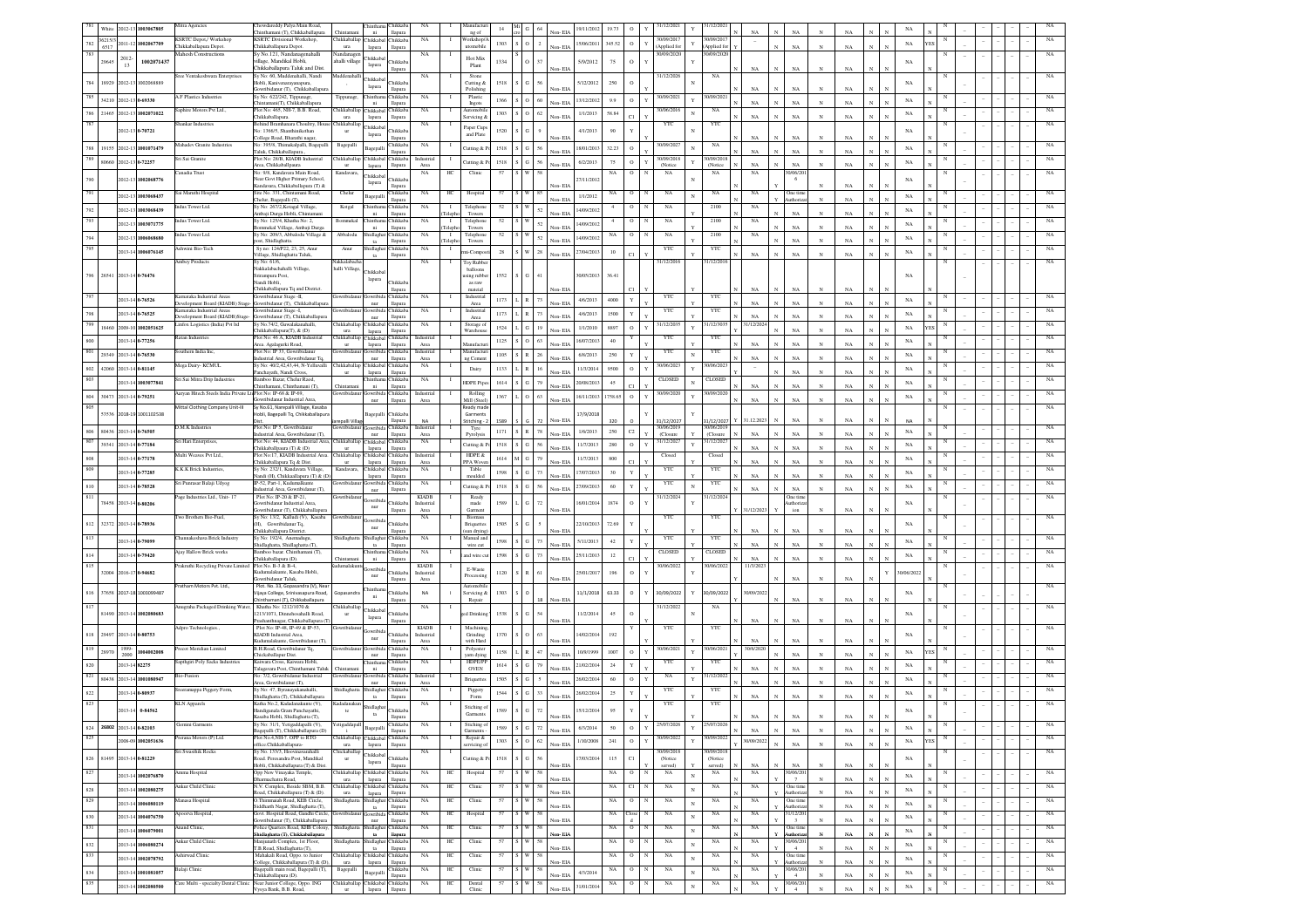| Sl No | Colour | Year / ID | Name of the Industry | Address | Taluk | Location | Type | Category | Product / Activity | Code | Size | Colour | Cat. No | Date of Establishment | Investment (Rs. Lakhs) | Status | CFO Validity (Water) | CFO Validity (Air) | Remarks |
|---|---|---|---|---|---|---|---|---|---|---|---|---|---|---|---|---|---|---|---|
| 781 | White | 2012-13 1003067905 | Mitra Agencies | Chowdareddy Palya Main Road, Chinthamani (T), Chikkaballapura | Chintamani | Chikkaballapura | NA | I | Manufacturing of | 14 | Mi | G | 64 | 19/11/2012 | 19.73 | O | 31/12/2021 | 31/12/2021 | NA |
| 782 | 36213/6517 | 2011-12 1002067709 | KSRTC Depot,/ Workshop Chikkaballapura Depot | KSRTC Divisional Workshop, Chikkaballapura | Chikkaballapura | Chikkaballapura | NA | I | Workshop/Automobile | 1303 | S | O | 2 | 15/06/2011 | 345.52 | O | 30/09/2017 (Applied for) | 30/09/2017 (Applied for) | NA |
| 783 | 20645 | 2012-13 1002071437 | Mahesh Constructions | Sy.No.121, Nandanaganahalli village, Mandikal Hobli, Chikkaballapura Taluk and Dist. | Nandanaganahalli village | Chikkaballapura | NA | I | Hot Mix Plant | 1334 | | O | 37 | 5/9/2012 | 75 | O | 30/09/2020 | 30/09/2020 | NA |
| 784 | 18929 | 2012-13 1002068889 | Sree Venkateshwara Enterprises | Sy.No. 60, Muddenahalli, Nandi Hobli, Kanivenarayanapura, Gowribidanur (T), Chikkaballapura | Muddenahalli | Chikkaballapura | NA | I | Stone Cutting & Polishing | 1518 | S | G | 56 | 5/12/2012 | 250 | O | 31/12/2026 | NA | NA |
| 785 | 34210 | 2012-13 0-69330 | A.P Plastics Industries | Sy.No. 622/242, Tipponagr, Chintamani(T), Chikkaballapura | Tipponagr | Chikkaballapura | NA | I | Plastic Ingots | 1366 | S | O | 60 | 13/12/2012 | 9.9 | O | 30/09/2021 | 30/09/2021 | NA |
| 786 | 21465 | 2012-13 1002071022 | Saphire Motors Pvt Ltd., | Plot No. 46/5, NH-7, B.B. Road, Chikkaballapura. | Chikkaballapura | Chikkaballapura | NA | I | Automobile Servicing & | 1303 | S | O | 62 | 1/1/2013 | 58.84 | C1 | 30/06/2016 | NA | NA |
| 787 | | 2012-13 0-70721 | Shankar Industries | Behind Brindhavana Choultry, House Chikkaballapura. Sy. 1366/5, Shanthinikethan College Road, Bharathi nagar, | Chikkaballapura | Chikkaballapura | NA | I | Paper Cups and Plate | 1520 | S | G | 9 | 4/1/2013 | 90 | Y | YTC | YTC | NA |
| 788 | 19155 | 2012-13 1001071479 | Mahadev Granite Industries | No. 39/58, Thimakalpalli, Bagepalli Taluk, Chikkaballapura., | Bagepalli | Chikkaballapura | NA | I | Cutting & Pt | 1518 | S | G | 56 | 18/01/2013 | 32.23 | O | 30/09/2027 | NA | NA |
| 789 | 80660 | 2012-13 0-72257 | Sri Sai Granite | Plot No: 28/B, KIADB Industrial Area, Chikkaballapura | Chikkaballapura | Chikkaballapura | Industrial Area | I | Cutting & Pt | 1518 | S | G | 56 | 8/2/2013 | 75 | O | 30/09/2018 (Notice) | 30/09/2018 (Notice) | NA |
| 790 | | 2012-13 1002068776 | Canadia Trust | No: 8/8, Kandavara Main Road, Near Govt Higher Primary School, Kandavara, Chikkaballapura (T) & | Kandavara, | Chikkaballapura | NA | HC | Clinic | 57 | S | W | 58 | 27/11/2012 | NA | O | NA | 30/06/2016 | NA |
| 791 | | 2012-13 1003068437 | Sai Maruthi Hospital | Site No. 351, Chintamani Road, Chelur, Bagepalli (T), | Chelur | Bagepalli | NA | HC | Hospital | 57 | S | W | 85 | 1/1/2012 | NA | O | NA | NA | One time Authorization |
| 792 | | 2012-13 1003068439 | Indus Tower Ltd. | Sy.No. 267/2,Kotagal Village, Ambaji Durga Hobli, Chintamani | Kotagal | Chintamani | NA | I (Telephone) | Telephone Towers | 52 | S | W | 52 | 14/09/2012 | 4 | O | NA | 2100 | NA |
| 793 | | 2012-13 1003071775 | Indus Tower Ltd. | Sy.No: 125/4, Khatha No: 2, Bommekal Village, Ambaji Durga | Bommekal | Chintamani | NA | I (Telephone) | Telephone Towers | 52 | S | W | 52 | 14/09/2012 | 4 | O | NA | 2100 | NA |
| 794 | | 2012-13 1006068680 | Indus Tower Ltd. | Sy.No. 209/3, Abbaloda Village & post, Shidlaghatta | Abbaloda | Shidlaghatta | NA | I (Telephone) | Telephone Towers | 52 | S | W | 52 | 14/09/2012 | NA | O | NA | 2100 | NA |
| 795 | | 2013-14 1006076145 | Ashwini Bio-Tech | Sy no: 124/P22, 23, 25, Anur Village, Shidlaghatta Taluk, | Anur | Shidlaghatta | NA | I | mi-Compost | 28 | S | W | 28 | 27/04/2013 | 10 | C1 | YTC | YTC | NA |
| 796 | 26541 | 2013-14 0-76476 | Amboy Products | Sy.No. 81/6, Nakkalabachahalli Village, Nerampura Post, Nandi Hobli, Chikkaballapura Tq and District. | Nakkalabachahalli Village, | Chikkaballapura | NA | I | Toy Rubber balloons using rubber as raw material | 1552 | S | G | 41 | 30/05/2013 | 36.41 | C1 | 31/12/2016 | 31/12/2016 | NA |
| 797 | | 2013-14 0-76526 | Karnataka Industrial Areas Development Board (KIADB) Stage- | Gowribidanur Stage -II, Gowribidanur (T), Chikkaballapura | Gowribidanur | Gowribidanur | NA | I | Industrial Area | 1173 | L | R | 73 | 4/6/2013 | 4000 | Y | YTC | YTC | NA |
| 798 | | 2013-14 0-76525 | Karnataka Industrial Areas Development Board (KIADB) Stage- | Gowribidanur Stage -I, Gowribidanur (T), Chikkaballapura | Gowribidanur | Gowribidanur | NA | I | Industrial Area | 1173 | L | R | 73 | 4/6/2013 | 1500 | Y | YTC | YTC | NA |
| 799 | 18460 | 2009-10 1002051625 | Linfox Logistics (India) Pvt ltd | Sy.No.74/2, Gowdakanahalli, Chikkaballapura(T), & (D) | Chikkaballapura | Chikkaballapura | NA | I | Storage of Warehouse | 1524 | L | G | 19 | 1/1/2010 | 8887 | O | 31/12/2035 | 31/12/2035 | 31/12/2024 |
| 800 | | 2013-14 0-77256 | Ratan Industries | Plot No: 46 A, KIADB Industrial Area, Agalagurki Road, | Chikkaballapura | Chikkaballapura | Industrial Area | I | Manufacturer | 1125 | S | O | 63 | 18/07/2013 | 40 | Y | YTC | YTC | NA |
| 801 | 29349 | 2013-14 0-76530 | Southern India Inc. | Plot No: IP 33, Gowribidanur Industrial Area, Gowribidanur Tq, | Gowribidanur | Gowribidanur | Industrial Area | I | Manufacturing Cement | 1105 | S | R | 26 | 8/8/2013 | 250 | Y | YTC | YTC | NA |
| 802 | 42060 | 2013-14 0-81145 | Mega Dairy- KCMUL | Sy.No: 40/2,42,43,44, N.Yellahalli Panchayath, Nandi Cross, | Chikkaballapura | Chikkaballapura | NA | I | Dairy | 1133 | L | R | 16 | 11/3/2014 | 9500 | O | 30/06/2023 | 30/06/2023 | NA |
| 803 | | 2013-14 1003077841 | Sri Sai Mitra Drip Industries | Bamboo Bazar, Chelur Raod, Chinthamani, Chinthamani (T), | Chintamani | Chintamani | NA | I | HDPE Pipes | 1614 | S | G | 79 | 20/08/2013 | 45 | C1 | CLOSED | CLOSED | NA |
| 804 | 30473 | 2013-14 0-79251 | Aaryan Hitech Steels India Private Ltd | Plot No: IP-68 & IP-69, Gowribidanur Industrial Area, | Gowribidanur | Gowribidanur | Industrial Area | I | Rolling Mill (Steel) | 1367 | L | O | 63 | 16/11/2013 | 1758.65 | O | 30/09/2020 | 30/09/2020 | NA |
| 805 | 93536 | 2018-19 1001102538 | Mittal Clothing Company Unit-III | Sy No.62, Narepalli Village, Kasaba Hobli, Bagepalli Tq, Chikkaballapura Dist. | Narepalli Village | Bagepalli | NA | I | Ready made Garments Stitching - 2 | 1589 | S | G | 72 | 27/9/2018 | 320 | O | 31/12/2027 | 31/12/2027 | 31.12.2023 |
| 806 | 80436 | 2013-14 0-76505 | O.M.K Industries | Plot No: IP 5, Gowribidanur Industrial Area, Gowribidanur (T), | Gowribidanur | Gowribidanur | Industrial Area | I | Tyre Pyrolysis | 1171 | S | R | 78 | 1/6/2013 | 250 | C2 | 30/06/2019 (Closure) | 30/06/2019 (Closure) | NA |
| 807 | 39541 | 2013-14 0-77184 | Sri Hari Enterprises, | Plot No: 44, KIADB Industrial Area, Chikkaballapura (T) & (D) | Chikkaballapura | Chikkaballapura | Industrial Area | I | Cutting & Pt | 1518 | S | G | 56 | 11/7/2013 | 280 | O | 31/12/2027 | 31/12/2027 | NA |
| 808 | | 2013-14 0-77178 | Multi Weaves Pvt Ltd., | Plot No:17, KIADB Industrial Area, Chikkaballapura Tq & Dist, | Chikkaballapura | Chikkaballapura | Industrial Area | I | HDPE & PPA Woven | 1614 | M | G | 79 | 11/7/2013 | 800 | C1 | Closed | Closed | NA |
| 809 | | 2013-14 0-77285 | K.K.K Brick Industries, | Sy.No: 2/2/1, Kandavara Village, Nandi (H), Chikkaballapura (T) & (D) | Kandavara, | Chikkaballapura | NA | I | Table moulded | 1598 | S | G | 73 | 17/07/2013 | 30 | Y | YTC | YTC | NA |
| 810 | | 2013-14 0-78528 | Sri Punnaar Balaji Udyog | IP-52, Part-1, Kudumalkunte, Industrial Area, Gowribidanur (T), | Gowribidanur | Gowribidanur | NA | I | Cutting & Pt | 1518 | S | G | 56 | 27/09/2013 | 60 | Y | YTC | YTC | NA |
| 811 | 78458 | 2013-14 0-80206 | Page Industries Ltd., Unit- 17 | Plot No: IP-26 & IP-23, Gowribidanur Industrial Area, Gowribidanur (T), Chikkaballapura | Gowribidanur | Gowribidanur | KIADB Industrial Area | I | Ready made Garment | 1589 | L | G | 72 | 16/01/2014 | 1874 | O | 31/12/2024 | 31/12/2024 | One time Authorization 31/12/2023 |
| 812 | 32372 | 2013-14 0-78936 | Two Brothers Bio-Fuel, | Sy.No: 13/2, Kalludi (V), Kasaba (H), Gowribidanur Tq, Chikkaballapura District. | Gowribidanur | Gowribidanur | NA | I | Biomass Briquettes (sun drying) | 1505 | S | G | 5 | 22/10/2013 | 72.69 | Y | YTC | YTC | NA |
| 813 | | 2013-14 0-79099 | Channakeshava Brick Industry | Sy.No: 19/2/4, Anemadugu, Shidlaghatta, Shidlaghatta (T), | Shidlaghatta | Shidlaghatta | NA | I | Manual and wire cut | 1598 | S | G | 73 | 5/11/2013 | 42 | Y | YTC | YTC | NA |
| 814 | | 2013-14 0-79420 | Ajay Hallow Brick works | Bamboo bazar, Chinthamani (T), Chikkaballapura (D). | Chintamani | Chintamani | NA | I | and wire cut | 1598 | S | G | 73 | 25/11/2013 | 12 | C1 | CLOSED | CLOSED | NA |
| 815 | 32004 | 2016-17 0-94682 | Ramanshu Recycling Private Limited | Plot No. B-3 & B-4, Kudumalakunte, Kasaba Hobli, Gowribidanur Taluk, | Kudumalakunte | Gowribidanur | KIADB Industrial Area | I | E-Waste Processing | 1120 | S | R | 61 | 25/01/2017 | 196 | O | 30/06/2022 | 30/06/2022 | 11/3/2023 30/06/2022 |
| 816 | 37658 | 2017-18 1000099487 | Pratham Motors Pvt. Ltd., | Plot. No. 38, Gopasandra (V), Near Vijaya College, Srinivasapura Road, Chinthamani (T), Chikkaballapura | Gopasandra | Chintamani | NA | I | Automobile Servicing & Repair | 1303 | S | O | 18 | 11/1/2018 | 63.33 | O | 30/09/2022 | 30/09/2022 | 30/09/2022 |
| 817 | 81490 | 2013-14 1002080683 | Anugraha Packaged Drinking Water | Khatha No: 1212/1070 & 1213/1071, Dinnehosahalli Road, Prashanthnagar, Chikkaballapura (T) | Chikkaballapura | Chikkaballapura | NA | I | ged Drinking | 1538 | S | G | 54 | 11/2/2014 | 45 | O | 31/12/2022 | NA | NA |
| 818 | 29497 | 2013-14 0-80753 | Adpro Technologies., | Plot No: IP-48, IP-49 & IP-53, KIADB Industrial Area, Kudumalakunte, Gowribidanur (T), | Gowribidanur | Gowribidanur | KIADB Industrial Area | I | Machining, Grinding with Hard | 1370 | S | O | 63 | 14/02/2014 | 192 | Y | YTC | YTC | NA |
| 819 | 28970 | 1999-2000 1004002008 | Proton Meridian Limited | B.H.Road, Gowribidanur Tq, Chickaballapur Dist. | Gowribidanur | Gowribidanur | NA | I | Polyester yarn dying | 1158 | L | R | 47 | 10/9/1999 | 1007 | O | 30/06/2021 | 30/06/2021 | 30/6/2020 |
| 820 | | 2013-14 82275 | Sapthgiri Poly Sacks Industries | Kaiwara Cross, Kaiwara Hobli, Talagavara Post, Chinthamani Taluk | Chintamani | Chintamani | NA | I | HDPE/PP OVEN | 1614 | S | G | 79 | 21/02/2014 | 24 | Y | YTC | YTC | NA |
| 821 | 80438 | 2013-14 1004080947 | Bio-Fusion | No: 7/2, Gowribidanur Industrial Area, Gowribidanur (T), | Gowribidanur | Gowribidanur | Industrial Area | I | Briquettes | 1505 | S | G | 5 | 28/02/2014 | 60 | O | NA | 31/12/2022 | NA |
| 822 | | 2013-14 0-80937 | Sreeramappa Piggery Form, | Sy.No: 47, Byranayakanahalli, Shidlaghatta (T), Chikkaballapura | Shidlaghatta | Shidlaghatta | NA | I | Piggery Form | 1544 | S | G | 33 | 26/02/2014 | 25 | Y | YTC | YTC | NA |
| 823 | | 2013-14 0-84562 | KLN Apparels | Katha No.2, Kudulasakunte (V), Hundiganala Gram Panchayath, Kasaba Hobli, Shidlaghatta (T), | Kudulasakunte | Shidlaghatta | NA | I | Stiching of Garments | 1589 | S | G | 72 | 15/12/2014 | 95 | Y | YTC | YTC | NA |
| 824 | 26802 | 2013-14 0-82103 | Gemini Garments | Sy.No: 31/1, Yetigaddapalli (V), Bagepalli (T), Chikkaballapura (D) | Yetigaddapalli | Bagepalli | NA | I | Stiching of Garments - | 1589 | S | G | 72 | 8/3/2014 | 50 | O | 25/07/2026 | 25/07/2026 | NA |
| 825 | | 2008-09 1002051636 | Poorna Motors (P) Ltd | Plot No.6,NH-7, OPP to RTO office,Chikkaballapura- | Chikkaballapura | Chikkaballapura | NA | I | Repair & servicing of | 1303 | S | O | 62 | 1/10/2008 | 241 | O | 30/09/2022 | 30/09/2022 | 30/09/2022 |
| 826 | 81495 | 2013-14 0-81229 | Sri Swasthik Rocks | Sy.No: 133/3, Hoovinanarahalli Road, Peresandra Post, Mandikal Hobli, Chikkaballapura (T) & Dist. | Chikkaballapura | Chikkaballapura | NA | I | Cutting & Pt | 1518 | S | G | 56 | 17/03/2014 | 115 | C1 | 30/09/2019 (Notice served) | 30/09/2019 (Notice served) | NA |
| 827 | | 2013-14 1002076870 | Amma Hospital | Opp New Vinayaka Temple, Dharmachatra Road, | Chikkaballapura | Chikkaballapura | NA | HC | Hospital | 57 | S | W | 58 | | NA | O | NA | NA | 30/06/2021 |
| 828 | | 2013-14 1002080275 | Ankur Child Clinic | N.V. Complex, Beside SBM, B.B. Road, Chikkaballapura (T) & (D). | Chikkaballapura | Chikkaballapura | NA | HC | Clinic | 57 | S | W | 58 | | NA | C1 | NA | NA | One time Authorization |
| 829 | | 2013-14 1006080119 | Manasa Hospital | O.Thimmaiah Road, KEB Circle, Siddharth Nagar, Shidlaghatta (T), | Shidlaghatta | Shidlaghatta | NA | HC | Clinic | 57 | S | W | 58 | | NA | O | NA | NA | One time Authorization |
| 830 | | 2013-14 1004076750 | Apoorva Hospital, | Govt. Hospital Road, Gandhi Circle, Gowribidanur (T), Chikkaballapura | Gowribidanur | Gowribidanur | NA | HC | Hospital | 57 | S | W | 58 | | NA | Close d | NA | NA | 31/12/2013 |
| 831 | | 2013-14 1006079001 | Anand Clinic, | Police Quarters Road, KEB Circle, Shidlaghatta (T), Chikkaballapura | Shidlaghatta | Shidlaghatta | NA | HC | Clinic | 57 | S | W | 58 | | NA | O | NA | NA | NA |
| 832 | | 2013-14 1006080274 | Ankur Child Clinic | Manjunath Complex, 1st Floor, T.B Road, Shidlaghatta (T), | Shidlaghatta | Shidlaghatta | NA | HC | Clinic | 57 | S | W | 58 | | NA | O | NA | NA | 30/06/2014 |
| 833 | | 2013-14 1002076792 | Ashirwad Clinic | Mahakali Road, Oppo. to Junior College, Chikkaballapura (T) & (D) | Chikkaballapura | Chikkaballapura | NA | HC | Clinic | 57 | S | W | 58 | | NA | O | NA | NA | One time Authorization |
| 834 | | 2013-14 1001081057 | Balaji Clinic | Bagepalli main road, Bagepalli (T), Chikkaballapura (D). | Bagepalli | Bagepalli | NA | HC | Clinic | 57 | S | W | 58 | 4/3/2014 | NA | O | NA | NA | 30/06/2014 |
| 835 | | 2013-14 1002080500 | Care Multi - specialty Dental Clinic | Near Junior College, Oppo. ING Vysya Bank, B.B. Road, | Chikkaballapura | Chikkaballapura | NA | HC | Dental Clinic | 57 | S | W | 58 | 31/01/2014 | NA | O | NA | NA | 30/06/2014 |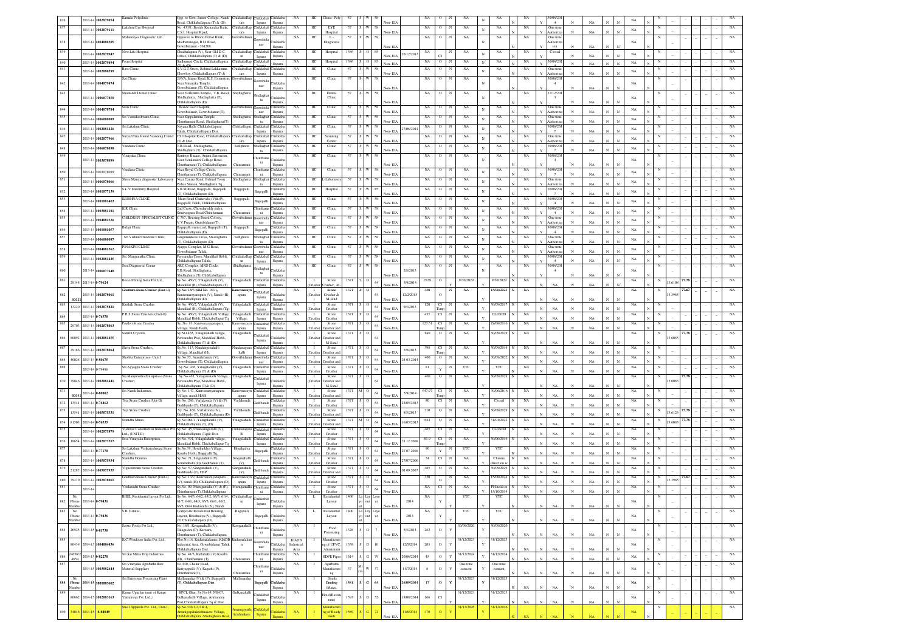| 1 | 2 | 3 | 4 | 5 | 6 | 7 | 8 | 9 | 10 | 11 | 12 | 13 | 14 | 15 | 16 | 17 | 18 | 19 | 20 | 21 | 22 | 23 | 24 | 25 | 26 | 27 | 28 | 29 | 30 | 31 |
|---|---|---|---|---|---|---|---|---|---|---|---|---|---|---|---|---|---|---|---|---|---|---|---|---|---|---|---|---|---|---|
| 836 | | 2013-14 | 1002079654 | Kamala Polyclinic | Opp. to Govt. Junior College, Nandi Road, Chikkaballapura (T) & (D) | Chikkaballapura | Chikkaballapura | Chikkaballapura | NA | HC | Clinic- Poly | 57 | S | W | 58 | Non- EIA | | NA | O | N | NA | N | NA | N | NA | 30/06/2014 | N | NA | | NA |
| 837 | | 2013-14 | 1002079111 | Lakshmi Eye Hospital | No. 433/1, Beside Karnataka Bank, C.S.I. Hospital Road, Chikkaballapura | Chikkaballapura | Chikkaballapura | Chikkaballapura | NA | HC | EYE Hospital | 57 | S | W | 58 | Non- EIA | | NA | O | N | NA | N | NA | N | NA | One time Authorization | N | NA | | NA |
| 838 | | 2013-14 | 1004080305 | Mahamaya Diagnostic Lab | Opposite to Bharat Petrol Bunk, Madhuvanagar, B.H. Road, Gowribidanur - 561208 | Gowribidanur | Gowribidanur | Chikkaballapura | NA | HC | L- Diagnostic | 57 | S | W | 58 | Non- EIA | | NA | O | N | NA | N | NA | N | NA | One time Authorization | N | NA | | NA |
| 839 | | 2013-14 | 1002079947 | New Life Hospital | Chadhalapura (V), Near Old D.C. Office, Chikkaballapura (T) & (D) | Chikkaballapura | Chikkaballapura | Chikkaballapura | NA | HC | Hospital | 1386 | S | O | 85 | Non- EIA | 28/12/2013 | NA | C1 | N | NA | N | NA | N | NA | Closed | N | NA | | NA |
| 840 | | 2013-14 | 1002079494 | Prem Hospital | Sadhumutt Circle, Chikkaballapura (T) & (D) | Chikkaballapura | Chikkaballapura | Chikkaballapura | NA | HC | Hospital | 1386 | S | O | 85 | Non- EIA | | NA | O | N | NA | N | NA | N | NA | 30/06/2014 | N | NA | | NA |
| 841 | | 2013-14 | 1002080599 | Ravi Clinic | S.V.G.T Street, Behind Lakkamma Chowltry, Chikkaballapura (T) & (D) | Chikkaballapura | Chikkaballapura | Chikkaballapura | NA | HC | Clinic | 57 | S | W | 58 | Non- EIA | | NA | O | N | NA | N | NA | N | NA | One time Authorization | N | NA | | NA |
| 842 | | 2013-14 | 1004079474 | Sai Clinic | 295/A, Hagari Road, K.S. Extension, Near Vinayaka Temple, Gowribidanur (T), Chikkaballapura (D) | Gowribidanur | Gowribidanur | Chikkaballapura | NA | HC | Clinic | 57 | S | W | 58 | Non- EIA | | NA | O | N | NA | N | NA | N | NA | 30/06/2014 | N | NA | | NA |
| 843 | | 2013-14 | 1006077850 | Shamanth Dental Clinic | Near Yellamma Temple, T.B. Road, Shidlaghatta, Shidlaghatta (T), Chikkaballapura (D) | Shidlaghatta | Shidlaghatta | Chikkaballapura | NA | HC | Dental Clinic | 57 | S | W | 58 | Non- EIA | | NA | O | N | NA | N | NA | N | NA | 31/12/2013 | N | NA | | NA |
| 844 | | 2013-14 | 1004079784 | Skin Clinic | Beside Govt Hospital, Gowribidanur, Gowribidanur (T) | Gowribidanur | Gowribidanur | Chikkaballapura | NA | HC | Clinic | 57 | S | W | 58 | Non- EIA | | NA | O | N | NA | N | NA | N | NA | One time Authorization | N | NA | | NA |
| 845 | | 2013-14 | 1006080089 | Sri Venkateshwara Clinic | Near Sappalamma Temple, Chinthamani Road, Shidlaghatta(T) | Shidlaghatta | Shidlaghatta | Chikkaballapura | NA | HC | Clinic | 57 | S | W | 58 | Non- EIA | | NA | O | N | NA | N | NA | N | NA | One time Authorization | N | NA | | NA |
| 846 | | 2013-14 | 1002081426 | Sri.Lakshmi Clinic | Nayana Halli, Chikkaballapura Taluk, Chikkaballapura Dist | Chikkaballapura | Chikkaballapura | Chikkaballapura | NA | HC | Clinic | 57 | S | W | 58 | Non- EIA | 27/06/2014 | NA | O | N | NA | N | NA | N | NA | 30/06/2014 | N | NA | | NA |
| 847 | | 2013-14 | 1002077966 | Surya Ultra Sound Scanning Center | CSI Hospital Road, Chikkaballapura (T) & Dist. | Chikkaballapura | Chikkaballapura | Chikkaballapura | NA | HC | Scanning Center | 57 | S | W | 58 | Non- EIA | | NA | O | N | NA | N | NA | N | NA | One time Authorization | N | NA | | NA |
| 848 | | 2013-14 | 1006078098 | Vandana Clinic | T.B Road, Shidlaghatta, Shidlaghatta (T), Chikkaballapura | Sidlghatta | Shidlaghatta | Chikkaballapura | NA | HC | Clinic | 57 | S | W | 58 | Non- EIA | | NA | O | N | NA | N | NA | N | NA | 30/06/2014 | N | NA | | NA |
| 849 | | 2013-14 | 1003076099 | Vinayaka Clinic | Bamboo Bazaar, Anjani Extension, Near Venkatadri College Road, Chinthamani (T), Chikkaballapura | Chintamani | Chinthamani | Chikkaballapura | NA | HC | Clinic | 57 | S | W | 58 | Non- EIA | | NA | O | N | NA | N | NA | N | NA | 30/06/2014 | N | NA | | NA |
| 850 | | 2013-14 | 1003078099 | Vandana Clinic | Near Royal College Circle, Chinthamani (T), Chikkaballapura | Chintamani | Chinthamani | Chikkaballapura | NA | HC | Clinic | 57 | S | W | 58 | Non- EIA | | NA | O | N | NA | N | NA | N | NA | 30/06/2014 | N | NA | | NA |
| 851 | | 2013-14 | 1006078096 | Shree Manya diagnostic Laboratory | Near Canara Bank, Behind Town Police Station, Shidlaghatta Tq | Shidlaghatta | Shidlaghatta | Chikkaballapura | NA | HC | L-Laboratory | 57 | S | W | 58 | Non- EIA | | NA | O | N | NA | N | NA | N | NA | One time Authorization | N | NA | | NA |
| 852 | | 2013-14 | 1001077139 | S.L.V Maternity Hospital | S.B.M Road, Bagepalli, Bagepalli (T), Chikkaballapura (D) | Bagepalli | Bagepalli | Chikkaballapura | NA | HC | Hospital | 57 | S | W | 85 | Non- EIA | | NA | O | N | NA | N | NA | N | NA | 30/06/2014 | N | NA | | NA |
| 853 | | 2013-14 | 1001081403 | KRISHNA CLINIC | Main Road Chakavelu (Vill/P), Bagepalli Taluk, Chikkaballapura | Bagepalli | Bagepalli | Chikkaballapura | NA | HC | Clinic | 57 | S | W | 58 | Non- EIA | | NA | O | N | NA | N | NA | N | NA | 30/06/2014 | N | NA | | NA |
| 854 | | 2013-14 | 1003081101 | K.R Clinic | 2nd Cross, Chowdareddy palya, Srinivasputra Road Chinthamani | Chintamani | Chinthamani | Chikkaballapura | NA | HC | Clinic | 57 | S | W | 58 | Non- EIA | | NA | O | N | NA | N | NA | N | NA | 30/06/2014 | N | NA | | NA |
| 855 | | 2013-14 | 1004081326 | CHILDREN SPECIALIST CLINIC | 2, 767, Housing Board Colony, V.V.Puram, Gauribidanur(T) | Gowribidanur | Gowribidanur | Chikkaballapura | NA | HC | Clinic | 57 | S | W | 58 | Non- EIA | | NA | O | N | NA | N | NA | N | NA | One time Authorization | N | NA | | NA |
| 856 | | 2013-14 | 1001081057 | Balaji Clinic | Bagepalli main road, Bagepalli (T), Chikkaballapura (D) | Bagepalli | Bagepalli | Chikkaballapura | NA | HC | Clinic | 57 | S | W | 58 | Non- EIA | | NA | O | N | NA | N | NA | N | NA | 30/06/2014 | N | NA | | NA |
| 857 | | 2013-14 | 1006080087 | Sri Vishnu Childcare Clinic | JanganaraKere Cross, Shidlaghatta (T), Chikkaballapura (D) | Sidlghatta | Shidlaghatta | Chikkaballapura | NA | HC | Clinic | 57 | S | W | 58 | Non- EIA | | NA | O | N | NA | N | NA | N | NA | One time Authorization | N | NA | | NA |
| 858 | | 2013-14 | 1004081362 | PINAKINI CLINIC | Ajappa Complex, M.G.Road, Gowribidanur Taluk | Gowribidanur | Gowribidanur | Chikkaballapura | NA | HC | Clinic | 57 | S | W | 58 | Non- EIA | | NA | O | N | NA | N | NA | N | NA | One time Authorization | N | NA | | NA |
| 859 | | 2013-14 | 1002081425 | Sri. Manjunatha Clinic | Perasandra Cross, Mandikal Hobli, Chikkaballapura Taluk | Chikkaballapura | Chikkaballapura | Chikkaballapura | NA | HC | Clinic | 57 | S | W | 58 | Non- EIA | | NA | O | N | NA | N | NA | N | NA | 30/06/2014 | N | NA | | NA |
| 860 | | 2013-14 | 1006077640 | Sree Diagnostic Center | ARC Complex, MRS Circle, T.B Road, Shidlaghatta, Shidlaghatta (T), Chikkaballapura | Shidlaghatta | Shidlaghatta | Chikkaballapura | NA | HC | Clinic | 57 | S | W | 58 | Non- EIA | 2/8/2013 | NA | O | N | NA | N | NA | N | NA | 30/06/2014 | N | NA | | NA |
| 861 | 29148 | 2013-14 | 0-79624 | Bestro Mining India Pvt Ltd., | Sy No. 450/2, Yalagalahalli (V), Mandikal (H), Chikkaballapura (T) | Yalagalahalli | Chikkaballapura | Chikkaballapura | NA | I | Stone Crusher, M-Sand | 1371 | L | O | 64 | Non- EIA | 5/9/2014 | 2839 | O | Y | 9/30/2029 | Y | 9/30/2029 | N | NA | NA | N | NA | 13.6108, 77.78 | NA |
| 862 | 80625 | 2013-14 | 1002078061 | Kanive Stone Crusher (Unit-II) | Sy No. 15/3 (Old No. 15/1), Kanivenarayanapura (V), Nandi (H), Chikkaballapura (D) | Kanivenarayanapura | Chikkaballapura | Chikkaballapura | NA | I | Stone Crusher & M-sand | 1371 | S | O | 64 | Non- EIA | 12/2/2015 | 350 | O | N | NA | Y | 15/06/2024 | N | NA | NA | N | NA | 13.3965, 77.67 | NA |
| 863 | 13220 | 2013-14 | 1002075821 | Kanbak Stone Crusher | Sy No. 450/2, Yalagalahalli (V), Mandikal (H), Chikkaballapura (Tq) | Yalagalahalli | Chikkaballapura | Chikkaballapura | NA | I | Stone Crusher | 1371 | S | O | 64 | Non- EIA | 9/5/2013 | 120 | C1 Temp | N | NA | Y | 30/09/2017 | N | NA | NA | N | NA | | NA |
| 864 | 29703 | 2013-14 | 0-76370 | P R S Stone Crushers (Unit-II) | Sy No. 450/2, Yalagalahalli Village, Mandikal (H), Chickaballapur Tq | Yelagalahalli Village | Chikkaballapura | Chikkaballapura | NA | I | Stone Crusher | 1371 | S | O | 64 | Non- EIA | | 435 | C1 Temp | N | NA | Y | CLOSED | N | NA | NA | N | NA | | NA |
| 865 | 29703 | 2013-14 | 1002078063 | Prathvi Stone Crusher | Sy. No. 93, Kanivenarayanapura Village, Nandi Hobli | Kanivenarayanapura | Chikkaballapura | Chikkaballapura | NA | I | Stone Crusher and | 1371 | S | O | 64 | Non- EIA | | 127.51 | C1 Temp | N | NA | Y | 29/08/2018 | N | NA | NA | N | NA | | NA |
| 866 | 80692 | 2013-14 | 1002081455 | Samith Crystals | Sy.NO.465, Yalagalahalli village, Perasandra Post, Mandikal Hobli, Chikkaballapura (T) & (D) | Yalagalahalli | Chikkaballapura | Chikkaballapura | NA | I | Stone Crusher and M-Sand | 1371 | S | O | 64 | Non- EIA | | 640 | O | N | NA | Y | 30/09/2029 | N | NA | NA | N | NA | 13.6085, 77.78 | NA |
| 867 | 29186 | 2013-14 | 1002078064 | Shiva Stone Crusher, | Sy. No. 115, Nandanagenahalli Village, Mandikal (H), Chikkaballapura | Nandanagenahalli | Chikkaballapura | Chikkaballapura | NA | I | Stone Crusher and | 1371 | S | O | 64 | Non- EIA | 2/9/2013 | 398 | C1 Temp | N | NA | Y | 30/09/2019 | N | NA | NA | N | NA | | NA |
| 868 | 40028 | 2013-14 | 0-80675 | Shobha Enterprises- Unit I | Sy.No.55, Aravalhunde (V), Gowribidanur (T), Chikkaballapura | Gowribidanur | Gowribidanur | Chikkaballapura | NA | I | Stone Crusher | 1371 | S | O | 64 | Non- EIA | 24.03.2014 | 400 | O | N | NA | Y | 30/09/2022 | N | NA | NA | N | NA | | NA |
| 869 | | 2013-14 | 0-79486 | Sri Ayyappa Stone Crusher. | Sy No. 436, Yalagahalli (V), Chikkaballapura (T) & (D) | Yalagalahalli | Chikkaballapura | Chikkaballapura | NA | I | Stone Crusher | 1371 | S | O | 64 | Non- EIA | | 81 | Y | N | YTC | Y | YTC | N | NA | NA | N | NA | | NA |
| 870 | 79046 | 2013-14 | 1002081441 | Sri Manjunatha Enterprises (Stone Crusher) | Sy.No.465, Yalagahalli Village, Perasandra Post, Mandikal Hobli, Chikkaballapura (Tq) (D) | Yalagalahalli | Chikkaballapura | Chikkaballapura | NA | I | Stone Crusher and M-Sand | 1371 | S | O | 64 | Non- EIA | | 400 | O | N | NA | Y | 30/09/2029 | N | NA | NA | N | NA | 13.6083, 77.78 | NA |
| 871 | 80641 | 2013-14 | 0-80802 | Sri Nandi Industries | Sy No. 147, Kanivenarayanapura Village, nandi Hobli | Kanivenarayanapura | Chikkaballapura | Chikkaballapura | NA | I | Stone Crusher and | 1371 | M | O | 64 | Non- EIA | 5/9/2014 | 647.97 | C1 Temp | N | NA | Y | 30/06/2016 | N | NA | NA | N | NA | | NA |
| 872 | 13541 | 2013-14 | 0-76462 | Teja Stone Crusher (Uni-II) | Sy No. 286, Varlakonda (V) & (P), Gudibande (T), Chikkaballapura | Varlakonda | Gudibande | Chikkaballapura | NA | I | Stone Crusher | 1371 | S | O | 64 | Non- EIA | 28/05/2013 | 80 | C1 | N | NA | Y | Closed | N | NA | NA | N | NA | | NA |
| 873 | 13541 | 2013-14 | 1005075531 | Teja Stone Crusher | Sy. No. 168, Varlakonda (V), Gudibande (T), Chikkaballapura (D) | Varlakonda | Gudibande | Chikkaballapura | NA | I | Stone Crusher and | 1371 | S | O | 64 | Non- EIA | 9/5/2013 | 210 | O | N | NA | Y | 30/09/2029 | N | NA | NA | N | NA | 13.6123, 77.78 | NA |
| 874 | 81503 | 2013-14 | 0-76335 | Srinidhi Mines | Sy No 464/1, Yalagalahalli (V), Chikkaballapura (T), (D) | Yalagalahalli | Chikkaballapura | Chikkaballapura | NA | I | Stone Crusher and | 1371 | M | O | 64 | Non- EIA | 16/05/2013 | 684 | O | N | NA | Y | 31/01/2022 | N | NA | NA | N | NA | 13.6083, 77.78 | NA |
| 875 | | 2013-14 | 1002075879 | Vishwas Construction Industries Pvt Ltd., (UNIT-II) | Sy No. 45, Chikkanagavalli (V), Chikkaballapura (T)(& Dist. | Chikkanagavalli | Chikkaballapura | Chikkaballapura | NA | I | Stone Crusher | 1371 | S | O | 64 | Non- EIA | | 465 | C1 | N | NA | Y | CLOSED | N | NA | NA | N | NA | | NA |
| 876 | 18654 | 2013-14 | 1002077357 | Sree Vinayaka Enterprises, | Sy No. 491, Yalagalahalli village, Mandikal Hobli, Chickaballapur Tq | Yalagalahalli | Chikkaballapura | Chikkaballapura | NA | I | Stone Crusher | 1371 | S | O | 64 | Non- EIA | 21.12.2006 | 81.9 | C1 Temp | N | NA | Y | 30/06/2016 | N | NA | NA | N | NA | | NA |
| 877 | | 2013-14 | 0-77170 | Sri Lakshmi Venkateshwara Stone Crushers, | Sy.No.59, Hosahuddya Village, Kasaba Hobli, Bagepalli Tq | Hosahudya | Bagepalli | Chikkaballapura | NA | I | Stone Crusher | 1371 | S | O | 64 | Non- EIA | 27.07.2006 | 90 | Y | N | YTC | Y | YTC | N | NA | NA | N | NA | | NA |
| 878 | | 2013-14 | 1005075964 | Srinidhi Granites | Sy No. 71, Singanahalli (V), Somenahalli (H), Gudibande (T), Chikkaballapura | Singanahalli (V) | Gudibande | Chikkaballapura | NA | I | Stone Crusher | 1371 | S | O | 64 | Non- EIA | 27/07/2006 | 24 | C1 | N | NA | Y | Closure Direction is | N | NA | NA | N | NA | | NA |
| 879 | 21285 | 2013-14 | 1005075935 | Vigneshwara Stone Crusher, | Sy No. 57, Ganganahalli (V), Gudibande (T), CBP | Ganganahalli (V) | Gudibande | Chikkaballapura | NA | I | Stone Crusher and | 1371 | S | O | 64 | Non- EIA | 01.09.2007 | 465 | O | N | NA | Y | 30/09/2029 | N | NA | NA | N | NA | | NA |
| 880 | 79210 | 2013-14 | 1002078061 | Goutham Stone Crusher (Unit-I) | Sy No. 13/2, Kanivenarayanapura (V), nandi (H), Chikkaballapura (D) | Kanivenarayanapura | Chikkaballapura | Chikkaballapura | NA | I | Stone Crusher | 1371 | S | O | 64 | Non- EIA | | 350 | O | N | NA | Y | 15/06/2024 | N | NA | NA | N | NA | 13.3965, 77.67 | NA |
| 881 | | 2013-14 | | Venkatadri Stone Crusher | Sy No. 09, Muragamalla (V) & (P), Chinthamani (T), Chikkaballapura | Muragamalla | Chinthamani | Chikkaballapura | NA | I | Stone Crusher | 1371 | S | O | 64 | Non- EIA | | 465 | C1 | N | NA | Y | PH held on 15/10/2014 | N | NA | NA | N | NA | | NA |
| 882 | No Phone Number | 2013-14 | 0-79431 | BHEL Residential layout Pvt Ltd., | Sy No. 64/5, 64/2, 63/2, 66/3, 61/4, 61/5, 64/1, 64/3, 65/3, 66/1, 66/2, 66/3, 66/4 Kadivalhi (V), Nandi | Chikkaballapura | Chikkaballapura | Chikkaballapura | NA | L | Residential Layout | 1400 | Layout | Layout | Layout | Non- EIA | 2014 | NA | Y | | YTC | Y | YTC | N | NA | NA | N | NA | | NA |
| 883 | No Phone Number | 2013-14 | 0-79436 | S.R. Estates, | Composite Residential Housing Layout, Hosahudya (V), Bagepalli (T) Chikkaballapura (D) | Bagepalli | Bagepalli | Chikkaballapura | NA | L | Residential Layout | 1400 | Layout | Layout | Layout | Non- EIA | 2014 | NA | Y | | YTC | Y | YTC | N | NA | NA | N | NA | | NA |
| 884 | 26925 | 2014-15 | 0-81730 | Sarvic Foods Pvt Ltd., | No. 16/1, Konganahalli (V), Talagavara (P), Kaiwara, Chinthamani (T), Chikkaballapura | Konganahalli | Chinthamani | Chikkaballapura | NA | I | Food Processing | 1328 | S | O | 7 | Non- EIA | 5/5/2014 | 262 | O | Y | 30/09/2020 | Y | 30/09/2020 | N | NA | NA | N | NA | | NA |
| 885 | 80439 | 2014-15 | 1004084436 | K.C. Windoors India Pvt. Ltd., | Plot No.16, Kudumalakunte, KIADB Industrial Area, Gowribidanur Taluk, Chikkaballapura Dist. | Kudumalakunte | Gowribidanur | Chikkaballapura | KIADB Industrial Area | I | Manufacturing of UPVC Aluminum | 1558 | S | G | 10 | Non- EIA | 12/5/2014 | 205 | O | Y | 31/12/2023 | Y | 31/12/2023 | N | NA | NA | N | NA | | NA |
| 886 | 24656/ 4654 | 2014-15 | 0-82270 | Sri Sai Mitra Drip Industries | Sy No. 41/3, Kallahalli (V) Kasaba (H), Chinthamani (T) | Chintamani | Chinthamani | Chikkaballapura | NA | I | HDPE Pipes | 1614 | S | O | 79 | Non- EIA | 20/06/2014 | 45 | O | Y | 31/12/2024 | Y | 31/12/2024 | N | NA | NA | N | NA | | NA |
| 887 | | 2014-15 | 1003082644 | Sri Vinayaka Agarbathi Raw Material Suppliers | No.440, Chelur Road, Kariyappalli (V), Kagathi (P), Chinthamani(T) | Chintamani | Chinthamani | Chikkaballapura | NA | I | Agarbathi Manufacturing | 37 | Micro | W | 37 | Non- EIA | 11/7/2014 | 6 | O | Y | One time consent | Y | One time consent | N | NA | NA | N | NA | | NA |
| 888 | No Phone Number | 2014-15 | 1001083662 | Sri Baiteswar Processing Plant | Mollasandra (V) & (P), Bagepalli (T), Chikkaballapura Dist | Mallasandra | Bagepalli | Chikkaballapura | NA | I | Seeds Grading (Maize, | 1581 | S | G | 64 | Non- EIA | 26/09/2014 | 17 | O | Y | 31/12/2023 | Y | 31/12/2023 | N | NA | NA | N | NA | | NA |
| 889 | 80662 | 2014-15 | 1002083163 | Kamat Upachar (unit of Kamat Yatrinivas Pvt. Ltd.,) | BPCL Ghar, Sy.No.69, NH-07, Gulkanahalli Village, Ambarudoy Post,Chikkaballapura Tq & Dist | Gulkanahalli | Chikkaballapura | Chikkaballapura | NA | I | Hotel(Restaurant) | 1593 | S | G | 52 | Non- EIA | 18/08/2014 | 166 | C1 | Y | 31/12/2023 | Y | 31/12/2023 | N | NA | NA | N | NA | | NA |
| 890 | 34046 | 2014-15 | 0-84049 | Shell Apparels Pvt. Ltd., Unit-1, | Sy.No.330/1,2,3 & 4, Amanigopalakrishnakere Village, Chikkaballapura -Shidlaghatta Road | Amanigopalakrishnakere | Chikkaballapura | Chikkaballapura | NA | I | Manufacturing of Ready made | 1589 | S | G | 72 | Non- EIA | 11/8/2014 | 470 | O | Y | 31/12/2026 | Y | 31/12/2026 | N | NA | NA | N | NA | | NA |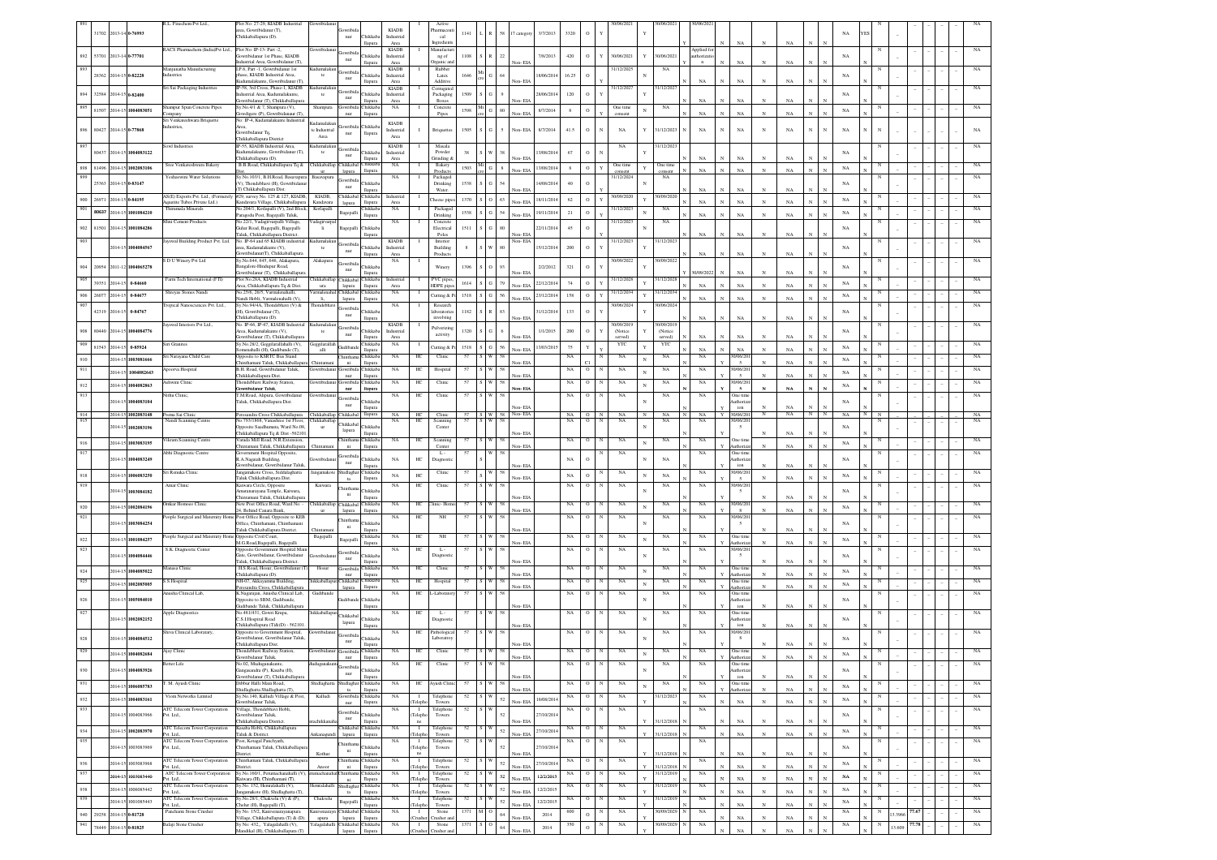| 891 | 31702 | 2013-14 | 0-76993 | R.L. Pinechem Pvt Ltd., | Plot No: 27-29, KIADB Industrial area, Gowribidanur (T), Chikkaballapura (D). | Gowribidanur | Gowribidanur | Chikkaballapura | KIADB Industrial Area | I | Active Pharmaceutical Ingredients | 1141 | L | R | 58 | 17 category | 3/7/2013 | 3320 | O | Y | 30/06/2021 | Y | 30/06/2021 | | 30/06/2021 | | NA | N | NA | N | NA | N | N | NA | YES | | | | | NA |
|---|---|---|---|---|---|---|---|---|---|---|---|---|---|---|---|---|---|---|---|---|---|---|---|---|---|---|---|---|---|---|---|---|---|---|---|---|---|---|---|---|
| 892 | 53701 | 2014-15 | 0-77701 | RACS Pharmachem (India)Pvt Ltd., | Plot No: IP-15- Part -2, Gowribidanur 1st Phase, KIADB Industrial Area, Gowribidanur (T), | Gowribidanur | Gowribidanur | Chikkaballapura | KIADB Industrial Area | I | Manufacturing of Organic and | 1108 | S | R | 22 | Non- EIA | 7/8/2013 | 420 | O | Y | 30/06/2021 | Y | 30/06/2021 | | Applied for authorization | | NA | N | NA | N | NA | N | N | NA | | N | | | | NA |
| 893 | 28362 | 2014-15 | 0-82228 | Manjunatha Manufacturing Industries | I.P-6, Part -1, Gowribidanur 1st phase, KIADB Industrial Area, Kudumalakunte, Gowribidanur (T), | Kudumalakunte | Gowribidanur | Chikkaballapura | KIADB Industrial Area | I | Rubber Latex Additive | 1646 | Mi cro | G | 64 | Non- EIA | 18/06/2014 | 16.25 | O | | 31/12/2025 | N | NA | | NA | N | NA | N | NA | N | NA | N | N | NA | | N | | | | NA |
| 894 | 32584 | 2014-15 | 0-82400 | Sri Sai Packaging Industries | IP-58, 3rd Cross, Phase-1, KIADB Industrial Area, Kudumalakunte, Gowribidanur (T), Chikkaballapura | Kudumalakunte | Gowribidanur | Chikkaballapura | KIADB Industrial Area | I | Corrugated Packaging Boxes | 1509 | S | G | 9 | Non- EIA | 28/06/2014 | 120 | O | Y | 31/12/2027 | Y | 31/12/2027 | | NA | N | NA | N | NA | N | NA | N | N | NA | | N | | | | NA |
| 895 | 81507 | 2014-15 | 1004083051 | Shampur Spun Concrete Pipes Company | Sy.No.4/1 & 7, Shampura (V), Gowdgere (P), Gowribidanur (T), | Shampura | Gowribidanur | Chikkaballapura | NA | I | Concrete Pipes | 1598 | Mi cro | G | 80 | Non- EIA | 8/7/2014 | 8 | O | Y | One time consent | N | NA | | NA | N | NA | N | NA | N | NA | N | N | NA | | N | | | | NA |
| 896 | 80427 | 2014-15 | 0-77868 | Sri Venkateshwara Briquette Industries, | No: IP-4, Kudumalakunte Industrial Area, Gowribidanur Tq, Chikkaballapura District | Kudumalakunte Industrial Area | Gowribidanur | Chikkaballapura | KIADB Industrial Area | I | Briquettes | 1505 | S | G | 5 | Non- EIA | 8/7/2014 | 41.5 | O | N | NA | Y | 31/12/2023 | N | NA | N | NA | N | NA | N | NA | N | N | NA | | N | | | | NA |
| 897 | 80437 | 2014-15 | 1004083122 | Sowl Industries | IP-55, KIADB Industrial Area, Kudumalakunte, Gowribidanur (T), Chikkaballapura (D) | Kudumalakunte | Gowribidanur | Chikkaballapura | KIADB Industrial Area | I | Masala Powder Grinding & | 38 | S | W | 38 | Non- EIA | 13/08/2014 | 67 | O | N | NA | Y | 31/12/2023 | | NA | N | NA | N | NA | N | NA | N | N | NA | | N | | | | NA |
| 898 | 81496 | 2014-15 | 1002083106 | Sree Venkateshwara Bakery | B.B.Road, Chikkaballapura Tq & Dist. | Chikkaballapur | Chikkaballapura | Chikkaballapura | NA | I | Bakery Products | 1503 | Mi cro | G | 8 | Non- EIA | 13/08/2014 | 8 | O | Y | One time consent | Y | One time consent | N | NA | N | NA | N | NA | N | NA | N | N | NA | | N | | | | NA |
| 899 | 25363 | 2014-15 | 0-83147 | Yeshaswini Water Solutions | Sy.No.103/1, B.H.Road, Basavapura (V), Thondebhavi (H), Gowribidanur (T) Chikkaballapura Dist. | Basavapura | Gowribidanur | Chikkaballapura | NA | I | Packaged Drinking Water | 1538 | S | G | 54 | Non- EIA | 14/08/2014 | 40 | O | | 31/12/2024 | N | NA | | NA | N | NA | N | NA | N | NA | N | N | NA | | N | | | | NA |
| 900 | 26971 | 2014-15 | 0-84195 | AS(E) Exports Pvt. Ltd., (Formerly Aquatite Tubes Private Ltd.) | #29, survey No. 125 & 127, KIADB, Kandavara Village, Chikkaballapura | KIADB, Kandavara | Chikkaballapura | Chikkaballapura | Industrial Area | I | Cheese pipes | 1370 | S | O | 63 | Non- EIA | 18/11/2014 | 62 | O | Y | 30/09/2020 | Y | 30/09/2020 | N | NA | N | NA | N | NA | N | NA | N | N | NA | | N | | | | NA |
| 901 | 80637 | 2014-15 | 1001084210 | Thirumala Minerals | No.204/1, Kotlapalli (V), 2nd Block, Paragodu Post, Bagepalli Taluk, | Kotlapalli | Bagepalli | Chikkaballapura | NA | I | Packaged Drinking | 1538 | S | G | 54 | Non- EIA | 10/11/2014 | 21 | O | Y | 31/12/2023 | N | NA | N | NA | N | NA | N | NA | N | NA | N | N | NA | | N | | | | NA |
| 902 | 81503 | 2014-15 | 1001084286 | Mini Cement Products | No.22/1, Vadagiruvapalli Village, Gulur Road, Bagepalli, Bagepalli Taluk, Chikkaballapura District. | Vadagiruvapalli | Bagepalli | Chikkaballapura | NA | I | Concrete Electrical Poles | 1511 | S | G | 80 | Non- EIA | 22/11/2014 | 45 | O | Y | 31/12/2023 | N | NA | N | NA | N | NA | N | NA | N | NA | N | N | NA | | N | | | | NA |
| 903 | | 2014-15 | 1004084567 | Jayseal Building Product Pvt. Ltd. | No. IP-64 and 65 KIADB industrial area, Kudumalakunte (V), Gowribidanur(T), Chikkaballapura | Kudumalakunte | Gowribidanur | Chikkaballapura | KIADB Industrial Area | I | Interior Building Products | 8 | S | W | 80 | | 15/12/2014 | 200 | O | Y | 31/12/2023 | Y | 31/12/2023 | N | NA | N | NA | N | NA | N | NA | N | N | NA | | N | | | | NA |
| 904 | 20954 | 2011-12 | 1004065278 | S D U Winery Pvt Ltd | Sy.No.644, 645, 646, Alakapura, Bangalore-Hindupur Road, Gowribidanur (T), Chikkaballapura | Alakapura | Gowribidanur | Chikkaballapura | NA | I | Winery | 1396 | S | O | 93 | Non- EIA | 2/2/2012 | 321 | O | Y | 30/09/2022 | Y | 30/09/2022 | Y | 30/09/2022 | N | NA | N | NA | N | NA | N | N | NA | | N | | | | NA |
| 905 | 39351 | 2014-15 | 0-84660 | Farm Tech International (FTI) | Plot No.28A, KIADB Industrial Area, Chikkaballapura Tq & Dist. | Chikkaballapura | Chikkaballapura | Chikkaballapura | Industrial Area | I | PVC pipes, HDPE pipes | 1614 | S | G | 79 | Non- EIA | 22/12/2014 | 74 | O | Y | 31/12/2028 | Y | 31/12/2028 | N | NA | N | NA | N | NA | N | NA | N | N | NA | | N | | | | NA |
| 906 | 26077 | 2014-15 | 0-84677 | Shreyas Stones Nandi | No.25/6, 26/5, Varmalenahalli, Nandi Hobli, Varmalenahalli (V), | Varmalenahalli | Chikkaballapura | Chikkaballapura | NA | I | Cutting & Polishing | 1518 | S | G | 56 | Non- EIA | 23/12/2014 | 158 | O | Y | 31/12/2034 | Y | 31/12/2034 | N | NA | N | NA | N | NA | N | NA | N | N | NA | | N | | | | NA |
| 907 | 42319 | 2014-15 | 0-84767 | Tropical Nanosciences Pvt. Ltd., | Sy.No.94/4A, Thondebhavi (V) & (H), Gowribidanur (T), Chikkaballapura (D). | Thondebhavi | Gowribidanur | Chikkaballapura | NA | I | Research laboratories involving | 1182 | S | R | 83 | Non- EIA | 31/12/2014 | 133 | O | Y | 30/06/2024 | Y | 30/06/2024 | | NA | N | NA | N | NA | N | NA | N | N | NA | | N | | | | NA |
| 908 | 80440 | 2014-15 | 1004084776 | Jayseal Interiors Pvt Ltd., | No. IP-66, IP-67, KIADB Industrial Area, Kudumalakunte (V), Gowribidanur (T), Chikkaballapura | Kudumalakunte | Gowribidanur | Chikkaballapura | KIADB Industrial Area | I | Pulverizing activity | 1320 | S | G | 6 | Non- EIA | 1/1/2015 | 200 | O | Y | 30/09/2019 (Notice served) | Y | 30/09/2019 (Notice served) | N | NA | N | NA | N | NA | N | NA | N | N | NA | | N | | | | NA |
| 909 | 81543 | 2014-15 | 0-85924 | Siri Granites | Sy.No.28/2, Goggilarallahalli (V), Somenahalli (H), Gudibande (T), | Goggilarallahalli | Gudibande | Chikkaballapura | NA | I | Cutting & Polishing | 1518 | S | G | 56 | Non- EIA | 13/03/2015 | 75 | Y | Y | YTC | Y | YTC | N | NA | N | NA | N | NA | N | NA | N | N | NA | | N | | | | NA |
| 910 | | 2014-15 | 1003081666 | Sri Narayana Child Care | Opposite to KSRTC Bus Stand Chinthamani Taluk, Chikkaballapura | Chintamani | Chinthamani | Chikkaballapura | NA | HC | Clinic | 57 | S | W | 58 | Non- EIA | | NA | C1 | N | NA | N | NA | | NA | Y | 30/06/2015 | N | NA | N | NA | N | N | NA | | N | | | | NA |
| 911 | | 2014-15 | 1004082643 | Apoorva Hospital | B.H. Road, Gowribidanur Taluk, Chikkaballapura Dist. | Gowribidanur | Gowribidanur | Chikkaballapura | NA | HC | Hospital | 57 | S | W | 58 | Non- EIA | | NA | O | N | NA | N | NA | | NA | Y | 30/06/2015 | N | NA | N | NA | N | N | NA | | N | | | | NA |
| 912 | | 2014-15 | 1004082863 | Ashwini Clinic | Thondebhavi Railway Station, Gowribidanur Taluk. | Gowribidanur | Gowribidanur | Chikkaballapura | NA | HC | Clinic | 57 | S | W | 58 | Non- EIA | | NA | O | N | NA | N | NA | | NA | Y | 30/06/2015 | N | NA | N | NA | N | N | NA | | N | | | | NA |
| 913 | | 2014-15 | 1004083104 | Nithin Clinic, | T.M.Road, Alipura, Gowribidanur Taluk, Chikkaballapura Dist. | Gowribidanur | Gowribidanur | Chikkaballapura | NA | HC | Clinic | 57 | S | W | 58 | Non- EIA | | NA | O | N | NA | N | NA | | NA | Y | One time Authorization | N | NA | N | NA | N | N | NA | | N | | | | NA |
| 914 | | 2014-15 | 1002083148 | Pyma Sai Clinic | Perusandra Cross Chikkaballapura | Chikkaballapur | Chikkaballapura | Chikkaballapura | NA | HC | Clinic | 57 | S | W | 58 | Non- EIA | | NA | O | N | NA | N | NA | Y | 30/06/2015 | N | NA | N | NA | N | NA | N | N | NA | | N | | | | NA |
| 915 | | 2014-15 | 1002083196 | Nandi Scanning Centre | No.793/1868, Vanashree 1st Floor, Opposite Saadhamma, Ward No.08, Chikkaballapura Tq & Dist -562101 | Chikkaballapur | Chikkaballapura | Chikkaballapura | NA | HC | Scanning Center | 57 | S | W | 58 | Non- EIA | | NA | O | N | NA | N | NA | | NA | Y | 30/06/2015 | N | NA | N | NA | N | N | NA | | N | | | | NA |
| 916 | | 2014-15 | 1003083195 | Vikram Scanning Centre | Varada Mill Road, N.R.Extension, Chintamani Taluk, Chikkaballapura | Chintamani | Chinthamani | Chikkaballapura | NA | HC | Scanning Center | 57 | S | W | 58 | Non- EIA | | NA | O | N | NA | N | NA | | NA | Y | One time Authorization | N | NA | N | NA | N | N | NA | | N | | | | NA |
| 917 | | 2014-15 | 1004083249 | Abhi Diagnostic Centre | Government Hospital Opposite, R.A.Nagaiah Building, Gowribidanur, Gowribidanur Taluk, | Gowribidanur | Gowribidanur | Chikkaballapura | NA | HC | L - Diagnostic | 57 | S | W | 58 | Non- EIA | | NA | O | N | NA | N | NA | | NA | Y | One time Authorization | N | NA | N | NA | N | N | NA | | N | | | | NA |
| 918 | | 2014-15 | 1006083250 | Sri Renuka Clinic | Jangamakote Cross, Siddalaghatta Taluk Chikkaballapura Dist. | Jangamakote | Shidlaghatta | Chikkaballapura | NA | HC | Clinic | 57 | S | W | 58 | Non- EIA | | NA | O | N | NA | N | NA | | NA | Y | 30/06/2015 | N | NA | N | NA | N | N | NA | | N | | | | NA |
| 919 | | 2014-15 | 1003084182 | Amar Clinic | Kaiwara Circle, Opposite Amaranarayana Temple, Kaiwara, Chintamani Taluk, Chikkaballapura | Kaiwara | Chinthamani | Chikkaballapura | NA | HC | Clinic | 57 | S | W | 58 | Non- EIA | | NA | O | N | NA | N | NA | | NA | Y | 30/06/2015 | N | NA | N | NA | N | N | NA | | N | | | | NA |
| 920 | | 2014-15 | 1002084196 | Omkar Homeo Clinic | New Post Office Road, Ward No.-24, Behind Canara Bank, | Chikkaballapur | Chikkaballapura | Chikkaballapura | NA | HC | Clinic-Homeo | 57 | S | W | 58 | Non- EIA | | NA | O | N | NA | N | NA | | NA | Y | 30/06/2018 | N | NA | N | NA | N | N | NA | | N | | | | NA |
| 921 | | 2014-15 | 1003084254 | People Surgical and Maternity Home | Post Office Road, Opposite to KEB Office, Chinthamani, Chinthamani Taluk Chikkaballapura District. | Chintamani | Chinthamani | Chikkaballapura | NA | HC | NH | 57 | S | W | 58 | Non- EIA | | NA | O | N | NA | N | NA | | NA | Y | 30/06/2015 | N | NA | N | NA | N | N | NA | | N | | | | NA |
| 922 | | 2014-15 | 1001084257 | People Surgical and Maternity Home | Opposite Civil Court, M.G.Road,Bagepalli, Bagepalli | Bagepalli | Bagepalli | Chikkaballapura | NA | HC | NH | 57 | S | W | 58 | Non- EIA | | NA | O | N | NA | N | NA | | NA | Y | One time Authorization | N | NA | N | NA | N | N | NA | | N | | | | NA |
| 923 | | 2014-15 | 1004084446 | S.K. Diagnostic Center | Opposite Government Hospital Main Gate, Gowribidanur, Gowribidanur Taluk, Chikkaballapura District. | Gowribidanur | Gowribidanur | Chikkaballapura | NA | HC | L - Diagnostic | 57 | S | W | 58 | Non- EIA | | NA | O | N | NA | N | NA | | NA | Y | 30/06/2015 | N | NA | N | NA | N | N | NA | | N | | | | NA |
| 924 | | 2014-15 | 1004085022 | Manasa Clinic | H.S Road, Hosur, Gowribidanur (T) Chikkaballapura (D) | Hosur | Gowribidanur | Chikkaballapura | NA | HC | Clinic | 57 | S | W | 58 | Non- EIA | | NA | O | N | NA | N | NA | | NA | Y | One time Authorization | N | NA | N | NA | N | N | NA | | N | | | | NA |
| 925 | | 2014-15 | 1002085005 | S.S Hospital | NH-07, Akkayamma Building, Perusandra Cross, Chikkaballapura | Chikkaballapur | Chikkaballapura | Chikkaballapura | NA | HC | Hospital | 57 | S | W | 58 | Non- EIA | | NA | O | N | NA | N | NA | | NA | Y | One time Authorization | N | NA | N | NA | N | N | NA | | N | | | | NA |
| 926 | | 2014-15 | 1005084010 | Anusha Clinical Lab, | R.Nagaraju, Anusha Clinical Lab, Opposite to SBM, Gudibande, Gudibande Taluk, Chikkaballapura | Gudibande | Gudibande | Chikkaballapura | NA | HC | L-Laboratory | 57 | S | W | 58 | Non- EIA | | NA | O | N | NA | N | NA | | NA | Y | One time Authorization | N | NA | N | NA | N | N | NA | | N | | | | NA |
| 927 | | 2014-15 | 1002082152 | Apple Diagnostics | No.481/431, Gowri Krupa, C.S.I Hospital Road Chikkaballapura (Tq) (D) - 562101. | Chikkaballapur | Chikkaballapura | Chikkaballapura | NA | HC | L - Diagnostic | 57 | S | W | 58 | Non- EIA | | NA | O | N | NA | N | NA | | NA | Y | One time Authorization | N | NA | N | NA | N | N | NA | | N | | | | NA |
| 928 | | 2014-15 | 1004084512 | Shiva Clinical Laboratory, | Opposite to Government Hospital, Gowribidanur, Gowribidanur Taluk, Chikkaballapura Dist. | Gowribidanur | Gowribidanur | Chikkaballapura | NA | HC | Pathological Laboratory | 57 | S | W | 58 | Non- EIA | | NA | O | N | NA | N | NA | | NA | Y | 30/06/2018 | N | NA | N | NA | N | N | NA | | N | | | | NA |
| 929 | | 2014-15 | 1004082684 | Ajay Clinic | Thondebhavi Railway Station, Gowribidanur Taluk. | Gowribidanur | Gowribidanur | Chikkaballapura | NA | HC | Clinic | 57 | S | W | 58 | Non- EIA | | NA | O | N | NA | N | NA | | NA | Y | One time Authorization | N | NA | N | NA | N | N | NA | | N | | | | NA |
| 930 | | 2014-15 | 1004083926 | Better Life | No.02, Mudugenakunte, Gangasandra (P), Kasaba (H), Gowribidanur (T), Chikkaballapura | Mudugenakunte | Gowribidanur | Chikkaballapura | NA | HC | Clinic | 57 | S | W | 58 | Non- EIA | | NA | O | N | NA | N | NA | | NA | Y | One time Authorization | N | NA | N | NA | N | N | NA | | N | | | | NA |
| 931 | | 2014-15 | 1006085783 | T. M. Ayush Clinic | Dibbur Halli Main Road, Shidlaghatta Shidlaghatta (T), | Shidlaghatta | Shidlaghatta | Chikkaballapura | NA | HC | Ayush Clinic | 57 | S | W | 58 | Non- EIA | | NA | O | N | NA | N | NA | | NA | Y | One time Authorization | N | NA | N | NA | N | N | NA | | N | | | | NA |
| 932 | | 2014-15 | 1004083161 | Viom Networks Limited | Sy.No.140, Kalludi Village & Post, Gowribidanur Taluk, | Kalludi | Gowribidanur | Chikkaballapura | NA | I (Telephone) | Telephone Towers | 52 | S | W | 52 | Non- EIA | 18/08/2014 | | NA | O | N | NA | Y | 31/12/2023 | N | NA | N | NA | N | NA | N | NA | N | N | NA | | N | | | | NA |
| 933 | | 2014-15 | 1004083966 | ATC Telecom Tower Corporation Pvt. Ltd., | Village, Thondebhavi Hobli, Gowribidanur Taluk, Chikkaballapura District. | Thondebhavi | Gowribidanur | Chikkaballapura | NA | I (Telephone) | Telephone Towers | 52 | S | W | 52 | Non- EIA | 27/10/2014 | | NA | O | N | NA | Y | 31/12/2018 | N | NA | N | NA | N | NA | N | NA | N | N | NA | | N | | | | NA |
| 934 | | 2014-15 | 1002083970 | ATC Telecom Tower Corporation Pvt. Ltd., | Kasaba Hobli, Chikkaballapura Taluk & District. | Ankanagundi | Chikkaballapura | Chikkaballapura | NA | I (Telephone) | Telephone Towers | 52 | S | W | 52 | Non- EIA | 27/10/2014 | | NA | O | N | NA | Y | 31/12/2018 | N | NA | N | NA | N | NA | N | NA | N | N | NA | | N | | | | NA |
| 935 | | 2014-15 | 1003083969 | ATC Telecom Tower Corporation Pvt. Ltd., | Post, Kotagal Panchyath, Chinthamani Taluk, Chikkaballapura District. | Kothur | Chinthamani | Chikkaballapura | NA | I (Telephone) | Telephone Towers | 52 | S | W | 52 | Non- EIA | 27/10/2014 | | NA | O | N | NA | Y | 31/12/2018 | N | NA | N | NA | N | NA | N | NA | N | N | NA | | N | | | | NA |
| 936 | | 2014-15 | 1003083968 | ATC Telecom Tower Corporation Pvt. Ltd., | Chinthamani Taluk, Chikkaballapura District. | Ancor | Chinthamani | Chikkaballapura | NA | I (Telephone) | Telephone Towers | 52 | S | W | 52 | Non- EIA | 27/10/2014 | | NA | O | N | NA | Y | 31/12/2018 | N | NA | N | NA | N | NA | N | NA | N | N | NA | | N | | | | NA |
| 937 | | 2014-15 | 1003085440 | ATC Telecom Tower Corporation Pvt. Ltd., | Sy.No.160/1, Perumachanahalli (V), Kaiwara (H), Chinthamani (T), | Perumachanahalli | Chinthamani | Chikkaballapura | NA | I (Telephone) | Telephone Towers | 52 | S | W | 52 | Non- EIA | 12/2/2015 | | NA | O | N | NA | Y | 31/12/2019 | N | NA | N | NA | N | NA | N | NA | N | N | NA | | N | | | | NA |
| 938 | | 2014-15 | 1006085442 | ATC Telecom Tower Corporation Pvt. Ltd., | Sy.No. 152, Hemralahalli (V), Jangamakote (H), Shidlaghatta (T), | Hemralahalli | Shidlaghatta | Chikkaballapura | NA | I (Telephone) | Telephone Towers | 52 | S | W | 52 | Non- EIA | 12/2/2015 | | NA | O | N | NA | Y | 31/12/2019 | N | NA | N | NA | N | NA | N | NA | N | N | NA | | N | | | | NA |
| 939 | | 2014-15 | 1001085443 | ATC Telecom Tower Corporation Pvt. Ltd., | Sy.No.28/1, Chakvelu (V) & (P), Chelur (H), Bagepalli (T), | Chakvelu | Bagepalli | Chikkaballapura | NA | I (Telephone) | Telephone Towers | 52 | S | W | 52 | Non- EIA | 12/2/2015 | | NA | O | N | NA | Y | 31/12/2019 | N | NA | N | NA | N | NA | N | NA | N | N | NA | | N | | | | NA |
| 940 | 29258 | 2014-15 | 0-81728 | Pancham Stone Crusher | Sy.No. 15/2, Kanivenarayanapura Village, Chikkaballapura (T) & (D). | Kanivenarayanapura | Chikkaballapura | Chikkaballapura | NA | I (Crusher) | Stone Crusher and | 1371 | M | O | 64 | Non- EIA | 2014 | 600 | O | N | NA | Y | 30/09/2029 | N | NA | N | NA | N | NA | N | NA | N | N | 13.5966 | 77.67 | N | | | | NA |
| 941 | 78449 | 2014-15 | 0-81825 | Balaji Stone Crusher | Sy.No. 432, Yalagalahalli (V), Mandikal (H), Chikkaballapura (T) | Yalagalahalli | Chikkaballapura | Chikkaballapura | NA | I (Crusher) | Stone Crusher and | 1371 | S | O | 64 | Non- EIA | 2014 | 350 | O | N | NA | Y | 30/09/2029 | N | NA | N | NA | N | NA | N | NA | N | N | 13.609 | 77.78 | N | | | | NA |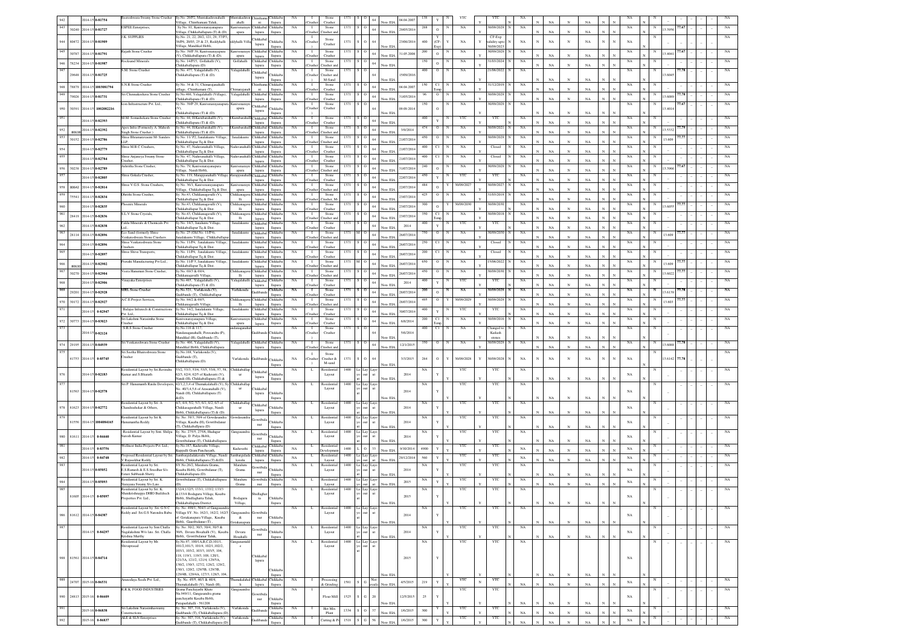| Sl No | ID | Year | UIN | Name of the Industry | Address | Village | Taluk | District | Type | Activity | Code | Size | Colour | Cat | EIA | Date of Estb. | Investment | Status | Water Act | Validity | Latitude | Longitude |
|---|---|---|---|---|---|---|---|---|---|---|---|---|---|---|---|---|---|---|---|---|---|---|
| 942 | | 2014-15 | 0-81754 | Basaveshwara Swamy Stone Crusher | Sy.No. 26/P2, Muntakadirenahalli Village, Chinthamani Taluk, | Muntakadirenahalli | Chinthamani | Chikkaballapura | I | Stone Crusher | 1371 | S | O | 64 | Non-EIA | 04.04.2007 | 138 | Y | YTC | YTC | | |
| 943 | 30240 | 2014-15 | 0-81727 | E.SPEE Enterprises, | Sy No. 81, Kanivenarayanapura Village, Chikkaballapura (T) & (D) | Kanivenarayanapura | Chikkaballapura | Chikkaballapura | I | Stone Crusher and | 1371 | S | O | 64 | Non-EIA | 29/05/2014 | 288 | O | NA | 30/09/2029 | 13.5956 | 77.67 |
| 944 | 80472 | 2014-15 | 0-81909 | J.K. SUPPLIES | Sy.No. 21, 22, 20/2, 121, 29, 37/P3, 39/P6, 20/10, 25 & 23, Reddyhalli Village, Mandikal Hobli, | Siddyhalli Village | Chikkaballapura | Chikkaballapura | I | Stone Crusher | 1371 | S | O | 64 | Non-EIA | 23/06/2014 | 400 | Y (CF-Exp) | NA | CF-Exp validity upto 30/09/2023 | | |
| 945 | 30787 | 2014-15 | 0-81791 | Rajath Stone Crusher | Sy No. 39/P 39, Kanivenarayanapura (V), Chikkaballapura (T) & (D). | Kanivenarayanapura | Chikkaballapura | Chikkaballapura | I | Stone Crusher | 1371 | S | O | 64 | Non-EIA | 31.05.2008 | 200 | O | NA | 30/09/2029 | 13.4041 | 77.67 |
| 946 | 78234 | 2014-15 | 0-81987 | Rocksand Minerals | Sy No. 14/P15, Gollahalli (V), Chikkaballapura (D) | Gollahalli | Chikkaballapura | Chikkaballapura | I | Stone Crusher and | 1371 | S | O | 64 | Non-EIA | | 150 | O | NA | 31/03/2024 | | |
| 947 | 20648 | 2014-15 | 0-81725 | S.M. Stone Crusher | Sy No. 47/7, Yalagalahalli (V), Chikkaballapura (T) & (D). | Yalagalahalli | Chikkaballapura | Chikkaballapura | I | Stone Crusher and M-Sand | 1371 | S | O | 64 | Non-EIA | 15/09/2016 | 400 | O | NA | 21/06/2022 | 13.6045 | 77.78 |
| 948 | 78879 | 2014-15 | 1003081794 | S.N.R Stone Crusher | Sy No. 34 & 31, Chinnaganahalli village, Chinthamani (T), | Chinnaganahalli | Chinthamani | Chikkaballapura | I | Stone Crusher | 1371 | S | O | 64 | Non-EIA | 04.04.2007 | 150 | CI Temp | NA | 31/12/2019 | | |
| 949 | 79026 | 2014-15 | 0-81731 | Sri Chennakeshava Stone Crusher | Sy No.466, Yelagalahalli (Village), Chikkaballapura (T) & (D) | Yalagalahalli | Chikkaballapura | Chikkaballapura | I | Stone Crusher | 1371 | S | O | 64 | Non-EIA | 31/05/2014 | 96 | O | NA | 30/09/2029 | 13.6089 | 77.78 |
| 950 | 30391 | 2014-15 | 1002082216 | Icon Infrastructure Pvt. Ltd., | Sy No. 39/P 29, Kanivenarayanapura (V), Chikkaballapura (T) & (D). | Kanivenarayanapura | Chikkaballapura | Chikkaballapura | I | Stone Crusher | 1371 | S | O | 64 | Non-EIA | 09.09.2014 | 150 | O | NA | 30/09/2029 | 13.4014 | 77.67 |
| 951 | | 2014-15 | 0-82393 | M.M. Somashekara Stone Crusher | Sy No. 44, H.Kurubarahalli (V), Chikkaballapura (T) & (D). | H.Kurubarahalli | Chikkaballapura | Chikkaballapura | I | Stone Crusher | 1371 | S | O | 64 | Non-EIA | | 400 | Y | YTC | YTC | | |
| 952 | 80638 | 2014-15 | 0-82392 | Apex Infra (Formerly A. Mahesh Singh Stone Crusher ) | Sy No. 44, H.Kurubarahalli (V), Chikkaballapura (T) & (D). | H.Kurubarahalli | Chikkaballapura | Chikkaballapura | I | Stone Crusher and | 1371 | S | O | 64 | Non-EIA | 3/9/2014 | 474 | O | NA | 30/09/2021 | 13.5332 | 77.79 |
| 953 | 30152 | 2014-15 | 0-82786 | Shree Bhramarvasini M- Sanders LLP | Sy No. 11/ P2, Janalakunte Village, Chikkaballapur Tq & Dist | Janalakunte | Chikkaballapura | Chikkaballapura | I | Stone Crusher | 1371 | S | O | 64 | Non-EIA | 21/07/2014 | 450 | O | NA | 30/09/2029 | 13.609 | 77.77 |
| 954 | | 2014-15 | 0-82779 | Shree M.B.C Crushers, | Sy No. 47, Nadavanahalli Village, Chikkaballapur Tq & Dist | Nadavanahalli | Chikkaballapura | Chikkaballapura | I | Stone Crusher | 1371 | S | O | 64 | Non-EIA | 21/07/2014 | 400 | CI | NA | Closed | | |
| 955 | | 2014-15 | 0-82784 | Shree Anjaneya Swamy Stone Crusher, | Sy No. 47, Nadavanahalli Village, Chikkaballapur Tq & Dist | Nadavanahalli | Chikkaballapura | Chikkaballapura | I | Stone Crusher | 1371 | S | O | 64 | Non-EIA | 21/07/2014 | 400 | CI | NA | Closed | | |
| 956 | 30238 | 2014-15 | 0-82789 | Ashritha Stone Crusher, | Sy No. 79, Kanivenarayanapura Village, Nandi Hobli, | Kanivenarayanapura | Chikkaballapura | Chikkaballapura | I | Stone Crusher and | 1371 | S | O | 64 | Non-EIA | 31/07/2014 | 240 | O | NA | 30/09/2029 | 13.5966 | 77.67 |
| 957 | | 2014-15 | 0-82805 | Shree Gokula Crusher, | Sy No. 119, Marappanahalli Village, Chikkaballapur Tq & Dist. | Marappanahalli | Chikkaballapura | Chikkaballapura | I | Stone Crusher | 1371 | S | O | 64 | Non-EIA | 22/07/2014 | 450 | Y | YTC | YTC | | |
| 958 | 80662 | 2014-15 | 0-82814 | Shree V.G.S. Stone Crushers, | Sy No. 36/1, Kanivenarayanapura Village, Chikkaballapur Tq & Dist. | Kanivenarayanapura | Chikkaballapura | Chikkaballapura | I | Stone Crusher and | 1371 | S | O | 64 | Non-EIA | 22/07/2014 | 484 | O | 30/06/2027 | 30/06/2027 | | |
| 959 | 75541 | 2014-15 | 0-82834 | Dhrithi Stone Crusher, | Sy. No.43, Chikkanagavalli (V), Chikkaballapur Tq & Dist. | Chikkanagavalli | Chikkaballapura | Chikkaballapura | I | Stone Crusher, M- | 1371 | S | O | 64 | Non-EIA | 23/07/2014 | 425 | O | NA | 31/03/2019 | | |
| 960 | | 2014-15 | 0-82835 | Phoenix Minerals | Sy. No.43, Chikkanagavalli (V), Chikkaballapur Tq & Dist. | Chikkanagavalli | Chikkaballapura | Chikkaballapura | I | Stone Crusher | 1371 | S | O | 64 | Non-EIA | 23/07/2014 | 300 | O | 30/09/2030 | 30/09/2030 | 13.6055 | 77.77 |
| 961 | 28419 | 2014-15 | 0-82836 | S.L.V Stone Crystals, | Sy. No.43, Chikkanagavalli (V), Chikkaballapur Tq & Dist. | Chikkanagavalli | Chikkaballapura | Chikkaballapura | I | Stone Crusher and | 1371 | S | O | 64 | Non-EIA | 23/07/2014 | 350 | CI Temp | NA | 30/09/2018 | | |
| 962 | | 2014-15 | 0-82838 | Fakha Minerals & Chemicals Pvt Ltd., | Sy No. 14/3, Janalkunte Village, Chikkaballapur Tq & Dist. | Janalakunte | Chikkaballapura | Chikkaballapura | I | Stone Crusher | 1371 | S | O | 64 | Non-EIA | 2014 | 400 | Y | YTC | YTC | | |
| 963 | 28114 | 2014-15 | 0-82896 | Eco Sand (formerly Shree Venkateshwara Stone Crushers | Sy No. 25 (Old No. 11/P4), Janalakunte Village, Chikkaballapur | Janalakunte | Chikkaballapura | Chikkaballapura | I | Stone Crusher and | 1371 | M | O | 64 | Non-EIA | 26/07/2014 | 750 | O | NA | 30/09/2030 | 13.609 | 77.77 |
| 964 | | 2014-15 | 0-82896 | Shree Venkateshwara Stone Crushers | Sy No. 11/P4, Janalakunte Village, Chikkaballapur Tq & Dist. | Janalakunte | Chikkaballapura | Chikkaballapura | I | Stone Crusher | 1371 | S | O | 64 | Non-EIA | 26/07/2014 | 250 | CI | NA | Closed | | |
| 965 | | 2014-15 | 0-82897 | Shree Shiva Transports, | Sy No. 11/P4, Janalakunte Village, Chikkaballapur Tq & Dist. | Janalakunte | Chikkaballapura | Chikkaballapura | I | Stone Crusher | 1371 | S | O | 64 | Non-EIA | 26/07/2014 | 200 | CI | NA | Closed | | |
| 966 | 80630 | 2014-15 | 0-82902 | Pravahi Manufacturing Pvt Ltd., | Sy No. 11/P 5, Janalakunte Village, Chikkaballapur Tq & Dist. | Janalakunte | Chikkaballapura | Chikkaballapura | I | Stone Crusher and | 1371 | M | O | 64 | Non-EIA | 26/07/2014 | 650 | O | NA | 15/06/2022 | 13.609 | 77.77 |
| 967 | 30270 | 2014-15 | 0-82904 | Veera Hanuman Stone Crusher, | Sy No. 69/3 & 69/4, Chikkanagavalli Village, | Chikkanagavalli | Chikkaballapura | Chikkaballapura | I | Stone Crusher and | 1371 | S | O | 64 | Non-EIA | 26/07/2014 | 450 | O | NA | 30/09/2030 | 13.6022 | 77.77 |
| 968 | | 2014-15 | 0-82906 | Vinayaka Enterprises | Sy No.465, Yalagalahalli (V), Chikkaballapura (T) & (D). | Yalagalahalli | Chikkaballapura | Chikkaballapura | I | Stone Crusher | 1371 | S | O | 64 | Non-EIA | 2014 | 400 | Y | YTC | YTC | | |
| 969 | 29201 | 2014-15 | 0-82920 | MRL Stone Crusher | Sy No. 321, Varlakonda (V), Gudibanda (T), Chikkaballapur | Varlakonda | Gudibanda | Chikkaballapura | I | Stone Crusher | 1371 | S | O | 64 | Non-EIA | 28/07/2014 | 200 | O | NA | 30/09/2029 | 13.6139 | 77.78 |
| 970 | 30172 | 2014-15 | 0-82927 | A.C.E Project Services, | Sy No. 84/2 & 69/5, Chikkanagavalli Village, | Chikkanagavalli | Chikkaballapura | Chikkaballapura | I | Stone Crusher and | 1371 | S | O | 64 | Non-EIA | 28/07/2014 | 495 | O | 30/09/2029 | 30/09/2029 | 13.603 | 77.77 |
| 971 | | 2014-15 | 0-82947 | Balajee Infratech & Constructions Pvt. Ltd., | Sy No. 14/2, Janalakunte Village, Chikkaballapur Tq & Dist | Janalakunte | Chikkaballapura | Chikkaballapura | I | Stone Crusher | 1371 | S | O | 64 | Non-EIA | 30/07/2014 | 400 | Y | YTC | YTC | | |
| 972 | 30773 | 2014-15 | 0-83023 | Sri Lakshmi Narasimha Stone Crusher | Kanivenarayanapura Village, Chikkaballapur Tq & Dist. | Kanivenarayanapura | Chikkaballapura | Chikkaballapura | I | Stone Crusher | 1371 | S | O | 64 | Non-EIA | 6/8/2014 | 200 | CI Temp | NA | 30/09/2016 | | |
| 973 | | 2014-15 | 0-82124 | S.R.S Stone Crusher | Sy.No.116 & 117, Nandanaganahalli, Peresandra (P), Mandikal (H), Gudibande (T), | Nandanaganahalli | Gudibande | Chikkaballapura | I | Stone Crusher | 1371 | S | O | 64 | Non-EIA | 5/6/2014 | 400 | CI | NA | Changed to Kailash stones | | |
| 974 | 29195 | 2014-15 | 0-84939 | Sri Venkateshwara Stone Crusher | Sy.No. 466, Yalagalahalli (V), Mandikal Hobli, Chikkaballapura | Yalagalahalli | Chikkaballapura | Chikkaballapura | I | Stone Crusher and | 1371 | S | O | 64 | Non-EIA | 12/1/2015 | 350 | O | NA | 30/09/2029 | 13.6088 | 77.78 |
| 975 | 41753 | 2014-15 | 0-85745 | Sri Seetha Bhuvaneshwara Stone Crusher | Sy.No.168, Varlakonda (V), Gudibande (T), Chikkaballapura (D). | Varlakonda | Gudibande | Chikkaballapura | I | Stone Crusher & M-sand | 1371 | S | O | 64 | Non-EIA | 3/3/2015 | 264 | O | 30/09/2028 | 30/09/2028 | 13.6142 | 77.78 |
| 976 | | 2014-15 | 0-82183 | Residential Layout by Sri Ravindra Kumar and S Bharath | 53/2, 53/3, 53/4, 53/5, 53/6, 57, 59, 62/3, 62/4, 62/5 of Kudvanti (V), Nandi (H), Chikkaballapura (T) & | Chikkaballapur | Chikkaballapura | Chikkaballapura | L | Residential Layout | 1400 | La | Layout | Layout | Non-EIA | 2014 | NA | Y | YTC | YTC | | |
| 977 | 81563 | 2014-15 | 0-82578 | Sri P. Hanumanth Raidu Developers | 42/1,2,3,4 of Thumakalahalli (V), Sy No. 40/3,4,5,6 of Amanahalli (V), Nandi (H), Chikkaballapura (T) &(D). | Chikkaballapur | Chikkaballapura | Chikkaballapura | L | Residential Layout | 1400 | La | Layout | Layout | Non-EIA | 2014 | NA | Y | YTC | YTC | | |
| 978 | 81623 | 2014-15 | 0-82772 | Residential Layout by Sri. A Chandrashekar & Others, | 4/3, 4/4, 5/2, 5/3, 6/1, 6/2, 6/3 of Chikkanagaballi Village, Nandi Hobli, Chikkaballapura (T) & (D). | Chikkaballapur | Chikkaballapura | Chikkaballapura | L | Residential Layout | 1400 | La | Layout | Layout | Non-EIA | 2014 | NA | Y | YTC | YTC | | |
| 979 | 81556 | 2014-15 | 1004084165 | Residential Layout by Sri K Hanumantha Reddy | Sy. No. 39/3, 39/4 of Gowdasandra Village, Kasaba (H), Gowribidanur (T), Chikkaballapura (D) | Gowdasandra | Gowribidanur | Chikkaballapura | L | Residential Layout | 1400 | La | Layout | Layout | Non-EIA | 2014 | NA | Y | YTC | YTC | | |
| 980 | 81611 | 2014-15 | 0-84440 | Residential Layout by Smt. Shilpa Suresh Kumar | Sy. No. 275/5, 275/6, Hudugur Village, D. Palya Hobli, Gowribidanur (T), Chikkaballapura | Gangasandra | Gowribidanur | Chikkaballapura | L | Residential Layout | 1400 | La | Layout | Layout | Non-EIA | 2014 | NA | Y | YTC | YTC | | |
| 981 | | 2014-15 | 0-83756 | Wellnest India Projects Pvt. Ltd., | Sy.No.167, Kaduvathi Village, Kuppalli Gram Panchayath, | Kaduvathi | Chikkaballapura | Chikkaballapura | L | Residential Development | 1400 | L | O | 35 | Non-EIA | 9/10/2014 | 4900 | Y | YTC | YTC | | |
| 982 | | 2014-15 | 0-84748 | Proposed Residential Layout by Sri V Rajasekhar Reddy | Sy.No.43, Santhargalladakavala Village, Nandi Hobli, Chikkaballapura (T) & (D) | Santhargalladakavala | Chikkaballapura | Chikkaballapura | L | Residential Layout | 1400 | La | Layout | Layout | Non-EIA | 29/12/2014 | 560 | Y | YTC | YTC | | |
| 983 | | 2014-15 | 0-85052 | Residential Layout by Sri. E.S Ramesh & E.S Sreedhar S/o Esturi Subbaiah Shetty | SY.No.26/2, Manduru Grama, Kasaba Hobli, Gowribidanur (T), Chikkaballapura (D). | Manduru Grama | Gowribidanur | Chikkaballapura | L | Residential Layout | 1400 | La | Layout | Layout | Non-EIA | 2014 | NA | Y | YTC | YTC | | |
| 984 | | 2014-15 | 0-85093 | Residential Layout by Sri. K. Narayana Swamy S/o Late. | Gowribidanur (T), Chikkaballapura (D). | Manduru Grama | Gowribidanur | Chikkaballapura | L | Residential Layout | 1400 | La | Layout | Layout | Non-EIA | 2015 | NA | Y | YTC | YTC | | |
| 985 | 81605 | 2014-15 | 0-85097 | Residential Layout by Sri. K. Munikrishnappa DHIO Buildtech Properties Pvt. Ltd., | 132/4,132/5, 133/1, 133/2, 133/3 & 133/4 Bodaguru Village, Kasaba Hobli, Shidlaghatta Taluk, Chikkaballapura District, | Bodaguru Village | Shidlaghatta | Chikkaballapura | L | Residential Layout | 1400 | La | Layout | Layout | Non-EIA | 2015 | NA | Y | YTC | YTC | | |
| 986 | 81612 | 2014-15 | 0-84387 | Residential Layout by Sri. G.N.C Reddy and Sri G.S Narendra Babu | Sy. No. 499/1, 504/1 of Gangasandra Village,SY. No. 162/1, 162/2, 162/3 of Gorakanapura Village, Kasaba Hobli, Gauribidanur (T), | Gangasandra & Gorakanapura | Gowribidanur | Chikkaballapura | L | Residential Layout | 1400 | La | Layout | Layout | Non-EIA | 2014 | NA | Y | YTC | YTC | | |
| 987 | | 2014-15 | 0-84297 | Residential Layout by Smt.Challa Nagalakshmi W/o late. Sri. Challa Krishna Murthy | Sy.No. 30/2, 30/3, 30/4, 30/5 & 30/6, Devara Hosahalli (V), Kasaba Hobli, Gowribidanur Taluk, | Devara Hosahalli | Gowribidanur | Chikkaballapura | L | Residential Layout | 1400 | La | Layout | Layout | Non-EIA | 2014 | NA | Y | YTC | YTC | | |
| 988 | 81561 | 2014-15 | 0-84714 | Residential Layout by Mr. Shivaprasad | Sy.No.97, 100/1A,B,C,D,101/1, 101/2,101/3, 101/4, 102/1, 102/2, 103/1, 103/2, 103/3, 103/5, 104, 118, 119/1, 119/3, 108, 120/1, 121/3A, 121/2, 121/4, 129/5A, 130/2, 130/3, 127/2, 128/2, 129/2, 130/1, 120/2, 129/5B, 129/4B, 129/4A, 127/3, 128/3, 104, | Gangasanadde | Chikkaballapura | Chikkaballapura | L | Residential Layout | 1400 | La | Layout | Layout | Non-EIA | 2015 | NA | Y | YTC | YTC | | |
| 989 | 24707 | 2015-16 | 0-86531 | Anandaya Seeds Pvt. Ltd., | Sy. No. 45/5, 46/1 & 46/4, Thumakalahalli (V), Nandi (H), | Thumakalahalli | Chikkaballapura | Chikkaballapura | I | Processing & Grinding | 1581 | S | G | Not Applicable | Non-EIA | 4/5/2015 | 219 | Y | YTC | YTC | | |
| 990 | 24813 | 2015-16 | 0-86609 | R.R.K. FOOD INDUSTRIES | Grama Panchayathi Khata No.949/11, Gangasandra grama panchayathi Kasaba Hobli, Patapatlahalli - 561208 | Gangasandra | Gowribidanur | Chikkaballapura | I | Flour Mill | 1525 | S | G | 20 | Non-EIA | 12/5/2015 | 25 | Y | YTC | YTC | | |
| 991 | | 2015-16 | 0-86838 | Sri Lakshmi Narasimhaswamy Constructions | Sy. No. 307, 316, Varlakonda (V), Gudibande (T), Chikkaballapura (D) | Varlakonda | Gudibande | Chikkaballapura | I | Hot Mix Plant | 1334 | S | O | 37 | Non-EIA | 1/6/2015 | 300 | Y | YTC | YTC | | |
| 992 | | 2015-16 | 0-86837 | ALE & SLN Enterprises | Sy. No. 307, 316, Varlakonda (V), Gudibande (T), Chikkaballapura (D) | Varlakonda | Gudibande | Chikkaballapura | I | Cutting & Polishing | 1518 | S | G | 56 | Non-EIA | 1/6/2015 | 300 | Y | YTC | YTC | | |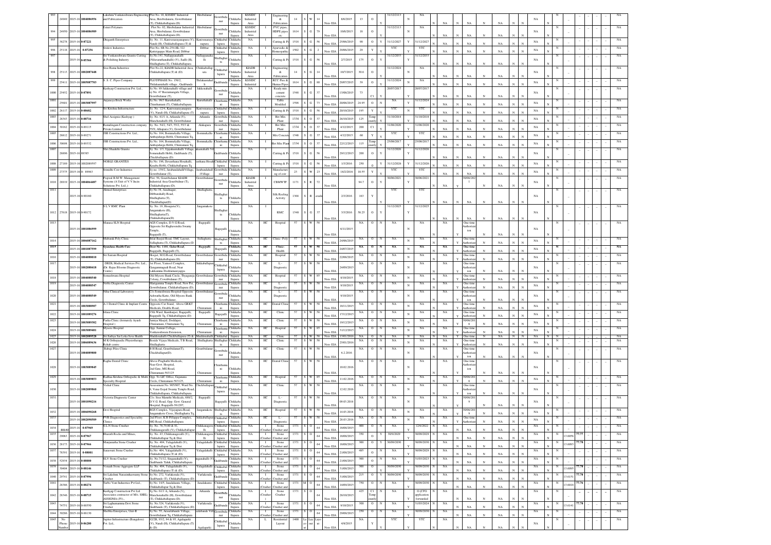| 993 | 24949 | 2015-16 | 1004096956 | Lakshmi Venkateshwara Engineering and Fabrication | Plot No. 10, KSSIDC Industrial Area, Hirebidanuru, Gowribidanur (T), Chikkaballapura (D) | Hirebidanur | Gowribidanur | Chikkaballapura | KSSIDC Industrial Area | I | Engineering & Fabrication | 14 | S | W | 14 | Non- EIA | 8/6/2015 | 13 | O | Y | 31/12/2113 | N | NA | N | NA | N | NA | N | NA | N | NA | N | NA | N | | - | - | NA |
|---|---|---|---|---|---|---|---|---|---|---|---|---|---|---|---|---|---|---|---|---|---|---|---|---|---|---|---|---|---|---|---|---|---|---|---|---|---|---|---|
| 994 | 24950 | 2015-16 | 1004096989 | Eshani Polymers | Plot No. 02, Hirebidanur Industrial Area, Hirebidanur, Gowribidanur (T), Chikkaballapura (D) | Hirebidanur | Gowribidanur | Chikkaballapura | KSSIDC Industrial Area | I | PVC pipes, HDPE pipes etc | 1614 | S | G | 79 | Non- EIA | 10/6/2015 | 18 | O | Y | 31/12/2113 | N | NA | N | NA | N | NA | N | NA | N | NA | N | NA | N | | - | - | NA |
| 995 | 38278 | 2015-16 | 0-87221 | Dhigamth Enterprises | Sy. No. 11, Kanivenarayanapura (V), Nandi (H), Chikkaballapura (T) & (D) | Kanivenarayanapura | Chikkaballapura | Chikkaballapura | NA | I | Cutting & Polishing | 1518 | S | G | 56 | Non- EIA | 25/06/2015 | 90 | O | Y | 31/12/2027 | Y | 31/12/2027 | Y | NA | N | NA | N | NA | N | NA | N | NA | N | | - | - | NA |
| 996 | 25118 | 2015-16 | 0-87256 | Sridevi Industries | Plot No. SB No.234-HL 322 Kattirupaype Main Road, Dibbur | Dibbur | Chikkaballapura | Chikkaballapura | NA | I | Ayurvedic & Homeopathic | 1502 | S | G | 2 | Non- EIA | 20/06/2015 | 29 | Y | Y | YTC | Y | YTC | Y | NA | N | NA | N | NA | N | NA | N | NA | N | | - | - | NA |
| 997 | | 2015-16 | 0-85366 | Sri Venkateshwara Granite Cutting & Polishing Industry | Sy.No.141, Nallappanahalli (Nilavarathanahalli) (V), Sadli (H), Shidlaghatta (T), Chikkaballapura | Nallappanahalli | Shidlaghatta | Chikkaballapura | NA | I | Cutting & Polishing | 1518 | S | G | 56 | Non- EIA | 2/7/2015 | 175 | O | Y | 31/12/2033 | Y | 31/12/2033 | Y | NA | N | NA | N | NA | N | NA | N | NA | N | | - | - | NA |
| 998 | 25113 | 2015-16 | 1002087448 | Sree Rama Industries | Plot No.22, KIADB Industrial Area, Chikkaballapura (T) & (D) | Chikkaballapura | Chikkaballapura | Chikkaballapura | KIADB Industrial Area | I | Engineering & Fabrication | 14 | S | G | 14 | Non- EIA | 10/7/2015 | 30.6 | O | Y | 31/12/2024 | N | NA | N | NA | N | NA | N | NA | N | NA | N | NA | N | | - | - | NA |
| 999 | 25411 | 2015-16 | 1005087703 | S. S. C. Pipes Company | PLOT/PHASE No. 156/2, Thilakunnahalli village, Gudibande | Thilakunnahalli | Gudibande | Chikkaballapura | KSSIDC Industrial | I | RCC Pies & Humus Pipes | 1614 | S | G | 80 | Non- EIA | 29/07/2015 | 39 | O | Y | 31/12/2024 | N | NA | N | NA | N | NA | N | NA | N | NA | N | NA | N | | - | - | NA |
| 1000 | 25452 | 2015-16 | 0-87891 | Kashyap Construction Pvt. Ltd., | Sy No. 89 Jakkenahalli village and Sy No. 47 Basavanagala Village, Gowribidanur (T), | Jakkenahalli | Gowribidanur | Chikkaballapura | NA | I | Ready mix cement concrete | 1548 | S | G | 37 | Non- EIA | 13/08/2015 | 73 | C1 | Y | 20/07/2017 | Y | 20/07/2017 | Y | NA | N | NA | N | NA | N | NA | N | NA | N | | - | - | NA |
| 1001 | 25601 | 2015-16 | 1003087997 | Anjaneya Brick Works | Sy No. 98/3 Kurubahalli, Chinthamani (T), Chikkaballapura | Kurubahalli | Chinthamani | Chikkaballapura | NA | I | Table Moulded | 1598 | S | G | 73 | Non- EIA | 20/08/2015 | 24.95 | O | N | NA | Y | 31/12/2024 | Y | NA | N | NA | N | NA | N | NA | N | NA | N | | - | - | NA |
| 1002 | 26117 | 2015-16 | 0-88682 | Sri Krishna Infrastructure | Sy. No. 12/4, Kanivenarayanapura (V), Nandi (H), Chikkaballapura (T) | Kanivenarayanapura | Chikkaballapura | Chikkaballapura | NA | I | Cutting & Polishing | 1518 | S | G | 56 | Non- EIA | 20/10/2015 | 195 | Y | Y | YTC | Y | YTC | Y | NA | N | NA | N | NA | N | NA | N | NA | N | | - | - | NA |
| 1003 | 28343 | 2015-16 | 0-88716 | Shri Aasigma (Kashyap ) | Sy. No. 61/1 A, Arkunda (V), Manchenahalli (H), Gowribidanur | Arkunda | Gowribidanur | Chikkaballapura | NA | I | Hot Mix Plant | 1334 | S | O | 37 | Non- EIA | 26/10/2015 | 125 | Temporarily | Y | 31/10/2018 | Y | 31/10/2018 | Y | NA | N | NA | N | NA | N | NA | N | NA | N | | - | - | NA |
| 1004 | 30162 | 2015-16 | 0-89115 | Ramalingam Construction company Private Limited | Sy. No. 54/2, 54/3, 55/2, 55/3 & 55/9, Alkapura (V), Gowribidanur | Alakapura | Gowribidanur | Chikkaballapura | NA | I | Hot Mix Plant | 1334 | S | O | 37 | Non- EIA | 4/12/2015 | 200 | C1 | Y | 31/08/2020 | Y | 31/08/2020 | Y | NA | N | NA | N | NA | N | NA | N | NA | N | | - | - | NA |
| 1005 | 26812 | 2015-16 | 0-89271 | ISR Constructions Pvt. Ltd., | Sy No. 164, Bommekallu Village, Ambajidurga Hobli, Chintamani Tq, | Bommekallu | Chinthamani | Chikkaballapura | NA | I | Mix Concrete | 1548 | S | G | 37 | Non- EIA | 4/12/2015 | 60 | Y | Y | YTC | Y | YTC | Y | NA | N | NA | N | NA | N | NA | N | NA | N | | - | - | NA |
| 1006 | 30698 | 2015-16 | 0-89332 | ISR Constructions Pvt. Ltd., | Sy No. 164, Bommekallu Village, Ambajidurga Hobli, Chintamani Tq, | Bommekallu | Chinthamani | Chikkaballapura | NA | I | Hot Mix Plant | 1334 | S | O | 37 | Non- EIA | 22/12/2015 | 115 | Temporarily | Y | 25/06/2017 | Y | 25/06/2017 | Y | NA | N | NA | N | NA | N | NA | N | NA | N | | - | - | NA |
| 1007 | 26898 | 2015-16 | 89385 | Shri Shaakthi Granite | Sy. No. 1/3, Uppakunahalli Village, Somenahalli Hobli, Gudibande (T), Chickballapura (D) | Uppakunahalli Village | Gudibande | Chikkaballapura | NA | I | Cutting & Polishing | 1518 | S | G | 56 | Non- EIA | 29/12/2015 | 200 | O | Y | 31/12/2026 | Y | 31/12/2026 | Y | NA | N | NA | N | NA | N | NA | N | NA | N | | - | - | NA |
| 1008 | 27189 | 2015-16 | 1002089597 | NOBLE GRANITES | Sy. No. 196, Devasthana Hosahalli, Kasaba Hobli, Chikkaballapura Tq. | Devasthana Hosahalli | Chikkaballapura | Chikkaballapura | NA | I | Cutting & Polishing | 1518 | S | G | 56 | Non- EIA | 1/3/2016 | 250 | O | Y | 31/12/2026 | Y | 31/12/2026 | Y | NA | N | NA | N | NA | N | NA | N | NA | N | | - | - | NA |
| 1009 | 27375 | 2015-16 | 0- 89963 | Srinidhi Coir Industries | Sy no. 159/2, Jarabandahalli Village, Gowribidanur (T), | Jarabandahalli (Village) | Gowribidanur | Chikkaballapura | NA | I | Manufacturing of coir | 23 | S | W | 23 | Non- EIA | 18/2/2016 | 10.55 | Y | Y | YTC | Y | YTC | Y | NA | N | NA | N | NA | N | NA | N | NA | N | | - | - | NA |
| 1010 | 28919 | 2015-16 | 1004064487 | Prajwal B.M.W. Management Systems (A Unit of V.V.Incin Solutions Pvt. Ltd.,) | Plot: 56, Gowribidanur KIADB Industrial Area Gowribidnur (T), Chikkaballapura (D). | Gowribidanur | Gowribidanur | Chikkaballapura | KIADB Industrial Area | I | CBMWTF | 1171 | S | R | 72 | Non- EIA | | 94.7 | O | Y | 30/06/2021 | Y | 30/06/2021 | Y | NA | Y | 30/06/2021 | N | NA | N | NA | N | NA | N | | - | - | NA |
| 1011 | | 2015-16 | 0-90180 | Ahmed Enterprises | Sy No 38, Anadnagar, Dibburahally Road, Shidlaghatta (T), Chickballapur(D) | Shidlaghatta | Shidlaghatta | Chikkaballapura | NA | I | Silk Reeling Activity | 1368 | S | R | availa | Non- EIA | 2/3/2016 | 163 | Y | Y | YTC | Y | YTC | Y | NA | N | NA | N | NA | N | NA | N | NA | N | | - | - | NA |
| 1012 | 27618 | 2015-16 | 0-90172 | S L V RMC Plant | Sy. No. 19, Hosapete(V), Jangamakote (H), Shidlaghatta(T), Chikkaballapura(D) | Jangamakote | Shidlaghatta | Chikkaballapura | NA | I | RMC | 1548 | S | G | 37 | Non- EIA | 3/3/2016 | 58.25 | O | Y | 31/12/2025 | Y | 31/12/2025 | Y | NA | N | NA | N | NA | N | NA | N | NA | N | | - | - | NA |
| 1013 | | 2015-16 | 1001086999 | Manasa SLN Hospital | AGS Complex, D.V.G Road, Opposite Sri Raghavendra Swamy Temple, Bagepalli (T). | Bagepalli | Bagepalli | Chikkaballapura | NA | HC | Hospital | 57 | S | W | 58 | Non- EIA | 6/11/2015 | | NA | O | N | NA | N | NA | N | NA | Y | One time Authorization | N | NA | N | NA | N | NA | N | | - | - | NA |
| 1014 | | 2015-16 | 1006087162 | Mubarak Poly Clinic | Bilal Masjid Road, TMC Layout, Sidlaghatta (T), Chikkaballapura (D) | Sidlaghatta | Shidlaghatta | Chikkaballapura | NA | HC | Clinic- Poly | 57 | S | W | 58 | Non- EIA | 24/06/2015 | | NA | O | N | NA | N | NA | N | NA | Y | One time Authorization | N | NA | N | NA | N | NA | N | | - | - | NA |
| 1015 | | 2015-16 | 1001087599 | Spandana Health Care | Door No. 1101, Gulur Road, Bagepalli, Bagepalli (T), | Bagepalli | Bagepalli | Chikkaballapura | NA | HC | Clinic- Health | 57 | S | W | 58 | Non- EIA | 24/07/2015 | | NA | O | N | NA | N | NA | N | NA | Y | One time Authorization | N | NA | N | NA | N | NA | N | | - | - | NA |
| 1016 | | 2015-16 | 1004088010 | Sri Sairam Hospital | Hospet, M.G.Road, Gowribidanur (T), Chikkaballapura (D) | Gowribidanur | Gowribidanur | Chikkaballapura | NA | HC | Hospital | 57 | S | W | 58 | Non- EIA | 22/08/2015 | | NA | O | N | NA | N | NA | N | NA | Y | One time Authorization | N | NA | N | NA | N | NA | N | | - | - | NA |
| 1017 | | 2015-16 | 1002088418 | DRDL Medical Services Pvt. Ltd., (Dr. Rajus Blooms Diagnostic Centre) | 1st Floor, Yamoof Complex, Gangammagudi Road, Near Lakkamma Doddamaniyappa | Chikkaballapura | Chikkaballapura | Chikkaballapura | NA | HC | L - Diagnostic | 57 | S | W | 58 | Non- EIA | 24/09/2015 | | NA | O | N | NA | N | NA | N | NA | Y | One time Authorization | N | NA | N | NA | N | NA | N | | - | - | NA |
| 1018 | | 2015-16 | 1004088540 | Someshwara Hospital | Old Mysore Bank Circle, Thyagaraja Colony, Gowribidanur (T), | Gowribidanur | Gowribidanur | Chikkaballapura | NA | HC | Hospital | 57 | S | W | 85 | Non- EIA | 9/10/2015 | | NA | O | N | NA | N | NA | N | NA | Y | One time Authorization | N | NA | N | NA | N | NA | N | | - | - | NA |
| 1019 | | 2015-16 | 1004088547 | Noble Diagnostic Center | Mariyamma Temple Road, New Pet, Gowribidanur, Chikkaballapura (D) | Gowribidanur | Gowribidanur | Chikkaballapura | NA | HC | L - Diagnostic | 57 | S | W | 58 | Non- EIA | 9/10/2015 | | NA | O | N | NA | N | NA | N | NA | Y | One time Authorization | N | NA | N | NA | N | NA | N | | - | - | NA |
| 1020 | | 2015-16 | 1004088549 | Nitha Clinical Laboratory | C/o Someshwara Hospital Opposite Ashwatha Katte, Old Mysore Bank Circle, Gowribidanur, | Gowribidanur | Gowribidanur | Chikkaballapura | NA | HC | L - Diagnostic | 57 | S | W | 58 | Non- EIA | 9/10/2015 | | NA | O | N | NA | N | NA | N | NA | Y | One time Authorization | N | NA | N | NA | N | NA | N | | - | - | NA |
| 1021 | | 2015-16 | 1003088907 | A-1 Dental Clinic & Implant Centre | Opposite Car Stand, Above GRKT Medicals, Double Road, | Chintamani | Chinthamani | Chikkaballapura | NA | HC | Dental Clinic | 57 | S | W | 58 | Non- EIA | 18/11/2015 | | NA | O | N | NA | N | NA | N | NA | Y | One time Authorization | N | NA | N | NA | N | NA | N | | - | - | NA |
| 1022 | | 2015-16 | 1001089276 | Irfana Clinic | 15th Ward, Kambarpet, Bagepalli, Bagepalli Tq, Chikkaballapura (D) | Bagepalli | Bagepalli | Chikkaballapura | NA | HC | Clinic | 57 | S | W | 58 | Non- EIA | 17/12/2015 | | NA | O | N | NA | N | NA | N | NA | Y | One time Authorization | N | NA | N | NA | N | NA | N | | - | - | NA |
| 1023 | | 2015-16 | 1003089302 | Pasha Clinic (formerly Ayush Hospital ) | Jumiya Masjid, Doddapet, Chintamani, Chintamani Tq, | Chintamani | Chinthamani | Chikkaballapura | NA | HC | Clinic | 57 | S | W | 58 | Non- EIA | 19/12/2015 | | NA | O | N | NA | N | NA | N | NA | Y | 30/06/2016 | N | NA | N | NA | N | NA | N | | - | - | NA |
| 1024 | | 2015-16 | 1003089401 | Mysore Hospital | Opp. Samrat College, Venkateshwara Extension, | Chintamani | Chinthamani | Chikkaballapura | NA | HC | Hospital | 57 | S | W | 85 | Non- EIA | 31/12/2015 | | NA | O | N | NA | N | NA | N | NA | Y | One time Authorization | N | NA | N | NA | N | NA | N | | - | - | NA |
| 1025 | | 2015-16 | 1002089528 | Sri Sathya Sai Loka Seva Health | Muddenahalli Chickballapura (T) & (D) | Muddenahalli | Chikkaballapura | Chikkaballapura | NA | HC | Clinic | 57 | S | W | 58 | Non- EIA | 13/01/2016 | | NA | O | N | NA | N | NA | N | NA | Y | One time Authorization | N | NA | N | NA | N | NA | N | | - | - | NA |
| 1026 | | 2015-16 | 1006089636 | M K Orthopaedic Physiotherapy Rehab centre | Beside Vijaya Medicals, T.B Road, Shidlaghatta | Shidlaghatta | Shidlaghatta | Chikkaballapura | NA | HC | Clinic | 57 | S | W | 58 | Non- EIA | 25/01/2016 | | NA | O | N | NA | N | NA | N | NA | Y | One time Authorization | N | NA | N | NA | N | NA | N | | - | - | NA |
| 1027 | | 2015-16 | 1004089800 | Babaji Piles Clinic | B H Road, Gowribidanur(T), Chickballapur(D). | Gowribidanur | Gowribidanur | Chikkaballapura | NA | HC | Clinic | 57 | S | W | 58 | Non- EIA | 6.2.2016 | | NA | O | N | NA | N | NA | N | NA | Y | One time Authorization | N | NA | N | NA | N | NA | N | | - | - | NA |
| 1028 | | 2015-16 | 1003089845 | Raghu Dental Clinic | Above Pragkathi Medicals, Near Govt. Hospital, 2nd Gate, MG Road, Chintamani-563125 | Chintamani | Chinthamani | Chikkaballapura | NA | HC | Dental Clinic | 57 | S | W | 58 | Non- EIA | 10.02.2016 | | NA | O | N | NA | N | NA | N | NA | Y | One time Authorization | N | NA | N | NA | N | NA | N | | - | - | NA |
| 1029 | | 2015-16 | 1003089853 | Radhas Krishna Orthopedic & Multi Specialty Hospital | Opp. To LIC Office, Gajanana Circle, Chintamani-563125, | Chintamani | Chinthamani | Chikkaballapura | NA | HC | Hospital | 57 | S | W | 85 | Non- EIA | 11.02.2016 | | NA | O | N | NA | N | NA | N | NA | Y | 30/06/2016 | N | NA | N | NA | N | NA | N | | - | - | NA |
| 1030 | | 2015-16 | 1002089860 | Vishal Clinic | Assessment No. 905/907, Ward No. 6, Venu Gopal Swamy Temple Road, Chikkaballapura, Chikkaballapura | Chickballapur | Chikkaballapura | Chikkaballapura | NA | HC | Clinic | 57 | S | W | 58 | Non- EIA | 12.02.2016 | | NA | O | N | NA | N | NA | N | NA | Y | One time Authorization | N | NA | N | NA | N | NA | N | | - | - | NA |
| 1031 | | 2015-16 | 1001090216 | Victoria Diagnostic Center | C/o. Sree Maruthi Medicals, 688/2, D.V.G. Road, Opp. Govt. General Hospital, Bagepalli-561207, | Bagepalli | Bagepalli | Chikkaballapura | NA | HC | L - Diagnostic | 57 | S | W | 58 | Non- EIA | 09.03.2016 | | NA | O | N | NA | N | NA | N | NA | Y | 30/06/2019 | N | NA | N | NA | N | NA | N | | - | - | NA |
| 1032 | | 2015-16 | 1006090268 | Devi Hospital | BGS Complex, Vijayapura Road, Jangamakote Cross, Shidlaghatta Tq. | Jangamakote | Shidlaghatta | Chikkaballapura | NA | HC | Hospital | 57 | S | W | 58 | Non- EIA | 14.03.2016 | | NA | O | N | NA | N | NA | N | NA | Y | 30/06/2019 | N | NA | N | NA | N | NA | N | | - | - | NA |
| 1033 | | 2015-16 | 1002090509 | PVR Diagnostics and Speciality Clinics | 2nd Floor, K B Pillappa Complex, MG Road, Chikkaballapura | Chikkaballapura | Chikkaballapura | Chikkaballapura | NA | HC | L - Diagnostic | 57 | S | W | 58 | Non- EIA | 28.03.2016 | | NA | O | N | NA | N | NA | N | NA | Y | One time Authorization | N | NA | N | NA | N | NA | N | | - | - | NA |
| 1034 | 80640 | 2015-16 | 0-87969 | S.L.N Stone Crusher | Sy. No. 78,79,80 & 81, Chikkanagavalli (V), Chikkaballapur | Chikkanagavalli | Chikkaballapura | Chikkaballapura | NA | I | Stone Crusher | 1371 | S | O | 64 | Non- EIA | 18/08/2015 | 400 | O | N | NA | Y | 12/6/2022 | N | NA | N | NA | N | NA | N | NA | N | NA | N | | - | - | NA |
| 1035 | 29063 | 2015-16 | 0-87967 | Bharath Rocks and Mines, | Sy. No. 43, Chikkanagavalli (V), Chikkaballapur Tq & Dist. | Chikkanagavalli | Chikkaballapura | Chikkaballapura | NA | I (Crusher) | Stone Crusher and | 1371 | S | O | 64 | Non- EIA | 18/08/2015 | 350 | O | Y | 30/9/2029 | Y | 30/09/2029 | N | NA | N | NA | N | NA | N | NA | N | NA | N | 13.6056 | 77.77 | - | NA |
| 1036 | 28173 | 2015-16 | 0-87966 | Manjunatha Stone Crusher | Sy. No. 404, Yalagalahalli (V), Chikkaballapur Tq & Dist. | Yalagalahalli | Chikkaballapura | Chikkaballapura | NA | I (Crusher) | Stone Crusher and | 1371 | S | O | 64 | Non- EIA | 18/08/2015 | 300 | O | Y | 30/09/2030 | Y | 30/09/2030 | N | NA | N | NA | N | NA | N | NA | N | NA | N | 13.6093 | 77.78 | - | NA |
| 1037 | 78391 | 2015-16 | 0-88001 | Saraswati Stone Crusher | Sy.No. 404, Yalagalahalli (V), Chikkaballapura (T) & (D). | Yalagalahalli | Chikkaballapura | Chikkaballapura | NA | I (Crusher) | Stone Crusher and | 1371 | S | O | 64 | Non- EIA | 21/08/2015 | 485 | O | N | NA | Y | 30/09/2029 | N | NA | N | NA | N | NA | N | NA | N | NA | N | | - | - | NA |
| 1038 | 52654 | 2015-16 | 0-88000 | SLV Stone Crusher | Sy.No.71/12, Singanahalli (V), Gudibande Taluk, Chikkaballapura | Singanahalli (V) | Gudibande | Chikkaballapura | NA | I (Crusher) | Stone Crusher and | 1371 | S | O | 64 | Non- EIA | 21/08/2015 | 300 | O | N | NA | Y | 31/03/2023 | N | NA | N | NA | N | NA | N | NA | N | NA | N | | - | - | NA |
| 1039 | 30404 | 2015-16 | 0-88146 | Vinaaik Stone Aggregate LLP | Sy.No. 404, Yalagalahalli (V), Chikkaballapura (T) & (D). | Yalagalahalli | Chikkaballapura | Chikkaballapura | NA | I (Crusher) | Stone Crusher and | 1371 | S | O | 64 | Non- EIA | 31/08/2015 | 300 | O | Y | 30/09/2030 | Y | 30/09/2030 | N | NA | N | NA | N | NA | N | NA | N | NA | N | 13.6095 | 77.78 | - | NA |
| 1040 | 29741 | 2015-16 | 0-87996 | Sri Lakshmi Narasimhaswamy Stone Crusher | Sy.No. 272, Varlakonda (V), Gudibande (T), Chikkaballapura (D) | Varlakonda | Gudibande | Chikkaballapura | NA | I (Crusher) | Stone Crusher and | 1371 | S | O | 64 | Non- EIA | 31/08/2015 | 215 | O | Y | 30/09/2030 | Y | 30/09/2030 | N | NA | N | NA | N | NA | N | NA | N | NA | N | 13.6151 | 77.78 | - | NA |
| 1041 | 28386 | 2015-16 | 0-88274 | Turbo Vent Industries Pvt Ltd., | Sy.No. 14/5, Janalakunte Village, Chikkaballapur Tq & Dist. | Janalakunte | Chikkaballapura | Chikkaballapura | NA | I (Crusher) | Stone Crusher and | 1371 | M | O | 64 | Non- EIA | 14/09/2015 | 350 | O | N | NA | Y | 30/09/2030 | N | NA | N | NA | N | NA | N | NA | N | NA | N | 13.6018 | 77.76 | - | NA |
| 1042 | 28346 | 2015-16 | 0-88715 | Kashyap Construction Pvt Ltd Associates contractor of M/s. SHEL- ASSIGNIA (JV)., | Sy No. 61/1 A, Arkunda (V), Manchenahalli (H), Gowribidanur (T), Chikkaballapura (D), | Arkunda | Gowribidanur | Chikkaballapura | NA | I (Crusher) | Stone Crusher | 1371 | S | O | 64 | Non- EIA | 26/10/2015 | 425 | C1 Temporarily | N | NA | Y | O (CFO application forwarded | N | NA | N | NA | N | NA | N | NA | N | NA | N | | - | - | NA |
| 1043 | 74751 | 2015-16 | 0-88550 | Sri Laghumamma Devi Stone Crusher | Sy.No.324, Varlakonda (V), Gudibande (T), Chikkaballapura (D) | Varlakonda | Gudibande | Chikkaballapura | NA | I (Crusher) | Stone Crusher and | 1371 | S | O | 64 | Non- EIA | 9/10/2015 | 300 | O | N | NA | Y | 31/03/2024 | N | NA | N | NA | N | NA | N | NA | N | NA | N | 13.6141 | 77.78 | - | NA |
| 1044 | 30286 | 2015-16 | 0-88130 | Shobha Enterprises, Unit-II | Sy No. 55, Arasalabande Village, Gowribidanur Tq, Chikkaballapura | Arasalabande Vill | Gowribidanur | Chikkaballapura | NA | I (Crusher) | Stone Crusher and | 1371 | S | O | 64 | Non- EIA | 29/08/2015 | 250 | O | N | NA | Y | 30/09/2030 | N | NA | N | NA | N | NA | N | NA | N | NA | N | | - | - | NA |
| 1045 | No Phone Number | 2015-16 | 0-86280 | Jupiter Infrastructure (Bangalore) Pvt. Ltd., | 82/2B, 93/2, 94 & 95, Agalagurki (V), Nandi (H), Chikkaballapura (T) & (D). | Agalagurki | Chikkaballapura | Chikkaballapura | NA | L | Residential Layout | 1400 | La yo ut | Layout | Layout | Non- EIA | 4/8/2015 | NA | | Y | YTC | Y | YTC | Y | NA | N | NA | N | NA | N | NA | N | NA | N | | - | - | NA |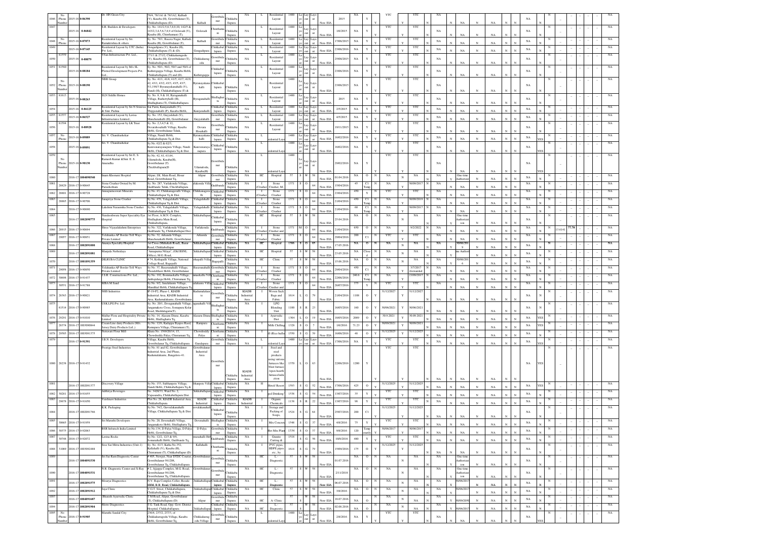| 1046 | No Phone Number | 2015-16 | 0-86390 | Dr. HN Green City | 78/4, 78/1A1 & 78/1A2, Kalludi (V), Kasaba (H), Gowribidanur (T), Chikkaballapura (D). | Kalludi | Gowribidanur | Chikkaballapura | NA | L | Residential Layout | 1400 | Layout | Non-EIA | 2015 | NA | Y | YTC | YTC | NA | NA | NA | NA |
|---|---|---|---|---|---|---|---|---|---|---|---|---|---|---|---|---|---|---|---|---|---|---|---|
| 1047 | | 2015-16 | 0-86842 | S.R. Builders & Developers | Sy. No. 141/2,5,6,7,8,9,10, 142/5 & 143/2,3,4,5,6,7,8,9 of Oolavadi (V), Kasaba (H), Chinthamani (T), | Oolavadi | Chinthamani | Chikkaballapura | NA | L | Residential Layout | 1400 | Layout | Non-EIA | 1/6/2015 | NA | Y | YTC | YTC | NA | NA | NA | NA |
| 1048 | No Phone | 2015-16 | 0-87073 | Residential Layout by Sri. Ramakrishna & others | Sy. No. 79/1, Basava Nagar, Kalludi, Kasaba (H), Gowribidanur (T), | Kalludi | Gowribidanur | Chikkaballapura | NA | L | Residential Layout | 1400 | Layout | Non-EIA | 17/06/2015 | NA | Y | YTC | YTC | NA | NA | NA | NA |
| 1049 | | 2015-16 | 0-87145 | Residential Layout by UTC (India) Pvt. Ltd., | Gongadipura (V), Kasaba (H), Chikkaballapura (T) & (D). | Gongadipura | Chikkaballapura | Chikkaballapura | NA | L | Residential Layout | 1400 | Layout | Non-EIA | 23/06/2016 | NA | Y | YTC | YTC | NA | NA | NA | NA |
| 1050 | 81559 | 2015-16 | 0-88079 | V San Infrastructure Pvt. Ltd., | 271/1 & 271/2, Chikkakanugodu (V), Kasaba (H), Gowribidanur (T), Chikkaballapura (D) | Chikkakanugodu | Gowribidanur | Chikkaballapura | NA | L | Residential Layout | 1400 | Layout | Non-EIA | 25/08/2015 | NA | Y | YTC | YTC | NA | NA | NA | NA |
| 1051 | 81560 | 2015-16 | 0-88184 | Residential Layout by M/s SL Plotted Development Projects Pvt Ltd., | Sy. No. 50/1, 50/2, 50/3 and 50/4 of Kathiriguppe Village, Kasaba Hobli, Chikkaballapura (T) and (D). | Kathiriguppe | Chikkaballapura | Chikkaballapura | NA | L | Residential Layout | 1400 | Layout | Non-EIA | 23/06/2016 | NA | Y | YTC | YTC | NA | NA | NA | NA |
| 1052 | No Phone Number | 2015-16 | 0-88190 | NBR Group | Sy. No. 41/1, 41/4, 41/5, 41/7, 41/9, 42, 43/1, 43/2, 43/5, 43/7, 5/1,198/3 Byranayakanahalli (V), Nandi (H), Chikkaballapura (T) & | Byranayakana halli | Chikkaballapura | Chikkaballapura | NA | L | Residential Layout | 1400 | Layout | Non-EIA | 23/06/2015 | NA | Y | YTC | YTC | NA | NA | NA | NA |
| 1053 | 81613 | 2015-16 | 0-88263 | SLN Siddhi Homes | Sy. No. 8, 9 & 10, Byraganahalli Village, Bashettyhalli (H), Shidlaghatta (T), Chikkaballapura | Byraganahalli | Shidlaghatta | Chikkaballapura | NA | L | Residential Layout | 1400 | Layout | Non-EIA | 2015 | NA | Y | YTC | YTC | NA | NA | NA | NA |
| 1054 | | 2015-16 | 0-86125 | Residential Layout by Sri N Srinivas & Smt. Padma | Sai Farm, Kanjenahalli (V), Thippenahalli (P), Kasaba Hobli, | Kanjenahalli | Chikkaballapura | Chikkaballapura | NA | L | Residential Layout | 1400 | Layout | Non-EIA | 2/5/2015 | NA | Y | YTC | YTC | NA | NA | NA | NA |
| 1055 | 81557 | 2015-16 | 0-86527 | Residential Layout by Lavisa Infrastructures Limited, | Sy. No. 152, Gayyalahali (V), Manchenahalli (H), Gowribidanur | Gayyalahali | Gowribidanur | Chikkaballapura | NA | L | Residential Layout | 1400 | Layout | Non-EIA | 4/5/2015 | NA | Y | YTC | YTC | NA | NA | NA | NA |
| 1056 | 81594 | 2015-16 | 0-88928 | Residential Layout by LK Trust | Sy. No. 2,3,4,5 & 12, Devarahosahalli Village, Kasaba Hobli, Gowribidanur Taluk, | Devara Hosahalli | Gowribidanur | Chikkaballapura | NA | L | Residential Layout | 1400 | Layout | Non-EIA | 19/11/2015 | NA | Y | YTC | YTC | NA | NA | NA | NA |
| 1057 | No Phone | 2015-16 | 0-89889 | Sri. V. Chandrashekar | Village, Nandi Hobli, Chikkaballapura Tq & Dist. | Byranayakana halli | Chikkaballapura | Chikkaballapura | NA | L | Residential Layout | 1400 | Layout | Non-EIA | 16/02/2016 | NA | Y | YTC | YTC | NA | NA | NA | NA |
| 1058 | | 2015-16 | 0-89891 | Sri. V. Chandrashekar | Sy No. 62/2 & 62/3, Kanivenarayanapura Village, Nandi Hobli, Chikkaballapura Tq & Dist. | Kanivenarayanapura | Chikkaballapura | Chikkaballapura | NA | L | Residential Layout | 1400 | Layout | Non-EIA | 16/02/2016 | NA | Y | YTC | YTC | NA | NA | NA | NA |
| 1059 | No Phone Number | 2015-16 | 0-90130 | Residential Layout by Sri E. S. Ramesh Kumar &Smt. E. S. Anuradha | Sy No. 62, 63, 63/4, Udamalodu, Kasaba(H), Gowribidanur (T) Chickballapura(D) | Udamalodu, Kasaba(H) | Gowribidanur | Chikkaballapura | NA | L | Residential Layout | 1400 | Layout | Non-EIA | 29/02/2016 | NA | Y | YTC | YTC | NA | NA | NA | NA |
| 1060 | | 2016-17 | 1004090540 | Imam Khomeni Hospital | Alipur, I.K. Main Road, Hosur Road, Gowribidanur Tq. | Alipur | Gowribidanur | Chikkaballapura | NA | HC | Hospital | 57 | S W 58 | Non-EIA | 01.04.2016 | NA | O N | NA | NA | NA | One time Authorization | NA | NA |
| 1061 | 28829 | 2016-17 | 0-90645 | Stone Crusher Owned by M. Purushotham | Sy. No. 287, Varlakonda Village, Gudibande Taluk, Chickballapura | Varlakonda | Gudibande | Chikkaballapura | NA | I (Crusher) | Stone Crusher M- | 1371 | S O 64 | Non-EIA | 15/04/2016 | 45 | C1 Temp | NA | 30/09/2017 | NA | NA | NA | NA |
| 1062 | 28801 | 2016-17 | 0-90728 | Annapurneswari Minerals | Sy No. 45, Chikkanagavalli Village, Chikkaballapur Tq & Dist. | Chikkanagavalli | Chikkaballapura | Chikkaballapura | NA | I (Crusher) | Stone Crusher | 1371 | S O 64 | Non-EIA | 23/04/2016 | 450 | Y | YTC | YTC | NA | NA | NA | NA |
| 1063 | 28865 | 2016-17 | 0-90706 | Janapriya Stone Crusher | Sy No. 476, Yalagalahalli Village, Chikkaballapur Tq & Dist. | Yalagalahalli | Chikkaballapura | Chikkaballapura | NA | I (Crusher) | Stone Crusher | 1371 | S O 64 | Non-EIA | 21/04/2016 | 450 | C1 Temp | NA | 30/09/2019 | NA | NA | NA | NA |
| 1064 | | 2016-17 | 0-90690 | Lakshmi Narasimha Stone Crusher | Sy No. 456, Yalagalahalli Village, Chikkaballapur Tq & Dist. | Yalagalahalli | Chikkaballapura | Chikkaballapura | NA | I (Crusher) | Stone Crusher | 1371 | S O 64 | Non-EIA | 21/04/2016 | 60 | C1 Temp | NA | 30/09/2017 | NA | NA | NA | NA |
| 1065 | | 2016-17 | 1002090775 | Nandeeshwara Super Speciality Eye Hospital | 1st Floor, A.M.N. Complex, Shidlaghatta Main Road, Chikkaballapura, | Chikkaballapura | Chikkaballapura | Chikkaballapura | NA | HC | Hospital | 57 | S W 58 | Non-EIA | 25.04.2016 | NA | O N | NA | NA | NA | One time Authorization | NA | NA |
| 1066 | 28815 | 2016-17 | 0-90694 | Shree Vijayalakshmi Enterprises | Sy No. 322, Varlakonda Village, Gudibande Tq, Chikkaballapur Dist. | Varlakonda | Gudibande | Chikkaballapura | NA | I (Crusher) | Stone Crusher and | 1371 | M O 64 | Non-EIA | 21/04/2016 | 650 | O N | NA | 9/2/2022 | NA | NA | NA | NA |
| 1067 | 29057 | 2016-17 | 0-90851 | Yelahanka-AP Border Toll Ways Private Limited | Sy. No. 32, Arikunda Village, Manchenahalli Hobli, Gowribidanur | Arikunda | Gowribidanur | Chikkaballapura | NA | I (Crusher) | Stone Crusher | 1371 | S O 64 | Non-EIA | 29/04/2016 | 200 | C1 | YTC | YTC | NA | NA | NA | NA |
| 1068 | | 2016-17 | 1002091000 | Ananya Specialty Hospital | 1st Cross (Mahakali Road), Bazar Road, Chikkaballapur | Chikkaballapura | Chikkaballapura | Chikkaballapura | NA | HC | Hospital | 1386 | S O 85 | Non-EIA | 17.05.2016 | NA | O N | NA | NA | NA | 30/06/201 9 | NA | NA |
| 1069 | | 2016-17 | 1002091081 | Manjula Nethralaya | "Annapurna Nilaya", (Old BSNL Office), M.G. Road, | Chikkaballapura | Chikkaballapura | Chikkaballapura | NA | HC | Hospital | 57 | S W 58 | Non-EIA | 23.05.2016 | NA | Close d | NA | NA | NA | me Authori | NA | NA |
| 1070 | | 2016-17 | 1001091359 | DILRUBA CLINIC | # 34, Kothapalli Village, National College Road, Bagepalli | Kothapalli Villa | Bagepalli | Chikkaballapura | NA | HC | Clinic | 57 | S W 58 | Non-EIA | 15.06.2016 | NA | O N | NA | NA | NA | 30/06/201 6 | NA | NA |
| 1071 | 29058 | 2016-17 | 0-90690 | Yelahanka-AP Border Toll Ways Private Limited | Sy. No. 37, Basavanahalli Village, Thondebhavi Hobli, Gowribidanur | Basavanahalli | Gowribidanur | Chikkaballapura | NA | I (Crusher) | Stone Crusher | 1371 | S O 64 | Non-EIA | 29/04/2016 | 450 | C1 | NA | 3/7/2017 (forwarded) | NA | NA | NA | NA |
| 1072 | 30608 | 2016-17 | 0-91437 | J.S.R. Constructions Pvt. Ltd., | Sy No. 192, Bommekallu Village, Ambajidurga Hobli, Chintamani Tq, | Bommekallu Village | Chinthamani | Chikkaballapura | NA | I (Crusher) | Stone Crusher | 1371 | S O 64 | Non-EIA | 22/06/2016 | 240.6 | C1 Temp | NA | 23/09/2017 | NA | NA | NA | NA |
| 1073 | 30551 | 2016-17 | 0-91788 | MBA M Sand | Sy. No. 9/2, Janakalunte Village, Mandikal Hobli, Chikkaballapura Tq | Janakalunte Villa | Chikkaballapura | Chikkaballapura | NA | I (Crusher) | Stone Crusher and | 1371 | S O 64 | Non-EIA | 26/07/2016 | 375 | Y | YTC | YTC | NA | NA | NA | NA |
| 1074 | 28363 | 2016-17 | 0-90621 | NHS Industries | IP-19-P2, Phase-1, KIADB Industrial Area, KIADB Industrial Area, Kudumalakunte, Gowribidanur | Kudumalakunte | Gowribidanur | Chikkaballapura | KIADB Industrial Area | I | Woven Sack Bags and Fabric | 1614 | L G 79 | Non-EIA | 21/04/2016 | 1108 | O Y | 31/12/2027 | 31/12/2027 | NA | NA | NA | NA |
| 1075 | 81514 | 2016-17 | 0-90985 | USK LPG Pvt. Ltd. | Sy. No. 20/1, Devaganahalli Village, Jangamakote Cross, Somapura Kolar Road, Shiddalagatta(T), | Devaganahalli Vil | Shidlaghatta | Chikkaballapura | NA | I | LPG Blending Unit | 1100 | S R 23 | Non-EIA | 16/05/2016 | 160 | O Y | 30/06/2021 | 30/06/2021 | NA | NA | NA | NA |
| 1076 | 29291 | 2016-17 | 0-91000 | Mahat Flora and Hospitality Private Limited | Sy No. 14, Alasuru Dinne, Kasaba Hobli, Shidlaghatta Tq, | Alasuru Dinne | Shidlaghatta | Chikkaballapura | NA | I | Ayurvedic Diet | 1304 | L O 19 | Non-EIA | 16/05/2016 | 2089 | O Y | 30.9.2021 | 30.09.2021 | NA | NA | NA | NA |
| 1077 | 28374 | 2016-17 | 1003090844 | Cream Line dairy Products (M/s Jersey Dairy Products Ltd.,) | Sy. No. 12/6, Kadappa Byappa Road, Ramapura Village, Chintamani (T), | Ramapura | Chinthamani | Chikkaballapura | NA | I | Milk Chilling | 1328 | S O 7 | Non-EIA | 1/6/2016 | 71.23 | O Y | 30/09/2021 | 30/09/2021 | NA | NA | NA | NA |
| 1078 | 29585 | 2016-17 | 1003091375 | Santoshi Flour Mill | Khata No. 1566/20/14, 15, Chowdreddy Palya, Chintamani Tq, | Chowdreddy Palya | Chinthamani | Chikkaballapura | NA | I | ll (Rice hulle) | 1550 | S G 39 | Non-EIA | 16/06/2016 | 48 | O Y | 31/12/2025 | 31/12/2025 | NA | NA | NA | NA |
| 1079 | | 2016-17 | 0-91391 | J.B.N. Developers | Village, Kasaba Hobli, Gowribidanur Tq, Chikkaballapura | Gundapura | Gowribidanur | Chikkaballapura | NA | L | Residential Layout | 1400 | Layout | Non-EIA | 17/06/2016 | NA | Y | YTC | YTC | NA | NA | NA | NA |
| 1080 | 28238 | 2016-17 | 0-91432 | Prestige Steel Industries | Sy No. 81 and 82, Gowribidanur Industrial Area, 2nd Phase, Kudumalakunte, Bangalore-41. | Gowribidanur Industrial Area | Gowribidanur | Chikkaballapura | KIADB Industrial Area | I | Steel and steel products using various furnaces like blast furnace /open hearth furnace/induction | 1370 | L O 63 | Non-EIA | 22/06/2016 | 1200 | Y | YTC | YTC | NA | NA | NA | NA |
| 1081 | | 2016-17 | 1002091377 | Discovery Village | Sy No. 153, Sulthanpete Village, Nandi Hobli, Chikkaballapura Tq & | Sulthanpete Villa | Chikkaballapura | Chikkaballapura | NA | H | Hotel/ Resort | 1593 | S G 52 | Non-EIA | 17/06/2016 | 425 | O Y | 31/12/2025 | 31/12/2025 | NA | NA | NA | NA |
| 1082 | 30281 | 2016-17 | 0-91655 | Adhitya Beverages | No. 3420/33, Ward No. 2, Vapasandra, Chikkaballapura Dist. | Chikkaballapura | Chikkaballapura | Chikkaballapura | NA | I | ged Drinking | 1538 | S G 54 | Non-EIA | 13/07/2016 | 35 | Y | YTC | YTC | NA | NA | NA | NA |
| 1083 | 29678 | 2016-17 | 0-91650 | Vaishnavi Industries | Plot No. 26, KIADB Industrial Area, Chikkaballapura | KIADB Industrial | Chikkaballapura | Chikkaballapura | KIADB Industrial | I | Organic Chemicals | 1138 | S R 22 | Non-EIA | 13/07/2016 | 98 | Y | YTC | YTC | NA | NA | NA | NA |
| 1084 | | 2016-17 | 1002091766 | K.K. Packaging | Sy No. 74/2, Gavvalakanahalli Village, Chikkaballapura Tq & Dist. | Gavvalakanahalli | Chikkaballapura | Chikkaballapura | NA | I | Storage and Packing of Soaps, | 1524 | S G 64 | Non-EIA | 25/07/2016 | 200 | C1 | 31/12/2025 | 31/12/2025 | NA | NA | NA | NA |
| 1085 | 30665 | 2016-17 | 0-91959 | Sri Maruthi Developers | Sy No. 20, Devenahalli Village, Jangamakote Hobli, Shidlaghatta Tq, | Devenahalli | Shidlaghatta | Chikkaballapura | NA | I | Mix Concrete | 1548 | S G 37 | Non-EIA | 4/8/2016 | 75 | Y | YTC | YTC | NA | NA | NA | NA |
| 1086 | 30375 | 2016-17 | 0-92063 | BSR Infratech India Limited | Sy No.134, D Palya Village, D Palya Hobli, Gowribidanur Tq, | D Palya | Gowribidanur | Chikkaballapura | NA | I | Hot Mix Plant | 1334 | S O 37 | Non-EIA | 9/8/2016 | 120 | Temporarily | 30/06/2017 | 30/06/2017 | NA | NA | NA | NA |
| 1087 | 30748 | 2016-17 | 0-92072 | Lavina Rocks | Sy No. 12/2, 12/3 & 9/4, Somenahalli Hobli, Gudibande Tq, | Somenahalli Hobli | Gudibande | Chikkaballapura | NA | I | Granite Cutting & | 1518 | S G 56 | Non-EIA | 10/8/2016 | 480 | Y | YTC | YTC | NA | NA | NA | NA |
| 1088 | 31089 | 2016-17 | 1003092488 | Sree Sai Mitra Industries (Unit-1) | Sy. No. 41/3, Katha No.352, Kallahalli (V), Kasaba (H), Chintamani (T), Chikkaballapur (D) | Kallahalli | Chinthamani | Chikkaballapura | NA | I | PVC pipes, HDPE pipes etc., by | 1614 | S G 79 | Non-EIA | 15/09/2016 | 175 | O Y | 31/12/2025 | 31/12/2025 | NA | NA | NA | NA |
| 1089 | | 2016-17 | 1004091530 | Sri Sai Ram Diagnostic Center | # 405, Newpet, Near DTDC Courier, Gowribidanur-561208, Gowribidanur Tq, Chikkaballapura | Gowribidanur | Gowribidanur | Chikkaballapura | NA | HC | L- Diagnostic | 57 | S W 58 | Non-EIA | 01.07.2016 | NA | O N | NA | NA | NA | One time Authorization | NA | NA |
| 1090 | | 2016-17 | 1004091531 | N.R. Diagnostic Center and X-Ray | # 2, Ajjappa Complex, M.G. Road, Gowribidanur-561208, Gowribidanur Tq, Chikkaballapura | Gowribidanur | Gowribidanur | Chikkaballapura | NA | HC | L- Diagnostic | 57 | S W 58 | Non-EIA | 2/11/2018 | NA | O N | NA | NA | NA | One time Authorization | NA | NA |
| 1091 | | 2016-17 | 1002091575 | Mourya Diagnostics | N.V. Raju Complex Cellar, Beside SBM, B.B. Road, Chikkaballapura, | Chikkaballapura | Chikkaballapura | Chikkaballapura | NA | HC | L- Diagnostic | 57 | S W 58 | Non-EIA | 06.07.2016 | NA | O N | NA | NA | NA | 30/06/2017 | NA | NA |
| 1092 | | 2016-17 | 1002091912 | Jaya Clinic | V.G.T. Street, Chikkaballapura, Chikkaballapura Tq & Dist. | Chikkaballapura | Chikkaballapura | Chikkaballapura | NA | HC | Clinic | 57 | S W 58 | Non-EIA | 3/8/2016 | NA | O N | NA | NA | NA | 30/06/2017 | NA | NA |
| 1093 | | 2016-17 | 1004091687 | Bharath Ayurvedic Clinic | T M Road, Alipur, Gowribidanur (T), Chikkaballapura (D) | Alipur | Gowribidanur | Chikkaballapura | NA | HC | A- Clinic | 57 | S W 58 | Non-EIA | 18.07.2016 | NA | O | NA | NA | NA | 30/06/2090 | NA | NA |
| 1094 | | 2016-17 | 1002091904 | Metro Diagnostics | T.G. Tank Road, Opp. Govt. District Hospital, Chikkaballapura | Chikkaballapura | Chikkaballapura | Chikkaballapura | NA | HC | L- Diagnostic | 57 | S W 58 | Non-EIA | 02.08.2016 | NA | O | NA | NA | NA | 30/06/2017 | NA | NA |
| 1095 | No Phone Number | 2016-17 | 0-91905 | Maruthi Sandal City | 236/4, 237/2, 237/3, of Chikkakurugodu Village, Kasaba Hobli, Gowribidanur Tq, | Chikkakurugodu Village | Gowribidanur | Chikkaballapura | NA | L | Residential Layout | 1400 | Layout | Non-EIA | 2/8/2016 | NA | Y | YTC | YTC | NA | NA | NA | NA |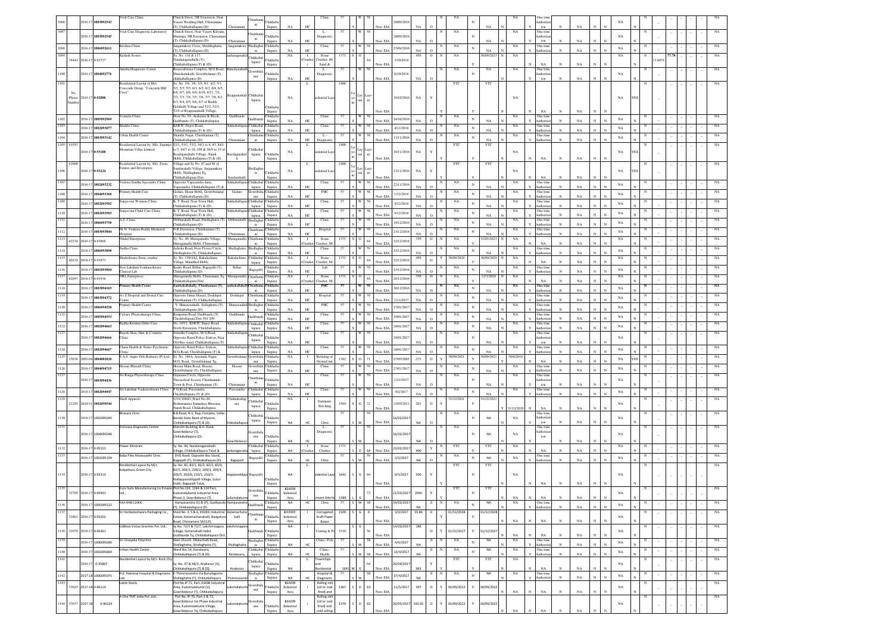| Sl No | Code | Year | ID | Name | Address | Village/Town | Taluk | Industrial Area | Category | Activity | Code | Size | Colour | Cat. No | EIA | Date | Investment | Status | CFE | CFO Validity | HWM / Validity | BMW |
|---|---|---|---|---|---|---|---|---|---|---|---|---|---|---|---|---|---|---|---|---|---|---|
| 1096 | | 2016-17 | 1003092543 | Vital Care Clinic | Church Street, NR Extension, Near Vasavi Wedding Hall, Chintamani (T), Chikkaballapura (D) | Chintamani | Chintamani | NA | HC | Clinic | 57 | | W | 58 | Non-EIA | 20/09/2016 | NA | O | NA | NA | NA | One time Authorization |
| 1097 | | 2016-17 | 1003092545 | Vital Care Diagnostic Laboratory | Church Street, Near Vasavi Kalyana Mantapa, NR Extension, Chintamani (T), Chikkaballapura (D) | Chintamani | Chintamani | NA | HC | L - Diagnostic | 57 | | W | 58 | Non-EIA | 20/09/2016 | NA | O | NA | NA | NA | One time Authorization |
| 1098 | | 2016-17 | 1006092611 | Krishna Clinic | Jangamakote Cross, Shiddlaghatta (T), Chikkaballapura (D) | Jangamakote | Shidlaghatta | NA | HC | Clinic | 57 | | W | 58 | Non-EIA | 23/09/2016 | NA | O | NA | NA | NA | One time Authorization |
| 1099 | 74441 | 2016-17 | 0-92727 | Kailash Stones | Sy. No. 116 & 117, Nandanaganahalli (V), Chikkaballapura (T) & (D) | Nandanaganahalli | Chikkaballapura | NA | I (Crusher) | Stone Crusher, M-Sand & | 1371 | S | O | 64 | Non-EIA | 3/10/2016 | 450 | O | NA | 30/09/2023 | NA | NA |
| 1100 | | 2016-17 | 1004092776 | Ayusha Diagnostic Center | Boraswamy Complex, M.G.Road, Manchenahalli, Gowribidanur (T), chikkaballapura (D) | Manchenahalli | Gowribidanur | NA | HC | L - Diagnostic | 57 | | W | 58 | Non-EIA | 6/10/2016 | NA | O | NA | NA | NA | One time Authorization |
| 1101 | No. Phone Number | 2016-17 | 0-92888 | Residential Layout of M/s Concorde Group, "Concorde Hill Crest" | Sy. No. 3/8, 3/8, 3/9, 4/1, 4/2, 5/1, 5/2, 5/3, 5/5, 6/1, 6/2, 6/3, 6/4, 6/5, 6/6, 6/7, 6/8, 6/9, 6/10, 6/11, 7/1, 7/2, 7/3, 7/4, 7/5, 7/6, 7/7, 7/8, 8/1, 8/3, 8/4, 8/5, 8/6, 8/7 of Reddy Gollahalli Village and 52/2, 52/3, 52/4 of Byappanahalli Village | Byappanahalli | Chikkaballapura | NA | L | Residential Layout | 1400 | Lay out | Layout | | Non-EIA | 19/10/2016 | NA | Y | YTC | YTC | NA | NA |
| 1102 | | 2016-17 | 1005092969 | Vennela Clinic | Door No. 03, Arakere B Block, Gudibande (T), Chikkaballapura | Gudibande | Gudibande | NA | HC | Clinic | 57 | | W | 58 | Non-EIA | 24/10/2016 | NA | O | NA | NA | NA | One time Authorization |
| 1103 | | 2016-17 | 1002093077 | Mallika Clinic | KSRTC Depot Road, Chikkaballapura (T) & (D) | Chikkaballapura | Chikkaballapura | NA | HC | Clinic | 57 | | W | 58 | Non-EIA | 4/11/2016 | NA | O | NA | NA | NA | One time Authorization |
| 1104 | | 2016-17 | 1003093142 | Urban Health Center | Shanthi Nagar, Chinthamani (T), Chikkaballapura (D) | Chintamani | Chinthamani | NA | HC | L - Diagnostic | 57 | | W | 58 | Non-EIA | 11/11/2016 | NA | O | NA | NA | NA | One time Authorization |
| 1105 | 81593 | 2016-17 | 0-93188 | Residential Layout by M/s. Summys Mountain Villas Limited | 52/1, 53/1, 53/2, 54/1 to 4, 83, 84/1 to 5, 84/7 to 10, 109 & 56/9 to 15 of Beedaganahalli Village, Nandi Hobli, Chikkaballapura (T) & (D) | Beedaganahalli | Chikkaballapura | NA | L | Residential Layout | 1400 | Lay out | Layout | | Non-EIA | 18/11/2016 | NA | Y | YTC | YTC | NA | NA |
| 1106 | 81608 | 2016-17 | 0-93224 | Residential Layout by M/s. Ferns Estates and Developers | Village and Sy No. 47 and 48 of Sundarahalli Village, Jangamakote Hobli, Shidlaghatta Tq, Chikkaballapura Dist. | Sundarahalli | Shidlaghatta | NA | L | Residential Layout | 1400 | Lay out | Layout | | Non-EIA | 21/11/2016 | NA | Y | YTC | YTC | NA | NA |
| 1107 | | 2016-17 | 1002093232 | Vishwa Sindhu Speciality Clinic | Opposite Vapasandra dairy, Vapasandra, Chikkaballapura (T) & (D) | Chikkaballapura | Chikkaballapura | NA | HC | Clinic | 57 | | W | 58 | Non-EIA | 22/11/2016 | NA | O | NA | NA | NA | One time Authorization |
| 1108 | | 2016-17 | 1004093360 | Primary Health Care | Gedare, Hosur Hobli, Gowribidanur (T), Chikkaballapura (D) | Gedare | Gowribidanur | NA | HC | PHC | 57 | | W | 58 | Non-EIA | 1/12/2016 | NA | O | NA | NA | NA | One time Authorization |
| 1109 | | 2016-17 | 1002093502 | Sanjeevini Womens Clinic | K. T. Road, Near Town Hall, Chikkaballapura (T) & (D) | Chikkaballapura | Chikkaballapura | NA | HC | Clinic | 57 | | W | 58 | Non-EIA | 9/12/2016 | NA | O | NA | NA | NA | One time Authorization |
| 1110 | | 2016-17 | 1002093503 | Sanjeevini Child Care Clinic | K. T. Road, Near Town Hall, Chikkaballapura (T) & (D) | Chikkaballapura | Chikkaballapura | NA | HC | Clinic | 57 | | W | 58 | Non-EIA | 9/12/2016 | NA | O | NA | NA | NA | One time Authorization |
| 1111 | | 2016-17 | 1006093758 | A.S. Clinic | Dibburahalli Road, Shidlaghatta (T), Chikkaballapura (D) | Dibburahalli | Shidlaghatta | NA | HC | Clinic | 57 | | W | 59 | Non-EIA | 19/12/2016 | NA | O | NA | NA | NA | One time Authorization |
| 1112 | | 2016-17 | 1003093844 | Dr N. Venkata Reddy Memorial Hospital | N.R.Extension, Chinthamani (T), Chikkaballapura (D) | Chintamani | Chinthamani | NA | HC | Hospital | 57 | | W | 59 | Non-EIA | 21/12/2016 | NA | O | NA | NA | NA | One time Authorization |
| 1113 | 42234 | 2016-17 | 0-93868 | Nikhil Enterprises | Sy. No. 40, Muruganmalla Village, Muruganmalla Hobli, Chintamani | Muruganmalla | Chinthamani | NA | I (Crusher) | Stone Crusher, M- | 1371 | S | O | 64 | Non-EIA | 22/12/2016 | 350 | O | NA | 31/03/2023 | NA | NA |
| 1114 | | 2016-17 | 1006093890 | Sudha Clinic | Ashoka Road, Near Flower Circle, Shidlaghatta (T), Chikkaballapura | Shidlaghatta | Shidlaghatta | NA | HC | Clinic | 57 | | W | 59 | Non-EIA | 23/12/2016 | NA | O | NA | NA | NA | One time Authorization |
| 1115 | 40139 | 2016-17 | 0-93873 | Maduleshwara Stone crusher | Sy. No. 136/4A2, Kakalachinte Village, Mandikal Hobli | Kakalachinte | Chikkaballapura | NA | I (Crusher) | Stone Crusher, M- | 1371 | S | O | 64 | Non-EIA | 22/12/2016 | 450 | O | 30/09/2029 | 30/09/2029 | NA | NA |
| 1116 | | 2016-17 | 1001093894 | Sree Lakshmi Venkateshwara Clinical Lab | Kadiri Road, Billur, Bagepalli (T), Chikkaballapura (D) | Billur | Bagepalli | NA | HC | Lab | 57 | | W | 59 | Non-EIA | 23/12/2016 | NA | O | NA | NA | NA | One time Authorization |
| 1117 | 42057 | 2016-17 | 0-93938 | NKL Enterprises | Muruganmalla Hobli, Chintamani Tq, Chikkaballapura Dist. | Muruganmalla | Chinthamani | NA | I (Crusher) | Stone Crusher, M- | 1371 | S | O | 64 | Non-EIA | 24/12/2016 | 350 | O | NA | 12/3/2028 | NA | NA |
| 1118 | | 2016-17 | 1003094103 | Primary Health Centre | Santhekallahally, Chinthamani (T), Chikkaballapura (D) | Santhekallahally | Chinthamani | NA | HC | PHC | 57 | | W | 59 | Non-EIA | 30/12/2016 | NA | O | NA | NA | NA | One time Authorization |
| 1119 | | 2016-17 | 1003094372 | A-Z Hospital and Dental Care Centre | Opposite Jamia Masjid, Doddapet, Chinthamani (T), Chikkaballapura (D) | Doddapet | Chinthamani | NA | HC | Hospital | 57 | | W | 59 | Non-EIA | 11/1/2017 | NA | O | NA | NA | NA | One time Authorization |
| 1120 | | 2016-17 | 1006094520 | Primary Health Center | Y. Hunasenahalli, Sidlaghatta (T), Chikkaballapura (D) | Hunasenahalli | Shidlaghatta | NA | HC | PHC | 57 | | W | 59 | Non-EIA | 17/01/2017 | NA | O | NA | NA | NA | One time Authorization |
| 1121 | | 2016-17 | 1005094553 | Calvary Physiotherapy Clinic | Ramgonna Road, Gudibande (T), Chickballapura Dist-561 209. | Gudibande | Gudibande | NA | HC | Clinic | 57 | | W | 59 | Non-EIA | 19/01/2017 | NA | O | NA | NA | NA | One time Authorization |
| 1122 | | 2016-17 | 1002094663 | Radha Krishna Ortho Care | No. 18/1, KSRTC Depot Road, North Extension, Chickballapura- | Chikkaballapura | Chikkaballapura | NA | HC | Clinic | 57 | | W | 59 | Non-EIA | 24/01/2017 | NA | O | NA | NA | NA | One time Authorization |
| 1123 | | 2016-17 | 1002094666 | Rajesh Skin, Hair & Cosmetic Clinic | Srinidhi Complex, M.G.Road, Opposite Rural Police Station, Near Old Bus stand, Chikkaballapura (T) | Chikkaballapura | Chikkaballapura | NA | HC | Clinic | 57 | | W | 59 | Non-EIA | 24/01/2017 | NA | O | NA | NA | NA | One time Authorization |
| 1124 | | 2016-17 | 1002094667 | Charu Health & Neuro Psychiatric Clinic | Opposite Rural Police Station, M.G.Road, Chickballapura (T) & | Chikkaballapura | Chikkaballapura | NA | HC | Clinic | 57 | | W | 59 | Non-EIA | 24/01/2017 | NA | O | NA | NA | NA | One time Authorization |
| 1125 | 33638 | 2003-04 | 1004002020 | S.A.S. Agro Oils Refinery (P) Ltd. | Sy. No. 166A, Aravinda Nagar, M.G. Road, Gowribidanur Tq. | Gowribidanur | Gowribidanur | NA | I | Refining of Ground nut | 1382 | S | O | 71 | Non-EIA | 27/05/2003 | 272 | O | 30/09/2021 | 30/09/2021 | 30/6/2018 | NA |
| 1126 | | 2016-17 | 1004094715 | Hossur Bhavani Clinic | Hossur Main Road, Hossur, Gowribidanur (T), Chickballapura | Hossur | Gowribidanur | NA | HC | Clinic | 57 | | W | 59 | Non-EIA | 27/01/2017 | NA | O | NA | NA | NA | One time Authorization |
| 1127 | | 2016-17 | 1003094436 | Sri Ranga Physiotherapy Clinic | Gajanana Circle, Opposite Theosofical Society Chinthamani Town & Post, Chinthamani (T) | Chintamani | Chinthamani | NA | HC | Clinic | 57 | | W | 59 | Non-EIA | 12/1/2017 | NA | O | NA | NA | NA | One time Authorization |
| 1128 | | 2016-17 | 1002094947 | Sri Lakshmi Venkateshwara Clinic | P.G.Road, Perasandra, Chickballapura (T) & (D) | Perasandra | Chikkaballapura | NA | HC | Clinic | 57 | | W | 59 | Non-EIA | 9/2/2017 | NA | O | NA | NA | NA | One time Authorization |
| 1129 | 21295 | 2010-11 | 1002050544 | Shell Apparels | 1191/1080/1, Ward No.20, Brahamarasu Samudaya Bhavana, Nandi Road, Chikkaballapura | Chikkaballapura | Chikkaballapura | NA | I | Garments Stitching | 1589 | S | G | 72 | Non-EIA | 13/03/2011 | 203 | O | 31/12/2021 | 31/12/2021 | 31/12/2020 | NA |
| 1130 | | 2016-17 | 1002095045 | Bhavani Clinic | B.B.Road, N.V. Raju Complex, Cellar, Beside State Bank of Mysore, Chikkaballapura (T) & (D) | Chikkaballapura | Chikkaballapura | NA | HC | Clinic | 57 | S | W | 59 | Non-EIA | 16/02/2017 | NA | O | NA | NA | NA | One time Authorization |
| 1131 | | 2016-17 | 1004095046 | Srinivasa Diagnostic Centre | Maruthi Building, B.H. Road, Gowribidanur (T), Chikkaballapura (D) | Gowribidanur | Gowribidanur | NA | HC | L - Diagnostic | 57 | S | W | 59 | Non-EIA | 16/02/2017 | NA | O | NA | NA | NA | One time Authorization |
| 1132 | | 2016-17 | 0-95153 | Power Minerals | Sy. No. 94, Nandanagenahalli Village, Chikkaballapura Taluk & | Nandanagenahalli | Chikkaballapura | NA | I (Crusher) | Stone Crusher | 1371 | S | O | 64 | Non-EIA | 23/02/2017 | 400 | Y | YTC | YTC | NA | NA |
| 1133 | | 2016-17 | 1001095199 | Baba Piles Mulavyadhi Clinic | DVG Road, Opposite Bus Stand, Bagepalli (T), Chikkaballapura (D) | Bagepalli | Bagepalli | NA | HC | Clinic | 57 | S | W | 59 | Non-EIA | 2/3/2017 | NA | O | NA | NA | NA | One time Authorization |
| 1134 | | 2016-17 | 0-95314 | Residential Layout by M/s. Kalpatharu Green City | Sy. No. 81, 82/1, 82/2, 82/3, 82/4, 82/5, 209/1, 209/2, 209/3, 209/4, 209/5, 209/6, 210/1, 210/3, Nallappareddypalli Village, Gulur Hobli, Bagepalli Taluk | Nallappareddypalli | Bagepalli | NA | L | Residential Layout | 1641 | S | G | 64 | Non-EIA | 9/3/2017 | 500 | Y | Y | NA | NA | NA |
| 1135 | 32789 | 2016-17 | 0-95491 | Euro Suits Manufacturing Co Private Ltd. | Plot No.124, 124A & 124 Part, Kudumalakunte Industrial Area Phase-2, Gowribidanur (T) | Kudumalakunte | Gowribidanur | KIADB Industrial Area | I | Garment Stitching | 1589 | L | G | 72 | Non-EIA | 21/03/2017 | 2945 | Y | YTC | YTC | NA | NA |
| 1136 | | 2016-17 | 1005095522 | YAA RAB CLINIC | Hampasandra (V) & (P), Gudibande (T), Chikkaballapura (D) | Hampasandra | Gudibande | NA | HC | Clinic | 57 | S | W | 59 | Non-EIA | 24/03/2017 | NA | O | NA | NA | NA | One time Authorization |
| 1137 | 32861 | 2016-17 | 0-95202 | Sri Venkateshwara Packaging Co. | Shed No. 3, 5 & 6, KSSIDC Industrial Estate, Katamachanahalli, Bangalore Road, Chintamani-563125 | Katamachanahalli | Chinthamani | KSSIDC Industrial Area | I | Corrugated Kraft Paper Boxes | 1509 | S | G | 9 | Non-EIA | 3/3/2017 | 55.86 | O | 31/12/2028 | 31/12/2028 | NA | NA |
| 1138 | 32679 | 2016-17 | 0-95361 | Udbhav Vistaa Granites Pvt. Ltd. | Sy No. 72/3 & 72/7, Lakshmisagara Village, Somenahalli Hobli, Gudibande Tq, Chikkaballapura Dist. | Lakshmisagara | Gudibande | NA | I | Cutting & Polishing | 1518 | S | G | 56 | Non-EIA | 14/03/2017 | 186 | O | 31/12/2027 | 31/12/2027 | NA | NA |
| 1139 | | 2017-18 | 1006095690 | Sri Vinayaka Polyclinic | Near Church, Dibburhalli Road, Shidlaghatta, Shidlaghatta (T) | Shidlaghatta | Shidlaghatta | NA | HC | Clinic/Poly | 57 | S | W | 59 | Non-EIA | 4/4/2017 | NA | O | NA | NA | NA | One time Authorization |
| 1140 | | 2016-17 | 1002095804 | Urban Health Center | Ward No. 14, Kandavara, Chikkaballapura (T) & (D) | Kandavara | Chikkaballapura | NA | HC | Clinic-Health | 57 | S | W | 59 | Non-EIA | 12/4/2017 | NA | O | NA | NA | NA | One time Authorization |
| 1141 | | 2016-17 | 0-95867 | Residential Layout by M/s. Rock City | Sy. No. 47 & 48/1, Anakanur (V), Chikkaballapura (T) & (D) | Anakanur | Chikkaballapura | NA | L | Townships and Residential | 1641 | M | G | 64 | Non-EIA | 20/04/2017 | 963 | Y | YTC | YTC | NA | NA |
| 1142 | | 2017-18 | 1006095975 | N.K. National Hospital & Diagnostic Lab | E-Thimmasandra Via Bunadagunte Shidlaghatta (T), Chikkaballapura | Thimmasandra | Shidlaghatta | NA | HC | Hospital & Diagnostic | 57 | S | W | 59 | Non-EIA | 27/4/2017 | NA | O | NA | NA | NA | One time Authorization |
| 1143 | 33625 | 2017-18 | 0-96114 | Laksh Steels | Plot No.IP 71, Part, KIADB Industrial Area, Kudumalekunte (V), Gowribidanur (T), Chikkaballapura | Kudumalakunte | Gowribidanur | KIADB Industrial Area | I | Rolling mill (oil or coal fired) and | 1367 | S | O | 63 | Non-EIA | 11/5/2017 | 397 | O | 30/09/2022 | 30/09/2022 | NA | NA |
| 1144 | 33637 | 2017-18 | 0-96224 | A One TMT India Pvt. Ltd. | Plot No. IP-70, Part-1 & 71, Gowribidanur 1st Phase Industrial Area, Kudumalakunte Village, Gowribidanur Tq, Chikkaballapura | Kudumalakunte | Gowribidanur | KIADB Industrial Area | I | Rolling mill (oil or coal fired) and cold rolling | 1370 | S | O | 63 | Non-EIA | 20/05/2017 | 342.05 | O | 30/09/2022 | 30/09/2022 | NA | NA |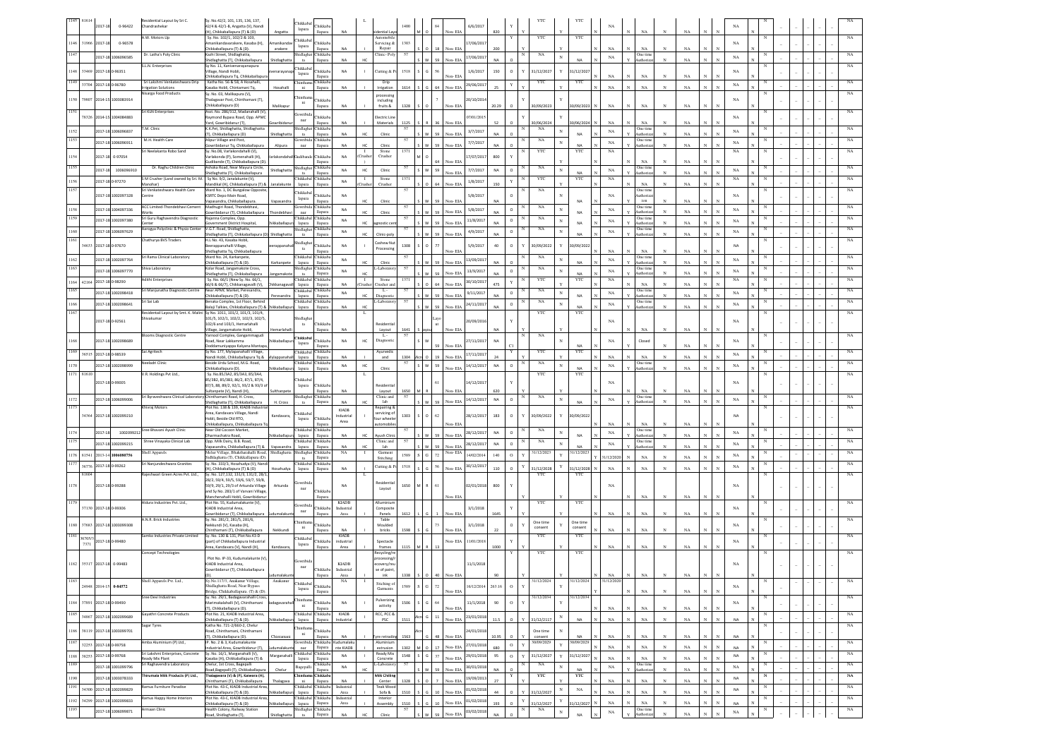| Sl No | ID | Year | File No | Name | Address | Village | Taluk | District | Area | Type | Product | Code | Size | Colour | Category | Date | Investment | Status | Air/Water Validity | Validity | Remarks |
|---|---|---|---|---|---|---|---|---|---|---|---|---|---|---|---|---|---|---|---|---|---|
| 1145 | 81614 | 2017-18 | 0-96422 | Residential Layout by Sri C. Chandrashekar | Sy. No.42/2, 101, 135, 136, 137, 42/4 & 42/3-B, Angatta (V), Nandi (H), Chikkaballapura (T) & (D) | Angatta | Chikkaballapura | Chikkaballapura | NA | L | Residential Layout | 1400 | M | O | 84 | Non-EIA | 6/6/2017 | 820 | YTC | YTC | NA |
| 1146 | 31966 | 2017-18 | 0-96578 | A.W. Motors Llp | Sy. No. 102/1, 102/2 & 103, Amanikandavarakere, Kasaba (H), Chikkaballapura (T) & (D) | Amanikandavarakere | Chikkaballapura | Chikkaballapura | NA | I | Automobile Servicing & Repair | 1303 | S | O | 18 | Non-EIA | 17/06/2017 | 200 | YTC | YTC | NA |
| 1147 | | 2017-18 | 1006096585 | Dr. Latha's Poly Clinic | Kachi Street, Shidlaghatta, Shidlaghatta (T), Chikkaballapura | Shidlaghatta | Shidlaghatta | Chikkaballapura | NA | HC | Clinic- Poly | 57 | S | W | 59 | Non-EIA | 17/06/2017 | NA | NA | NA | One time Authorization |
| 1148 | 33469 | 2017-18 | 0-96351 | S.L.N. Enterprises | Sy No. 11, Kaniveranarayanapura Village, Nandi Hobli, Chikkaballapura Tq, Chikkaballapura | Kaniveranarayanapura | Chikkaballapura | Chikkaballapura | NA | I | Cutting & Polishing | 1518 | S | G | 56 | Non-EIA | 1/6/2017 | 150 | 31/12/2027 | 31/12/2027 | NA |
| 1149 | 33704 | 2017-18 | 0-96780 | Sri Lakshmi Venkateshwara Drip Irrigation Solutions | Katha No. 56 & 58, A Hosahalli, Kasaba Hobli, Chintamani Tq | Hosahalli | Chintamani | Chikkaballapura | NA | I | Drip Irrigation | 1614 | S | G | 64 | Non-EIA | 29/06/2017 | 25 | YTC | YTC | NA |
| 1150 | 79807 | 2014-15 | 1003083914 | Nisarga Food Products | Sy. No. 03, Malikapura (V), Thalagavar Post, Chinthamani (T), Chikkaballapura (D) | Malikapur | Chintamani | Chikkaballapura | NA | I | processing including fruits & | 1328 | S | O | 7 | Non-EIA | 20/10/2014 | 20.29 | 30/09/2023 | 30/09/2023 | NA |
| 1151 | 78326 | 2014-15 | 1004084883 | Sri KLN Enterprises | Asst. No. 286/312, Madanahalli (V), Raymond Bypass Road, Opp. APMC Yard, Gowribidanur (T) | Gowribidanur | Gowribidanur | Chikkaballapura | NA | I | Electric Line Materials | 1125 | S | R | 36 | Non-EIA | 07/01/2015 | 52 | 30/06/2024 | 30/06/2024 | NA |
| 1152 | | 2017-18 | 1006096837 | T.M. Clinic | K.R.Pet, Shidlaghatta, Shidlaghatta (T), Chikkaballapura (D) | Shidlaghatta | Shidlaghatta | Chikkaballapura | NA | HC | Clinic | 57 | S | W | 59 | Non-EIA | 3/7/2017 | NA | NA | NA | One time Authorization |
| 1153 | | 2017-18 | 1006096911 | M.H. Health Care | Alipur Village and Post, Gowribidanur Tq, Chikkaballapura | Alipura | Gowribidanur | Chikkaballapura | NA | HC | Clinic | 57 | S | W | 59 | Non-EIA | 7/7/2017 | NA | NA | NA | One time Authorization |
| 1154 | | 2017-18 | 0-97054 | Sri Neelakanta Robo Sand | Sy.No.08, Varlakondahalli (V), Varlakonda (P), Somenahalli (H), Gudibande (T), Chikkaballapura (D) | Varlakondahalli | Gudibande | Chikkaballapura | NA | I (Crusher) | Stone Crusher | 1371 | M | O | 64 | Non-EIA | 17/07/2017 | 800 | YTC | YTC | NA |
| 1155 | | 2017-18 | 1006096910 | Dr. Raghu Children Clinic | Ashoka Road, Near Mayura Circle, Shidlaghatta (T), Chikkaballapura | Shidlaghatta | Shidlaghatta | Chikkaballapura | NA | HC | Clinic | 57 | S | W | 59 | Non-EIA | 7/7/2017 | NA | NA | NA | One time Authorization |
| 1156 | | 2017-18 | 0-97270 | S M Crusher (Land owned by Sri. M. Manohar) | Sy No. 9/2, Janalakunte (V), Mandikal (H), Chikkaballapura (T) & (D) | Janalakunte | Chikkaballapura | Chikkaballapura | NA | I (Crusher) | Stone Crusher | 1371 | S | O | 64 | Non-EIA | 1/8/2017 | 150 | YTC | YTC | NA |
| 1157 | | 2017-18 | 1002097328 | Sri Venkateshwara Health Care Centre | Ward No. 1, DC Bungalow Opposite, KSRTC Depo Main Road, Vapasandra, Chikkaballapura | Vapasandra | Chikkaballapura | Chikkaballapura | NA | HC | Clinic | 57 | S | W | 59 | Non-EIA | 5/8/2017 | NA | NA | NA | One time Authorization |
| 1158 | | 2017-18 | 1004097336 | ACC Limited-Thondebhavi Cement Works | Madhugiri Road, Thondebhavi, Gowribidanur (T), Chikkaballapura | Thondebhavi | Gowribidanur | Chikkaballapura | NA | HC | Clinic | 57 | S | W | 59 | Non-EIA | 5/8/2017 | NA | NA | NA | One time Authorization |
| 1159 | | 2017-18 | 1002097380 | Sri Guru Raghavendra Diagnostic Center | Rajanna Complex, Opp. Government District Hospital | Chikkaballapura | Chikkaballapura | Chikkaballapura | NA | HC | Diagnostic center | 57 | S | W | 59 | Non-EIA | 11/8/2017 | NA | NA | NA | One time Authorization |
| 1160 | | 2017-18 | 1006097629 | Aarogya Polyclinic & Physio Center | V.G.T. Road, Shidlaghatta, Shidlaghatta (T), Chikkaballapura (D) | Shidlaghatta | Shidlaghatta | Chikkaballapura | NA | HC | Clinic-poly | 57 | S | W | 59 | Non-EIA | 4/9/2017 | NA | NA | NA | One time Authorization |
| 1161 | 34633 | 2017-18 | 0-97670 | Chathurya BVS Traders | H.I. No. 43, Kasaba Hobli, Beerappanahalli Village, Shidlaghatta Tq, Chikkaballapura | Beerappanahalli | Shidlaghatta | Chikkaballapura | NA | I | Cashew Nut Processing | 1308 | S | O | 77 | Non-EIA | 5/9/2017 | 40 | 30/09/2022 | 30/09/2022 | NA |
| 1162 | | 2017-18 | 1002097764 | Sri Rama Clinical Laboratory | Ward No. 24, Karkanpete, Chikkaballapura (T) & (D) | Karkanpete | Chikkaballapura | Chikkaballapura | NA | HC | Clinic | 57 | S | W | 59 | Non-EIA | 13/09/2017 | NA | NA | NA | One time Authorization |
| 1163 | | 2017-18 | 1006097770 | Shiva Laboratory | Kolar Road, Jangamakote Cross, Shidlaghatta (T), Chikkaballapura | Jangamakote | Shidlaghatta | Chikkaballapura | NA | HC | L-Laboratory | 57 | S | W | 59 | Non-EIA | 13/9/2017 | NA | NA | NA | One time Authorization |
| 1164 | 42164 | 2017-18 | 0-98290 | Adithi Enterprises | Sy. No. 66/1 (New Sy. No. 66/1, 66/6 & 66/7), Chikkanagavalli (V), | Chikkanagavalli | Chikkaballapura | Chikkaballapura | NA | I (Crusher) | Stone Crusher and | 1371 | S | O | 64 | Non-EIA | 30/10/2017 | 475 | YTC | YTC | NA |
| 1165 | | 2017-18 | 1002098418 | Sri Manjunatha Diagnostic Centre | Near APMC Market, Peresandra, Chikkaballapura (T) & (D) | Peresandra | Chikkaballapura | Chikkaballapura | NA | HC | L-Diagnostic | 57 | S | W | 59 | Non-EIA | 9/11/2017 | NA | NA | NA | One time Authorization |
| 1166 | | 2017-18 | 1002098641 | Sri Sai Lab | Benaka Complex, 1st Floor, Behind Balaji Talkies, Chikkaballapura (T) & (D) | Chikkaballapura | Chikkaballapura | Chikkaballapura | NA | HC | L-Laboratory | 57 | S | W | 59 | Non-EIA | 24/11/2017 | NA | NA | NA | One time Authorization |
| 1167 | | 2017-18 | 0-92561 | Residential Layout by Smt. K. Malini Shivakumar | Sy No. 101/1, 101/2, 101/3, 101/4, 101/5, 102/1, 102/2, 102/3, 102/5, 102/6 and 103/1, Hemarlahalli Village, Jangamakote Hobli | Hemarlahalli | Shidlaghatta | Chikkaballapura | NA | L | Residential Layout | 1641 | S | Layout | | Non-EIA | 20/09/2016 | NA | YTC | YTC | NA |
| 1168 | | 2017-18 | 1002098689 | Blooms Diagnostic Centre | Yamood Complex, Gangammagudi Road, Near Lakkamma Doddamarijappa Kalyana Mantapa | Chikkaballapura | Chikkaballapura | Chikkaballapura | NA | HC | L-Diagnostic | 57 | S | W | 59 | Non-EIA | 27/11/2017 | NA | NA | NA | Closed |
| 1169 | 36519 | 2017-18 | 0-98539 | Sai Agritech | Sy No. 177, Mylapanahalli Village, Nandi Hobli, Chikkaballapura Tq & D | Mylapanahalli | Chikkaballapura | Chikkaballapura | NA | I | Ayurvedic and | 1304 | O | 19 | Non-EIA | 17/11/2017 | 24 | YTC | YTC | NA |
| 1170 | | 2017-18 | 1002098999 | Neeladri Clinic | Beside Urdu School, M.G. Road, Chikkaballapura (D) | Chikkaballapura | Chikkaballapura | Chikkaballapura | NA | HC | Clinic | 57 | S | W | 59 | Non-EIA | 14/12/2017 | NA | NA | NA | One time Authorization |
| 1171 | 81610 | 2017-18 | 0-99005 | V.R. Holdings Pvt Ltd. | Sy. No.85/3A2, 85/3A3, 85/3A4, 85/3B2, 85/3B3, 86/2, 87/1, 87/4, 87/5, 88, 89/2, 92/1, 93/2 & 93/3 of Sultanpete (V), Nandi (H) | Sultanpete | Chikkaballapura | Chikkaballapura | NA | L | Residential Layout | 1650 | M | R | 61 | | 14/12/2017 | 620 | YTC | YTC | NA |
| 1172 | | 2017-18 | 1006099006 | Sri Byraveshwara Clinical Laboratory | Chinthamani Road, H. Cross, Shidlaghatta (T), Chikkaballapura | H. Cross | Shidlaghatta | Chikkaballapura | NA | HC | Clinic and lab | 57 | S | W | 59 | Non-EIA | 14/12/2017 | NA | NA | NA | One time Authorization |
| 1173 | 34764 | 2017-18 | 1002099210 | Khivraj Motors | Plot No. 138 & 139, KIADB Industrial Area, Kandavara Village, Nandi Hobli, Beside Old RTO, Chikkaballapura, Chikkaballapura Tq | Kandavara | Chikkaballapura | Chikkaballapura | KIADB Industrial Area | I | Repairing & servicing of four wheeler automobiles | 1303 | S | O | 62 | Non-EIA | 28/12/2017 | 183 | 30/06/2022 | 30/06/2022 | NA |
| 1174 | | 2017-18 | 1002099212 | Sree Bhavani Ayush Clinic | Near Old Cocoon Market, Dharmachatra Road | Chikkaballapura | Chikkaballapura | Chikkaballapura | NA | HC | Ayush Clinic | 57 | S | W | 59 | Non-EIA | 28/12/2017 | NA | NA | NA | One time Authorization |
| 1175 | | 2017-18 | 1002099215 | Shree Vinayaka Clinical Lab | Opp. Milk Dairy, B.B. Road, Vapasandra, Chikkaballapura (T) & (D) | Vapasandra | Chikkaballapura | Chikkaballapura | NA | HC | Clinic and lab | 57 | S | W | 59 | Non-EIA | 28/12/2017 | NA | NA | NA | One time Authorization |
| 1176 | 81541 | 2013-14 | 1006080756 | Shell Apparels | Melur Village, Bhakthrahalli Road, Sidlaghatta (T), Chikkaballapura (D) | Shidlaghatta | Shidlaghatta | Chikkaballapura | NA | I | Garment Stitching | 1589 | S | G | 72 | Non-EIA | 14/02/2014 | 140 | 31/12/2023 | 31/12/2023 | 31/12/2020 |
| 1177 | 36776 | 2017-18 | 0-99262 | Sri Nanjundeshwara Granites | Sy. No. 333/3, Hosahudya (V), Nandi (H), Chikkaballapura (T) & (D) | Hosahudya | Chikkaballapura | Chikkaballapura | NA | I | Cutting & Polishing | 1518 | S | G | 56 | Non-EIA | 30/12/2017 | 110 | 31/12/2028 | 31/12/2028 | NA |
| 1178 | 81604 | 2017-18 | 0-99288 | Rajeshwari Green Acres Pvt. Ltd. | Sy. No. 127,132, 131/3, 131/2, 28/1, 28/2, 59/4, 59/5, 59/6, 59/7, 59/8, 59/9, 29/1, 29/3 of Arkunda Village and Sy.No. 283/1 of Varvani Village, Manchenahalli Hobli, Gowribidanur | Arkunda | Gowribidanur | Chikkaballapura | NA | L | Residential Layout | 1650 | M | R | 61 | Non-EIA | 02/01/2018 | 800 | YTC | YTC | NA |
| 1179 | 37130 | 2017-18 | 0-99306 | Vidura Industries Pvt. Ltd., | Plot No. 55, Kudumalakunte (V), KIADB Industrial Area, Gowribidanur (T), Chikkaballapura | Kudumalakunte | Gowribidanur | Chikkaballapura | KIADB Industrial Area | I | Alluminium Composite Panels | 1612 | L | G | 1 | Non-EIA | 3/1/2018 | 1645 | YTC | YTC | NA |
| 1180 | 37663 | 2017-18 | 1003099308 | A.N.R. Brick Industries | Sy. No. 281/2, 281/5, 281/6, Nekkundi (V), Kasaba (H), Chinthamani (T), Chikkaballapura | Nekkundi | Chintamani | Chikkaballapura | NA | I | Table Moulded bricks | 1598 | S | G | 73 | Non-EIA | 3/1/2018 | 22 | One time consent | One time consent | NA |
| 1181 | 36705/37371 | 2017-18 | 0-99480 | Samko Industries Private Limited | Sy. No. 130 & 131, Plot No.43-D (part) of Chikkaballapura Industrial Area, Kandavara (V), Nandi (H) | Kandavara | Chikkaballapura | Chikkaballapura | KIADB Industrial Area | I | Spectacle frames | 1115 | M | R | 13 | Non-EIA | 11/01/2018 | 1000 | YTC | YTC | NA |
| 1182 | 35517 | 2017-18 | 0-99483 | Concept Technologies | Plot No. IP-33, Kudumalakunte (V), KIADB Industrial Area, Gowribidanur (T), Chikkaballapura (D) | Kudumalakunte | Gowribidanur | Chikkaballapura | KIADB Industrial Area | I | Recycling/reprocessing/recovery/reuse of paint, ink | 1338 | S | O | 40 | Non-EIA | 11/1/2018 | 90 | YTC | YTC | NA |
| 1183 | 24948 | 2014-15 | 0-84572 | Shell Apparels Pvt. Ltd., | Sy.No.117/3, Anakanur Village, Shidlaghatta Road, Near Bypass Bridge, Chikkaballapura. (T) & (D) | Anakanur | Chikkaballapura | Chikkaballapura | NA | I | Stiching of Garments | 1589 | S | G | 72 | Non-EIA | 16/12/2014 | 267.16 | 31/12/2024 | 31/12/2024 | 31/12/2020 |
| 1184 | 37891 | 2017-18 | 0-99490 | Sree Devi Industries | Sy. No. 29/1, Badagavarahalli Cross, Marimakalahalli (V), Chinthamani (T), Chikkaballapura (D) | Badagavarahalli | Chintamani | Chikkaballapura | NA | I | Pulverizing activity | 1506 | S | G | 64 | Non-EIA | 11/1/2018 | 90 | 31/12/2034 | 31/12/2034 | NA |
| 1185 | 34867 | 2017-18 | 1002099689 | Gayathri Concrete Products | Plot No. 21, KIADB Industrial Area, Chikkaballapura (T) & (D) | Chikkaballapura | Chikkaballapura | Chikkaballapura | KIADB Industrial | I | RCC, PCC & PSC | 1511 | S | G | 11 | Non-EIA | 23/01/2018 | 11.5 | 31/12/2117 | 31/12/2117 | NA |
| 1186 | 38119 | 2017-18 | 1003099701 | Sagar Tyres | Katha No. 721-2/660-2, Chelur Road, Chinthamani, Chinthamani (T), Chikkaballapura (D) | Chintamani | Chintamani | Chikkaballapura | NA | I | Tyre retrading | 1563 | S | G | 48 | Non-EIA | 24/01/2018 | 10.95 | One time consent | | NA |
| 1187 | 32253 | 2017-18 | 0-99758 | Amba Aluminium (P) Ltd., | IP. No. 2 & 3, Kudumalakunte Industrial Area, Gowribidanur (T) | Kudumalakunte | Gowribidanur | Chikkaballapura | Kudumalakunte KIADB | I | Aluminium extrusion | 1302 | M | O | 17 | Non-EIA | 27/01/2018 | 680 | 30/09/2029 | 30/09/2029 | NA |
| 1188 | 39253 | 2017-18 | 0-99768 | Sri Lakshmi Enterprises, Concrete Ready Mix Plant | Sy. No. 16/1, Marganahalli (V), Kasaba (H), Chikkaballapura (T) & (D) | Marganahalli | Chikkaballapura | Chikkaballapura | NA | I | Ready Mix Concrete | 1548 | S | G | 37 | Non-EIA | 29/01/2018 | 95 | 31/12/2027 | 31/12/2027 | NA |
| 1189 | | 2017-18 | 1001099796 | Sri Raghavendra Laboratory | Chelur, 1st Cross, Bagepalli Road, Bagepalli (T), Chikkaballapura | Chelur | Bagepalli | Chikkaballapura | NA | HC | L-Laboratory | 57 | S | W | 59 | Non-EIA | 30/01/2018 | NA | NA | NA | One time Authorization |
| 1190 | | 2017-18 | 1003078333 | Thirumala Milk Products (P) Ltd., | Thalagavara (V) & (P), Kaiwara (H), Chinthamani (T), Chikkaballapura | Thalagavara | Chintamani | Chikkaballapura | NA | I | Milk Chilling Center | 1328 | S | O | 7 | Non-EIA | 19/09/2013 | 27 | YTC | YTC | NA |
| 1191 | 34300 | 2017-18 | 1002099829 | Ramus Furniture Paradise | Plot No. 43-C, KIADB Industrial Area, Chikkaballapura (T) & (D) | Chikkaballapura | Chikkaballapura | Chikkaballapura | Industrial Area | I | Teak Wood Sofa & | 1510 | S | G | 10 | Non-EIA | 01/02/2018 | 44 | 31/12/2027 | | NA |
| 1192 | 34299 | 2017-18 | 1002099833 | Ramus Happy Home Interiors | Plot No. 43-C, KIADB Industrial Area, Chikkaballapura (T) & (D) | Chikkaballapura | Chikkaballapura | Chikkaballapura | Industrial Area | I | Interior Assembly | 1510 | S | G | 10 | Non-EIA | 01/02/2018 | 193 | 31/12/2027 | 31/12/2027 | NA |
| 1193 | | 2017-18 | 1006099871 | Armaan Clinic | Health Colony, Railway Station Road, Shidlaghatta (T) | Shidlaghatta | Shidlaghatta | Chikkaballapura | NA | HC | Clinic | 57 | S | W | 59 | Non-EIA | 03/02/2018 | NA | NA | NA | One time Authorization |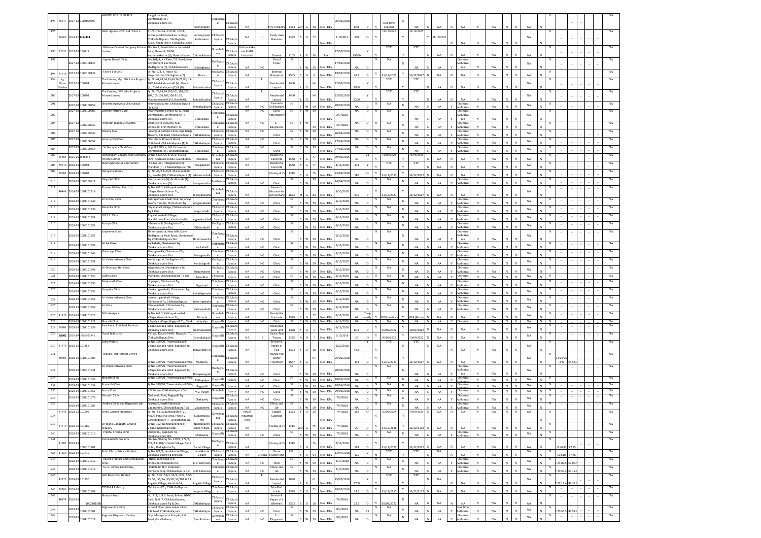| Sl. No | | Year | ID | Name | Address | Village | Taluk | District | Area | Type | Product | Capital | Size | Colour | Code | EIA | Date | Investment | Status | | Consent Validity | | Validity | | Validity | | Validity | | | |
|---|---|---|---|---|---|---|---|---|---|---|---|---|---|---|---|---|---|---|---|---|---|---|---|---|---|---|---|---|---|---|
| 1194 | 38247 | 2017-18 | 1003099897 | Lakshmi Tyre Re Traders | Bangalore Road, Chinthamani (T), Chikkaballapura (D) | Kannampalli | Chinthamani | Chikkaballapura | NA | I | Tyre retreading | 1563 | Acre | G | 48 | Non-EIA | 06/02/2018 | 8.58 | O | Y | One time consent | N | NA | N | NA | N | NA | N | NA | N |
| 1195 | 26060 | 2014-15 | 0-84414 | Shell Apparels Pvt. Ltd., Unit-1, | Sy.No.332/3A, 332/3B, 332/4, Amaniqopalakrishnakere Village, Chikkaballapura - Shidlaghatta Road, Nandi Hobli, Chikkaballapura | Amanigopala krishnakere | Chikkaballapura | Chikkaballapura | NA | I | Ready made Garments | 1589 | S | G | 72 | | 11/8/2014 | 360 | O | Y | 31/12/2023 | Y | 31/12/2023 | Y | 31/12/2020 | N | NA | N | NA | N |
| 1196 | 35592 | 2017-18 | 100118 | Reliance Cement Company Private Limited | Plot No.1, Gowribidanur Industrial Park, Phase -II, KIADB, Kudumalakunte (V), Gowribidanur | Kudumalakunte | Gowribidanur | Chikkaballapura | Kudumalakunte KIADB Industrial | I | Cement | 1105 | L | R | 26 | EIA | 17/02/2018 | 69000 | | Y | YTC | Y | YTC | N | NA | N | NA | N | NA | N |
| 1197 | | 2017-18 | 1006100123 | Xperts Dental Clinic | No.161/A, K.K Pete, T.B. Road, Near Government Bus Stand, Shidlaghatta (T), Chikkaballapura | Shidlaghatta | Shidlaghatta | Chikkaballapura | NA | HC | Dental Clinic | 57 | S | W | 59 | Non-EIA | 17/02/2018 | NA | O | N | NA | N | NA | N | NA | Y | One time Authorization | N | NA | N |
| 1198 | 34619 | 2017-18 | 1006100134 | Enviro Biofuels | Sy.No. 9/8, K. Hosur (V), Jangamakote, Shidlaghatta (T), | Hosur | Shidlaghatta | Chikkaballapura | NA | I | Biomass Briquettes | 1505 | S | G | 5 | Non-EIA | 19/02/2018 | 48.2 | O | Y | 31/12/2027 | Y | 31/12/2027 | N | NA | N | NA | N | NA | N |
| 1199 | No Phone Number | 2017-18 | 100194 | The Estates, M/s. SRK Infra Projects Private Limited | Sy.No.62,63,64,65,68,76,77,80/1 & 80/2 Madakahosahalli (V), Nandi (H), Chikkaballapura (T) & (D) | Madakahosahalli | Chikkaballapura | Chikkaballapura | NA | L | Residential Layout | 1400 | L | O | 84 | Non-EIA | 22/02/2018 | 1800 | | Y | YTC | Y | YTC | N | NA | N | NA | N | NA | N |
| 1200 | | 2017-18 | 100193 | The Estates, (SRK Infra Projects Private Limited) | Sy.No.79,98,99,100,101,102,103, 104,105,106,107,108 & 116, Madakahosahalli (V), Nandi (H), | Madakahosahalli | Chikkaballapura | Chikkaballapura | NA | L | Residential Layout | 1400 | L | O | 84 | Non-EIA | 22/02/2018 | 2200 | | Y | YTC | Y | YTC | N | NA | N | NA | N | NA | N |
| 1201 | | 2017-18 | 1002100259 | Bharathi Ayurveda Chikitsalaya | Nimmakalakunte, Chikkaballapura (T) & (D) | Nimmakalakunte | Chikkaballapura | Chikkaballapura | NA | HC | Ayurveda Chikitsalaya | 57 | S | W | 59 | Non-EIA | 28/02/2018 | NA | O | N | NA | N | NA | Y | One time Authorization | N | NA | N | NA | N |
| 1202 | | 2017-18 | 1003100300 | Lakshmi Nature Cure | Near Pragathi School, M. G. Road, Chinthamani, Chinthamani (T), Chikkaballapura (D). | Chintamani | Chinthamani | Chikkaballapura | NA | HC | Clinic Naturopathy | 57 | S | W | 59 | | 2/3/2018 | NA | O | N | NA | N | NA | Y | One time Authorization | N | NA | N | NA | N |
| 1203 | | 2017-18 | 1003100329 | Pramodh Diagnostic Centre | Opposite to BESCOM, N.R. Extension, Chinthamani (T), | Chintamani | Chinthamani | Chikkaballapura | NA | HC | L- Diagnostic | 57 | S | W | 59 | Non-EIA | 2/3/2018 | NA | O | N | NA | N | NA | Y | One time Authorization | N | NA | N | NA | N |
| 1204 | | 2017-18 | 1002100647 | Breathe Sure | Allergy & Asthma Clinic, Opp Balaji Theatre, B.B.Road, Chikkaballapura | Chikkaballapura | Chikkaballapura | Chikkaballapura | NA | HC | Clinic | 57 | S | W | 59 | Non-EIA | 26/03/2018 | NA | O | N | NA | N | NA | Y | One time Authorization | N | NA | N | NA | N |
| 1205 | | 2017-18 | 1002100652 | Amar Jyothi Clinic | Near Amba Bhavani Hotel, M.G.Road, Chikkaballapura (T) & | Chikkaballapura | Chikkaballapura | Chikkaballapura | NA | HC | Clinic | 57 | S | W | 59 | Non-EIA | 27/03/2018 | NA | O | N | NA | N | NA | Y | One time Authorization | N | NA | N | NA | N |
| 1206 | | 2017-18 | 1003100654 | Sri Narayana Child Care | Opp KEB Office, N.R. Extension, Chinthamani (T), Chikkaballapura | Chintamani | Chinthamani | Chikkaballapura | NA | HC | Clinic | 57 | S | W | 59 | Non-EIA | 27/03/2018 | NA | O | N | NA | N | NA | Y | One time Authorization | N | NA | N | NA | N |
| 1207 | 25804 | 2015-16 | 0-88448 | Ramalingam Construction Company Private Limited | Sy.No. 54/2, 54/3, 55/2, 55/3 & 55/4, Alkapura Village, Gauribidanur | Alkapura | Gowribidanur | Chikkaballapura | NA | I | Ready Mix Concrete | 1548 | S | G | 37 | Non-EIA | 29/09/2015 | 40 | C1 | Y | 31/08/2020 | Y | 31/08/2020 | N | NA | N | NA | N | NA | N |
| 1208 | 39910 | 2018-19 | 100791 | BCM Engineers & Contractors | Sy. No. 431, Yalagalahalli (V), Mandikal (H), Chikkaballapura (T)& | Yalagalahalli | Chikkaballapura | Chikkaballapura | NA | I | Ready Mix Concrete | 1548 | S | G | 37 | Non-EIA | 4/11/2018 | 373 | Y | Y | YTC | Y | YTC | N | NA | N | NA | N | NA | N |
| 1209 | 38601 | 2018-19 | 100808 | Narayana Stones | Sy.No.44/2 & 44/3, Marasanahalli (V), Kasaba (H), Chikkaballapura (T) | Marasanahalli | Chikkaballapura | Chikkaballapura | NA | I | Cutting & Pt | 1518 | S | G | 56 | Non-EIA | 23/04/2018 | 180 | O | Y | 31/12/2027 | Y | 31/12/2027 | N | NA | N | NA | N | NA | N |
| 1210 | | 2018-19 | 1005100911 | Divya Sai Clinic | Hampasandra (V), Gudibande (T), Chikkaballapura (D) | Hampasandra | Gudibande | Chikkaballapura | NA | HC | Clinic | 57 | S | W | 59 | Non-EIA | 24/04/2018 | NA | O | N | NA | N | NA | Y | One time Authorization | N | NA | N | NA | N |
| 1211 | 40448 | 2018-19 | 1004101214 | Pioneer Hi-Bred Pvt. Ltd., | Sy.No. 6 & 7, Kallinayakanahalli Village, Gowribidanur Tq, Chikkaballapura Dist. | Kallinayakanahalli | Gowribidanur | Chikkaballapura | NA | I | Research laboratories not involving | 1624 | M | G | 83 | Non-EIA | 5/30/2018 | 976 | O | Y | 31/12/2027 | Y | 31/12/2027 | N | NA | N | NA | N | NA | N |
| 1212 | | 2018-19 | 1003101347 | Sri Vishnu Clinic | Booragamakalahalli, Near Anjaneya Swamy Temple, Chintamani Tq, | Booragamakalahalli | Chinthamani | Chikkaballapura | NA | HC | Clinic | 57 | S | W | 59 | Non-EIA | 6/12/2018 | NA | O | N | NA | N | NA | Y | One time Authorization | N | NA | N | NA | N |
| 1213 | | 2018-19 | 1002101334 | Mounika Clinic | Nayanahalli Village, Chikkaballapura Tq & Dist. | Nayanahalli | Chikkaballapura | Chikkaballapura | NA | HC | Clinic | 57 | S | W | 59 | Non-EIA | 6/12/2018 | NA | O | N | NA | N | NA | Y | One time Authorization | N | NA | N | NA | N |
| 1214 | | 2018-19 | 1002101352 | D.R.S.L. Clinic | Angarekanahalli Village, Maralakunte Post, Kasaba Hobli, | Angarekanahalli | Chikkaballapura | Chikkaballapura | NA | HC | Clinic | 57 | S | W | 59 | Non-EIA | 6/12/2018 | NA | O | N | NA | N | NA | Y | One time Authorization | N | NA | N | NA | N |
| 1215 | | 2018-19 | 1006101353 | Pushpa Clinic | Dibburahalli, Shidlaghatta Tq, Chikkaballapura Dist. | Dibburahalli | Shidlaghatta | Chikkaballapura | NA | HC | Clinic | 57 | S | W | 59 | Non-EIA | 6/12/2018 | NA | O | N | NA | N | NA | Y | One time Authorization | N | NA | N | NA | N |
| 1216 | | 2018-19 | 1006101357 | Sanjeevini Clinic | Thimmasandra, Near Milk Dairy, Shidlaghatta Main Road, Chintamani Tq, Chikkaballapura Dist. | Thimmasandra | Chinthamani | Chikkaballapura | NA | HC | Clinic | 57 | S | W | 59 | Non-EIA | 6/12/2018 | NA | O | N | NA | N | NA | Y | One time Authorization | N | NA | N | NA | N |
| 1217 | | 2018-19 | 1003101354 | Sri Sai Clinic | Kachahalli, Chintamani Tq, Chikkaballapura Dist. | Kachahalli | Chinthamani | Chikkaballapura | NA | HC | Clinic | 57 | S | W | 59 | Non-EIA | 6/12/2018 | NA | O | N | NA | N | NA | Y | One time Authorization | N | NA | N | NA | N |
| 1218 | | 2018-19 | 1003101346 | Shivaraga Clinic | Murugamalla, Chintamani Tq, Chikkaballapura Dist. | Murugamalla | Chinthamani | Chikkaballapura | NA | HC | Clinic | 57 | S | W | 59 | Non-EIA | 6/12/2018 | NA | O | N | NA | N | NA | Y | One time Authorization | N | NA | N | NA | N |
| 1219 | | 2018-19 | 1006101351 | Sri Venkateshwara Clinic | Kundalagurki, Shidlaghatta Tq, Chikkaballapura Dist. | Kundalagurki | Shidlaghatta | Chikkaballapura | NA | HC | Clinic | 57 | S | W | 59 | Non-EIA | 6/12/2018 | NA | O | N | NA | N | NA | Y | One time Authorization | N | NA | N | NA | N |
| 1220 | | 2018-19 | 1006101348 | Sri Dhanavanthri Clinic | Jangamakote, Shidlaghatta Tq, Chikkaballapura Dist. | Jangamakote | Shidlaghatta | Chikkaballapura | NA | HC | Clinic | 57 | S | W | 59 | Non-EIA | 6/12/2018 | NA | O | N | NA | N | NA | Y | One time Authorization | N | NA | N | NA | N |
| 1221 | | 2018-19 | 1002101350 | Sudha Clinic | Mandikal, Chikkaballapura Tq and | Mandikal | Chikkaballapura | Chikkaballapura | NA | HC | Clinic | 57 | S | W | 59 | Non-EIA | 6/12/2018 | NA | O | N | NA | N | NA | Y | One time Authorization | N | NA | N | NA | N |
| 1222 | | 2018-19 | 1003101355 | Manjunath Clinic | Upparpet, Chintamani Tq, Chikkaballapura Dist. | Upparpet | Chinthamani | Chikkaballapura | NA | HC | Clinic | 57 | S | W | 59 | Non-EIA | 6/12/2018 | NA | O | N | NA | N | NA | Y | One time Authorization | N | NA | N | NA | N |
| 1223 | | 2018-19 | 1003101356 | Vinayaka Clinic | Irekattigenahalli, Chintamani Tq, Chikkaballapura Dist. | Irekattigenahalli | Chinthamani | Chikkaballapura | NA | HC | Clinic | 57 | S | W | 59 | Non-EIA | 6/12/2018 | NA | O | N | NA | N | NA | Y | One time Authorization | N | NA | N | NA | N |
| 1224 | | 2018-19 | 1003101358 | Sri Venkateshwara Clinic | Herekattigenahalli Village, Chintamani Tq, Chikkaballapura | Irekattigenahalli | Chinthamani | Chikkaballapura | NA | HC | Clinic | 57 | S | W | 59 | Non-EIA | 6/12/2018 | NA | O | N | NA | N | NA | Y | One time Authorization | N | NA | N | NA | N |
| 1225 | | 2018-19 | 1003101359 | Sri Clinic | Narayanahalli, Chintamani Tq, Chikkaballapura Dist. | Narayanahalli | Chinthamani | Chikkaballapura | NA | HC | Clinic | 57 | S | W | 59 | Non-EIA | 6/12/2018 | NA | O | N | NA | N | NA | Y | One time Authorization | N | NA | N | NA | N |
| 1226 | 41196 | 2018-19 | 1004101326 | SHEL-Assignia | Sy.No. 6 & 7, Kallinayakanahalli Village, Gowribidanur Tq, | Arkunda | Gowribidanur | Chikkaballapura | NA | I | Ready Mix Concrete | 1548 | S | G | 37 | Non-EIA | 6/11/2018 | 69 | Temporarily | Y | 2018 (Notice) | Y | 2018 (Notice) | N | NA | N | NA | N | NA | N |
| 1227 | | 2018-19 | 1001101422 | Bharath Clinic | Julapalya Village, Bagepalli Tq, Chikkaballapura | Julapalya | Bagepalli | Chikkaballapura | NA | HC | Clinic | 57 | S | W | 59 | Non-EIA | 6/10/2018 | NA | O | N | NA | N | NA | Y | One time Authorization | N | NA | N | NA | N |
| 1228 | 38901 | 2018-19 | 1001101339 | Panchavati Enriched Products | Village, Kasaba Hobli, Bagepalli Tq, Chikkaballapura Dist. | Cheemakalapalli | Bagepalli | Chikkaballapura | NA | I | Decorative Glass and | 1328 | S | O | 7 | Non-EIA | 6/12/2018 | 80.6 | O | Y | 30/09/2022 | Y | 30/09/2022 | N | NA | N | NA | N | NA | N |
| 1229 | 38902 | 2018-19 | 1001101341 | Nandi Industries | Village, Kasaba Hobli, Bagepalli Tq, Chikkaballapura Dist. | Cheemakalapalli | Bagepalli | Chikkaballapura | NA | I | Sauce, Jam, Tomato | 1328 | S | O | 7 | Non-EIA | 6/12/2018 | 36 | O | Y | 30/09/2022 | Y | 30/09/2022 | N | NA | N | NA | N | NA | N |
| 1230 | 41370 | 2018-19 | 101458 | Zaler Motors, | Sy.No. 399/20, Theemakalapalli Village, Kasaba Hobli, Bagepalli Tq, Chikkaballapura Dist. | Jamvaripalli Vill | Bagepalli | Chikkaballapura | NA | I | Service & Repair of Two | 1303 | S | O | 18 | Non-EIA | 6/22/2018 | 48.8 | | Y | YTC | Y | YTC | N | NA | N | NA | N | NA | N |
| 1231 | 40806 | 2018-19 | 1003101484 | Mango Post Harvest Centre | Sy.No. 399/20, Theemakalapalli Villa, Madikere, | | Chinthamani | Chikkaballapura | NA | I | Mango Hot Water Treatment | 1647 | S | G | 64 | Non-EIA | 25/06/2018 | 194 | O | Y | 31/12/2027 | Y | 31/12/2027 | N | NA | N | NA | N | NA | N |
| 1232 | | 2018-19 | 1006101531 | Sri Venkateshwara Clinic | Sy.No. 399/20, Theemakalapalli Village, Kasaba Hobli, Bagepalli Tq, Chikkaballapura Dist. | Devaganagudi | Shidlaghatta | Chikkaballapura | NA | HC | Clinic | 57 | S | W | 59 | Non-EIA | 28/06/2018 | NA | O | N | NA | N | NA | Y | One time Authorization | N | NA | N | NA | N |
| 1233 | | 2018-19 | 1001101533 | Bharath Clinic | Sy.No. 399/20, Theemakalapalli Villa | Pathapalya | Bagepalli | Chikkaballapura | NA | HC | Clinic | 57 | S | W | 59 | Non-EIA | 28/06/2018 | NA | O | N | NA | N | NA | Y | One time Authorization | N | NA | N | NA | N |
| 1234 | | 2018-19 | 1001101534 | Prasanthi Clinic | Sy.No. 399/20, Theemakalapalli Villa | Bagepalli | Bagepalli | Chikkaballapura | NA | HC | Clinic | 57 | S | W | 59 | Non-EIA | 28/06/2018 | NA | O | N | NA | N | NA | Y | One time Authorization | N | NA | N | NA | N |
| 1235 | | 2018-19 | 1004101552 | Aruna Clinic | V.V.Puram, Chikkaballapura Dist. | V.V. Puram | Gowribidanur | Chikkaballapura | NA | HC | Clinic | 57 | S | W | 59 | Non-EIA | 29/06/2018 | NA | O | N | NA | N | NA | Y | One time Authorization | N | NA | N | NA | N |
| 1236 | | 2018-19 | 1001101579 | Maruthi Clinic | Chakavelu Post, Bagepalli Tq, Chikkaballapura Dist. | Chakavelu | Bagepalli | Chikkaballapura | NA | HC | Clinic | 57 | S | W | 59 | Non-EIA | 7/4/2018 | NA | O | N | NA | N | NA | Y | One time Authorization | N | NA | N | NA | N |
| 1237 | | 2018-19 | 1002101587 | Vindhya Clinic and Diagnostic lab | Prakruthi, North Extension Vapasandra, Chikkaballapura Tq& | Vapasandra | Chikkaballapura | Chikkaballapura | NA | HC | Clinic and lab | 57 | S | W | 59 | Non-EIA | 7/4/2018 | NA | O | N | NA | N | NA | Y | One time Authorization | N | NA | N | NA | N |
| 1238 | 41341 | 2018-19 | 101596 | Shree Ganesh Industries | Sy. No. 82, Kudumalakunte (V), KIADB Industrial Area, Phase-2, Gowribidanur (T), Chikkaballapura | Kudumalakunte | Gowribidanur | Chikkaballapura | KIADB Industrial Area | I | Copper Sulphate | 1323 | S | O | 29 | | 7/4/2018 | 150 | O | Y | 30/09/2029 | Y | 30/09/2029 | N | NA | N | NA | N | NA | N |
| 1239 | 41379 | 2018-19 | 101589 | Sri Maha Ganapathi Granite Industry | Sy.No. 152, Nandanagenahalli Village, Mandikal Hobli, | Nandanagenahalli Village | Chikkaballapura | Chikkaballapura | NA | I | Cutting & Pt | 1518 | Acre | G | 56 | Non-EIA | 7/4/2018 | 20 | O | Y | 31/12/2118 | Y | 31/12/2118 | N | NA | N | NA | N | NA | N |
| 1240 | | 2018-19 | 1001101610 | Prabhu Krishna Clinic | Chakavelu, Bagepalli Tq, Chikkaballapur Dist. | Chakavelu | Bagepalli | Chikkaballapura | NA | HC | Clinic | 57 | S | W | 59 | Non-EIA | 7/5/2018 | NA | O | N | NA | N | NA | Y | One time Authorization | N | NA | N | NA | N |
| 1241 | 41702 | 2018-19 | 1006101707 | Vishalakshi Stone Arts | Plot No. 944 (Sy No. 379/1, 379/2, 379/3 & 380/1) Sadali Village, Sadli Hobli, Shidlaghatta Tq, | Sadali Village | Shidlaghatta | Chikkaballapura | NA | I | Cutting & Pt | 1518 | S | G | 56 | Non-EIA | 7/12/2018 | 199 | O | Y | 31/12/2027 | Y | 31/12/2027 | N | NA | N | NA | N | NA | N |
| 1242 | 41866 | 2018-19 | 101719 | Robo Silicon Private Limited | Sy.No. 8/A/3, Janalakunte Village, Chikkaballapura Tq and Dist. | Janalakunte Village | Chikkaballapura | Chikkaballapura | NA | I (Crusher) | Stone Crusher and | 1371 | S | O | 64 | Non-EIA | 13/07/2018 | 425 | Y | Y | YTC | Y | YTC | N | NA | N | NA | N | NA | N |
| 1243 | | 2018-19 | 1003101812 | Rajesh Fracture and Orthopaedic Clinic | HDFC Bank road, K.R. extension,Chintamani tq, | K.R. extension | Chinthamani | Chikkaballapura | NA | HC | clinic | 57 | S | W | 59 | Non-EIA | 21/7/2018 | NA | O | N | NA | N | NA | Y | One time Authorization | N | NA | N | NA | N |
| 1244 | | 2018-19 | 1003101813 | S.L.V. Clinical Laboratory. | KEB Road, N.R. Extension, Chintamani tq, Chikkaballapura Dist | N.R. Extension | Chinthamani | Chikkaballapura | NA | HC | Clinic and lab | 57 | S | W | 59 | Non-EIA | 21/7/2018 | NA | O | N | NA | N | NA | Y | One time Authorization | N | NA | N | NA | N |
| 1245 | 42125 | 2018-19 | 101850 | QVC Realty Co. Limited | Sy. No. 51/2, 51/1, 52/1, 52/4, 52/5, 53, 54, 55/1A, 55/1B, 57/1BA & 63, Angatta Village, Nandi Hobli, | Angatta Village | Chikkaballapura | Chikkaballapura | NA | L | Residential Layout | 1650 | L | R | 61 | Non-EIA | 25/07/2018 | 3700 | | Y | YTC | Y | YTC | N | NA | N | NA | N | NA | N |
| 1246 | 38206 | 2018-19 | 1003101898 | SSS Brick Industry | Chintamani Tq, Chikkaballapura Dist. | Kampura Village | Chinthamani | Chikkaballapura | NA | I | Moulded bricks | 1598 | S | G | 73 | Non-EIA | 28/07/2018 | 24.6 | O | Y | 31/12/2117 | Y | 31/12/2117 | N | NA | N | NA | N | NA | N |
| 1247 | 40874 | 2018-19 | 1002101580 | Bhavani Auto | No. 711/1, B.B. Road, Behind HDFC Bank, N.H.-7, Chikkaballapura, Chikkaballapura Tq & Dist. | Chikkaballapura | Chikkaballapura | Chikkaballapura | NA | I | Service & Repair of 4 Wheelers | 1303 | S | O | 18 | Non-EIA | 7/4/2018 | 23.5 | O | Y | 30/09/2022 | N | NA | N | NA | N | NA | N | NA | N |
| 1248 | | 2018-19 | 1002102002 | Raghavendra Clinic | Ground Floor, Near Ankur Clinic, B.B.Road, Chikkaballapura | Chikkaballapura | Chikkaballapura | Chikkaballapura | NA | HC | Clinic | 57 | S | W | 59 | Non-EIA | 8/4/2018 | NA | C1 | N | NA | N | NA | Y | One time Authorization | N | NA | N | NA | N |
| 1249 | | 2018-19 | 1004102029 | Raghava Diagnostic Centre | Opp. Maragamma Temple, B.H. Road, Gauribidanur, | Gauribidanur | Gowribidanur | Chikkaballapura | NA | HC | L - Diagnostic | 57 | S | W | 59 | Non-EIA | 8/6/2018 | NA | O | N | NA | N | NA | Y | One time Authorization | N | NA | N | NA | N |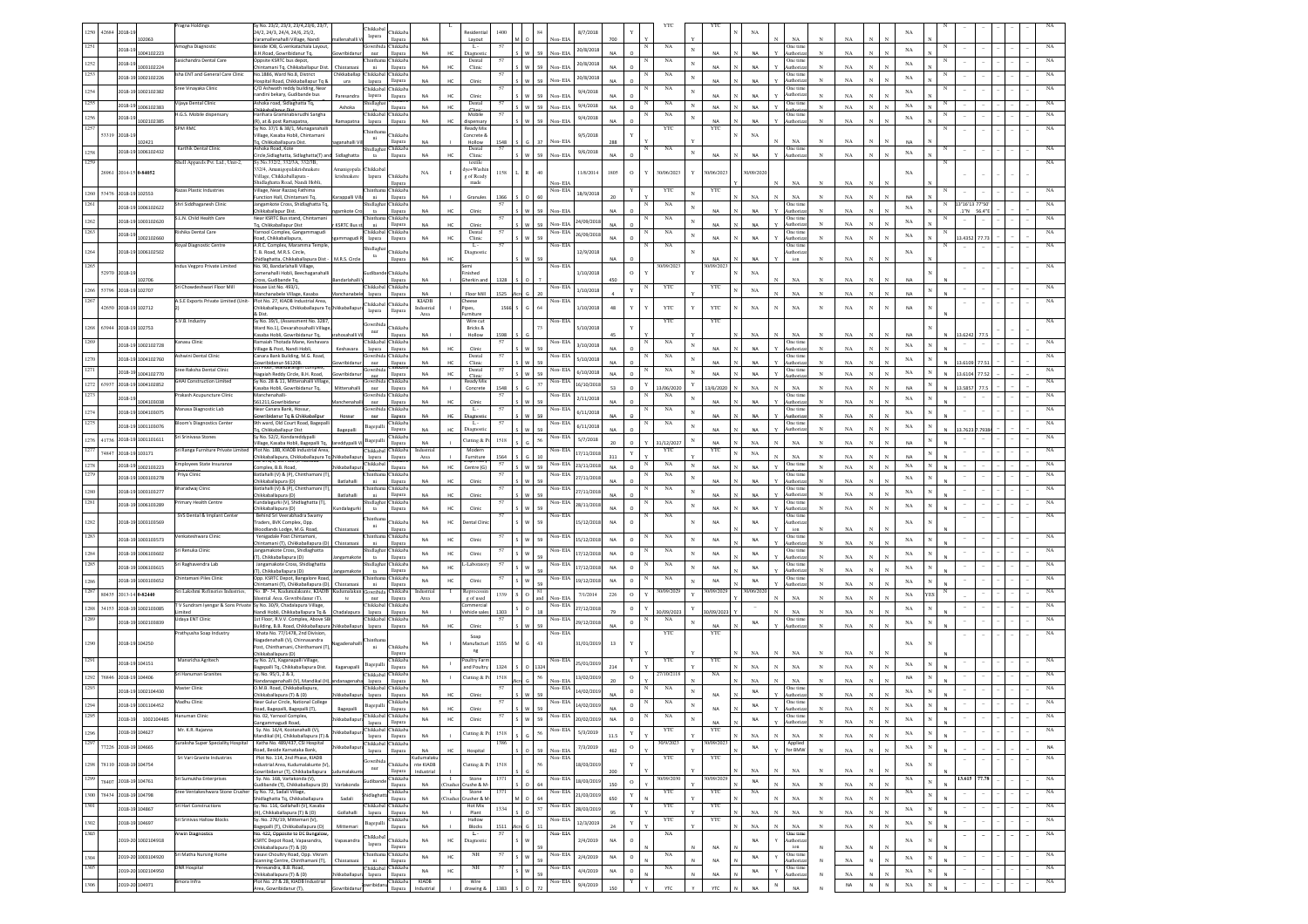| Sl. No | UIN | Year | Application No | Name of the Industry | Address | Taluk | District | Type | Activity | Investment | Category | Status | Validity (CFO) |
|---|---|---|---|---|---|---|---|---|---|---|---|---|---|
| 1250 | 42684 | 2018-19 | 102063 | Pragna Holdings | Sy No. 23/2, 23/3, 23/4,23/6, 23/7, 24/2, 24/3, 24/4, 24/6, 25/2, Varamallenahalli Village, Nandi | Chikkaballapura | Chikkaballapura | L | Residential Layout | 1400 | Non-EIA | 8/7/2018 | YTC |
| 1251 | | 2018-19 | 1004102223 | Amogha Diagnostic | Beside IOB, G.venkatechala Layout, B.H.Road, Gowribidanur Tq. | Gowribidanur | Chikkaballapura | HC | Diagnostic | 57 | Non-EIA | 20/8/2018 | NA |
| 1252 | | 2018-19 | 1003102224 | Sasichandra Dental Care | Opposite KSRTC bus depot, Chintamani Tq, Chikkaballapur Dist. | Chintamani | Chikkaballapura | HC | Dental Clinic | 57 | Non-EIA | 20/8/2018 | NA |
| 1253 | | 2018-19 | 1002102226 | Isha ENT and General Care Clinic | No.1886, Ward No.8, District Hospital Road, Chikkaballapur Tq & | Chikkaballapura | Chikkaballapura | HC | Clinic | 57 | Non-EIA | 20/8/2018 | NA |
| 1254 | | 2018-19 | 1002102382 | Sree Vinayaka Clinic | C/O Ashwath reddy building, Near nandini bekary, Gudibande bus | Gudibande | Chikkaballapura | HC | Clinic | 57 | Non-EIA | 9/4/2018 | NA |
| 1255 | | 2018-19 | 1006102383 | Vijaya Dental Clinic | Ashoka road, Sidlaghatta Tq, Chikkaballapur Dist | Sidlaghatta | Chikkaballapura | HC | Dental Clinic | 57 | Non-EIA | 9/4/2018 | NA |
| 1256 | | 2018-19 | 1002102385 | H.G.S. Mobile dispensary | Harihara Graminabivrudhi Sangha (R), at & post Ramapanna, | Chikkaballapura | Chikkaballapura | HC | Mobile dispensary | 57 | Non-EIA | 9/4/2018 | NA |
| 1257 | 53319 | 2018-19 | 102421 | SPM RMC | Sy No. 37/1 & 38/1, Munaganahalli Village, Kasaba Hobli, Chintamani Tq, Chikkaballapura Dist. | Chintamani | Chikkaballapura | I | Ready Mix Concrete & Hollow | 1548 | Non-EIA | 9/5/2018 | YTC |
| 1258 | | 2018-19 | 1006102432 | Karthik Dental Clinic | Ashoka Road, Kote Circle, Sidlaghatta, Sidlaghatta(T) and | Sidlaghatta | Chikkaballapura | HC | Dental Clinic | 57 | Non-EIA | 9/6/2018 | NA |
| 1259 | 26961 | 2014-15 | 0-84052 | Shell Apparels Pvt. Ltd., Unit-2, | Sy No. 332/2, 332/5A, 332/5B, 332/4, Amanigopalakrishnakere Village, Chikkaballapura - Shidlaghatta Road, Nandi Hobli, | Chikkaballapura | Chikkaballapura | I | textile dyes-Washing of Ready made | 1158 | Non-EIA | 11/6/2014 | 30/06/2023 |
| 1260 | 53476 | 2018-19 | 102553 | Razas Plastic Industries | Village, Near Razzaq Fathima Function Hall, Chintamani Tq, | Chintamani | Chikkaballapura | I | Granules | 1366 | Non-EIA | 18/9/2018 | YTC |
| 1261 | | 2018-19 | 1006102622 | Shri Siddhaganesh Clinic | Jangamkote Cross, Shidlaghatta Tq, Chikkaballapur Dist. | Sidlaghatta | Chikkaballapura | HC | Clinic | 57 | Non-EIA | | NA |
| 1262 | | 2018-19 | 1003102620 | S.L.N. Child Health Care | Near KSRTC Bus stand, Chintamani Tq, Chikkaballapur Dist | Chintamani | Chikkaballapura | HC | Clinic | 57 | Non-EIA | 24/09/2018 | NA |
| 1263 | | 2018-19 | 1002102660 | Rishika Dental Care | Yamnool Complex, Gangammagudi Road, Chikkaballapura, | Chikkaballapura | Chikkaballapura | HC | Dental Clinic | 57 | Non-EIA | 26/09/2018 | NA |
| 1264 | | 2018-19 | 1006102502 | Royal Diagnostic Centre | A.R.C. Complex, Maramma Temple, T. B. Road, M.R.S. Circle, Shidlaghatta, Chikkaballapura Dist - | Sidlaghatta | Chikkaballapura | HC | Diagnostic | 57 | Non-EIA | 12/9/2018 | NA |
| 1265 | 52970 | 2018-19 | 102706 | Indus Vegpro Private Limited | No. 90, Bandarlahalli Village, Somenahalli Hobli, Beechaganahalli Cross, Gudibande Tq, | Gudibande | Chikkaballapura | I | Semi Finished Gherkin and | 1328 | Non-EIA | 1/10/2018 | 30/09/2021 |
| 1266 | 53796 | 2018-19 | 102707 | Sri Chowdeshwari Floor Mill | House List No. 493/1, Manchanabele Village, Kasaba | Chikkaballapura | Chikkaballapura | I | Floor Mill | 1525 | Non-EIA | 1/10/2018 | YTC |
| 1267 | 42650 | 2018-19 | 102712 | A.S.E Exports Private Limited (Unit-2) | Plot No. 27, KIADB Industrial Area, Chikkaballapura, Chikkaballapura Tq & Dist. | Chikkaballapura | Chikkaballapura | I | Cheese Pipes, Furniture | 1566 | Non-EIA | 1/10/2018 | YTC |
| 1268 | 63944 | 2018-19 | 102753 | S.V.B. Industry | Sy No. 39/1, (Assessment No. 3287, Ward No.1), Devarahosahalli Village, Kasaba Hobli, Gowribidanur Tq, | Gowribidanur | Chikkaballapura | I | Wire cut Bricks & Hollow | 1598 | Non-EIA | 5/10/2018 | YTC |
| 1269 | | 2018-19 | 1002102728 | Kaveri Clinic | Ramaiah Thotada Mane, Keshavara Village & Post, Nandi Hobli, | Chikkaballapura | Chikkaballapura | HC | Clinic | 57 | Non-EIA | 3/10/2018 | NA |
| 1270 | | 2018-19 | 1004102760 | Ashwini Dental Clinic | Canara Bank Building, M.G. Road, Gowribidanur-561208. | Gowribidanur | Chikkaballapura | HC | Dental Clinic | 57 | Non-EIA | 5/10/2018 | NA |
| 1271 | | 2018-19 | 1004102770 | Sree Raksha Dental Clinic | Nagaiah Reddy Circle, B.H. Road, | Gowribidanur | Chikkaballapura | HC | Dental Clinic | 57 | Non-EIA | 6/10/2018 | NA |
| 1272 | 67937 | 2018-19 | 1004102852 | GHAI Construction Limited | Sy No. 28 & 31, Mittenahalli Village, Kasaba Hobli, Gowribidanur Tq, | Gowribidanur | Chikkaballapura | I | Ready Mix Concrete | 1548 | Non-EIA | 16/10/2018 | 13/06/2020 |
| 1273 | | 2018-19 | 1004103038 | Prakash Acupuncture Clinic | Manchenahalli-561211,Gowribidanur | Gowribidanur | Chikkaballapura | HC | Clinic | 57 | Non-EIA | 2/11/2018 | NA |
| 1274 | | 2018-19 | 1004103075 | Manasa Diagnostic Lab | Near Canara Bank, Hossur, Gowribidanur Tq & Chikkaballpur | Gowribidanur | Chikkaballapura | HC | Diagnostic | 57 | Non-EIA | 6/11/2018 | NA |
| 1275 | | 2018-19 | 1001103076 | Bloom's Diagnostics Center | 9th ward, Old Court Road, Bagepalli Tq, Chikkaballapur Dist | Bagepalli | Chikkaballapura | HC | Diagnostic | 57 | Non-EIA | 6/11/2018 | NA |
| 1276 | 41736 | 2018-19 | 1001103161 | Sri Srinivasa Stones | Sy No. 52/2, Kondareddypalli Village, Kasaba Hobli, Bagepalli Tq, | Bagepalli | Chikkaballapura | I | Cutting & Polishing | 1518 | Non-EIA | 5/7/2018 | 31/12/2027 |
| 1277 | 74847 | 2018-19 | 103171 | Sri Ranga Furniture Private Limited | Plot No. 188, KIADB Industrial Area, Chikkaballapura, Chikkaballapura Tq | Chikkaballapura | Chikkaballapura | I | Modern Furniture | 1564 | Non-EIA | 17/11/2018 | YTC |
| 1278 | | 2018-19 | 1002103223 | Employees State Insurance | Complex, B.B. Road, | Chikkaballapura | Chikkaballapura | HC | Centre (G) | 57 | Non-EIA | 23/11/2018 | NA |
| 1279 | | 2018-19 | 1003103278 | Priya Clinic | Batlahalli (V) & (P), Chinthamani (T), Chikkaballapura (D) | Chintamani | Chikkaballapura | HC | Clinic | 57 | Non-EIA | 27/11/2018 | NA |
| 1280 | | 2018-19 | 1003103277 | Bharadwaj Clinic | Batlahalli (V) & (P), Chinthamani (T), Chikkaballapura (D) | Chintamani | Chikkaballapura | HC | Clinic | 57 | Non-EIA | 27/11/2018 | NA |
| 1281 | | 2018-19 | 1006103289 | Primary Health Centre | Kundalagurki (V), Shidlaghatta (T), Chikkaballapura (D) | Sidlaghatta | Chikkaballapura | HC | Clinic | 57 | Non-EIA | 28/11/2018 | NA |
| 1282 | | 2018-19 | 1003103569 | SVS Dental & Implant Center | Behind Sri Veerabhadra Swamy Traders, BVK Complex, Opp. Woodlands Lodge, M.G. Road, | Chintamani | Chikkaballapura | HC | Dental Clinic | 57 | Non-EIA | 15/12/2018 | NA |
| 1283 | | 2018-19 | 1003103573 | Venkateshwara Clinic | Yerigedale Post Chintamani, Chintamani (T), Chikkaballapura (D) | Chintamani | Chikkaballapura | HC | Clinic | 57 | Non-EIA | 15/12/2018 | NA |
| 1284 | | 2018-19 | 1006103602 | Sri Renuka Clinic | Jangamakote Cross, Shidlaghatta (T), Chikkaballapura (D) | Sidlaghatta | Chikkaballapura | HC | Clinic | 57 | Non-EIA | 17/12/2018 | NA |
| 1285 | | 2018-19 | 1006103615 | Sri Raghavendra Lab | Jangamakote Cross, Shidlaghatta (T), Chikkaballapura (D) | Sidlaghatta | Chikkaballapura | HC | L-Laboratory | 57 | Non-EIA | 17/12/2018 | NA |
| 1286 | | 2018-19 | 1003103652 | Chintamani Piles Clinic | Opp. KSRTC Depot, Bangalore Road, Chintamani (T), Chikkaballapura (D) | Chintamani | Chikkaballapura | HC | Clinic | 57 | Non-EIA | 19/12/2018 | NA |
| 1287 | 80435 | 2013-14 | 0-82440 | Sri Lakshmi Refineries Industries, | No. IP -74, Kudumalakunte, KIADB Industrial Area, Gowribidanur (T), | Gowribidanur | Chikkaballapura | I | Reprocessing of used | 1359 | Non-EIA | 7/1/2014 | 30/09/2029 |
| 1288 | 34153 | 2018-19 | 1002103085 | T V Sundram Iyengar & Sons Private Limited | Sy No. 30/6, Chadalapura Village, Nandi Hobli, Chikkaballapura Tq & | Chikkaballapura | Chikkaballapura | I | Commercial Vehicle sales | 1303 | Non-EIA | 27/12/2018 | 30/09/2023 |
| 1289 | | 2018-19 | 1002103839 | Udaya ENT Clinic | 1st Floor, B.V.V. Complex, Above SBI Building, B.B. Road, Chikkaballapura | Chikkaballapura | Chikkaballapura | HC | Clinic | 57 | Non-EIA | 29/12/2018 | NA |
| 1290 | | 2018-19 | 104250 | Prathyusha Soap Industry | Khata No. 77/1478, 2nd Division, Nagadenahalli (V), Chinnasandra Post, Chinthamani, Chinthamani (T), Chikkaballapura (D) | Chintamani | Chikkaballapura | I | Soap Manufacturing | 1555 | Non-EIA | 31/01/2019 | YTC |
| 1291 | | 2018-19 | 104151 | Manvitha Agritech | Sy No. 2/1, Kaganapalli Village, Bagepalli Tq, Chikkaballapura Dist. | Bagepalli | Chikkaballapura | I | Poultry Farm and Poultry | 1324 | Non-EIA | 25/01/2019 | YTC |
| 1292 | 76846 | 2018-19 | 104406 | Sri Hanuman Granites | Sy. No. 95/1, 2 & 3, Nandanaganahalli (V), Mandikal (H), | Chikkaballapura | Chikkaballapura | I | Cutting & Polishing | 1518 | Non-EIA | 13/02/2019 | 27/10/2119 |
| 1293 | | 2018-19 | 1002104430 | Master Clinic | D.M.B. Road, Chikkaballapura, Chikkaballapura (T) & (D) | Chikkaballapura | Chikkaballapura | HC | Clinic | 57 | Non-EIA | 14/02/2019 | NA |
| 1294 | | 2018-19 | 1001104452 | Madhu Clinic | Near Gulur Circle, National College Road, Bagepalli, Bagepalli (T), | Bagepalli | Chikkaballapura | HC | Clinic | 57 | Non-EIA | 14/02/2019 | NA |
| 1295 | | 2018-19 | 1002104485 | Hanuman Clinic | No. 02, Yamnool Complex, Gangammagudi Road, | Chikkaballapura | Chikkaballapura | HC | Clinic | 57 | Non-EIA | 20/02/2019 | NA |
| 1296 | | 2018-19 | 104627 | Mr. K.R. Rajanna | Sy. No. 16/4, Kootanahalli (V), Mandikal (H), Chikkaballapura (T) & | Chikkaballapura | Chikkaballapura | I | Cutting & Polishing | 1518 | Non-EIA | 5/3/2019 | YTC |
| 1297 | 77226 | 2018-19 | 104665 | Suraksha Super Speciality Hospital | Katha No. 489/437, CSI Hospital Road, Beside Karnataka Bank, | Chikkaballapura | Chikkaballapura | HC | Hospital | 1386 | Non-EIA | 7/3/2019 | 30/09/2023 |
| 1298 | 78110 | 2018-19 | 104754 | Sri Vari Granite Industries | Plot No. 114, 2nd Phase, KIADB Industrial Area, Kudumalakunte (V), Gowribidanur (T), Chikkaballapura | Gowribidanur | Chikkaballapura | I | Cutting & Polishing | 1518 | Non-EIA | 18/03/2019 | YTC |
| 1299 | 78407 | 2018-19 | 104761 | Sri Sumukha Enterprises | Sy. No. 168, Varlakonda (V), Gudibande (T), Chikkaballapura (D) | Gudibande | Chikkaballapura | I (Crusher) | Stone Crusher & M- | 1371 | Non-EIA | 18/03/2019 | 30/09/2030 |
| 1300 | 78474 | 2018-19 | 104798 | Sree Venkateshwara Stone Crusher | Sy No. 72, Sadali Village, Shidlaghatta Tq, Chikkaballapura | Sidlaghatta | Chikkaballapura | I (Crusher) | Stone Crusher & M | 1371 | Non-EIA | 21/03/2019 | YTC |
| 1301 | | 2018-19 | 104867 | Sri Hari Constructions | Sy. No. 116, Gollahalli (V), Kasaba (H), Chikkaballapura (T) & (D) | Chikkaballapura | Chikkaballapura | I | Hot Mix Plant | 1334 | Non-EIA | 28/03/2019 | YTC |
| 1302 | | 2018-19 | 104697 | Sri Srinivas Hallow Blocks | Sy. No. 276/19, Mittemari (V), Bagepalli (T), Chikkaballapura (D) | Bagepalli | Chikkaballapura | I | Hallow Blocks | 1511 | Non-EIA | 12/3/2019 | YTC |
| 1303 | | 2019-20 | 1002104918 | Arwin Diagnostics | No. 422, Opposite to DC Bungalow, KSRTC Depot Road, Vapasandra, Chikkaballapura (T) & (D) | Chikkaballapura | Chikkaballapura | HC | Diagnostic | 57 | Non-EIA | 2/4/2019 | NA |
| 1304 | | 2019-20 | 1003104920 | Sri Matha Nursing Home | Vasavi Choultry Road, Opp. Vikram Scanning Centre, Chinthamani (T), | Chintamani | Chikkaballapura | HC | NH | 57 | Non-EIA | 2/4/2019 | NA |
| 1305 | | 2019-20 | 1002104950 | DNR Hospital | Perreandra, B.B. Road, Chikkaballapura (T) & (D) | Chikkaballapura | Chikkaballapura | HC | NH | 57 | Non-EIA | 4/4/2019 | NA |
| 1306 | | 2019-20 | 104971 | Amora Infra | Plot No. 27 & 28, KIADB Industrial Area, Gowribidanur (T), | Gowribidanur | Chikkaballapura | I (Industrial) | Wire drawing & | 1383 | Non-EIA | 9/4/2019 | YTC |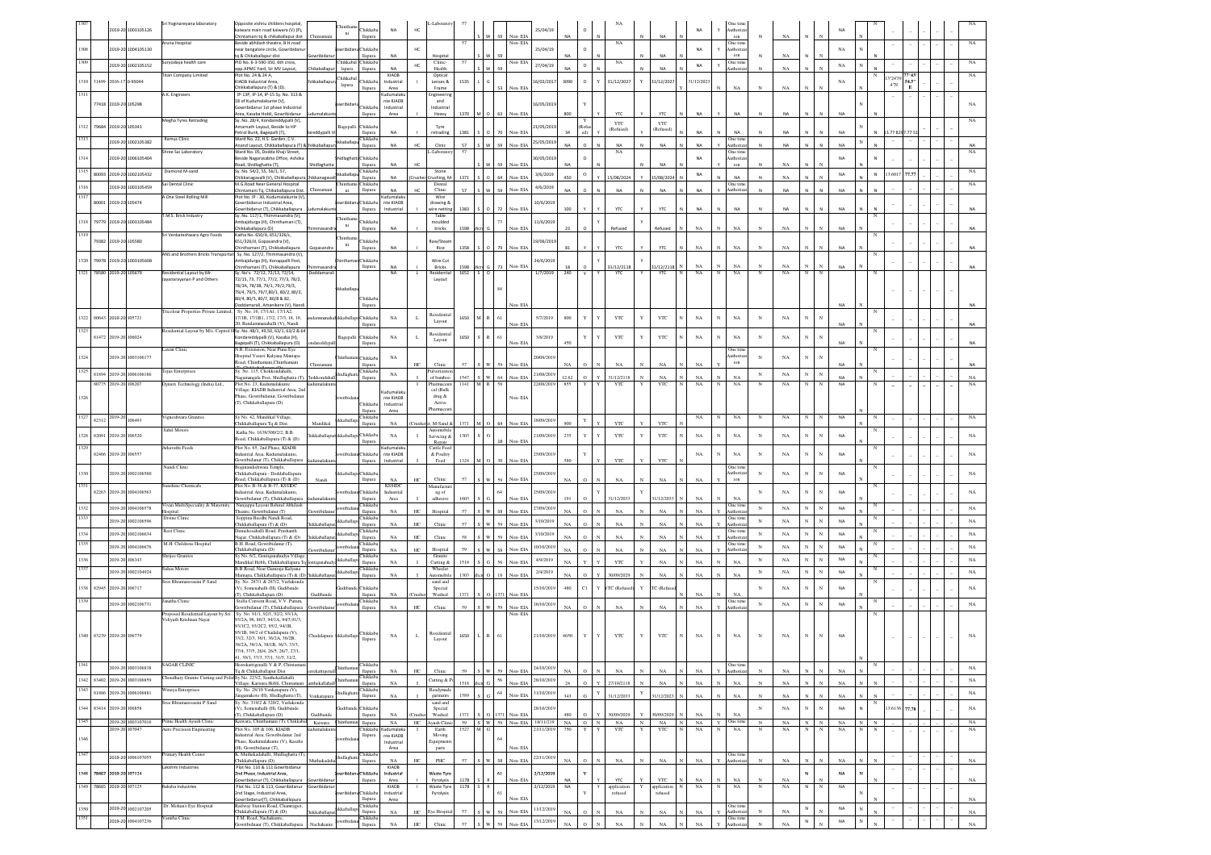| Sl No | ID | Year / App No | Name of Industry | Address | Location | Taluk | District | Category | Type | Product | Code | Size | Colour | Cat No | EIA | Date | Investment | Status | | Water | | Validity | | Air | | Validity | | HWM | | Authorization | | | | | | | | | | Remarks |
|---|---|---|---|---|---|---|---|---|---|---|---|---|---|---|---|---|---|---|---|---|---|---|---|---|---|---|---|---|---|---|---|---|---|---|---|---|---|---|---|---|
| 1307 | | 2019-20 1003105126 | Sri Yoginarayana laboratory | Opposite vishnu childens hospital, kaiwara main road kaiwara (V) (P), Chintamani tq & chikaballapur dist | Chintamani | Chinthamani | Chikkaballapura | NA | HC | L-Laboratory | 57 | S | W | 59 | Non-EIA | 25/04/19 | NA | O | | N | | NA | N | NA | N | NA | Y | One time Authorization | N | NA | N | N | NA | N | | | | | | NA |
| 1308 | | 2019-20 1004105130 | Aruna Hospital | Beside abhilash theatre, B.H.road near bangalore circle, Gowribidanur tq & Chikkaballapur dist | Gowribidanur | Gowribidanur | Chikkaballapura | | HC | Hospital | 57 | S | W | 59 | Non-EIA | 25/04/19 | NA | O | | N | | NA | N | NA | N | NA | Y | One time Authorization | N | NA | N | N | NA | N | | | | | | NA |
| 1309 | | 2019-20 1002105152 | Suryodaya health care | PID No. 6-3-590-350, 6th cross, opp APMC Yard, Sir MV Layout, | Chikaballapur | Chikkaballapur | Chikkaballapura | NA | HC | Clinic-Health | 57 | S | W | 59 | Non-EIA | 27/04/19 | NA | O | | N | | NA | N | NA | N | NA | Y | One time Authorization | N | NA | N | N | NA | N | | | | | | NA |
| 1310 | 31499 | 2016-17 D-95044 | Titan Company Limited | Plot No. 24 & 24 A, KIADB Industrial Area, Chikkaballapura (T) & (D). | Chikkaballapura | Chikkaballapura | Chikkaballapura | KIADB Industrial Area | I | Optical Lenses & Frame | 1535 | L | G | 53 | Non-EIA | 16/02/2017 | 3090 | O | Y | 31/12/2027 | Y | 31/12/2027 | N | 31/12/2023 | | | N | NA | N | N | NA | N | N | 13°24'39"N | 77°43'54.5"E | | | NA |
| 1311 | 77418 | 2019-20 105298 | A.K. Engineers | IP-13P, IP-14, IP-15 Sy. No. 313 & 18 of Kudumalakunte (V), Gowribidanur 1st phase Industrial Area, Kasaba Hobli, Gowribidanur | Kudumalakunte | Gowribidanur | Chikkaballapura | Kudumalakunte KIADB Industrial Area | I | Engineering and Industrial Heavy | 1370 | M | O | 63 | Non-EIA | 16/05/2019 | 800 | Y | | YTC | Y | YTC | N | NA | N | NA | N | NA | N | NA | N | N | NA | N | | | | | | NA |
| 1312 | 79684 | 2019-20 105341 | Megha Tyres Retrading | Sy. No. 28/4, Kondareddypalli (V), Amarnath Layout, Beside to HP Petrol Bunk, Bagepalli (T), | Bagepalli | Bagepalli | Chikkaballapura | NA | I | Tyre retrading | 1381 | S | O | 70 | Non-EIA | 21/05/2019 | 34 | Y (Refused) | | YTC (Refused) | Y | YTC (Refused) | N | NA | N | NA | N | NA | N | NA | N | N | NA | N | N | 13.77 82 | 77.77 51 | | | NA |
| 1313 | | 2019-20 1002105382 | Ramus Clinic | Ward No. 22, H.S. Garden, C.V. Anand Layout, Chikkaballapura (T) & (D) | Chikkaballapura | Chikkaballapura | Chikkaballapura | NA | HC | Clinic | 57 | S | W | 59 | Non-EIA | 25/05/2019 | NA | O | N | NA | N | NA | N | NA | Y | One time Authorization | N | NA | N | N | NA | N | | | | | | NA |
| 1314 | | 2019-20 1006105404 | Shree Sai Laboratory | Ward No. 05, Dodda Khaji Street, Beside Nagarasabha Office, Ashoka Road, Shidlaghatta (T), | Shidlaghatta | Shidlaghatta | Chikkaballapura | NA | HC | L-Laboratory | 57 | S | W | 59 | Non-EIA | 30/05/2019 | NA | O | N | NA | N | NA | N | NA | Y | One time Authorization | N | NA | N | N | NA | N | | | | | | NA |
| 1315 | 80093 | 2019-20 1002105432 | Diamond M-sand | Sy. No. 54/2, 55, 56/1, 57, Chikkanagavalli (V), Chikkaballapura (T) | Chikkanagavalli | Chikkaballapura | Chikkaballapura | NA | (Crusher) | Stone Crushing, M-sand | 1371 | S | O | 64 | Non-EIA | 3/6/2019 | 450 | O | Y | 15/08/2024 | Y | 15/08/2024 | N | NA | N | NA | N | NA | N | N | NA | N | N | 13.6017 | 77.77 | | | NA |
| 1316 | | 2019-20 1003105459 | Sai Dental Clinic | M.G.Road Near General Hospital Chintamani Tq, Chikkaballapura Dist. | Chintamani | Chinthamani | Chikkaballapura | NA | HC | Dental Clinic | 57 | S | W | 59 | Non-EIA | 4/6/2019 | NA | O | N | NA | N | NA | N | NA | Y | One time Authorization | N | NA | N | N | NA | N | | | | | | NA |
| 1317 | 80001 | 2019-20 105474 | A One Steel Rolling Mill | Plot No. IP - 30, Kudumalakunte (V), Gowribidanur Industrial Area, Gowribidanur (T), Chikkaballapura | Kudumalakunte | Gowribidanur | Chikkaballapura | Kudumalakunte KIADB Industrial | I | Wire drawing & wire netting | 1383 | S | O | 72 | Non-EIA | 10/6/2019 | 100 | Y | Y | YTC | Y | YTC | N | NA | N | NA | N | NA | N | NA | N | N | NA | N | N | | | | | NA |
| 1318 | 79779 | 2019-20 1003105484 | T.M.S. Brick Industry | Sy. No. 117/1, Thimmasandra (V), Ambajidurga (H), Chinthamani (T), Chikkaballapura (D) | Thimmasandra | Chinthamani | Chikkaballapura | NA | I | Table moulded bricks | 1598 | (Green) | G | 73 | Non-EIA | 11/6/2019 | 23 | O | | Refused | Y | Refused | N | NA | N | NA | N | NA | N | NA | N | N | NA | N | N | | | | | NA |
| 1319 | 79082 | 2019-20 105580 | Sri Venkateshwara Agro Foods | Katha No. 650/A, 651/326/c, 651/326/d, Gopasandra (V), Chinthamani (T), Chikkaballapura | Gopasandra | Chinthamani | Chikkaballapura | NA | I | Raw/Steam Rice | 1358 | S | O | 79 | Non-EIA | 19/06/2019 | 81 | Y | Y | YTC | Y | YTC | N | NA | N | NA | N | NA | N | NA | N | N | NA | N | N | | | | | NA |
| 1320 | 79978 | 2019-20 1003105608 | ANS and Brothers Bricks Transport | Sy. No. 127/2, Thimmasandra (V), Ambajidurga (H), Konappalli Post, Chinthamani (T), Chikkaballapura | Thimmasandra | Chinthamani | Chikkaballapura | NA | I | Wire Cut Bricks | 1598 | (Green) | G | 73 | Non-EIA | 24/6/2019 | 18 | O | Y | 31/12/2118 | Y | 31/12/2118 | N | NA | N | NA | N | NA | N | NA | N | N | NA | N | N | | | | | NA |
| 1321 | 78580 | 2019-20 105679 | Residential Layout by Mr. Jayanarayanan P and Others | Sy. No's. 72/12, 72/13, 72/14, 72/15, 73, 77/2, 77/3, 78/2, 78/3A, 78/3B, 79/1, 79/2, 79/3, 79/4, 79/5, 79/7,80/1, 80/3, 80/4, 80/5, 80/7, 80/8 & 82, Doddamarali, Amarikere (V), Nandi | Doddamarali | Chikkaballapura | Chikkaballapura | NA | L | Residential Layout | 1652 | S | O | 84 | Non-EIA | 1/7/2019 | 240 | Y | Y | YTC | Y | YTC | N | NA | N | NA | N | NA | N | NA | N | N | NA | N | N | | | | | NA |
| 1322 | 80643 | 2019-20 105721 | Tricolour Properties Private Limited | Sy. No. 16, 17/1A1, 17/1A2, 17/1B, 17/1B1, 17/2, 17/3, 18, 19, 20, Bandammanahalli (V), Nandi | Bandammanahalli | Chikkaballapura | Chikkaballapura | NA | L | Residential Layout | 1650 | M | R | 61 | Non-EIA | 5/7/2019 | 800 | Y | Y | YTC | Y | YTC | N | NA | N | NA | N | NA | N | NA | N | N | NA | N | N | | | | | NA |
| 1323 | 81472 | 2019-20 106024 | Residential Layout by M/s. Capitol Hills | Sy. No. 48/1, 49,50, 63/1, 63/2 & 64 Kondareddipalli (V), Kasaba (H), Bagepalli (T), Chikkaballapura (D) | Kondareddipalli | Bagepalli | Chikkaballapura | NA | L | Residential Layout | 1650 | S | R | 61 | Non-EIA | 3/8/2019 | 450 | Y | Y | YTC | Y | YTC | N | NA | N | NA | N | NA | N | NA | N | N | NA | N | N | | | | | NA |
| 1324 | | 2019-20 1003106177 | Laxmi Clinic | N.R. Extension, Near Pura Eye Hospital Vasavi Kalyana Mantapa Road, Chinthamani Chinthamani | Chintamani | Chinthamani | Chikkaballapura | NA | HC | Clinic | 57 | S | W | 59 | Non-EIA | 20/08/2019 | NA | O | N | NA | N | NA | N | NA | Y | One time Authorization | N | NA | N | N | NA | N | N | | | | | NA |
| 1325 | 81894 | 2019-20 1006106186 | Tejas Enterprises | Sy. No. 115, Chokkondahalli, Nagamangala Post, Shidlaghatta (T), | Chokkondahalli | Shidlaghatta | Chikkaballapura | NA | I | Pulverization of bamboo | 1547 | S | W | 64 | Non-EIA | 21/08/2019 | 12.62 | O | Y | 31/12/2118 | N | NA | N | NA | N | NA | N | NA | N | N | NA | N | N | | | | | NA |
| 1326 | 80775 | 2019-20 106207 | Dynarx Technology (India) Ltd., | Plot No. 23, Kudumalakunte Village, KIADB Industrial Area, 2nd Phase, Gowribidanur, Gowribidanur (T), Chikkaballapura (D) | Kudumalakunte | Gowribidanur | Chikkaballapura | Kudumalakunte KIADB Industrial Area | I | Pharmaceutical (Bulk drug & Active Pharmaceutical) | 1141 | M | R | 58 | | 22/08/2019 | 855 | Y | Y | YTC | Y | YTC | N | NA | N | NA | N | NA | N | N | NA | N | N | | | | | NA |
| 1327 | 82312 | 2019-20 106493 | Vigneshwara Granites | Sy. No. 62, Mandikal Village, Chikkaballapura Tq & Dist. | Mandikal | Chikkaballapura | Chikkaballapura | NA | (Crusher) | Crusher, M-Sand & | 1371 | M | O | 64 | Non-EIA | 18/09/2019 | 900 | Y | Y | YTC | Y | YTC | N | NA | N | NA | N | NA | N | N | NA | N | N | | | | | NA |
| 1328 | 82091 | 2019-20 106520 | Sahil Motors | Katha No. 1638/500/2/2, B.B. Road, Chikkaballapura (T) & (D) | Chikkaballapura | Chikkaballapura | Chikkaballapura | NA | I | Automobile Servicing & Repair | 1303 | S | O | 18 | Non-EIA | 21/09/2019 | 235 | Y | Y | YTC | Y | YTC | N | NA | N | NA | N | NA | N | N | NA | N | N | | | | | NA |
| 1329 | 82466 | 2019-20 106557 | Arkavathi Feeds | Plot No. 65, 2nd Phase, KIADB Industrial Area, Kudumalakunte, Gowribidanur (T), Chikkaballapura | Kudumalakunte | Gowribidanur | Chikkaballapura | Kudumalakunte KIADB Industrial | I | Cattle Feed & Poultry Feed | 1324 | M | O | 30 | Non-EIA | 25/09/2019 | 580 | Y | Y | YTC | Y | YTC | N | NA | N | NA | N | NA | N | N | NA | N | N | | | | | NA |
| 1330 | | 2019-20 1002106560 | Nandi Clinic | Boginandishwara Temple, Chikkaballapura - Doddaballapura Road, Chikkaballapura (T) & (D) | Nandi | Chikkaballapura | Chikkaballapura | NA | HC | Clinic | 57 | S | W | 59 | Non-EIA | 25/09/2019 | NA | O | N | NA | N | NA | N | NA | Y | One time Authorization | N | NA | N | N | NA | N | N | | | | | NA |
| 1331 | 82263 | 2019-20 1004106563 | Sunshine Chemicals | Plot No. B-16 & B-37, KSSIDC Industrial Area, Kudumalakunte, Gowribidanur (T), Chikkaballapura | Kudumalakunte | Gowribidanur | Chikkaballapura | KSSIDC Industrial Area | I | Manufacturing of adhesive | 1603 | S | G | | Non-EIA | 25/09/2019 | 191 | O | Y | 31/12/2033 | Y | 31/12/2033 | N | NA | N | NA | N | NA | N | N | NA | N | N | | | | | NA |
| 1332 | | 2019-20 1004106578 | Vivaan MultiSpeciality & Maternity Hospital | Nanjappa Layout Behind Abhilash Theatre, Gowribidanur (T) | Gowribidanur | Gowribidanur | Chikkaballapura | NA | HC | Hospital | 57 | S | W | 59 | Non-EIA | 27/09/2019 | NA | O | N | NA | N | NA | N | NA | Y | One time Authorization | N | NA | N | N | NA | N | N | | | | | NA |
| 1333 | | 2019-20 1002106596 | Divine Clinic | Soppina Beedhi Nandi Road, Chikkaballapura (T) & (D) | Chikkaballapura | Chikkaballapura | Chikkaballapura | NA | HC | Clinic | 57 | S | W | 59 | Non-EIA | 3/10/2019 | NA | O | N | NA | N | NA | N | NA | Y | One time Authorization | N | NA | N | N | NA | N | N | | | | | NA |
| 1334 | | 2019-20 1002106634 | Ravi Clinic | Dinnehosahalli Road, Prashanth Nagar, Chikkaballapura (T) & (D) | Chikkaballapura | Chikkaballapura | Chikkaballapura | NA | HC | Clinic | 58 | S | W | 59 | Non-EIA | 3/10/2019 | NA | O | N | NA | N | NA | N | NA | Y | One time Authorization | N | NA | N | N | NA | N | N | | | | | NA |
| 1335 | | 2019-20 1004106676 | M.H. Childrens Hospital | B.H. Road, Gowribidanur (T), Chikkaballapura (D) | Gowribidanur | Gowribidanur | Chikkaballapura | NA | HC | Hospital | 59 | S | W | 59 | Non-EIA | 10/10/2019 | NA | O | N | NA | N | NA | N | NA | Y | One time Authorization | N | NA | N | N | NA | N | N | | | | | NA |
| 1336 | | 2019-20 106343 | Shrijee Granites | Sy.No. 6/2, Gonigunahally Village, Mandikal Hobli, Chikkaballapura Tq | Gonigunahally | Chikkaballapura | Chikkaballapura | NA | I | Granite Cutting & Polishing | 1518 | S | G | 56 | Non-EIA | 4/9/2019 | NA | Y | Y | YTC | N | NA | N | NA | N | NA | N | NA | N | N | NA | N | N | | | | | NA |
| 1337 | | 2019-20 1002104924 | Sultan Motors | B.B.Road, Near Gururaja Kalyana Mantapa, Chikkaballapura (T) & (D) | Chikkaballapura | Chikkaballapura | Chikkaballapura | NA | I | Wheeler Automobile | 1303 | (Green) | O | 18 | Non-EIA | 2/4/2019 | NA | O | Y | 30/09/2029 | N | NA | N | NA | N | NA | N | NA | N | N | NA | N | N | | | | | NA |
| 1338 | 82945 | 2019-20 106717 | Sree Bhramaravasini P Sand | Sy. No. 287/1 & 287/2, Varlakonda (V), Somenahalli (H), Gudibande (T), Chikkaballapura (D) | Gudibande | Gudibande | Chikkaballapura | NA | (Crusher) | sand and Special Washed | 1371 | S | O | 1371 | Non-EIA | 15/10/2019 | 480 | C1 | Y | YTC (Refused) | Y | YTC (Refused) | N | NA | N | NA | N | NA | N | N | NA | N | N | | | | | NA |
| 1339 | | 2019-20 1002106731 | Janatha Clinic | Stella Convent Road, V.V. Puram, Gowribidanur (T), Chikkaballapura | Gowribidanur | Chikkaballapura | Chikkaballapura | NA | HC | Clinic | 59 | S | W | 59 | Non-EIA | 16/10/2019 | NA | O | N | NA | N | NA | N | NA | Y | One time Authorization | N | NA | N | N | NA | N | N | | | | | NA |
| 1340 | 83259 | 2019-20 106779 | Proposed Residential Layout by Sri. Vidyarth Krishnan Nayar | Sy. No. 91/1, 92/1, 92/2, 93/1A, 93/2A, 96, 86/3, 94/1A, 94/3, 91/3, 93/1C2, 93/2C1, 95/2, 94/1B, 95/1B, 94/2 of Chadalapura (V), 33/2, 32/3, 38/1, 36/2A, 36/2B, 38/2A, 38/1A, 38/1B, 36/3, 33/3, 37/4, 37/5, 28/4, 26/5, 26/7, 27/1, 41, 39/1, 37/3, 37/1, 31/5, 31/2, | Chadalapura | Chikkaballapura | Chikkaballapura | NA | L | Residential Layout | 1650 | L | R | 61 | | 21/10/2019 | 4650 | Y | Y | YTC | Y | YTC | N | NA | N | NA | N | NA | N | N | NA | N | N | | | | | NA |
| 1341 | | 2019-20 1003106838 | SAGAR CLINIC | Hosokattigenalli V & P, Chintamani Tq & Chikkaballapur Dist | Hosokattigenalli | Chinthamani | Chikkaballapura | NA | HC | Clinic | 59 | S | W | 59 | Non-EIA | 24/10/2019 | NA | O | N | NA | N | NA | N | NA | Y | One time Authorization | N | NA | N | N | NA | N | N | | | | | NA |
| 1342 | 83402 | 2019-20 1003106859 | Chowdhary Granite Cutting and Polishing | Sy. No. 223/2, Santhekallahalli Village, Kaiwara Hobli, Chintamani | Santhekallahalli | Chinthamani | Chikkaballapura | NA | I | Cutting & Polishing | 1518 | (Green) | G | 56 | Non-EIA | 28/10/2019 | 24 | O | Y | 27/10/2118 | N | NA | N | NA | N | NA | N | NA | N | N | NA | N | N | | | | | NA |
| 1343 | 81886 | 2019-20 1006106881 | Winaya Enterprises | Sy. No. 28/10 Venkatapura (V), Jangamakote (H), Shidlaghatta (T). | Venkatapura | Shidlaghatta | Chikkaballapura | NA | I | Readymade garments | 1589 | S | G | 64 | Non-EIA | 31/10/2019 | 343 | O | Y | 31/12/2033 | Y | 31/12/2033 | N | NA | N | NA | N | NA | N | N | NA | N | N | | | | | NA |
| 1344 | 83414 | 2019-20 106858 | Sree Bhramaravasini P Sand | Sy. No. 319/2 & 320/2, Varlakonda (V), Somenahalli (H), Gudibande (T), Chikkaballapura (D) | Gudibande | Gudibande | Chikkaballapura | NA | (Crusher) | sand and Special Washed | 1371 | S | O | 1371 | Non-EIA | 28/10/2019 | 480 | O | Y | 30/09/2029 | Y | 30/09/2029 | N | NA | N | NA | N | NA | N | N | NA | N | N | 13.6136 | 77.76 | | | NA |
| 1345 | | 2019-20 1003107016 | Prima Health Ayush Clinic | Kaiwara, Chinthamani (T), Chikkaballapura | Kaiwara | Chinthamani | Chikkaballapura | NA | HC | Ayush Clinic | 59 | S | W | 59 | Non-EIA | 18/11/2019 | NA | O | N | NA | N | NA | N | NA | Y | One time Authorization | N | NA | N | N | NA | N | N | | | | | NA |
| 1346 | | 2019-20 107047 | Auto Precision Engineering | Plot No. 105 & 106, KIADB Industrial Area, Gowribidanur 2nd Phase, Kudumalakunte (V), Kasaba (H), Gowribidanur (T) | Kudumalakunte | Gowribidanur | Chikkaballapura | Kudumalakunte KIADB Industrial Area | I | Earth Moving Equipments parts | 1527 | M | G | 64 | | 21/11/2019 | 750 | Y | Y | YTC | Y | YTC | N | NA | N | NA | N | NA | N | N | NA | N | N | | | | | NA |
| 1347 | | 2019-20 1006107055 | Primary Health Center | K. Muthukadahalli, Shidlaghatta (T), Chikkaballapura (D) | Muthukadahalli | Shidlaghatta | Chikkaballapura | NA | HC | PHC | 57 | S | W | 59 | Non-EIA | 22/11/2019 | NA | O | N | NA | N | NA | N | NA | Y | One time Authorization | N | NA | N | N | NA | N | N | | | | | NA |
| 1348 | 78467 | 2019-20 107124 | Lakshmi Industries | Plot No. 110 & 111 Gowribidanur 2nd Phase, Industrial Area, Gowribidanur (T), Chikkaballapura | Gowribidanur | Gowribidanur | Chikkaballapura | KIADB Industrial Area | I | Waste Tyre Pyrolysis | 1178 | S | R | 61 | Non-EIA | 2/12/2019 | NA | Y | Y | YTC | Y | YTC | N | NA | N | NA | N | NA | N | N | NA | N | N | | | | | NA |
| 1349 | 78665 | 2019-20 107125 | Raksha Industries | Plot No. 112 & 113, Gowribidanur 2nd Stage, Industrial Area, Gowribidanur(T), Chikkaballapura | Gowribidanur | Gowribidanur | Chikkaballapura | KIADB Industrial Area | I | Waste Tyre Pyrolysis | 1178 | S | R | 61 | Non-EIA | 2/12/2019 | NA | | Y | application refused | Y | application refused | N | NA | N | NA | N | NA | N | N | NA | N | N | | | | | NA |
| 1350 | | 2019-20 1002107205 | Dr. Mohan's Eye Hospital | Railway Station Road, Channagiri, Chikkaballapura (T) & (D) | Chikkaballapura | Chikkaballapura | Chikkaballapura | NA | HC | Eye Hospital | 57 | S | W | 59 | Non-EIA | 11/12/2019 | NA | O | N | NA | N | NA | N | NA | Y | One time Authorization | N | NA | N | N | NA | N | N | | | | | NA |
| 1351 | | 2019-20 1004107236 | Vanitha Clinic | T.M. Road, Nachakunte, Gowribidanur (T), Chikkaballapura | Nachakunte | Gowribidanur | Chikkaballapura | NA | HC | Clinic | 57 | S | W | 59 | Non-EIA | 13/12/2019 | NA | O | N | NA | N | NA | N | NA | Y | One time Authorization | N | NA | N | N | NA | N | N | | | | | NA |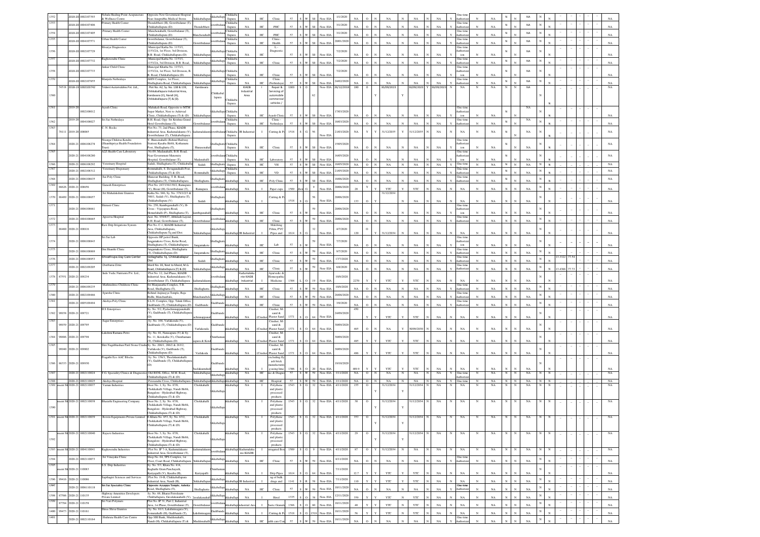| Sl No | ID | Year | Application No | Name of the Establishment | Address | Village | Taluk | District | Industrial Area | Category | Activity | Code | Size | Colour | Cat No | EIA | Date | Investment | Status | | Water Validity | | Air Validity | | HWM | | BMW | | | | | | | | Remarks |
|---|---|---|---|---|---|---|---|---|---|---|---|---|---|---|---|---|---|---|---|---|---|---|---|---|---|---|---|---|---|---|---|---|---|---|---|
| 1352 | | 2019-20 | 1002107393 | Nebula Healing Point Acupuncture & Wellness Centre | Opposite New Government Hospital Near Anugraha Medical Stores | Chikkaballapura | Chikkaballapura | Chikkaballapura | NA | HC | Clinic | 57 | S | W | 59 | Non-EIA | 1/1/2020 | NA | O | N | NA | N | NA | N | NA | Y | One time Authorization | N | NA | N | N | NA | N | N | NA |
| 1353 | | 2019-20 | 1004107406 | Primary Health Center | Thondebhavi (H), Gowribidanur (T), Chikkaballapura (D) | Thondebhavi | Gowribidanur | Chikkaballapura | NA | HC | PHC | 57 | S | W | 59 | Non-EIA | 3/1/2020 | NA | O | N | NA | N | NA | N | NA | Y | One time Authorization | N | NA | N | N | NA | N | N | NA |
| 1354 | | 2019-20 | 1002107405 | Primary Health Center | Manchenahalli, Gowribidanur (T), Chikkaballapura (D) | Manchenahalli | Gowribidanur | Chikkaballapura | NA | HC | PHC | 57 | S | W | 59 | Non-EIA | 3/1/2020 | NA | O | N | NA | N | NA | N | NA | Y | One time Authorization | N | NA | N | N | NA | N | N | NA |
| 1355 | | 2019-20 | 1004107571 | Urban Health Center | Gowribidanur, Gowribidanur (T), Chikkaballapura (D) | Gowribidanur | Gowribidanur | Chikkaballapura | NA | HC | Clinic-Health | 57 | S | W | 59 | Non-EIA | 20/01/2020 | NA | O | N | NA | N | NA | N | NA | Y | One time Authorization | N | NA | N | N | NA | N | N | NA |
| 1356 | | 2019-20 | 1002107729 | Mourya Diagnostics | Municipal Katha No. 1153/1, 1153/2A, 1st Floor, 3rd Division, B.B. Road, Chikkaballapura (D) | Chikkaballapura | Chikkaballapura | Chikkaballapura | NA | HC | L-Diagnostic | 57 | S | W | 59 | Non-EIA | 7/2/2020 | NA | O | N | NA | N | NA | N | NA | Y | One time Authorization | N | NA | N | N | NA | N | N | NA |
| 1357 | | 2019-20 | 1002107732 | Raghavendra Clinic | Municipal Katha No. 1153/1, 1153/2A, 3rd Division, B.B. Road, | Chikkaballapura | Chikkaballapura | Chikkaballapura | NA | HC | Clinic | 57 | S | W | 59 | Non-EIA | 7/2/2020 | NA | O | N | NA | N | NA | N | NA | Y | One time Authorization | N | NA | N | N | NA | N | N | NA |
| 1358 | | 2019-20 | 1002107733 | Ankur Child Clinic | Muncipal Khatha No. 1153/1, 1153/2A, 1st Floor, 3rd Division, B.B. Road, Chikkaballapura (D) | Chikkaballapura | Chikkaballapura | Chikkaballapura | NA | HC | Clinic | 57 | S | W | 59 | Non-EIA | 7/2/2020 | NA | O | N | NA | N | NA | N | NA | Y | One time Authorization | N | NA | N | N | NA | N | N | NA |
| 1359 | | 2019-20 | 1002107855 | Manjula Nethralaya | AMN Complex, 1st Floor, Shidlaghatta Road, Chikkaballapura | Chikkaballapura | Chikkaballapura | Chikkaballapura | NA | HC | Clinic (Nethralaya) | 57 | S | W | 59 | Non-EIA | 24/02/2020 | NA | O | N | NA | N | NA | N | NA | Y | One time Authorization | N | NA | N | N | NA | N | N | NA |
| 1360 | 74518 | 2018-19 | 1002103742 | Trident Automobiles Pvt. Ltd., | Plot No. A2, Sy. No. 138 & 139, Chikkaballapura Industrial Area, Kandavara (V), Nandi (H), Chikkaballapura (T) & (D). | Kandavara | Chikkaballapura | Chikkaballapura | KIADB Industrial Area | I | Repair & Servicing of automobile commercial vehicles | 1303 | S | O | 62 | Non-EIA | 26/12/2018 | 100 | O | | 30/09/2023 | Y | 30/09/2023 | Y | 30/09/2023 | N | NA | N | NA | N | N | NA | N | N | NA |
| 1361 | | 2019-20 | 1002109012 | Ayush Clinic | Mahakali Road, Opposite to MTM Super Market, Next to Ashirvad Clinic, Chikkaballapura (T) & (D) | Chikkaballapura | Chikkaballapura | Chikkaballapura | NA | HC | Ayush Clinic | 57 | S | W | 59 | Non-EIA | 17/03/2020 | NA | O | N | NA | N | NA | N | NA | Y | One time Authorization | N | NA | N | N | NA | N | N | NA |
| 1362 | | 2019-20 | 1004109027 | Sri Sai Nethralaya | B.H. Road, Opp: Sri Krishna Grand Hotel Gowribidanur (T), | Gowribidanur | Gowribidanur | Chikkaballapura | NA | HC | Clinic - Nethralaya | 57 | S | W | 59 | Non-EIA | 18/03/2020 | NA | O | N | NA | N | NA | N | NA | Y | One time Authorization | N | NA | N | N | NA | N | N | NA |
| 1363 | 78111 | 2019-20 | 109065 | C. N. Rocks | Plot No. 73, 2nd Phase, KIADB Industrial Area, Kudumalakunte (V), Gowribidanur (T), Chikkaballapura | Kudumalakunte | Gowribidanur | Chikkaballapura | KIADB Industrial | I | Cutting & Polishing | 1518 | S | G | 56 | Non-EIA | 21/03/2020 | NA | Y | Y | 31/12/2035 | Y | 31/12/2035 | N | NA | N | NA | N | NA | N | N | NA | N | N | NA |
| 1364 | | 2020-21 | 1006108278 | Nisarga Chiktsa Kendra (Shanthipriya Health Foundation Trust) | Y. Hunasenahalli (Behind Railway Station) Kasaba Hobli, Kothanuru Post, Shidlaghatta (T), | Hunasenahalli | Shidlaghatta | Chikkaballapura | NA | HC | Clinic | 57 | S | W | 59 | Non-EIA | 15/05/2020 | NA | O | N | NA | N | NA | N | NA | Y | One time Authorization | N | NA | N | N | NA | N | N | NA |
| 1365 | | 2020-21 | 1004108280 | A2Z Health Care Laboratory | No.98, Madanahalli, B.H. Road, Near Government Maternity Hospital, Gowribidanur (T), | Madanahalli | Gowribidanur | Chikkaballapura | NA | HC | Laboratory | 57 | S | W | 59 | Non-EIA | 16/05/2020 | NA | O | N | NA | N | NA | N | NA | Y | One time Authorization | N | NA | N | N | NA | N | N | NA |
| 1366 | | 2020-21 | 1006108292 | Veterinary Hospital | Sadali, Shidlaghatta (T), Chikkaballapura | Sadali | Shidlaghatta | Chikkaballapura | NA | HC | VH | 57 | S | W | 59 | Non-EIA | 18/05/2020 | NA | O | N | NA | N | NA | N | NA | Y | One time Authorization | N | NA | N | N | NA | N | N | NA |
| 1367 | | 2020-21 | 1002108312 | Veterinary Dispensary | Bommahalli, S. Devaganahalli Post, Chikkaballapura (T) & (D) | Bommahalli | Chikkaballapura | Chikkaballapura | NA | HC | VD | 57 | S | W | 59 | Non-EIA | 21/05/2020 | NA | O | N | NA | N | NA | N | NA | Y | One time Authorization | N | NA | N | N | NA | N | N | NA |
| 1368 | | 2020-21 | 1006108635 | Sai Poly Clinic | Manasvar Building, T. B. Road, Shidlaghatta (T), Chikkaballapura | Shidlaghatta | Shidlaghatta | Chikkaballapura | NA | HC | Poly Clinic | 57 | S | W | 59 | Non-EIA | 18/06/2020 | NA | O | N | NA | N | NA | N | NA | Y | One time Authorization | N | NA | N | N | NA | N | N | NA |
| 1369 | 86626 | 2020-21 | 108656 | Ganesh Enterprises | Plot No. 247/136/139/2, Ramapura (V), Hosur (H), Gowribidanur (T), | Ramapura | Gowribidanur | Chikkaballapura | NA | I | Paper cups | 1509 | Micro | G | 9 | Non-EIA | 20/06/2020 | 20 | Y | Y | YTC | Y | YTC | N | NA | N | NA | N | NA | N | N | NA | N | N | NA |
| 1370 | 86489 | 2020-21 | 1006108657 | Sri Mahalakshmi Granites | Katha No. 946, Sy. No. 379/1/2/3 & 380/1, Sadali (V), Shidlaghatta (T), Chikkaballapura (V) | Sadali | Shidlaghatta | Chikkaballapura | NA | I | Cutting & Polishing | 1518 | S | G | 56 | Non-EIA | 20/06/2020 | 133 | O | Y | 31/12/2034 | N | NA | N | NA | N | NA | N | NA | N | N | NA | N | N | NA |
| 1371 | | 2020-21 | 1006109661 | Shamuti Clinic | No. 250, Kambiganahalli (V), H-Cross - Vijayapura Road, Hemarlahalli (P), Shidlaghatta (T), | Kambiganahalli | Shidlaghatta | Chikkaballapura | NA | HC | Clinic | 57 | S | W | 59 | Non-EIA | 20/06/2020 | NA | O | N | NA | N | NA | N | NA | Y | One time Authorization | N | NA | N | N | NA | N | N | NA |
| 1372 | | 2020-21 | 1004108665 | Apoorva Hospital | Asst. No. 939/837, Abhilash Layout, B.H. Road, Gowribidanur (T), | Gowribidanur | Gowribidanur | Chikkaballapura | NA | HC | Clinic | 57 | S | W | 59 | Non-EIA | 20/06/2020 | NA | O | N | NA | N | NA | N | NA | Y | One time Authorization | N | NA | N | N | NA | N | N | NA |
| 1373 | 86460 | 2020-21 | 108816 | Ravi Drip Irrigation System | Plot No. C-1, KIADB Industrial Area, Chikkaballapura, Chikkaballapura Tq and Dist. | Chikkaballapura | Chikkaballapura | Chikkaballapura | KIADB Industrial | I | Mulching Films, PVC Pipes and | 1614 | S | G | 32 | Non-EIA | 4/7/2020 | 120 | O | Y | 31/12/2034 | N | NA | N | NA | N | NA | N | NA | N | N | NA | N | N | NA |
| 1374 | | 2020-21 | 1006108843 | Sri Sai Lab | Opposite HP petrol Bunk, Jangamakote Cross, Kolar Road, Shidlaghatta (T), Chikkaballapura | Jangamakote | Shidlaghatta | Chikkaballapura | NA | HC | Lab | 57 | S | W | 59 | Non-EIA | 7/7/2020 | NA | O | N | NA | N | NA | N | NA | Y | One time Authorization | N | NA | N | N | NA | N | N | NA |
| 1375 | | 2020-21 | 1006108869 | Om Shanthi Clinic | Jangamakote Cross, Shidlaghatta (T), Chikkaballapura (D) | Jangamakote | Shidlaghatta | Chikkaballapura | NA | HC | Clinic | 57 | S | W | 59 | Non-EIA | 9/7/2020 | NA | O | N | NA | N | NA | N | NA | Y | One time Authorization | N | NA | N | N | NA | N | N | NA |
| 1376 | | 2020-21 | 1006108953 | ShivaKrupa Day Care Center | Sidlaghatta Tq, Chikkaballapur Dist | Sadali | Shidlaghatta | Chikkaballapura | NA | HC | Clinic | 57 | S | W | 59 | Non-EIA | 15/7/2020 | NA | O | N | NA | N | NA | N | NA | Y | One time Authorization | N | NA | N | N | NA | N | N | NA |
| 1377 | | 2020-21 | 1002109205 | Chethana Clinic | Ward No. 03, Next to Masid, M.G. Road, Chikkaballapura (T) & (D) | Chikkaballapura | Chikkaballapura | Chikkaballapura | NA | HC | Clinic | 57 | S | W | 59 | Non-EIA | 6/8/2020 | NA | O | N | NA | N | NA | N | NA | Y | One time Authorization | N | NA | N | N | NA | N | 13.4366 | 77.73 |
| 1378 | 87551 | 2020-21 | 109234 | Indo Vedic Nutrients Pvt. Ltd., | Plot No. 12, 2nd Phase, KIADB Industrial Area, Kudumalakunte (V), Gowribidanur (T), Chikkaballapura | Kudumalakunte | Gowribidanur | Chikkaballapura | Kudumalakunte KIADB Industrial | I | Ayurvedic & Homeopathic Medicine | 1304 | L | O | 19 | Non-EIA | 10/8/2020 | 2270 | Y | Y | YTC | Y | YTC | N | NA | N | NA | N | NA | N | N | NA | N | N | NA |
| 1379 | | 2020-21 | 1006109235 | Mathrushree Childrens Clinic | Sri Manjunatha Complex, T.B. Road, Shidlaghatta (T), | Shidlaghatta | Shidlaghatta | Chikkaballapura | NA | HC | Clinic | 57 | S | W | 59 | Non-EIA | 10/8/2020 | NA | O | N | NA | N | NA | N | NA | Y | One time Authorization | N | NA | N | N | NA | N | N | NA |
| 1380 | | 2020-21 | 1002109466 | Sparsha Clinic | Behind Anjinayya Temple, Raja Bidhi, Manchenahalu, | Manchenahalli | Gowribidanur | Chikkaballapura | NA | HC | Clinic | 57 | S | W | 59 | Non-EIA | 28/08/2020 | NA | O | N | NA | N | NA | N | NA | Y | One time Authorization | N | NA | N | N | NA | N | N | NA |
| 1381 | | 2020-21 | 1005109494 | Akshya Poly Clinic | S.L.N. Complex, Opp. Taluk Office, Gudibande (T), Chikkaballapura (D) | Gudibande | Gudibande | Chikkaballapura | NA | HC | Clinic | 57 | S | W | 59 | Non-EIA | 3/9/2020 | NA | O | N | NA | N | NA | N | NA | Y | One time Authorization | N | NA | N | N | NA | N | N | NA |
| 1382 | 98938 | 2020-21 | 109721 | H.S Enterprises | Sy. No. 3/2, Pyalachinnappanahalli (V), Gudibande (T), Chikkaballapura (D) | Pyalachinnappanahalli | Gudibande | Chikkaballapura | NA | I (Crusher) | Crusher, M-sand & Plaster Sand | 1371 | S | O | 64 | Non-EIA | 24/09/2020 | 450 | | Y | YTC | Y | YTC | N | NA | N | NA | N | NA | N | N | NA | N | N | NA |
| 1383 | 98939 | 2020-21 | 109795 | Sagar Enterprises | Sy. No. 168, Varlakonda (V), Gudibande (T), Chikkaballapura (D) | Varlakonda | Gudibande | Chikkaballapura | NA | I (Crusher) | Crusher, M-sand & Plaster Sand | 1371 | S | O | 64 | Non-EIA | 30/09/2020 | 465 | O | N | NA | Y | 30/09/2030 | N | NA | N | NA | N | NA | N | N | NA | N | N | NA |
| 1384 | 98886 | 2020-21 | 109798 | Lakshmi Ramana Petro | Sy. No. 01, Narasapura (V) & Sy. No. 11, Kesekallu (V), Chintamani (T), Chikkaballapura (D) | Narasapura & Kesekallu | Chintamani | Chikkaballapura | NA | I (Crusher) | Crusher, M-sand & Plaster Sand | 1371 | S | O | 64 | Non-EIA | 30/09/2020 | 485 | Y | Y | YTC | Y | YTC | N | NA | N | NA | N | NA | N | N | NA | N | N | NA |
| 1385 | 98940 | 2020-21 | 109802 | Shri Nagabhushan Patil Stone Crusher | Sy. No. 206/1, 206/2 & 263/2, Varlakoda (V), Gudibande (T), Chikkaballapura (D) | Varlakoda | Gudibande | Chikkaballapura | NA | I (Crusher) | Crusher, M-sand & Plaster Sand | 1371 | S | O | 64 | Non-EIA | 30/09/2020 | 486 | Y | Y | YTC | Y | YTC | N | NA | N | NA | N | NA | N | N | NA | N | N | NA |
| 1386 | 86333 | 2020-21 | 109930 | Pragathi Eco AAC Blocks | Sy. No. 156/1, Theelakuntahalli (V), Gudibande (T), Chikkaballapura (D) | Theelakuntahalli | Gudibande | Chikkaballapura | NA | I | Brick (excluding fly ash brick manufacturing using lime) | 1306 | S | O | 20 | Non-EIA | 19/10/2020 | 469.9 | Y | Y | YTC | Y | YTC | N | NA | N | NA | N | NA | N | N | NA | N | N | NA |
| 1387 | | 2020-21 | 1002110024 | T.G. Speciality Clinics & Diagnostics | Old BSNL Office, M.M. Road, Chikkaballapura (T) & (D) | Chikkaballapura | Chikkaballapura | Chikkaballapura | NA | HC | Clinic & Diagnostic | 57 | S | W | 59 | Non-EIA | 3/11/2020 | NA | O | N | NA | N | NA | N | NA | Y | One time Authorization | N | NA | N | N | NA | N | N | NA |
| 1388 | | 2020-21 | 1002110025 | Akshya Hospital | Perusandra Cross, Chikkaballapura | Chikkaballapura | Chikkaballapura | Chikkaballapura | NA | HC | Hospital | 57 | S | W | 59 | Non-EIA | 3/11/2020 | NA | O | N | NA | N | NA | N | NA | Y | One time Authorization | N | NA | N | N | NA | N | N | NA |
| 1389 | | 2020-21 | 1002110037 | Vaman Industries | Door No. 1, Sy. No. 67/8, Chokkahalli Village, Nandi Hobli, Bangalore - Hyderabad Highway, Chikkaballapura (T) & (D) | Chokkahalli | Chikkaballapura | Chikkaballapura | NA | I | Polythene and plastic processed products | 1543 | S | G | 32 | Non-EIA | 4/11/2020 | 155 | O | Y | 31/12/2034 | Y | 31/12/2034 | N | NA | N | NA | N | NA | N | N | NA | N | N | NA |
| 1390 | | 2020-21 | 1002110038 | Bharathi Engineering Company | Door No. 2, Sy. No. 67/8, Chokkahalli Village, Nandi Hobli, Bangalore - Hyderabad Highway, Chikkaballapura (T) & (D) | Chokkahalli | Chikkaballapura | Chikkaballapura | NA | I | Polythene and plastic processed products | 1543 | S | G | 32 | Non-EIA | 4/11/2020 | 30 | O | Y | 31/12/2034 | Y | 31/12/2034 | N | NA | N | NA | N | NA | N | N | NA | N | N | NA |
| 1391 | | 2020-21 | 1002110039 | Rowan Equipments Private Limited | E-Khata No. 853, Sy. No. 67/2, Chokkahalli Village, Nandi Hobli, Bangalore - Hyderabad Highway, Chikkaballapura (T) & (D) | Chokkahalli | Chikkaballapura | Chikkaballapura | NA | I | Polythene and plastic processed products | 1543 | S | G | 32 | Non-EIA | 4/11/2020 | 353 | O | Y | 31/12/2034 | Y | 31/12/2034 | N | NA | N | NA | N | NA | N | N | NA | N | N | NA |
| 1392 | | 2020-21 | 1002110040 | Rajeevi Industries | Door No. 3, Sy. No. 67/8, Chokkahalli Village, Nandi Hobli, Bangalore - Hyderabad Highway, Chikkaballapura (T) & (D) | Chokkahalli | Chikkaballapura | Chikkaballapura | NA | I | Polythene and plastic processed products | 1543 | S | G | 32 | Non-EIA | 4/11/2020 | 29 | O | Y | 31/12/2034 | Y | 31/12/2034 | N | NA | N | NA | N | NA | N | N | NA | N | N | NA |
| 1393 | | 2020-21 | 1004110041 | Raghavendra Industries | Plot No. IP 7-A, Kudumalakunte Industrial Area, Gowribidanur (T), | Kudumalakunte | Gowribidanur | Chikkaballapura | Kudumalakunte KIADB | I | Corrugated Box | 1509 | S | G | 9 | Non-EIA | 4/11/2020 | 87 | O | Y | 31/12/2034 | N | NA | N | NA | N | NA | N | NA | N | N | NA | N | N | NA |
| 1394 | | 2020-21 | 1002110073 | Sri Vinayaka Clinic | Shop No. 04, TPS Complex, 1st Floor, Court Road, Chikkaballapura | Chikkaballapura | Chikkaballapura | Chikkaballapura | NA | HC | Clinic | 57 | S | W | 59 | Non-EIA | 6/11/2020 | NA | O | N | NA | N | NA | N | NA | Y | One time Authorization | N | NA | N | N | NA | N | N | NA |
| 1395 | | 2020-21 | 110083 | S.S. Drip Industries | Sy. No. 5/3, Khata No. 414, Kaghathi Gram Panchayath, Kariyapalli (V), Kasaba (H), | Kariyapalli | Chintamani | Chikkaballapura | NA | I | Drip Pipes | 1614 | S | G | 64 | Non-EIA | 7/11/2020 | 12.7 | Y | Y | YTC | Y | YTC | N | NA | N | NA | N | NA | N | N | NA | N | N | NA |
| 1396 | 99416 | 2020-21 | 110086 | Sapthagiri Sciences and Services | Plot No. 19-B, Chikkaballapura Industrial Area, Nandi (H), | Chikkaballapura | Chikkaballapura | Chikkaballapura | KIADB Industrial | I | Packing of bulk drugs and | 1141 | S | R | 58 | Non-EIA | 7/11/2020 | 110 | Y | Y | YTC | Y | YTC | N | NA | N | NA | N | NA | N | N | NA | N | N | NA |
| 1397 | | 2020-21 | 1006110118 | Sri Sai Speciality Clinic | Opposite Ayyappa Temple, Ashoka Road, Shidlaghatta (T), | Shidlaghatta | Shidlaghatta | Chikkaballapura | NA | HC | Clinic | 57 | S | W | 59 | Non-EIA | 10/11/2020 | NA | O | N | NA | N | NA | N | NA | Y | One time Authorization | N | NA | N | N | NA | N | N | NA |
| 1398 | 87586 | 2020-21 | 110135 | Highway Amenities Developers Private Limited | Sy. No. 69, Bharat Petroleum-Chikballapura, Gavalakanahalli (V), | Gavalakanahalli | Chikkaballapura | Chikkaballapura | NA | I | Hotel | 1335 | S | O | 38 | Non-EIA | 12/11/2020 | 350 | Y | Y | YTC | N | YTC | N | NA | N | NA | N | NA | N | N | NA | N | N | NA |
| 1399 | 87764 | 2020-21 | 110158 | Sri Vari Polymers | Plot No. IP 31, Part 2, Industrial Area, 1st Phase, Gowribidanur (T), | Gowribidanur | Gowribidanur | Chikkaballapura | Industrial Area | I | Plastic Granules | 1366 | S | O | 60 | Non-EIA | 16/11/2020 | 40 | Y | Y | YTC | N | YTC | N | NA | N | NA | N | NA | N | N | NA | N | N | NA |
| 1400 | 99473 | 2020-21 | 110161 | Shree Shiva Granites | Sy. No. 81/1, Lakshminagara (V), Somenahalli (H), Gudibande (T), | Lakshminagara | Gudibande | Chikkaballapura | NA | I | Cutting & Polishing | 1518 | S | G | 1518 | Non-EIA | 18/11/2020 | 56 | Y | Y | YTC | N | YTC | N | NA | N | NA | N | NA | N | N | NA | N | N | NA |
| 1401 | | 2020-21 | 1002110164 | Shshruta Health Care Centre | Opp SBI Bank, Muddenahalli, Nandi (H), Chikkaballapura (T) & | Muddenahalli | Chikkaballapura | Chikkaballapura | NA | HC | Health Care Centre | 57 | S | W | 59 | Non-EIA | 18/11/2020 | NA | O | N | NA | N | NA | N | NA | Y | One time Authorization | N | NA | N | N | NA | N | N | NA |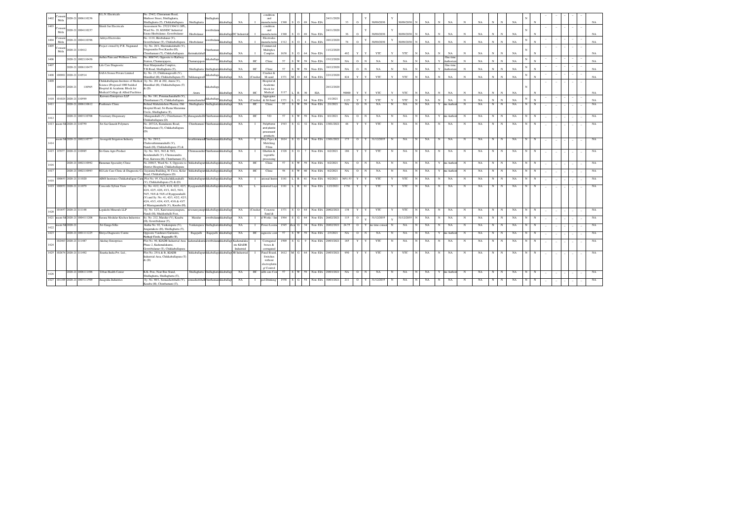| | | | | | | | | | | | | | | | | | | | | | | | | | | | | | | | | | | | | | | | | | | | | |
|---|---|---|---|---|---|---|---|---|---|---|---|---|---|---|---|---|---|---|---|---|---|---|---|---|---|---|---|---|---|---|---|---|---|---|---|---|---|---|---|---|---|---|---|---|
| 1402 | Consent Mela | 2020-21 | 1006110236 | S.L.N. Electricals | No. 254/2, Chintamani Road, Muthoor Street, Shidlaghatta, Shidlaghatta (T), Chikkaballapura | Shidlaghatta | Shidlaghatta | ikkaballap | NA | I | condition and manufacturin | 1380 | S | O | 69 | Non- EIA | 24/11/2020 | 33 | O | Y | 30/09/2030 | Y | 30/09/2030 | N | NA | N | NA | N | NA | N | N | NA | N | N | - | - | - | - | - | NA |
| 1403 | Consent Mela | 2020-21 | 1004110237 | Shirdi Sai Electricals | Assessment No. 2522/1304/11 SPL, Ward No. 29, KSSIDC Industrial Estate Hirebidanur, Gowribidanur | Hirebidanur | Gowribidanu | ikkaballap | DC Industrial | I | condition and manufacturin | 1380 | S | O | 69 | Non- EIA | 24/11/2020 | 36 | O | Y | 30/09/2030 | Y | 30/09/2030 | N | NA | N | NA | N | NA | N | N | NA | N | N | - | - | - | - | - | NA |
| 1404 | Consent Mela | 2020-21 | 1004110396 | Aditya Electrodes | No. 1119, Hirebidanur (V), Gowribidanur (T), Chikkaballapura | Hirebidanur | Gowribidanu | ikkaballap | NA | I | Electrodes manufacturin | 1312 | S | O | 4 | Non- EIA | 10/12/2020 | 78 | O | Y | 30/09/2030 | Y | 30/09/2030 | N | NA | N | NA | N | NA | N | N | NA | N | N | - | - | - | - | - | NA |
| 1405 | Consent Mela | 2020-21 | 110412 | Project owned by P.R. Naganand | Sy. No. 28/1, Mannnakalahalli (V), Singasandra Post,Kasaba (H), Chinthamani (T), Chikkaballapura | annakalahall | Chinthaman | ikkaballap | NA | I | Commercial Multiplex Complex | 1638 | S | G | 64 | Non- EIA | 11/12/2020 | 492 | Y | Y | YTC | Y | YTC | N | NA | N | NA | N | NA | N | N | NA | N | N | - | - | - | - | - | NA |
| 1406 | | 2020-21 | 1002110436 | Aathra Pain and Wellness Clinic | No. 808/745, Opposite to Railway Station, Chamarajapete, | Chamarajapete | ikkaballap | ikkaballap | NA | HC | Clinic | 57 | S | W | 59 | Non- EIA | 15/12/2020 | NA | O | N | NA | N | NA | N | NA | Y | One time Authorizat | N | NA | N | N | NA | N | N | - | - | - | - | - | NA |
| 1407 | | 2020-21 | 1006110475 | Life Care Diagnostic | Near Manjunatha Complex, T.B.Road, Shidlaghatta (T), | Shidlaghatta | Shidlaghatta | ikkaballap | NA | HC | Clinic | 57 | S | W | 59 | Non- EIA | 18/12/2020 | NA | O | N | NA | N | NA | N | NA | Y | One time Authorizat | N | NA | N | N | NA | N | N | - | - | - | - | - | NA |
| 1408 | 100901 | 2020-21 | 110514 | SASA Stones Private Limited | Sy. No. 23, Chikkanagavalli (V), Mandikal (H), Chikkaballapura (T) | hikkanagavall | ikkaballap | ikkaballap | NA | (Crusher | Crusher & M-sand | 1371 | M | O | 64 | Non- EIA | 22/12/2020 | 824 | Y | Y | YTC | Y | YTC | N | NA | N | NA | N | NA | N | N | NA | N | N | - | - | - | - | - | NA |
| 1409 | 100293 | 2020-21 | 110565 | Chikkaballapura Institute of Medical Science (Proposed 1000 bedded Hospital & Academic Block for Medical College & Allied Facilities | Sy. No. 201 & 202, Aruru (V), Mandikal (H), Chikkaballapura (T) & (D) | Aruru | ikkaballap | ikkaballap | NA | HC | Hospital & Academic block for Medical | 1117 | L | R | 30 | EIA | 28/12/2020 | 50000 | Y | Y | YTC | Y | YTC | N | NA | N | NA | N | NA | N | N | NA | N | N | - | - | - | - | - | NA |
| 1410 | 101024 | 2020-21 | 110599 | Kaiwara Enterprises LLP | Sy. No. 181, Perumachanahalli (V), Chinthamani (T), Chikkaballapura | erumachanahal | ikkaballap | ikkaballap | NA | (Crusher | Aggregates & M-Sand | 1371 | L | O | 64 | Non- EIA | 1/1/2021 | 1125 | Y | Y | YTC | Y | YTC | N | NA | N | NA | N | NA | N | N | NA | N | N | - | - | - | - | - | NA |
| 1411 | | 2020-21 | 1006110612 | Prathima's Clinic | Behind Mahalakshmi Pharma, Old Hospital Road, Sri Rama Mandira Circle, Shidlaghatta (T), | Shidlaghatta | Shidlaghatta | ikkaballap | NA | HC | Clinic | 57 | S | W | 59 | Non- EIA | 2/1/2021 | NA | O | N | NA | N | NA | N | NA | Y | ne Authori | N | NA | N | N | NA | N | N | - | - | - | - | - | NA |
| 1412 | | 2020-21 | 1003110708 | Veterinary Dispensary | Munganahalli (V), Chinthamani (T), Chikkaballapura (D) | Munaganahalli | Chinthaman | ikkaballap | NA | HC | VD | 57 | S | W | 59 | Non- EIA | 8/1/2021 | NA | O | N | NA | N | NA | N | NA | Y | ne Authori | N | NA | N | N | NA | N | N | - | - | - | - | - | NA |
| 1413 | nsent M | 2020-21 | 110759 | Sri Sai Ganesh Polymers | No. 2073/A, Ramakuntu Road, Chinthamani (T), Chikkaballapura (D) | Chinthamani | Chinthaman | ikkaballap | NA | I | Polythene and plastic processed products | 1543 | S | G | 32 | Non- EIA | 13/01/2021 | 48 | Y | Y | YTC | N | NA | N | NA | N | NA | N | NA | N | N | NA | N | N | - | - | - | - | - | NA |
| 1414 | nsent M | 2020-21 | 1002110777 | Avongold Irrigation Industry | Sy. No. 28/12, Chokerathimmanahalli (V), Nandi (H), Chikkaballapura (T) & | kerathimmanal | Chinthaman | ikkaballap | NA | I | Drip Pipes & Mulching Films | 1614 | S | G | 64 | Non- EIA | 13/01/2021 | 173 | O | Y | 31/12/2035 | N | NA | N | NA | N | NA | N | NA | N | N | NA | N | N | - | - | - | - | - | NA |
| 1415 | 87877 | 2020-21 | 110985 | Sri Guru Agro Product | Sy. No. 58/1, 58/2 & 39/2, Kondamahalli (V), Chinnasandra Post, Kaiwara (H), Chinthamani (T), | Chinnasandra | Chinthaman | ikkaballap | NA | I | Gherkin & vegetable processing | 1328 | S | O | 7 | Non- EIA | 6/2/2021 | 186 | Y | Y | YTC | N | NA | N | NA | N | NA | N | NA | N | N | NA | N | N | - | - | - | - | - | NA |
| 1416 | | 2020-21 | 1002110992 | Hanuman Speciality Clinic | No. 1886/3, Ward No. 8, Opposite to District Hospital, Chikkaballapura | Chikkaballapur | ikkaballap | ikkaballap | NA | HC | Clinic | 57 | S | W | 59 | Non- EIA | 8/2/2021 | NA | O | N | NA | N | NA | N | NA | Y | ne Authori | N | NA | N | N | NA | N | N | - | - | - | - | - | NA |
| 1417 | | 2020-21 | 1002110993 | SG Life Care Clinic & Diagnostic Ce | Jayarama Building, B. Cross, Kolar Road, Chikkaballapura (D) | Chikkaballapur | ikkaballap | ikkaballap | NA | HC | Clinic | 58 | S | W | 60 | Non- EIA | 8/2/2021 | NA | O | N | NA | N | NA | N | NA | Y | ne Authori | N | NA | N | N | NA | N | N | - | - | - | - | - | NA |
| 1418 | 100653 | 2020-21 | 111020 | AIMS Institutes Chikkaballapur Cam | Plot No. 95, Chondachikkanahalli (V), Chikkaballapura (T) & (D) | Chikkaballapur | ikkaballap | ikkaballap | NA | I | ational Instit | 1181 | L | R | 61 | Non- EIA | 9/2/2021 | 3651.53 | Y | Y | YTC | Y | YTC | N | NA | N | NA | N | NA | N | N | NA | N | N | - | - | - | - | - | NA |
| 1419 | 100953 | 2020-21 | 111079 | Concorde Sylvan View | Sy. No. 41/2, 41/3, 41/4, 42/2, 42/3, 42/4, 42/5, 42/6, 43/1, 44/2, 54/4, 54/5, 54/6 & 54/8 of Byappanahalli (V) and Sy. No. 41, 42/1, 42/2, 42/3, 42/4, 43/3, 43/4, 43/5, 43/8 & 43/7 of Maaraganahalli (V), Kasaba (H), | Byappanahalli | ikkaballap | ikkaballap | NA | L | sidential Layo | 1181 | L | R | 61 | Non- EIA | 12/2/2021 | 1750 | Y | Y | YTC | Y | YTC | N | NA | N | NA | N | NA | N | N | NA | N | N | - | - | - | - | - | NA |
| 1420 | 101657 | 2020-21 | 111146 | Lepakshi Minerals LLP | Sy. No. 12/2, Kanivenarayanapura, Nandi (H), Muddenhalli Post, | nivenarayanapu | ikkaballap | ikkaballap | NA | (Crusher | Concrete Sand & | 1371 | S | O | 64 | Non- EIA | 20/02/2021 | 138 | Y | Y | YTC | Y | YTC | N | NA | N | NA | N | NA | N | N | NA | N | N | - | - | - | - | - | NA |
| 1421 | nsent M | 2020-21 | 1004111208 | Surana Modular Kitchen Industries | Sy. No. 212, Maralur (V), Kasaba (H), Gowribidanur (T), | Maralur | Gowribidanu | ikkaballap | NA | I | d Works - In | 1564 | S | G | 64 | Non- EIA | 26/02/2021 | 115 | O | Y | 31/12/2035 | Y | 31/12/2035 | N | NA | N | NA | N | NA | N | N | NA | N | N | - | - | - | - | - | NA |
| 1422 | nsent M | 2020-21 | | Sri Ganga Silks | Katha No. 92, Venkatapura (V), Jangamakote (H), Shidlaghatta (T), | Venkatapura | Shidlaghatta | ikkaballap | NA | I | Power Looms | 1545 | rhite | G | 34 | Non- EIA | 26/02/2021 | 24.75 | O | Y | ne time conse | N | NA | N | NA | N | NA | N | NA | N | N | NA | N | N | - | - | - | - | - | NA |
| 1423 | | 2020-21 | 1001111225 | Shreya Diagnostic Centre | Opposite Vaishnavi Garments, Nethaji Circle, Bagepalli (T), | Bagepalli | Bagepalli | ikkaballap | NA | HC | iagnostic cen | 57 | S | W | 59 | Non- EIA | 2/3/2021 | NA | O | N | NA | N | NA | N | NA | Y | ne Authori | N | NA | N | N | NA | N | N | - | - | - | - | - | NA |
| 1424 | 102463 | 2020-21 | 111487 | Akshay Enterprises | Plot No. 90, KIADB Industrial Area, Phase 2, Kudumalakunte, Gowribidanur (T), Chikkaballapura | Kudumalakunte | Gowribidanu | ikkaballap | Kudumalaku nte KIADB Industrial | I | Corrugated boxes & corrugated | 1509 | S | G | 9 | Non- EIA | 29/03/2021 | 165 | Y | Y | YTC | N | NA | N | NA | N | NA | N | NA | N | N | NA | N | N | - | - | - | - | - | NA |
| 1425 | 102674 | 2020-21 | 111492 | Enerka India Pvt. Ltd., | Plot No. 25/A & B, KIADB Industrial Area, Chikkaballapura (T) & (D) | Chikkaballapur | ikkaballap | ikkaballap | DB Industrial | I | Panel Board Switches without electroplatin g/ Control | 1612 | M | G | 64 | Non- EIA | 29/03/2021 | 950 | Y | Y | YTC | Y | YTC | N | NA | N | NA | N | NA | N | N | NA | N | N | - | - | - | - | - | NA |
| 1426 | | 2020-21 | 1006111496 | Urban Health Center | K.K. Pete, Near Bus Stand, Shidlaghatta, Shidlaghatta (T), | Shidlaghatta | Shidlaghatta | ikkaballap | NA | HC | ealth care Ce | 57 | S | W | 59 | Non- EIA | 29/03/2021 | NA | O | N | NA | N | NA | N | NA | Y | ne Authori | N | NA | N | N | NA | N | N | - | - | - | - | - | NA |
| 1427 | 101109 | 2020-21 | 1003111509 | Anugraha Industries | Sy. No. 80/1, Somashettihalli (V), Kasaba (H), Chinthamani (T), | omashettihall | Chinthaman | ikkaballap | NA | I | ged Drinking | 1538 | S | G | 54 | Non- EIA | 30/03/2021 | 211 | O | Y | 31/12/2035 | N | NA | N | NA | N | NA | N | NA | N | N | NA | N | N | - | - | - | - | - | NA |